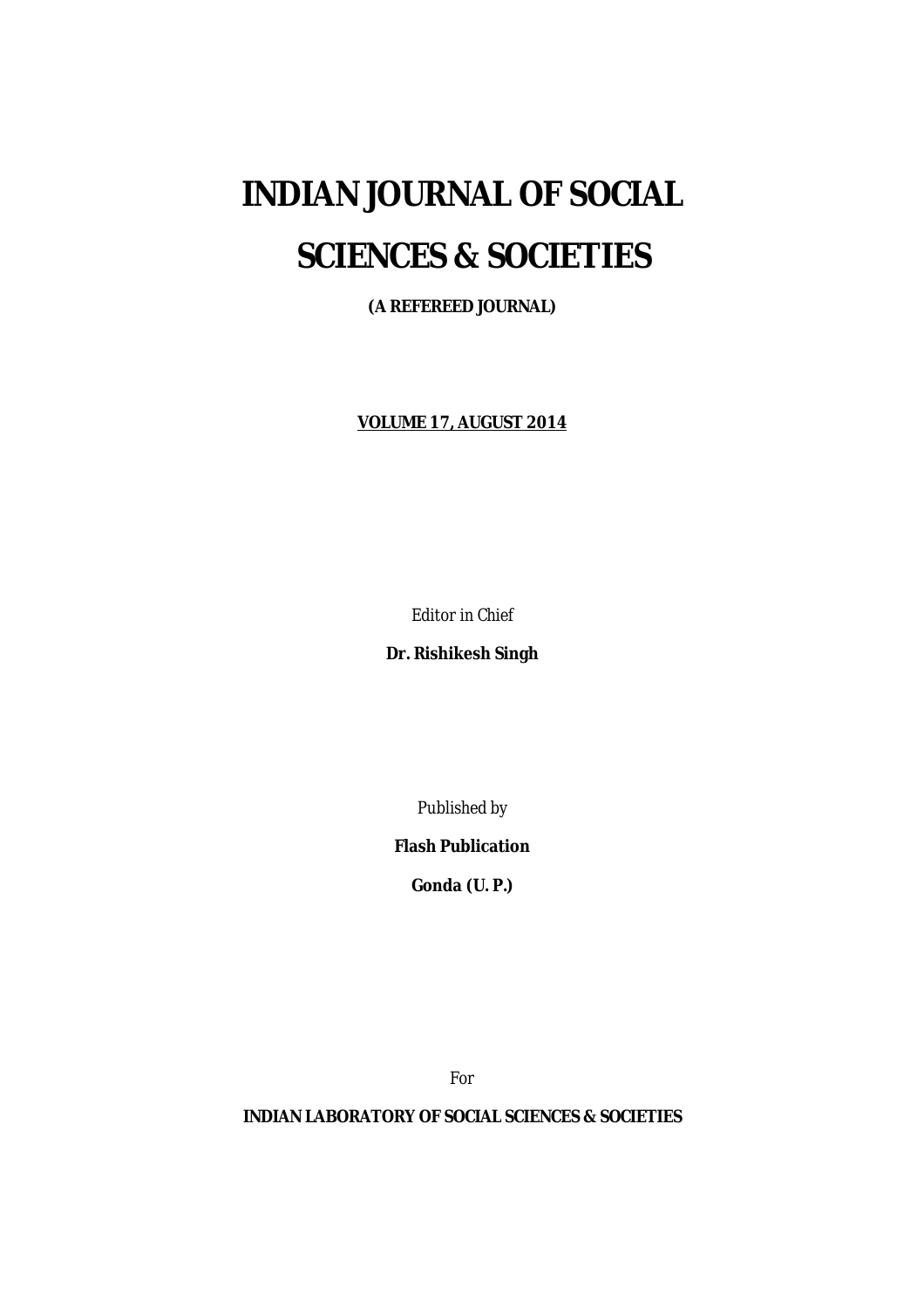# INDIAN JOURNAL OF SOCIAL SCIENCES & SOCIETIES

**(A REFEREED JOURNAL)**

**VOLUME 17, AUGUST 2014**

*Editor in Chief*

**Dr. Rishikesh Singh**

*Published by*

**Flash Publication**

**Gonda (U. P.)**

*For*

**INDIAN LABORATORY OF SOCIAL SCIENCES & SOCIETIES**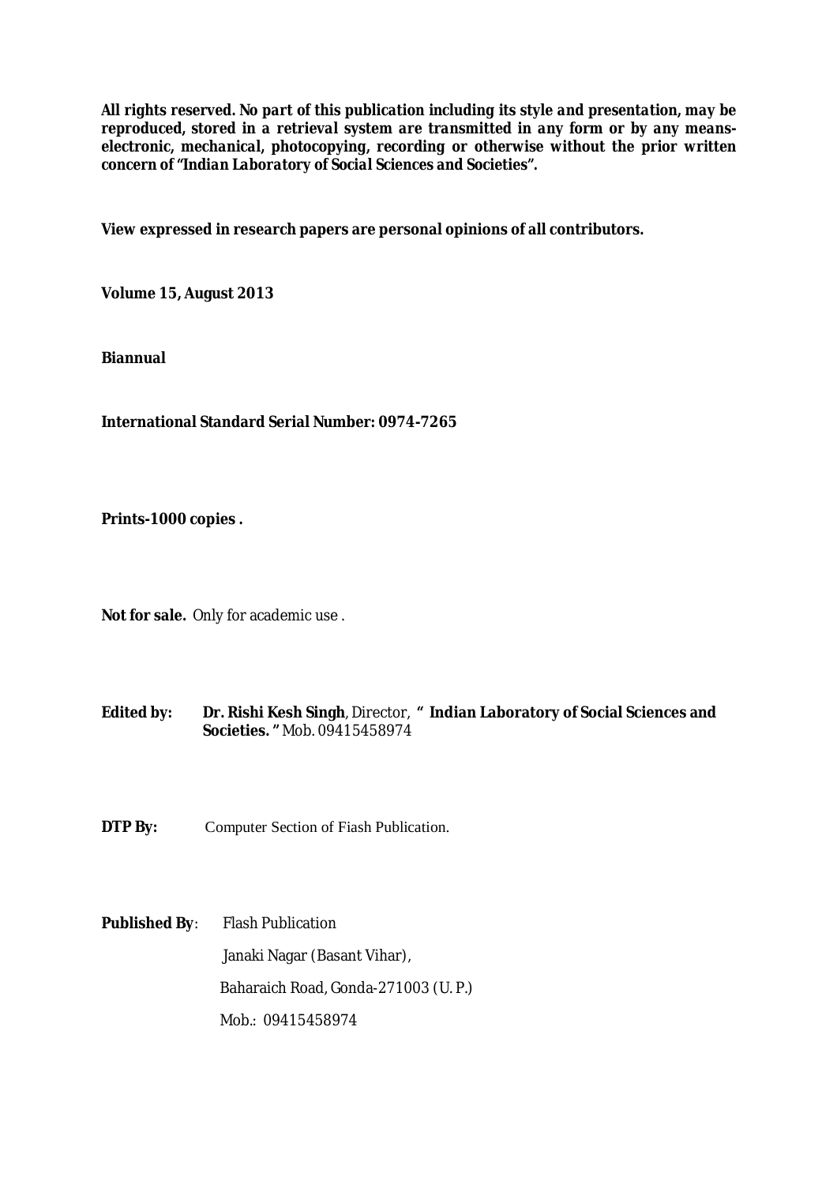***All rights reserved. No part of this publication including its style and presentation, may be reproduced, stored in a retrieval system are transmitted in any form or by any means-electronic, mechanical, photocopying, recording or otherwise without the prior written concern of "Indian Laboratory of Social Sciences and Societies".***

**View expressed in research papers are personal opinions of all contributors.**

**Volume 15, August 2013**

**Biannual**

**International Standard Serial Number: 0974-7265**

**Prints-1000 copies .**

**Not for sale.** Only for academic use .

**Edited by:** **Dr. Rishi Kesh Singh**, Director, **" Indian Laboratory of Social Sciences and Societies. "** Mob. 09415458974

**DTP By:** Computer Section of Fiash Publication.

**Published By**: Flash Publication
Janaki Nagar (Basant Vihar),
Baharaich Road, Gonda-271003 (U. P.)
Mob.: 09415458974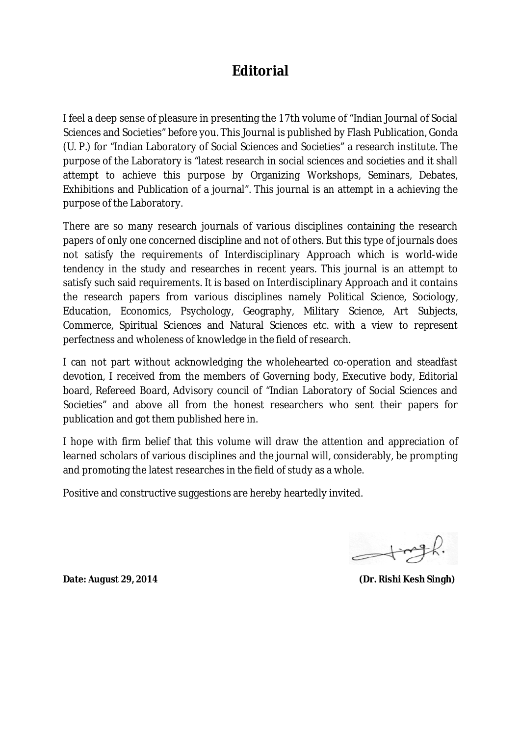# Editorial

I feel a deep sense of pleasure in presenting the 17th volume of "Indian Journal of Social Sciences and Societies" before you. This Journal is published by Flash Publication, Gonda (U. P.) for "Indian Laboratory of Social Sciences and Societies" a research institute. The purpose of the Laboratory is "latest research in social sciences and societies and it shall attempt to achieve this purpose by Organizing Workshops, Seminars, Debates, Exhibitions and Publication of a journal". This journal is an attempt in a achieving the purpose of the Laboratory.

There are so many research journals of various disciplines containing the research papers of only one concerned discipline and not of others. But this type of journals does not satisfy the requirements of Interdisciplinary Approach which is world-wide tendency in the study and researches in recent years. This journal is an attempt to satisfy such said requirements. It is based on Interdisciplinary Approach and it contains the research papers from various disciplines namely Political Science, Sociology, Education, Economics, Psychology, Geography, Military Science, Art Subjects, Commerce, Spiritual Sciences and Natural Sciences etc. with a view to represent perfectness and wholeness of knowledge in the field of research.

I can not part without acknowledging the wholehearted co-operation and steadfast devotion, I received from the members of Governing body, Executive body, Editorial board, Refereed Board, Advisory council of "Indian Laboratory of Social Sciences and Societies" and above all from the honest researchers who sent their papers for publication and got them published here in.

I hope with firm belief that this volume will draw the attention and appreciation of learned scholars of various disciplines and the journal will, considerably, be prompting and promoting the latest researches in the field of study as a whole.

Positive and constructive suggestions are hereby heartedly invited.

**Date: August 29, 2014** **(Dr. Rishi Kesh Singh)**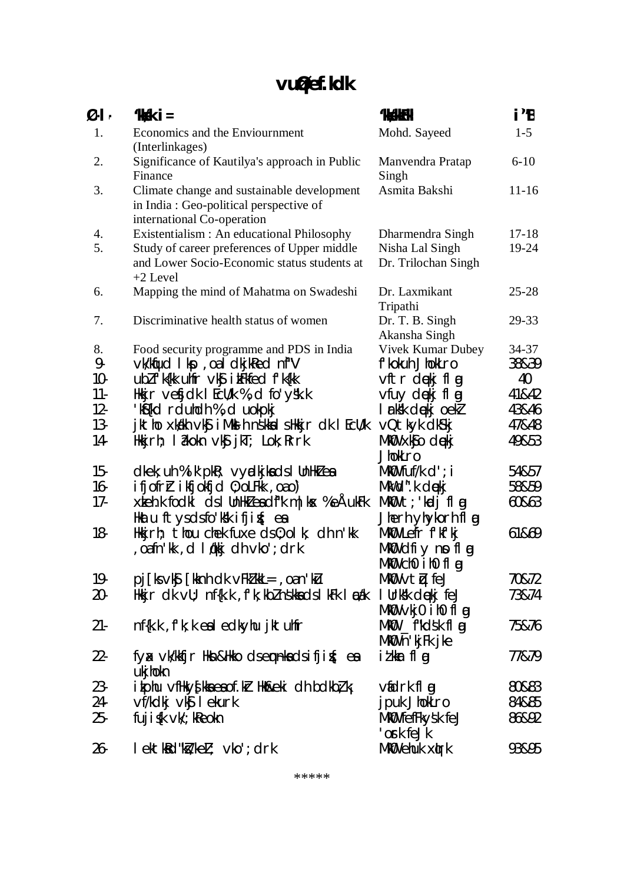# vuqØef.kdk

| Ø-l- | 'kks/k i= | 'kks/kkFkhZ | i`"B |
|---|---|---|---|
| 1. | Economics and the Enviournment (Interlinkages) | Mohd. Sayeed | 1-5 |
| 2. | Significance of Kautilya's approach in Public Finance | Manvendra Pratap Singh | 6-10 |
| 3. | Climate change and sustainable development in India : Geo-political perspective of international Co-operation | Asmita Bakshi | 11-16 |
| 4. | Existentialism : An educational Philosophy | Dharmendra Singh | 17-18 |
| 5. | Study of career preferences of Upper middle and Lower Socio-Economic status students at +2 Level | Nisha Lal Singh<br>Dr. Trilochan Singh | 19-24 |
| 6. | Mapping the mind of Mahatma on Swadeshi | Dr. Laxmikant Tripathi | 25-28 |
| 7. | Discriminative health status of women | Dr. T. B. Singh<br>Akansha Singh | 29-33 |
| 8. | Food security programme and PDS in India | Vivek Kumar Dubey | 34-37 |
| 9- | vk/kqfud lekt ,oa dkjkxkj dh n`f"V | f'kokuh JhokLro | 38&39 |
| 10- | ubZ f'k{kk uhfr vkSj izfrHkk f'k{kk | vftr dqekj flag | 40 |
| 11- | Hkkjr vesfjdk lEcU/k %,d fo'ys"k.k | vfuy dqekj flag | 41&42 |
| 12- | 'kS{kd rduhdh %,d uokpkj | lanhi dqekj oekZ | 43&46 |
| 13- | jktho xka/kh vkSj iMkslh ns'kksa ls Hkkjr dk lEcU/k | vQtky dkfej | 47&48 |
| 14- | Hkkjrh; laoS/kkfud vkSj jkT; Lok;Rrrk | MkW- xkSjo dqekj JhokLro | 49&53 |
| 15- | dE;qfuLV vkSj dkaxzsl ds lanHkZ esa | MkW- fufèk d';i | 54&57 |
| 16- | ifjofrZr ikfjokfjd O;oLFkk ,oa o`) | MkW- d".k dqekj | 58&59 |
| 17- | xzkeh.k fodkl ds lanHkZ esa d"kd mRiknd laxBu Hkkjr esa Ågkuh ftyk ds fo'ks"k ifjis{; esa | MkW- t;'kadj flag<br>Jherh yhykorh flag | 60&63 |
| 18- | Hkkjrh; tuthou esa ykHkekuo ds O;olk; dk ns'kk ,oa fn'kk ,d lkekftd vkfFkZd vk/;;u | MkW- Lefr f'kf'kj<br>MkW- dfiy nso flag<br>MkW- ch0 ih0 flag | 61&69 |
| 19- | pj[kk vkSj [kknh dk vFkZ'kkL= ,oa n'kZu | MkW- vtqZu feJ | 70&72 |
| 20- | Hkkjr dk vU; n{k.k ,f'k;kbZ ns'kksa ds lkFk lEcU/k | lUrks"k dqekj feJ<br>MkW- vkj0 ih0 flag | 73&74 |
| 21- | n{k.k ,f'k;k esa lekdkyhu jktuhfr | MkW- _f"kds'k flag<br>MkW- n'kjFk jke | 75&76 |
| 22- | fyax vk/kkfjr Hksn&Hkko ds eqn~nksa ds ifjis{; esa ukjhokn | iz'kkar flag | 77&79 |
| 23- | izkphu vfHkys[kksa esa of.kZr Hkwfe&eki dh bdkb;k; | vfedrk flag | 80&83 |
| 24- | vf/kdkj vkSj lekurk | jpuk JhokLro | 84&85 |
| 25- | fujis{k vè;kRe okn | MkW- efYyds'k feJ<br>'ouk feJk | 86&92 |
| 26- | lektoknh'kZdeZ; vko';drk | MkW- ehuk xqIrk | 93&95 |

*****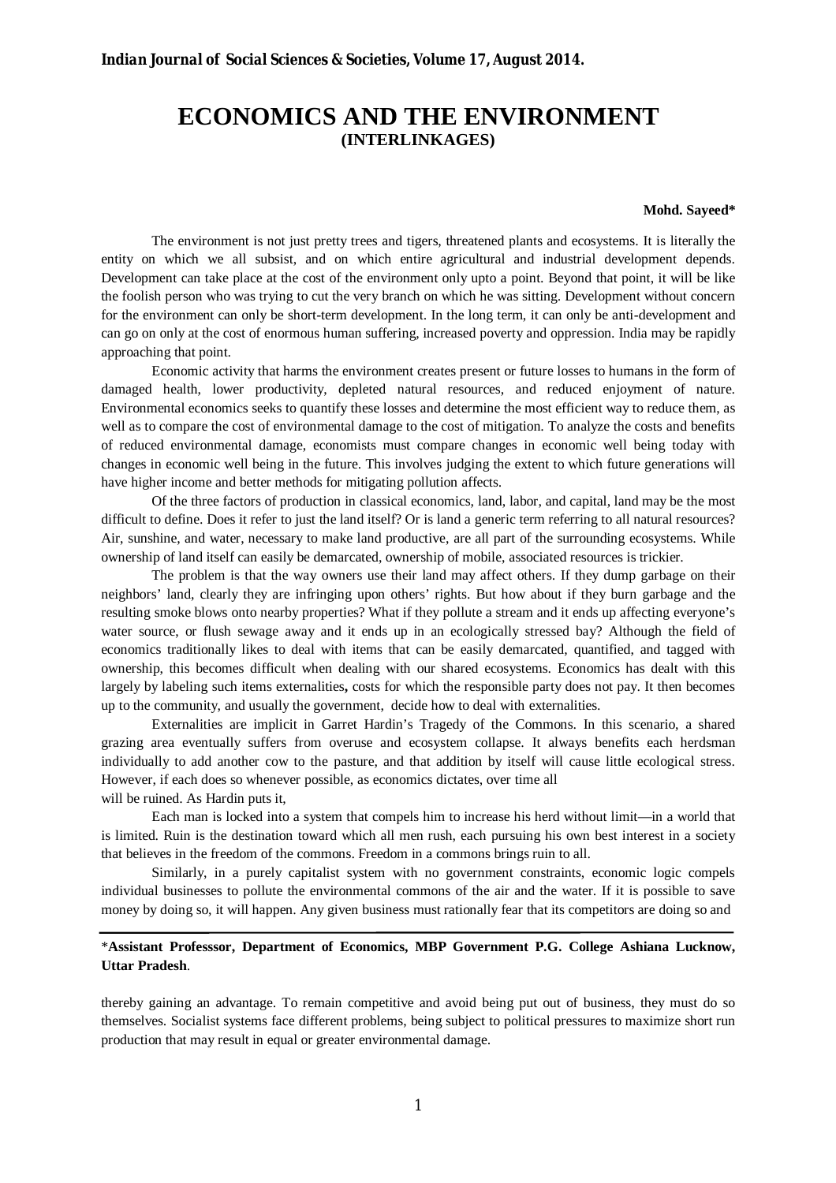# ECONOMICS AND THE ENVIRONMENT
## (INTERLINKAGES)

**Mohd. Sayeed***

The environment is not just pretty trees and tigers, threatened plants and ecosystems. It is literally the entity on which we all subsist, and on which entire agricultural and industrial development depends. Development can take place at the cost of the environment only upto a point. Beyond that point, it will be like the foolish person who was trying to cut the very branch on which he was sitting. Development without concern for the environment can only be short-term development. In the long term, it can only be anti-development and can go on only at the cost of enormous human suffering, increased poverty and oppression. India may be rapidly approaching that point.

Economic activity that harms the environment creates present or future losses to humans in the form of damaged health, lower productivity, depleted natural resources, and reduced enjoyment of nature. Environmental economics seeks to quantify these losses and determine the most efficient way to reduce them, as well as to compare the cost of environmental damage to the cost of mitigation. To analyze the costs and benefits of reduced environmental damage, economists must compare changes in economic well being today with changes in economic well being in the future. This involves judging the extent to which future generations will have higher income and better methods for mitigating pollution affects.

Of the three factors of production in classical economics, land, labor, and capital, land may be the most difficult to define. Does it refer to just the land itself? Or is land a generic term referring to all natural resources? Air, sunshine, and water, necessary to make land productive, are all part of the surrounding ecosystems. While ownership of land itself can easily be demarcated, ownership of mobile, associated resources is trickier.

The problem is that the way owners use their land may affect others. If they dump garbage on their neighbors' land, clearly they are infringing upon others' rights. But how about if they burn garbage and the resulting smoke blows onto nearby properties? What if they pollute a stream and it ends up affecting everyone's water source, or flush sewage away and it ends up in an ecologically stressed bay? Although the field of economics traditionally likes to deal with items that can be easily demarcated, quantified, and tagged with ownership, this becomes difficult when dealing with our shared ecosystems. Economics has dealt with this largely by labeling such items externalities**,** costs for which the responsible party does not pay. It then becomes up to the community, and usually the government, decide how to deal with externalities.

Externalities are implicit in Garret Hardin's Tragedy of the Commons. In this scenario, a shared grazing area eventually suffers from overuse and ecosystem collapse. It always benefits each herdsman individually to add another cow to the pasture, and that addition by itself will cause little ecological stress. However, if each does so whenever possible, as economics dictates, over time all will be ruined. As Hardin puts it,

Each man is locked into a system that compels him to increase his herd without limit—in a world that is limited. Ruin is the destination toward which all men rush, each pursuing his own best interest in a society that believes in the freedom of the commons. Freedom in a commons brings ruin to all.

Similarly, in a purely capitalist system with no government constraints, economic logic compels individual businesses to pollute the environmental commons of the air and the water. If it is possible to save money by doing so, it will happen. Any given business must rationally fear that its competitors are doing so and thereby gaining an advantage. To remain competitive and avoid being put out of business, they must do so themselves. Socialist systems face different problems, being subject to political pressures to maximize short run production that may result in equal or greater environmental damage.

---

*__Assistant Professsor, Department of Economics, MBP Government P.G. College Ashiana Lucknow, Uttar Pradesh__.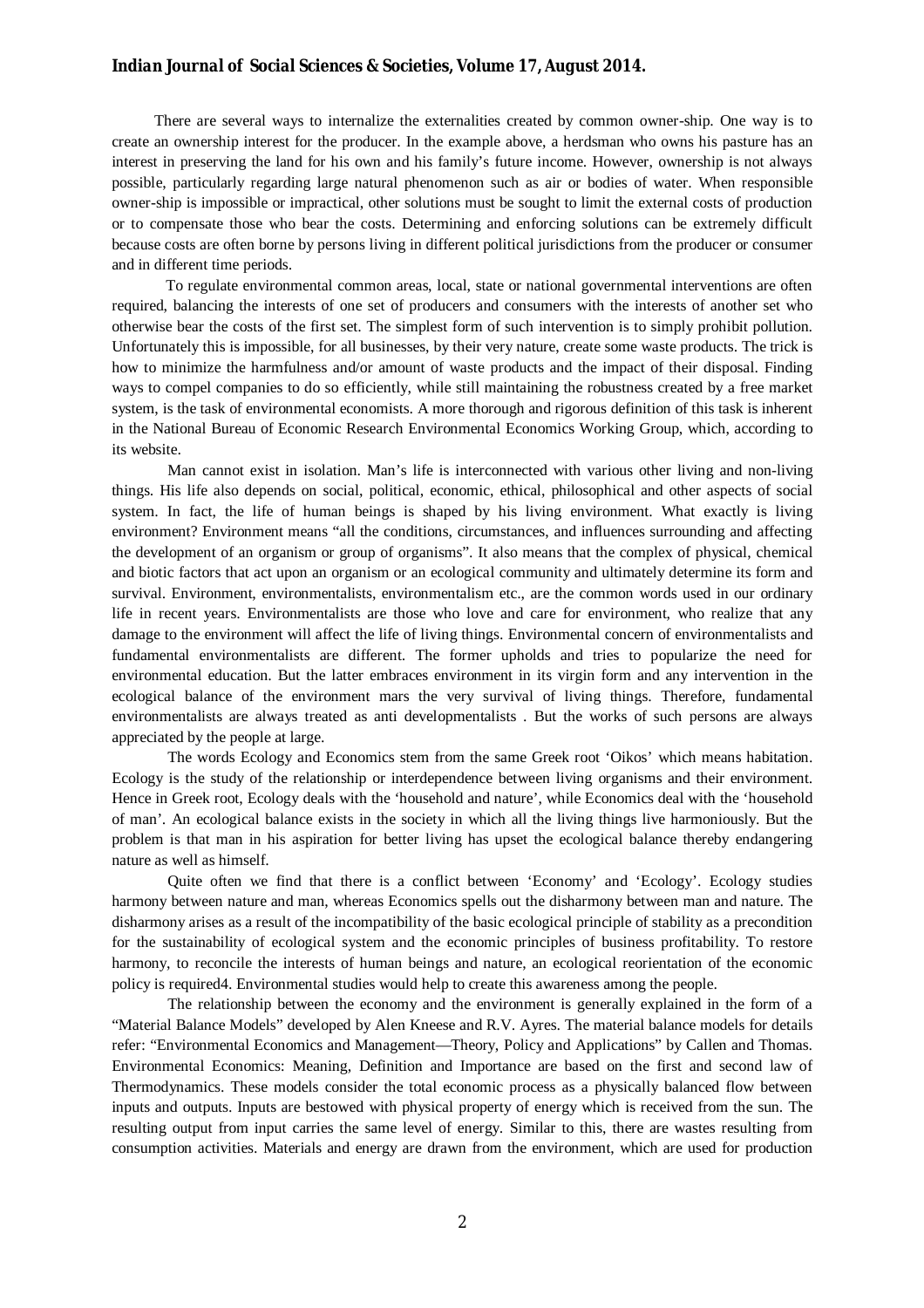There are several ways to internalize the externalities created by common owner-ship. One way is to create an ownership interest for the producer. In the example above, a herdsman who owns his pasture has an interest in preserving the land for his own and his family's future income. However, ownership is not always possible, particularly regarding large natural phenomenon such as air or bodies of water. When responsible owner-ship is impossible or impractical, other solutions must be sought to limit the external costs of production or to compensate those who bear the costs. Determining and enforcing solutions can be extremely difficult because costs are often borne by persons living in different political jurisdictions from the producer or consumer and in different time periods.

To regulate environmental common areas, local, state or national governmental interventions are often required, balancing the interests of one set of producers and consumers with the interests of another set who otherwise bear the costs of the first set. The simplest form of such intervention is to simply prohibit pollution. Unfortunately this is impossible, for all businesses, by their very nature, create some waste products. The trick is how to minimize the harmfulness and/or amount of waste products and the impact of their disposal. Finding ways to compel companies to do so efficiently, while still maintaining the robustness created by a free market system, is the task of environmental economists. A more thorough and rigorous definition of this task is inherent in the National Bureau of Economic Research Environmental Economics Working Group, which, according to its website.

Man cannot exist in isolation. Man's life is interconnected with various other living and non-living things. His life also depends on social, political, economic, ethical, philosophical and other aspects of social system. In fact, the life of human beings is shaped by his living environment. What exactly is living environment? Environment means "all the conditions, circumstances, and influences surrounding and affecting the development of an organism or group of organisms". It also means that the complex of physical, chemical and biotic factors that act upon an organism or an ecological community and ultimately determine its form and survival. Environment, environmentalists, environmentalism etc., are the common words used in our ordinary life in recent years. Environmentalists are those who love and care for environment, who realize that any damage to the environment will affect the life of living things. Environmental concern of environmentalists and fundamental environmentalists are different. The former upholds and tries to popularize the need for environmental education. But the latter embraces environment in its virgin form and any intervention in the ecological balance of the environment mars the very survival of living things. Therefore, fundamental environmentalists are always treated as anti developmentalists . But the works of such persons are always appreciated by the people at large.

The words Ecology and Economics stem from the same Greek root 'Oikos' which means habitation. Ecology is the study of the relationship or interdependence between living organisms and their environment. Hence in Greek root, Ecology deals with the 'household and nature', while Economics deal with the 'household of man'. An ecological balance exists in the society in which all the living things live harmoniously. But the problem is that man in his aspiration for better living has upset the ecological balance thereby endangering nature as well as himself.

Quite often we find that there is a conflict between 'Economy' and 'Ecology'. Ecology studies harmony between nature and man, whereas Economics spells out the disharmony between man and nature. The disharmony arises as a result of the incompatibility of the basic ecological principle of stability as a precondition for the sustainability of ecological system and the economic principles of business profitability. To restore harmony, to reconcile the interests of human beings and nature, an ecological reorientation of the economic policy is required4. Environmental studies would help to create this awareness among the people.

The relationship between the economy and the environment is generally explained in the form of a "Material Balance Models" developed by Alen Kneese and R.V. Ayres. The material balance models for details refer: "Environmental Economics and Management—Theory, Policy and Applications" by Callen and Thomas. Environmental Economics: Meaning, Definition and Importance are based on the first and second law of Thermodynamics. These models consider the total economic process as a physically balanced flow between inputs and outputs. Inputs are bestowed with physical property of energy which is received from the sun. The resulting output from input carries the same level of energy. Similar to this, there are wastes resulting from consumption activities. Materials and energy are drawn from the environment, which are used for production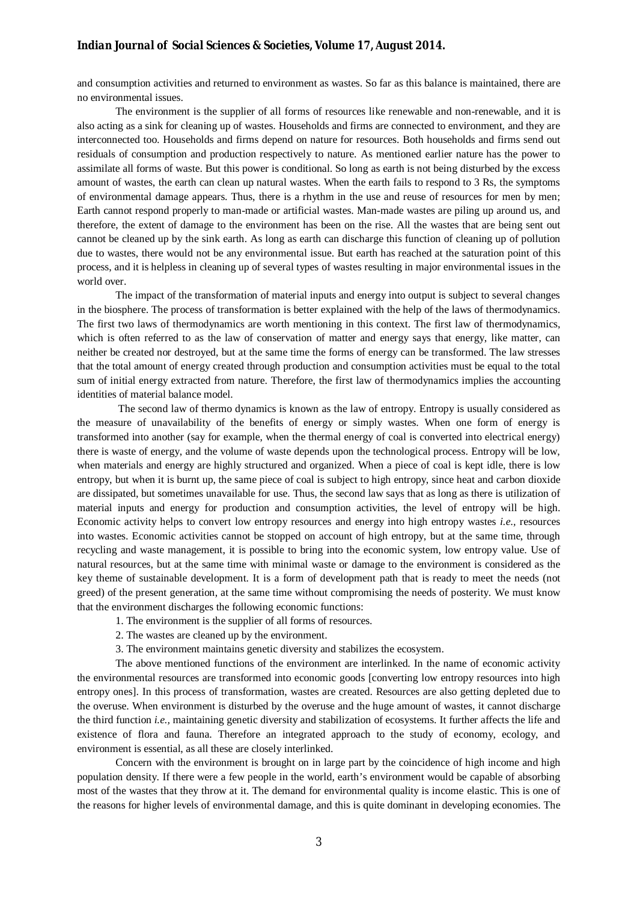and consumption activities and returned to environment as wastes. So far as this balance is maintained, there are no environmental issues.

The environment is the supplier of all forms of resources like renewable and non-renewable, and it is also acting as a sink for cleaning up of wastes. Households and firms are connected to environment, and they are interconnected too. Households and firms depend on nature for resources. Both households and firms send out residuals of consumption and production respectively to nature. As mentioned earlier nature has the power to assimilate all forms of waste. But this power is conditional. So long as earth is not being disturbed by the excess amount of wastes, the earth can clean up natural wastes. When the earth fails to respond to 3 Rs, the symptoms of environmental damage appears. Thus, there is a rhythm in the use and reuse of resources for men by men; Earth cannot respond properly to man-made or artificial wastes. Man-made wastes are piling up around us, and therefore, the extent of damage to the environment has been on the rise. All the wastes that are being sent out cannot be cleaned up by the sink earth. As long as earth can discharge this function of cleaning up of pollution due to wastes, there would not be any environmental issue. But earth has reached at the saturation point of this process, and it is helpless in cleaning up of several types of wastes resulting in major environmental issues in the world over.

The impact of the transformation of material inputs and energy into output is subject to several changes in the biosphere. The process of transformation is better explained with the help of the laws of thermodynamics. The first two laws of thermodynamics are worth mentioning in this context. The first law of thermodynamics, which is often referred to as the law of conservation of matter and energy says that energy, like matter, can neither be created nor destroyed, but at the same time the forms of energy can be transformed. The law stresses that the total amount of energy created through production and consumption activities must be equal to the total sum of initial energy extracted from nature. Therefore, the first law of thermodynamics implies the accounting identities of material balance model.

The second law of thermo dynamics is known as the law of entropy. Entropy is usually considered as the measure of unavailability of the benefits of energy or simply wastes. When one form of energy is transformed into another (say for example, when the thermal energy of coal is converted into electrical energy) there is waste of energy, and the volume of waste depends upon the technological process. Entropy will be low, when materials and energy are highly structured and organized. When a piece of coal is kept idle, there is low entropy, but when it is burnt up, the same piece of coal is subject to high entropy, since heat and carbon dioxide are dissipated, but sometimes unavailable for use. Thus, the second law says that as long as there is utilization of material inputs and energy for production and consumption activities, the level of entropy will be high. Economic activity helps to convert low entropy resources and energy into high entropy wastes *i.e.,* resources into wastes. Economic activities cannot be stopped on account of high entropy, but at the same time, through recycling and waste management, it is possible to bring into the economic system, low entropy value. Use of natural resources, but at the same time with minimal waste or damage to the environment is considered as the key theme of sustainable development. It is a form of development path that is ready to meet the needs (not greed) of the present generation, at the same time without compromising the needs of posterity. We must know that the environment discharges the following economic functions:

1. The environment is the supplier of all forms of resources.
2. The wastes are cleaned up by the environment.
3. The environment maintains genetic diversity and stabilizes the ecosystem.

The above mentioned functions of the environment are interlinked. In the name of economic activity the environmental resources are transformed into economic goods [converting low entropy resources into high entropy ones]. In this process of transformation, wastes are created. Resources are also getting depleted due to the overuse. When environment is disturbed by the overuse and the huge amount of wastes, it cannot discharge the third function *i.e.,* maintaining genetic diversity and stabilization of ecosystems. It further affects the life and existence of flora and fauna. Therefore an integrated approach to the study of economy, ecology, and environment is essential, as all these are closely interlinked.

Concern with the environment is brought on in large part by the coincidence of high income and high population density. If there were a few people in the world, earth's environment would be capable of absorbing most of the wastes that they throw at it. The demand for environmental quality is income elastic. This is one of the reasons for higher levels of environmental damage, and this is quite dominant in developing economies. The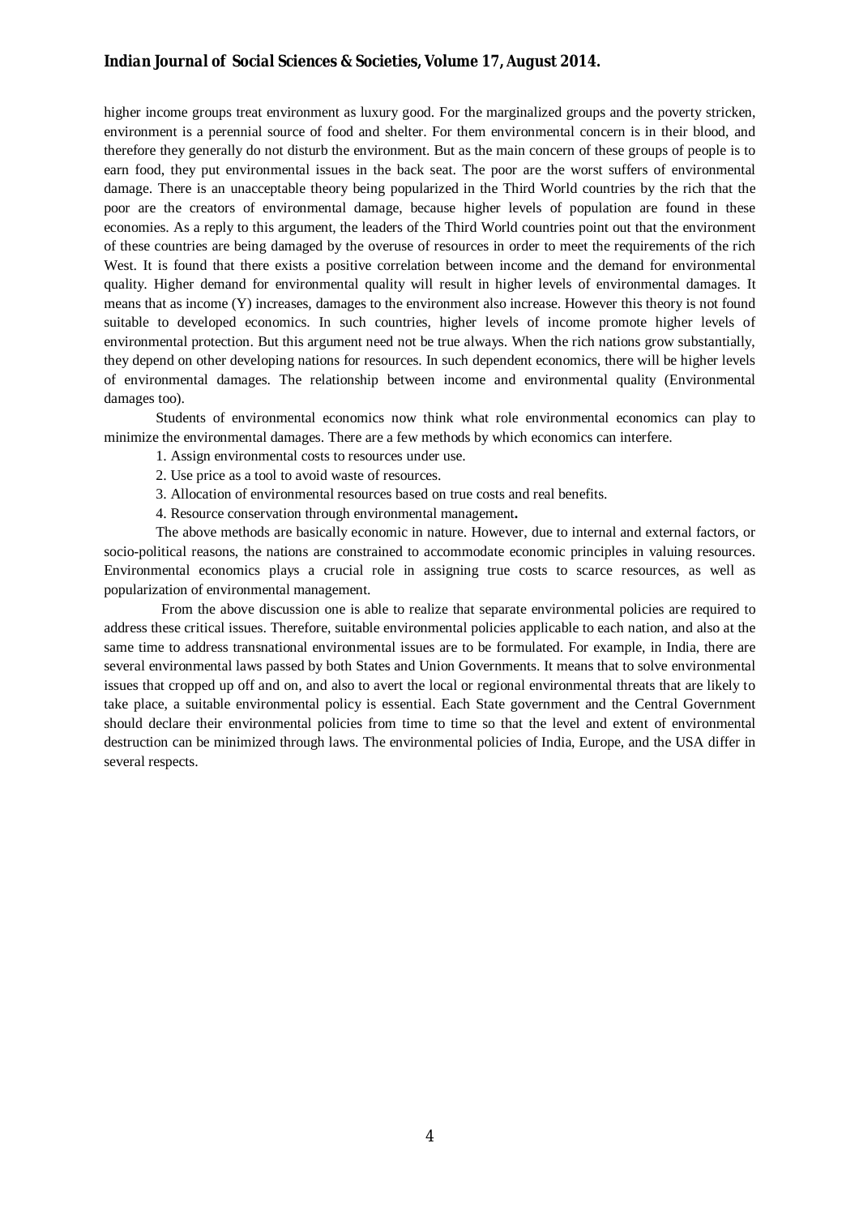higher income groups treat environment as luxury good. For the marginalized groups and the poverty stricken, environment is a perennial source of food and shelter. For them environmental concern is in their blood, and therefore they generally do not disturb the environment. But as the main concern of these groups of people is to earn food, they put environmental issues in the back seat. The poor are the worst suffers of environmental damage. There is an unacceptable theory being popularized in the Third World countries by the rich that the poor are the creators of environmental damage, because higher levels of population are found in these economies. As a reply to this argument, the leaders of the Third World countries point out that the environment of these countries are being damaged by the overuse of resources in order to meet the requirements of the rich West. It is found that there exists a positive correlation between income and the demand for environmental quality. Higher demand for environmental quality will result in higher levels of environmental damages. It means that as income (Y) increases, damages to the environment also increase. However this theory is not found suitable to developed economics. In such countries, higher levels of income promote higher levels of environmental protection. But this argument need not be true always. When the rich nations grow substantially, they depend on other developing nations for resources. In such dependent economics, there will be higher levels of environmental damages. The relationship between income and environmental quality (Environmental damages too).

Students of environmental economics now think what role environmental economics can play to minimize the environmental damages. There are a few methods by which economics can interfere.

1. Assign environmental costs to resources under use.
2. Use price as a tool to avoid waste of resources.
3. Allocation of environmental resources based on true costs and real benefits.
4. Resource conservation through environmental management**.**

The above methods are basically economic in nature. However, due to internal and external factors, or socio-political reasons, the nations are constrained to accommodate economic principles in valuing resources. Environmental economics plays a crucial role in assigning true costs to scarce resources, as well as popularization of environmental management.

From the above discussion one is able to realize that separate environmental policies are required to address these critical issues. Therefore, suitable environmental policies applicable to each nation, and also at the same time to address transnational environmental issues are to be formulated. For example, in India, there are several environmental laws passed by both States and Union Governments. It means that to solve environmental issues that cropped up off and on, and also to avert the local or regional environmental threats that are likely to take place, a suitable environmental policy is essential. Each State government and the Central Government should declare their environmental policies from time to time so that the level and extent of environmental destruction can be minimized through laws. The environmental policies of India, Europe, and the USA differ in several respects.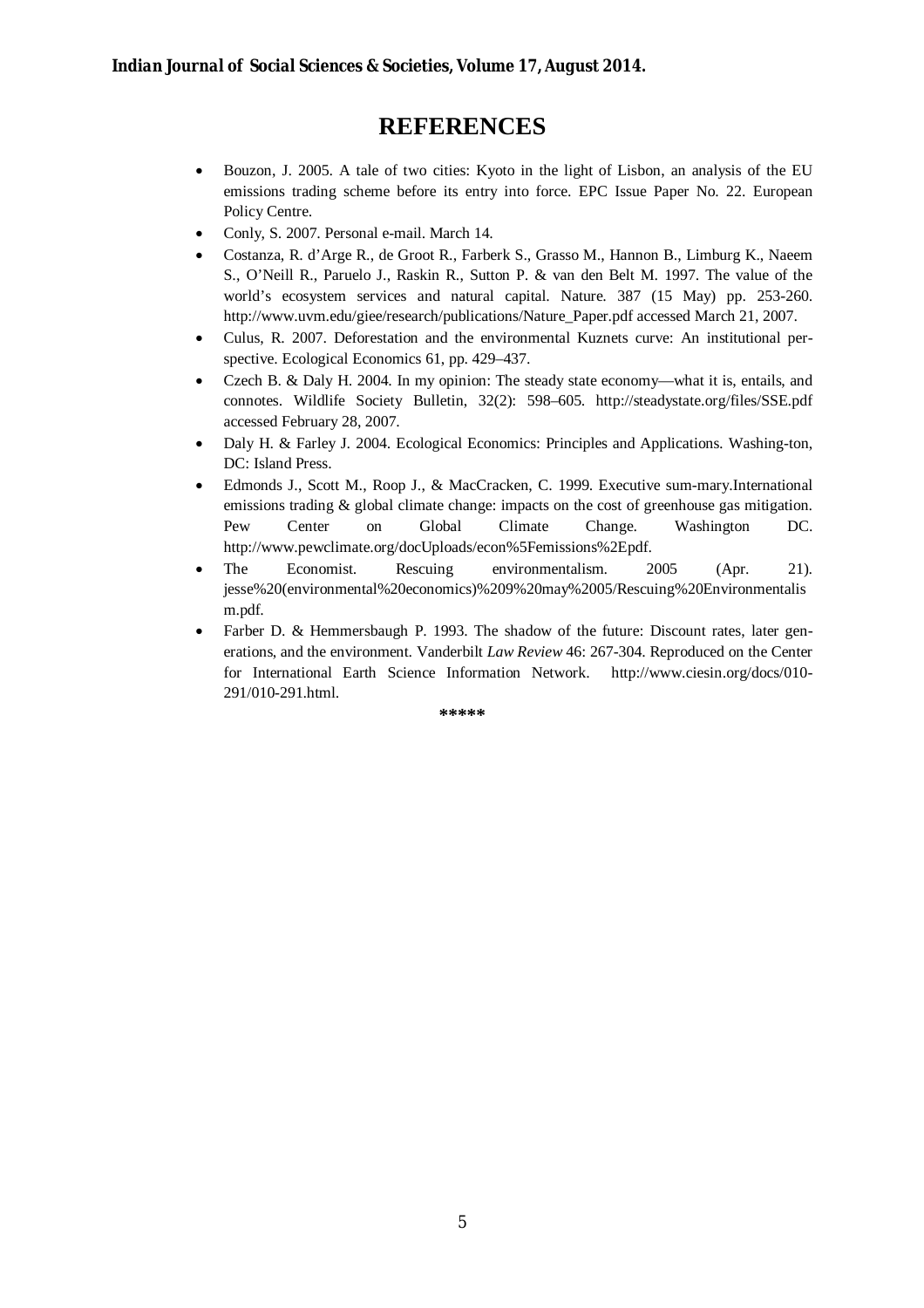# REFERENCES

- Bouzon, J. 2005. A tale of two cities: Kyoto in the light of Lisbon, an analysis of the EU emissions trading scheme before its entry into force. EPC Issue Paper No. 22. European Policy Centre.
- Conly, S. 2007. Personal e-mail. March 14.
- Costanza, R. d'Arge R., de Groot R., Farberk S., Grasso M., Hannon B., Limburg K., Naeem S., O'Neill R., Paruelo J., Raskin R., Sutton P. & van den Belt M. 1997. The value of the world's ecosystem services and natural capital. Nature. 387 (15 May) pp. 253-260. http://www.uvm.edu/giee/research/publications/Nature_Paper.pdf accessed March 21, 2007.
- Culus, R. 2007. Deforestation and the environmental Kuznets curve: An institutional per-spective. Ecological Economics 61, pp. 429–437.
- Czech B. & Daly H. 2004. In my opinion: The steady state economy—what it is, entails, and connotes. Wildlife Society Bulletin, 32(2): 598–605. http://steadystate.org/files/SSE.pdf accessed February 28, 2007.
- Daly H. & Farley J. 2004. Ecological Economics: Principles and Applications. Washing-ton, DC: Island Press.
- Edmonds J., Scott M., Roop J., & MacCracken, C. 1999. Executive sum-mary.International emissions trading & global climate change: impacts on the cost of greenhouse gas mitigation. Pew Center on Global Climate Change. Washington DC. http://www.pewclimate.org/docUploads/econ%5Femissions%2Epdf.
- The Economist. Rescuing environmentalism. 2005 (Apr. 21). jesse%20(environmental%20economics)%209%20may%2005/Rescuing%20Environmentalism.pdf.
- Farber D. & Hemmersbaugh P. 1993. The shadow of the future: Discount rates, later gen-erations, and the environment. Vanderbilt *Law Review* 46: 267-304. Reproduced on the Center for International Earth Science Information Network. http://www.ciesin.org/docs/010-291/010-291.html.

\*\*\*\*\*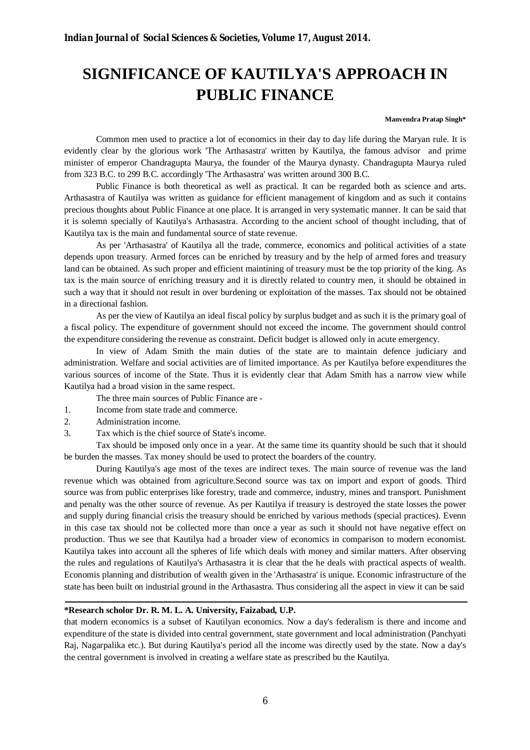# SIGNIFICANCE OF KAUTILYA'S APPROACH IN PUBLIC FINANCE

**Manvendra Pratap Singh***

Common men used to practice a lot of economics in their day to day life during the Maryan rule. It is evidently clear by the glorious work 'The Arthasastra' written by Kautilya, the famous advisor and prime minister of emperor Chandragupta Maurya, the founder of the Maurya dynasty. Chandragupta Maurya ruled from 323 B.C. to 299 B.C. accordingly 'The Arthasastra' was written around 300 B.C.

Public Finance is both theoretical as well as practical. It can be regarded both as science and arts. Arthasastra of Kautilya was written as guidance for efficient management of kingdom and as such it contains precious thoughts about Public Finance at one place. It is arranged in very systematic manner. It can be said that it is solemn specially of Kautilya's Arthasastra. According to the ancient school of thought including, that of Kautilya tax is the main and fundamental source of state revenue.

As per 'Arthasastra' of Kautilya all the trade, commerce, economics and political activities of a state depends upon treasury. Armed forces can be enriched by treasury and by the help of armed fores and treasury land can be obtained. As such proper and efficient maintining of treasury must be the top priority of the king. As tax is the main source of enriching treasury and it is directly related to country men, it should be obtained in such a way that it should not result in over burdening or exploitation of the masses. Tax should not be obtained in a directional fashion.

As per the view of Kautilya an ideal fiscal policy by surplus budget and as such it is the primary goal of a fiscal policy. The expenditure of government should not exceed the income. The government should control the expenditure considering the revenue as constraint. Deficit budget is allowed only in acute emergency.

In view of Adam Smith the main duties of the state are to maintain defence judiciary and administration. Welfare and social activities are of limited importance. As per Kautilya before expenditures the various sources of income of the State. Thus it is evidently clear that Adam Smith has a narrow view while Kautilya had a broad vision in the same respect.

The three main sources of Public Finance are -

1. Income from state trade and commerce.
2. Administration income.
3. Tax which is the chief source of State's income.

Tax should be imposed only once in a year. At the same time its quantity should be such that it should be burden the masses. Tax money should be used to protect the boarders of the country.

During Kautilya's age most of the texes are indirect texes. The main source of revenue was the land revenue which was obtained from agriculture.Second source was tax on import and export of goods. Third source was from public enterprises like forestry, trade and commerce, industry, mines and transport. Punishment and penalty was the other source of revenue. As per Kautilya if treasury is destroyed the state losses the power and supply during financial crisis the treasury should be enriched by various methods (special practices). Evenn in this case tax should not be collected more than once a year as such it should not have negative effect on production. Thus we see that Kautilya had a broader view of economics in comparison to modern economist. Kautilya takes into account all the spheres of life which deals with money and similar matters. After observing the rules and regulations of Kautilya's Arthasastra it is clear that the he deals with practical aspects of wealth. Economis planning and distribution of wealth given in the 'Arthasastra' is unique. Economic infrastructure of the state has been built on industrial ground in the Arthasastra. Thus considering all the aspect in view it can be said that modern economics is a subset of Kautilyan economics. Now a day's federalism is there and income and expenditure of the state is divided into central government, state government and local administration (Panchyati Raj, Nagarpalika etc.). But during Kautilya's period all the income was directly used by the state. Now a day's the central government is involved in creating a welfare state as prescribed bu the Kautilya.

---

***Research scholor Dr. R. M. L. A. University, Faizabad, U.P.**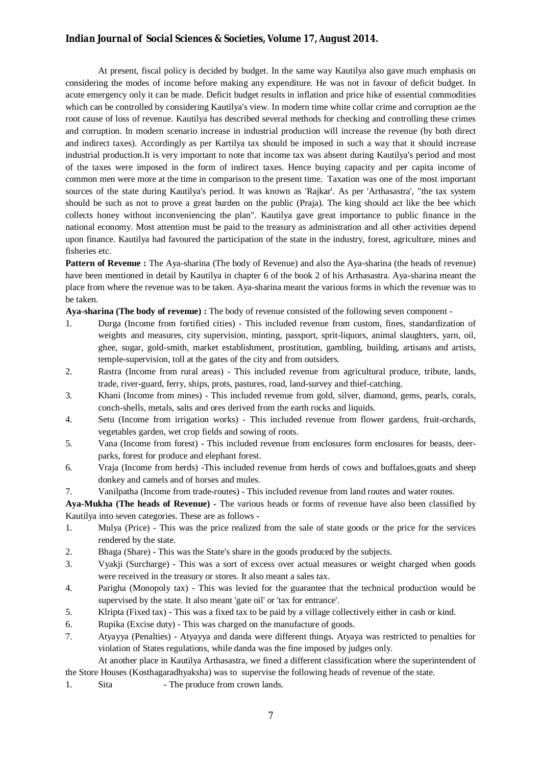At present, fiscal policy is decided by budget. In the same way Kautilya also gave much emphasis on considering the modes of income before making any expenditure. He was not in favour of deficit budget. In acute emergency only it can be made. Deficit budget results in inflation and price hike of essential commodities which can be controlled by considering Kautilya's view. In modern time white collar crime and corruption ae the root cause of loss of revenue. Kautilya has described several methods for checking and controlling these crimes and corruption. In modern scenario increase in industrial production will increase the revenue (by both direct and indirect taxes). Accordingly as per Kartilya tax should be imposed in such a way that it should increase industrial production.It is very important to note that income tax was absent during Kautilya's period and most of the taxes were imposed in the form of indirect taxes. Hence buying capacity and per capita income of common men were more at the time in comparison to the present time. Taxation was one of the most important sources of the state during Kautilya's period. It was known as 'Rajkar'. As per 'Arthasastra', "the tax system should be such as not to prove a great burden on the public (Praja). The king should act like the bee which collects honey without inconveniencing the plan". Kautilya gave great importance to public finance in the national economy. Most attention must be paid to the treasury as administration and all other activities depend upon finance. Kautilya had favoured the participation of the state in the industry, forest, agriculture, mines and fisheries etc.

**Pattern of Revenue :** The Aya-sharina (The body of Revenue) and also the Aya-sharina (the heads of revenue) have been mentioned in detail by Kautilya in chapter 6 of the book 2 of his Arthasastra. Aya-sharina meant the place from where the revenue was to be taken. Aya-sharina meant the various forms in which the revenue was to be taken.

**Aya-sharina (The body of revenue) :** The body of revenue consisted of the following seven component -

1. Durga (Income from fortified cities) - This included revenue from custom, fines, standardization of weights and measures, city supervision, minting, passport, sprit-liquors, animal slaughters, yarn, oil, ghee, sugar, gold-smith, market establishment, prostitution, gambling, building, artisans and artists, temple-supervision, toll at the gates of the city and from outsiders.
2. Rastra (Income from rural areas) - This included revenue from agricultural produce, tribute, lands, trade, river-guard, ferry, ships, prots, pastures, road, land-survey and thief-catching.
3. Khani (Income from mines) - This included revenue from gold, silver, diamond, gems, pearls, corals, conch-shells, metals, salts and ores derived from the earth rocks and liquids.
4. Setu (Income from irrigation works) - This included revenue from flower gardens, fruit-orchards, vegetables garden, wet crop fields and sowing of roots.
5. Vana (Income from forest) - This included revenue from enclosures form enclosures for beasts, deer-parks, forest for produce and elephant forest.
6. Vraja (Income from herds) -This included revenue from herds of cows and buffaloes,goats and sheep donkey and camels and of horses and mules.
7. Vanilpatha (Income from trade-routes) - This included revenue from land routes and water routes.

**Aya-Mukha (The heads of Revenue)** - The various heads or forms of revenue have also been classified by Kautilya into seven categories. These are as follows -

1. Mulya (Price) - This was the price realized from the sale of state goods or the price for the services rendered by the state.
2. Bhaga (Share) - This was the State's share in the goods produced by the subjects.
3. Vyakji (Surcharge) - This was a sort of excess over actual measures or weight charged when goods were received in the treasury or stores. It also meant a sales tax.
4. Parigha (Monopoly tax) - This was levied for the guarantee that the technical production would be supervised by the state. It also meant 'gate oil' or 'tax for entrance'.
5. Klripta (Fixed tax) - This was a fixed tax to be paid by a village collectively either in cash or kind.
6. Rupika (Excise duty) - This was charged on the manufacture of goods.
7. Atyayya (Penalties) - Atyayya and danda were different things. Atyaya was restricted to penalties for violation of States regulations, while danda was the fine imposed by judges only.

At another place in Kautilya Arthasastra, we fined a different classification where the superintendent of the Store Houses (Kosthagaradhyaksha) was to supervise the following heads of revenue of the state.

1. Sita - The produce from crown lands.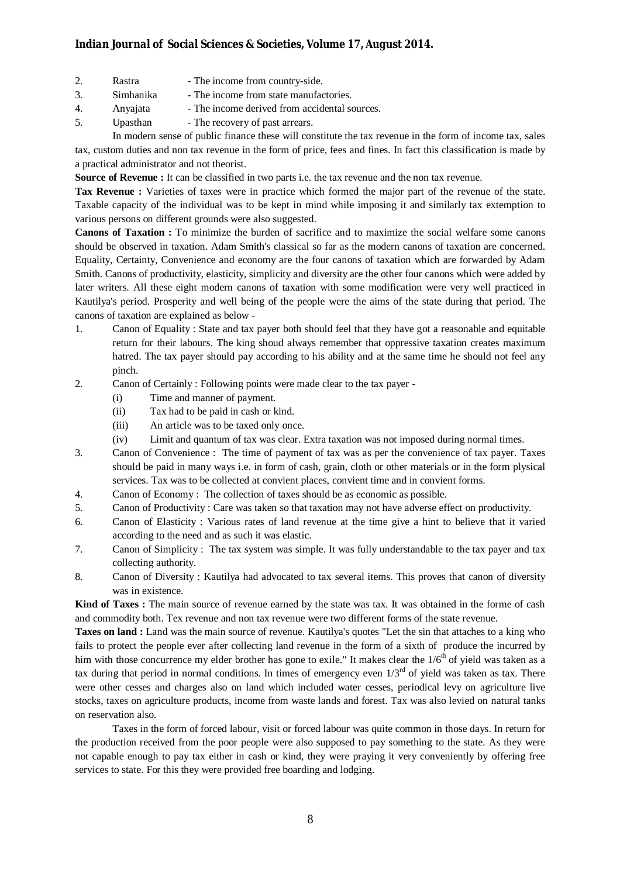2. Rastra - The income from country-side.
3. Simhanika - The income from state manufactories.
4. Anyajata - The income derived from accidental sources.
5. Upasthan - The recovery of past arrears.

In modern sense of public finance these will constitute the tax revenue in the form of income tax, sales tax, custom duties and non tax revenue in the form of price, fees and fines. In fact this classification is made by a practical administrator and not theorist.

**Source of Revenue :** It can be classified in two parts i.e. the tax revenue and the non tax revenue.

**Tax Revenue :** Varieties of taxes were in practice which formed the major part of the revenue of the state. Taxable capacity of the individual was to be kept in mind while imposing it and similarly tax extemption to various persons on different grounds were also suggested.

**Canons of Taxation :** To minimize the burden of sacrifice and to maximize the social welfare some canons should be observed in taxation. Adam Smith's classical so far as the modern canons of taxation are concerned. Equality, Certainty, Convenience and economy are the four canons of taxation which are forwarded by Adam Smith. Canons of productivity, elasticity, simplicity and diversity are the other four canons which were added by later writers. All these eight modern canons of taxation with some modification were very well practiced in Kautilya's period. Prosperity and well being of the people were the aims of the state during that period. The canons of taxation are explained as below -

1. Canon of Equality : State and tax payer both should feel that they have got a reasonable and equitable return for their labours. The king shoud always remember that oppressive taxation creates maximum hatred. The tax payer should pay according to his ability and at the same time he should not feel any pinch.
2. Canon of Certainly : Following points were made clear to the tax payer -
   - (i) Time and manner of payment.
   - (ii) Tax had to be paid in cash or kind.
   - (iii) An article was to be taxed only once.
   - (iv) Limit and quantum of tax was clear. Extra taxation was not imposed during normal times.
3. Canon of Convenience : The time of payment of tax was as per the convenience of tax payer. Taxes should be paid in many ways i.e. in form of cash, grain, cloth or other materials or in the form physical services. Tax was to be collected at convient places, convient time and in convient forms.
4. Canon of Economy : The collection of taxes should be as economic as possible.
5. Canon of Productivity : Care was taken so that taxation may not have adverse effect on productivity.
6. Canon of Elasticity : Various rates of land revenue at the time give a hint to believe that it varied according to the need and as such it was elastic.
7. Canon of Simplicity : The tax system was simple. It was fully understandable to the tax payer and tax collecting authority.
8. Canon of Diversity : Kautilya had advocated to tax several items. This proves that canon of diversity was in existence.

**Kind of Taxes :** The main source of revenue earned by the state was tax. It was obtained in the forme of cash and commodity both. Tex revenue and non tax revenue were two different forms of the state revenue.

**Taxes on land :** Land was the main source of revenue. Kautilya's quotes "Let the sin that attaches to a king who fails to protect the people ever after collecting land revenue in the form of a sixth of produce the incurred by him with those concurrence my elder brother has gone to exile." It makes clear the $1/6^{th}$ of yield was taken as a tax during that period in normal conditions. In times of emergency even $1/3^{rd}$ of yield was taken as tax. There were other cesses and charges also on land which included water cesses, periodical levy on agriculture live stocks, taxes on agriculture products, income from waste lands and forest. Tax was also levied on natural tanks on reservation also.

Taxes in the form of forced labour, visit or forced labour was quite common in those days. In return for the production received from the poor people were also supposed to pay something to the state. As they were not capable enough to pay tax either in cash or kind, they were praying it very conveniently by offering free services to state. For this they were provided free boarding and lodging.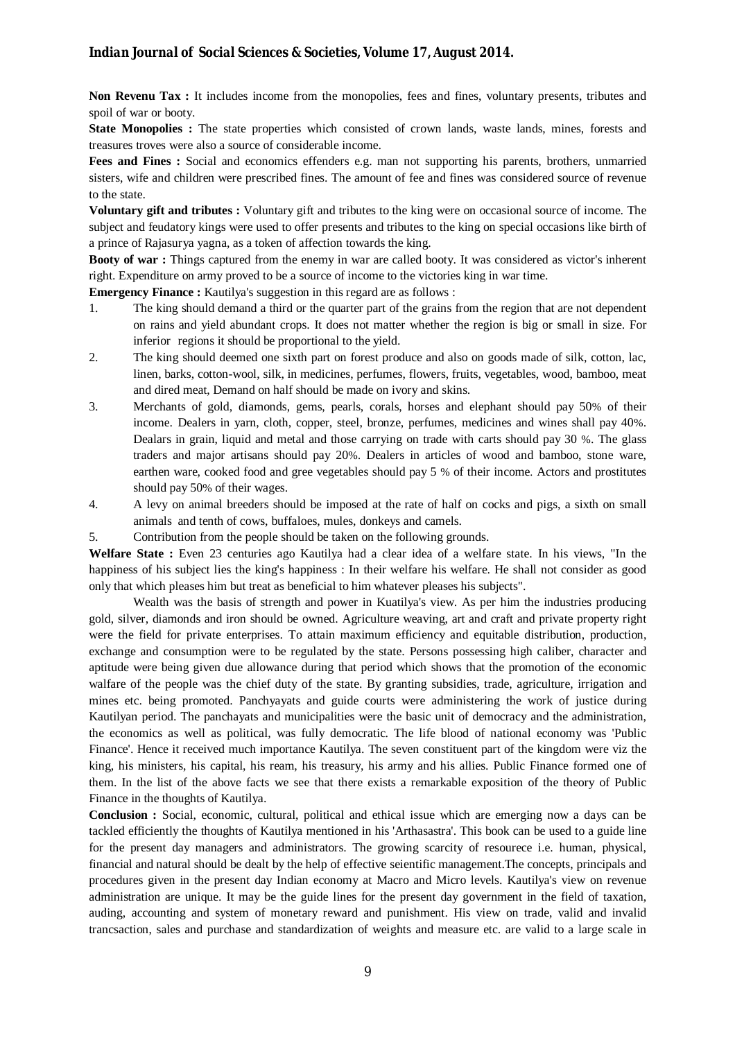**Non Revenu Tax :** It includes income from the monopolies, fees and fines, voluntary presents, tributes and spoil of war or booty.

**State Monopolies :** The state properties which consisted of crown lands, waste lands, mines, forests and treasures troves were also a source of considerable income.

**Fees and Fines :** Social and economics effenders e.g. man not supporting his parents, brothers, unmarried sisters, wife and children were prescribed fines. The amount of fee and fines was considered source of revenue to the state.

**Voluntary gift and tributes :** Voluntary gift and tributes to the king were on occasional source of income. The subject and feudatory kings were used to offer presents and tributes to the king on special occasions like birth of a prince of Rajasurya yagna, as a token of affection towards the king.

**Booty of war :** Things captured from the enemy in war are called booty. It was considered as victor's inherent right. Expenditure on army proved to be a source of income to the victories king in war time.

**Emergency Finance :** Kautilya's suggestion in this regard are as follows :

1. The king should demand a third or the quarter part of the grains from the region that are not dependent on rains and yield abundant crops. It does not matter whether the region is big or small in size. For inferior regions it should be proportional to the yield.
2. The king should deemed one sixth part on forest produce and also on goods made of silk, cotton, lac, linen, barks, cotton-wool, silk, in medicines, perfumes, flowers, fruits, vegetables, wood, bamboo, meat and dired meat, Demand on half should be made on ivory and skins.
3. Merchants of gold, diamonds, gems, pearls, corals, horses and elephant should pay 50% of their income. Dealers in yarn, cloth, copper, steel, bronze, perfumes, medicines and wines shall pay 40%. Dealars in grain, liquid and metal and those carrying on trade with carts should pay 30 %. The glass traders and major artisans should pay 20%. Dealers in articles of wood and bamboo, stone ware, earthen ware, cooked food and gree vegetables should pay 5 % of their income. Actors and prostitutes should pay 50% of their wages.
4. A levy on animal breeders should be imposed at the rate of half on cocks and pigs, a sixth on small animals and tenth of cows, buffaloes, mules, donkeys and camels.
5. Contribution from the people should be taken on the following grounds.

**Welfare State :** Even 23 centuries ago Kautilya had a clear idea of a welfare state. In his views, "In the happiness of his subject lies the king's happiness : In their welfare his welfare. He shall not consider as good only that which pleases him but treat as beneficial to him whatever pleases his subjects".

Wealth was the basis of strength and power in Kuatilya's view. As per him the industries producing gold, silver, diamonds and iron should be owned. Agriculture weaving, art and craft and private property right were the field for private enterprises. To attain maximum efficiency and equitable distribution, production, exchange and consumption were to be regulated by the state. Persons possessing high caliber, character and aptitude were being given due allowance during that period which shows that the promotion of the economic walfare of the people was the chief duty of the state. By granting subsidies, trade, agriculture, irrigation and mines etc. being promoted. Panchyayats and guide courts were administering the work of justice during Kautilyan period. The panchayats and municipalities were the basic unit of democracy and the administration, the economics as well as political, was fully democratic. The life blood of national economy was 'Public Finance'. Hence it received much importance Kautilya. The seven constituent part of the kingdom were viz the king, his ministers, his capital, his ream, his treasury, his army and his allies. Public Finance formed one of them. In the list of the above facts we see that there exists a remarkable exposition of the theory of Public Finance in the thoughts of Kautilya.

**Conclusion :** Social, economic, cultural, political and ethical issue which are emerging now a days can be tackled efficiently the thoughts of Kautilya mentioned in his 'Arthasastra'. This book can be used to a guide line for the present day managers and administrators. The growing scarcity of resourece i.e. human, physical, financial and natural should be dealt by the help of effective seientific management.The concepts, principals and procedures given in the present day Indian economy at Macro and Micro levels. Kautilya's view on revenue administration are unique. It may be the guide lines for the present day government in the field of taxation, auding, accounting and system of monetary reward and punishment. His view on trade, valid and invalid trancsaction, sales and purchase and standardization of weights and measure etc. are valid to a large scale in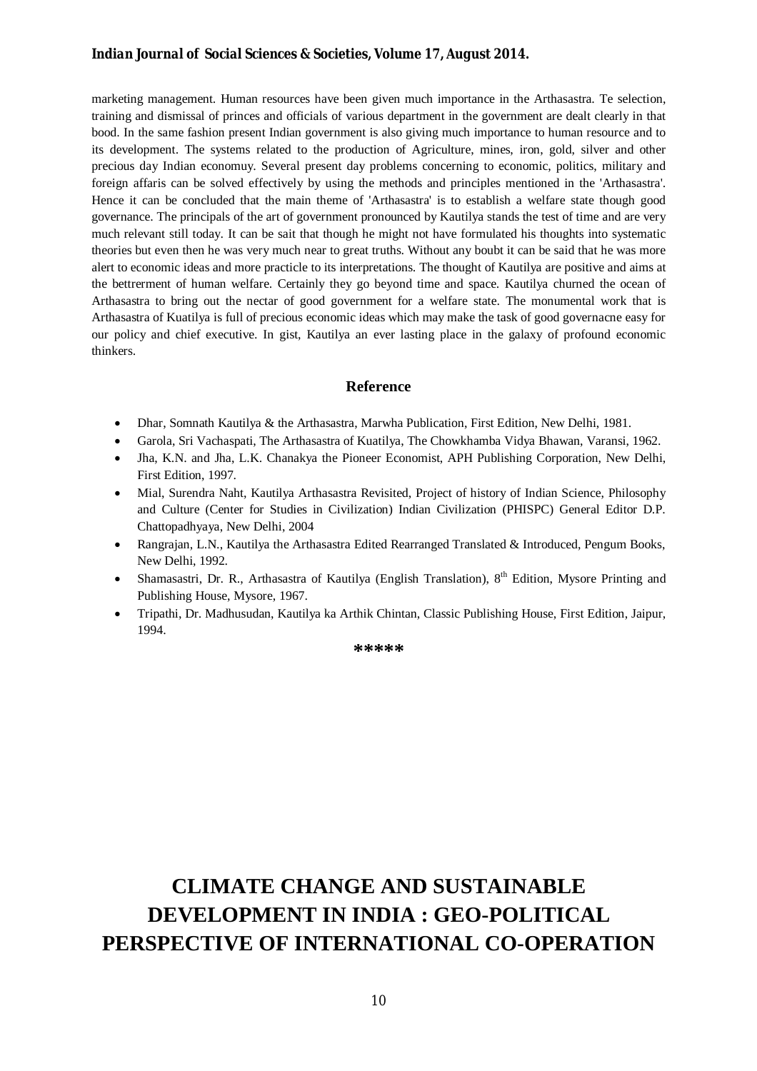marketing management. Human resources have been given much importance in the Arthasastra. Te selection, training and dismissal of princes and officials of various department in the government are dealt clearly in that bood. In the same fashion present Indian government is also giving much importance to human resource and to its development. The systems related to the production of Agriculture, mines, iron, gold, silver and other precious day Indian economuy. Several present day problems concerning to economic, politics, military and foreign affaris can be solved effectively by using the methods and principles mentioned in the 'Arthasastra'. Hence it can be concluded that the main theme of 'Arthasastra' is to establish a welfare state though good governance. The principals of the art of government pronounced by Kautilya stands the test of time and are very much relevant still today. It can be sait that though he might not have formulated his thoughts into systematic theories but even then he was very much near to great truths. Without any boubt it can be said that he was more alert to economic ideas and more practicle to its interpretations. The thought of Kautilya are positive and aims at the bettrerment of human welfare. Certainly they go beyond time and space. Kautilya churned the ocean of Arthasastra to bring out the nectar of good government for a welfare state. The monumental work that is Arthasastra of Kuatilya is full of precious economic ideas which may make the task of good governacne easy for our policy and chief executive. In gist, Kautilya an ever lasting place in the galaxy of profound economic thinkers.

## Reference

- Dhar, Somnath Kautilya & the Arthasastra, Marwha Publication, First Edition, New Delhi, 1981.
- Garola, Sri Vachaspati, The Arthasastra of Kuatilya, The Chowkhamba Vidya Bhawan, Varansi, 1962.
- Jha, K.N. and Jha, L.K. Chanakya the Pioneer Economist, APH Publishing Corporation, New Delhi, First Edition, 1997.
- Mial, Surendra Naht, Kautilya Arthasastra Revisited, Project of history of Indian Science, Philosophy and Culture (Center for Studies in Civilization) Indian Civilization (PHISPC) General Editor D.P. Chattopadhyaya, New Delhi, 2004
- Rangrajan, L.N., Kautilya the Arthasastra Edited Rearranged Translated & Introduced, Pengum Books, New Delhi, 1992.
- Shamasastri, Dr. R., Arthasastra of Kautilya (English Translation), 8th Edition, Mysore Printing and Publishing House, Mysore, 1967.
- Tripathi, Dr. Madhusudan, Kautilya ka Arthik Chintan, Classic Publishing House, First Edition, Jaipur, 1994.

*****

# CLIMATE CHANGE AND SUSTAINABLE DEVELOPMENT IN INDIA : GEO-POLITICAL PERSPECTIVE OF INTERNATIONAL CO-OPERATION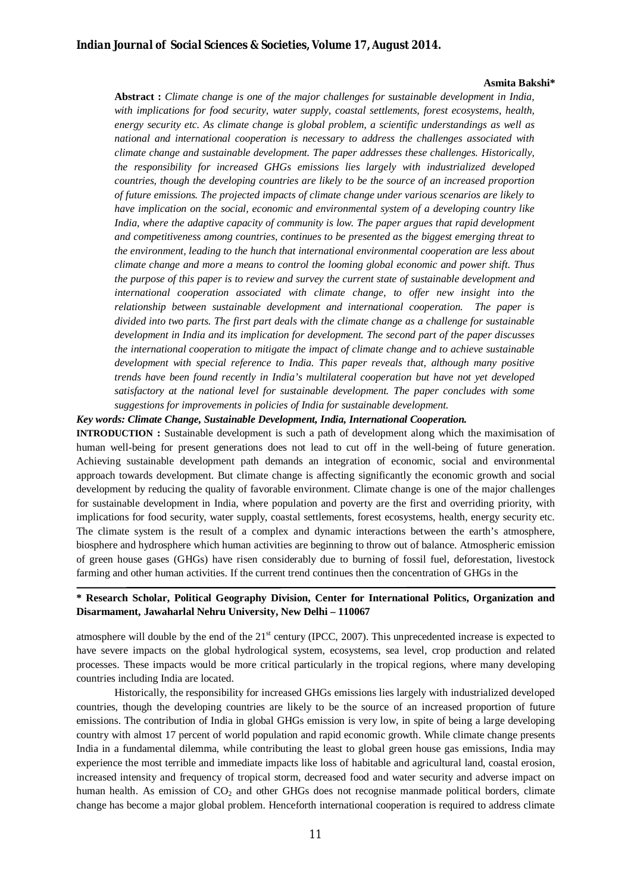**Asmita Bakshi***

**Abstract :** *Climate change is one of the major challenges for sustainable development in India, with implications for food security, water supply, coastal settlements, forest ecosystems, health, energy security etc. As climate change is global problem, a scientific understandings as well as national and international cooperation is necessary to address the challenges associated with climate change and sustainable development. The paper addresses these challenges. Historically, the responsibility for increased GHGs emissions lies largely with industrialized developed countries, though the developing countries are likely to be the source of an increased proportion of future emissions. The projected impacts of climate change under various scenarios are likely to have implication on the social, economic and environmental system of a developing country like India, where the adaptive capacity of community is low. The paper argues that rapid development and competitiveness among countries, continues to be presented as the biggest emerging threat to the environment, leading to the hunch that international environmental cooperation are less about climate change and more a means to control the looming global economic and power shift. Thus the purpose of this paper is to review and survey the current state of sustainable development and international cooperation associated with climate change, to offer new insight into the relationship between sustainable development and international cooperation. The paper is divided into two parts. The first part deals with the climate change as a challenge for sustainable development in India and its implication for development. The second part of the paper discusses the international cooperation to mitigate the impact of climate change and to achieve sustainable development with special reference to India. This paper reveals that, although many positive trends have been found recently in India's multilateral cooperation but have not yet developed satisfactory at the national level for sustainable development. The paper concludes with some suggestions for improvements in policies of India for sustainable development.*

***Key words: Climate Change, Sustainable Development, India, International Cooperation.***

**INTRODUCTION :** Sustainable development is such a path of development along which the maximisation of human well-being for present generations does not lead to cut off in the well-being of future generation. Achieving sustainable development path demands an integration of economic, social and environmental approach towards development. But climate change is affecting significantly the economic growth and social development by reducing the quality of favorable environment. Climate change is one of the major challenges for sustainable development in India, where population and poverty are the first and overriding priority, with implications for food security, water supply, coastal settlements, forest ecosystems, health, energy security etc. The climate system is the result of a complex and dynamic interactions between the earth's atmosphere, biosphere and hydrosphere which human activities are beginning to throw out of balance. Atmospheric emission of green house gases (GHGs) have risen considerably due to burning of fossil fuel, deforestation, livestock farming and other human activities. If the current trend continues then the concentration of GHGs in the atmosphere will double by the end of the 21st century (IPCC, 2007). This unprecedented increase is expected to have severe impacts on the global hydrological system, ecosystems, sea level, crop production and related processes. These impacts would be more critical particularly in the tropical regions, where many developing countries including India are located.

Historically, the responsibility for increased GHGs emissions lies largely with industrialized developed countries, though the developing countries are likely to be the source of an increased proportion of future emissions. The contribution of India in global GHGs emission is very low, in spite of being a large developing country with almost 17 percent of world population and rapid economic growth. While climate change presents India in a fundamental dilemma, while contributing the least to global green house gas emissions, India may experience the most terrible and immediate impacts like loss of habitable and agricultural land, coastal erosion, increased intensity and frequency of tropical storm, decreased food and water security and adverse impact on human health. As emission of $CO_2$ and other GHGs does not recognise manmade political borders, climate change has become a major global problem. Henceforth international cooperation is required to address climate

**\* Research Scholar, Political Geography Division, Center for International Politics, Organization and Disarmament, Jawaharlal Nehru University, New Delhi – 110067**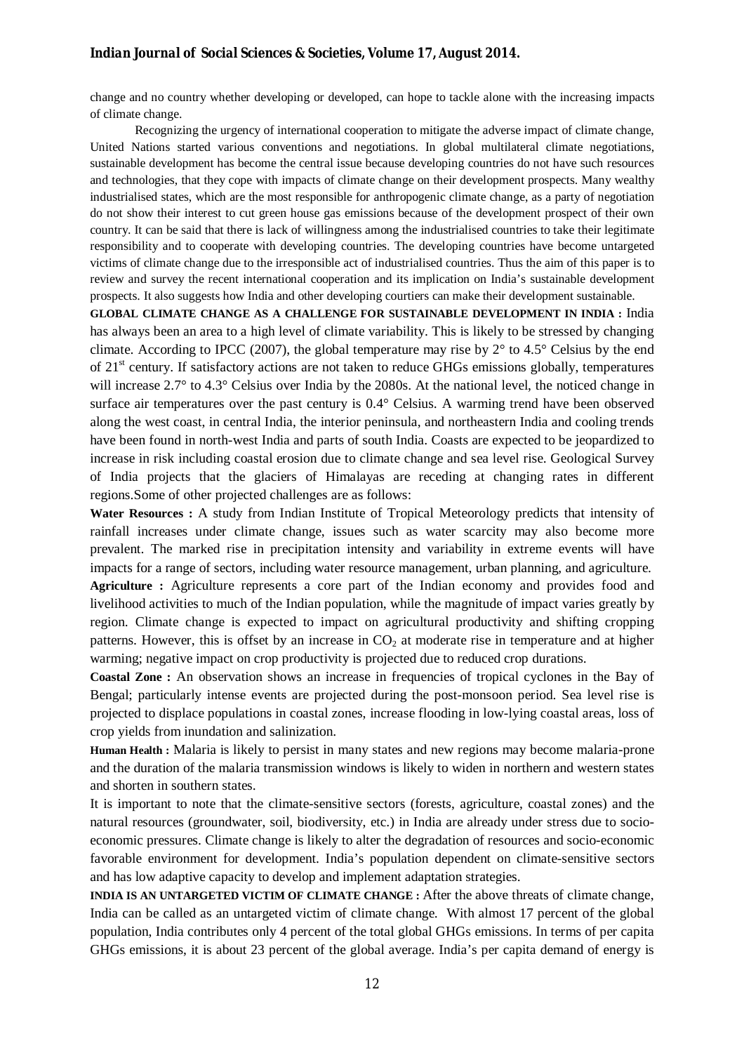change and no country whether developing or developed, can hope to tackle alone with the increasing impacts of climate change.

Recognizing the urgency of international cooperation to mitigate the adverse impact of climate change, United Nations started various conventions and negotiations. In global multilateral climate negotiations, sustainable development has become the central issue because developing countries do not have such resources and technologies, that they cope with impacts of climate change on their development prospects. Many wealthy industrialised states, which are the most responsible for anthropogenic climate change, as a party of negotiation do not show their interest to cut green house gas emissions because of the development prospect of their own country. It can be said that there is lack of willingness among the industrialised countries to take their legitimate responsibility and to cooperate with developing countries. The developing countries have become untargeted victims of climate change due to the irresponsible act of industrialised countries. Thus the aim of this paper is to review and survey the recent international cooperation and its implication on India's sustainable development prospects. It also suggests how India and other developing courtiers can make their development sustainable.

**GLOBAL CLIMATE CHANGE AS A CHALLENGE FOR SUSTAINABLE DEVELOPMENT IN INDIA :** India has always been an area to a high level of climate variability. This is likely to be stressed by changing climate. According to IPCC (2007), the global temperature may rise by 2° to 4.5° Celsius by the end of 21st century. If satisfactory actions are not taken to reduce GHGs emissions globally, temperatures will increase 2.7° to 4.3° Celsius over India by the 2080s. At the national level, the noticed change in surface air temperatures over the past century is 0.4° Celsius. A warming trend have been observed along the west coast, in central India, the interior peninsula, and northeastern India and cooling trends have been found in north-west India and parts of south India. Coasts are expected to be jeopardized to increase in risk including coastal erosion due to climate change and sea level rise. Geological Survey of India projects that the glaciers of Himalayas are receding at changing rates in different regions.Some of other projected challenges are as follows:

**Water Resources :** A study from Indian Institute of Tropical Meteorology predicts that intensity of rainfall increases under climate change, issues such as water scarcity may also become more prevalent. The marked rise in precipitation intensity and variability in extreme events will have impacts for a range of sectors, including water resource management, urban planning, and agriculture.

**Agriculture :** Agriculture represents a core part of the Indian economy and provides food and livelihood activities to much of the Indian population, while the magnitude of impact varies greatly by region. Climate change is expected to impact on agricultural productivity and shifting cropping patterns. However, this is offset by an increase in $CO_2$ at moderate rise in temperature and at higher warming; negative impact on crop productivity is projected due to reduced crop durations.

**Coastal Zone :** An observation shows an increase in frequencies of tropical cyclones in the Bay of Bengal; particularly intense events are projected during the post-monsoon period. Sea level rise is projected to displace populations in coastal zones, increase flooding in low-lying coastal areas, loss of crop yields from inundation and salinization.

**Human Health :** Malaria is likely to persist in many states and new regions may become malaria-prone and the duration of the malaria transmission windows is likely to widen in northern and western states and shorten in southern states.

It is important to note that the climate-sensitive sectors (forests, agriculture, coastal zones) and the natural resources (groundwater, soil, biodiversity, etc.) in India are already under stress due to socio-economic pressures. Climate change is likely to alter the degradation of resources and socio-economic favorable environment for development. India's population dependent on climate-sensitive sectors and has low adaptive capacity to develop and implement adaptation strategies.

**INDIA IS AN UNTARGETED VICTIM OF CLIMATE CHANGE :** After the above threats of climate change, India can be called as an untargeted victim of climate change. With almost 17 percent of the global population, India contributes only 4 percent of the total global GHGs emissions. In terms of per capita GHGs emissions, it is about 23 percent of the global average. India's per capita demand of energy is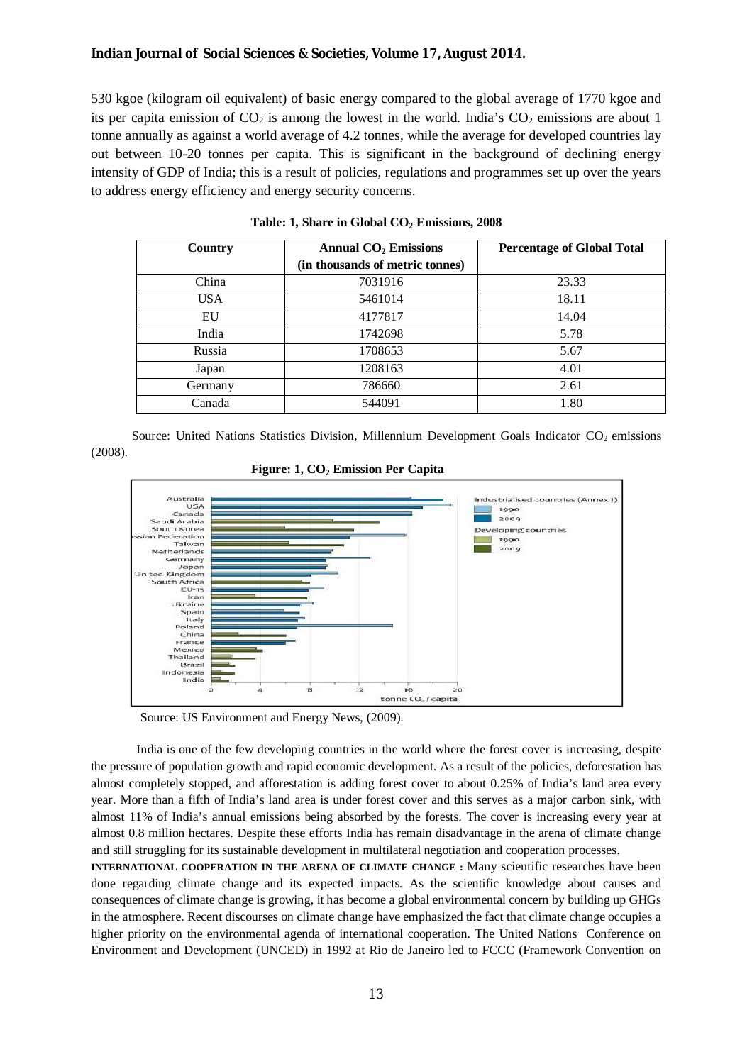530 kgoe (kilogram oil equivalent) of basic energy compared to the global average of 1770 kgoe and its per capita emission of $CO_2$ is among the lowest in the world. India's $CO_2$ emissions are about 1 tonne annually as against a world average of 4.2 tonnes, while the average for developed countries lay out between 10-20 tonnes per capita. This is significant in the background of declining energy intensity of GDP of India; this is a result of policies, regulations and programmes set up over the years to address energy efficiency and energy security concerns.

**Table: 1, Share in Global $CO_2$ Emissions, 2008**

| Country | Annual $CO_2$ Emissions (in thousands of metric tonnes) | Percentage of Global Total |
|---|---|---|
| China | 7031916 | 23.33 |
| USA | 5461014 | 18.11 |
| EU | 4177817 | 14.04 |
| India | 1742698 | 5.78 |
| Russia | 1708653 | 5.67 |
| Japan | 1208163 | 4.01 |
| Germany | 786660 | 2.61 |
| Canada | 544091 | 1.80 |

Source: United Nations Statistics Division, Millennium Development Goals Indicator $CO_2$ emissions (2008).

**Figure: 1, $CO_2$ Emission Per Capita**

Source: US Environment and Energy News, (2009).

India is one of the few developing countries in the world where the forest cover is increasing, despite the pressure of population growth and rapid economic development. As a result of the policies, deforestation has almost completely stopped, and afforestation is adding forest cover to about 0.25% of India's land area every year. More than a fifth of India's land area is under forest cover and this serves as a major carbon sink, with almost 11% of India's annual emissions being absorbed by the forests. The cover is increasing every year at almost 0.8 million hectares. Despite these efforts India has remain disadvantage in the arena of climate change and still struggling for its sustainable development in multilateral negotiation and cooperation processes.

**INTERNATIONAL COOPERATION IN THE ARENA OF CLIMATE CHANGE :** Many scientific researches have been done regarding climate change and its expected impacts. As the scientific knowledge about causes and consequences of climate change is growing, it has become a global environmental concern by building up GHGs in the atmosphere. Recent discourses on climate change have emphasized the fact that climate change occupies a higher priority on the environmental agenda of international cooperation. The United Nations Conference on Environment and Development (UNCED) in 1992 at Rio de Janeiro led to FCCC (Framework Convention on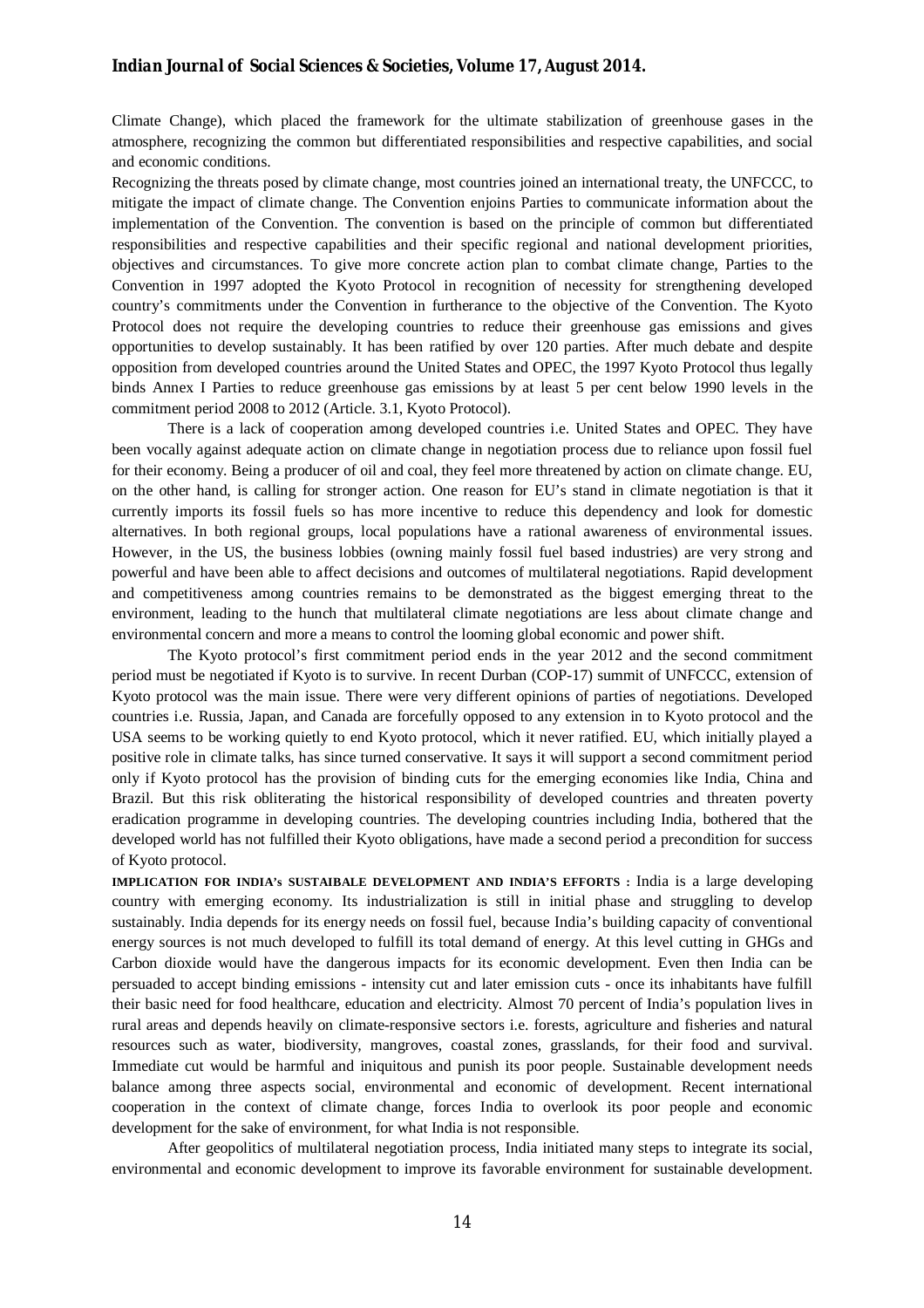Climate Change), which placed the framework for the ultimate stabilization of greenhouse gases in the atmosphere, recognizing the common but differentiated responsibilities and respective capabilities, and social and economic conditions.

Recognizing the threats posed by climate change, most countries joined an international treaty, the UNFCCC, to mitigate the impact of climate change. The Convention enjoins Parties to communicate information about the implementation of the Convention. The convention is based on the principle of common but differentiated responsibilities and respective capabilities and their specific regional and national development priorities, objectives and circumstances. To give more concrete action plan to combat climate change, Parties to the Convention in 1997 adopted the Kyoto Protocol in recognition of necessity for strengthening developed country's commitments under the Convention in furtherance to the objective of the Convention. The Kyoto Protocol does not require the developing countries to reduce their greenhouse gas emissions and gives opportunities to develop sustainably. It has been ratified by over 120 parties. After much debate and despite opposition from developed countries around the United States and OPEC, the 1997 Kyoto Protocol thus legally binds Annex I Parties to reduce greenhouse gas emissions by at least 5 per cent below 1990 levels in the commitment period 2008 to 2012 (Article. 3.1, Kyoto Protocol).

There is a lack of cooperation among developed countries i.e. United States and OPEC. They have been vocally against adequate action on climate change in negotiation process due to reliance upon fossil fuel for their economy. Being a producer of oil and coal, they feel more threatened by action on climate change. EU, on the other hand, is calling for stronger action. One reason for EU's stand in climate negotiation is that it currently imports its fossil fuels so has more incentive to reduce this dependency and look for domestic alternatives. In both regional groups, local populations have a rational awareness of environmental issues. However, in the US, the business lobbies (owning mainly fossil fuel based industries) are very strong and powerful and have been able to affect decisions and outcomes of multilateral negotiations. Rapid development and competitiveness among countries remains to be demonstrated as the biggest emerging threat to the environment, leading to the hunch that multilateral climate negotiations are less about climate change and environmental concern and more a means to control the looming global economic and power shift.

The Kyoto protocol's first commitment period ends in the year 2012 and the second commitment period must be negotiated if Kyoto is to survive. In recent Durban (COP-17) summit of UNFCCC, extension of Kyoto protocol was the main issue. There were very different opinions of parties of negotiations. Developed countries i.e. Russia, Japan, and Canada are forcefully opposed to any extension in to Kyoto protocol and the USA seems to be working quietly to end Kyoto protocol, which it never ratified. EU, which initially played a positive role in climate talks, has since turned conservative. It says it will support a second commitment period only if Kyoto protocol has the provision of binding cuts for the emerging economies like India, China and Brazil. But this risk obliterating the historical responsibility of developed countries and threaten poverty eradication programme in developing countries. The developing countries including India, bothered that the developed world has not fulfilled their Kyoto obligations, have made a second period a precondition for success of Kyoto protocol.

**IMPLICATION FOR INDIA's SUSTAIBALE DEVELOPMENT AND INDIA'S EFFORTS :** India is a large developing country with emerging economy. Its industrialization is still in initial phase and struggling to develop sustainably. India depends for its energy needs on fossil fuel, because India's building capacity of conventional energy sources is not much developed to fulfill its total demand of energy. At this level cutting in GHGs and Carbon dioxide would have the dangerous impacts for its economic development. Even then India can be persuaded to accept binding emissions - intensity cut and later emission cuts - once its inhabitants have fulfill their basic need for food healthcare, education and electricity. Almost 70 percent of India's population lives in rural areas and depends heavily on climate-responsive sectors i.e. forests, agriculture and fisheries and natural resources such as water, biodiversity, mangroves, coastal zones, grasslands, for their food and survival. Immediate cut would be harmful and iniquitous and punish its poor people. Sustainable development needs balance among three aspects social, environmental and economic of development. Recent international cooperation in the context of climate change, forces India to overlook its poor people and economic development for the sake of environment, for what India is not responsible.

After geopolitics of multilateral negotiation process, India initiated many steps to integrate its social, environmental and economic development to improve its favorable environment for sustainable development.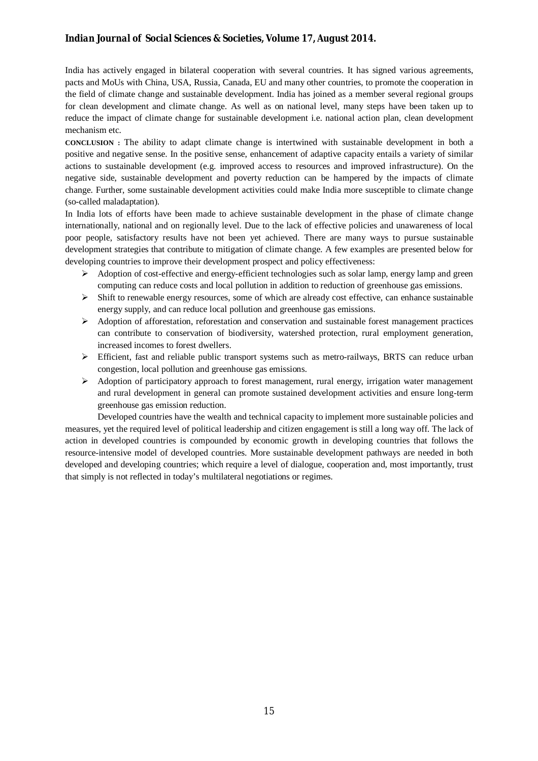India has actively engaged in bilateral cooperation with several countries. It has signed various agreements, pacts and MoUs with China, USA, Russia, Canada, EU and many other countries, to promote the cooperation in the field of climate change and sustainable development. India has joined as a member several regional groups for clean development and climate change. As well as on national level, many steps have been taken up to reduce the impact of climate change for sustainable development i.e. national action plan, clean development mechanism etc.

**CONCLUSION :** The ability to adapt climate change is intertwined with sustainable development in both a positive and negative sense. In the positive sense, enhancement of adaptive capacity entails a variety of similar actions to sustainable development (e.g. improved access to resources and improved infrastructure). On the negative side, sustainable development and poverty reduction can be hampered by the impacts of climate change. Further, some sustainable development activities could make India more susceptible to climate change (so-called maladaptation).

In India lots of efforts have been made to achieve sustainable development in the phase of climate change internationally, national and on regionally level. Due to the lack of effective policies and unawareness of local poor people, satisfactory results have not been yet achieved. There are many ways to pursue sustainable development strategies that contribute to mitigation of climate change. A few examples are presented below for developing countries to improve their development prospect and policy effectiveness:

- Adoption of cost-effective and energy-efficient technologies such as solar lamp, energy lamp and green computing can reduce costs and local pollution in addition to reduction of greenhouse gas emissions.
- Shift to renewable energy resources, some of which are already cost effective, can enhance sustainable energy supply, and can reduce local pollution and greenhouse gas emissions.
- Adoption of afforestation, reforestation and conservation and sustainable forest management practices can contribute to conservation of biodiversity, watershed protection, rural employment generation, increased incomes to forest dwellers.
- Efficient, fast and reliable public transport systems such as metro-railways, BRTS can reduce urban congestion, local pollution and greenhouse gas emissions.
- Adoption of participatory approach to forest management, rural energy, irrigation water management and rural development in general can promote sustained development activities and ensure long-term greenhouse gas emission reduction.

Developed countries have the wealth and technical capacity to implement more sustainable policies and measures, yet the required level of political leadership and citizen engagement is still a long way off. The lack of action in developed countries is compounded by economic growth in developing countries that follows the resource-intensive model of developed countries. More sustainable development pathways are needed in both developed and developing countries; which require a level of dialogue, cooperation and, most importantly, trust that simply is not reflected in today's multilateral negotiations or regimes.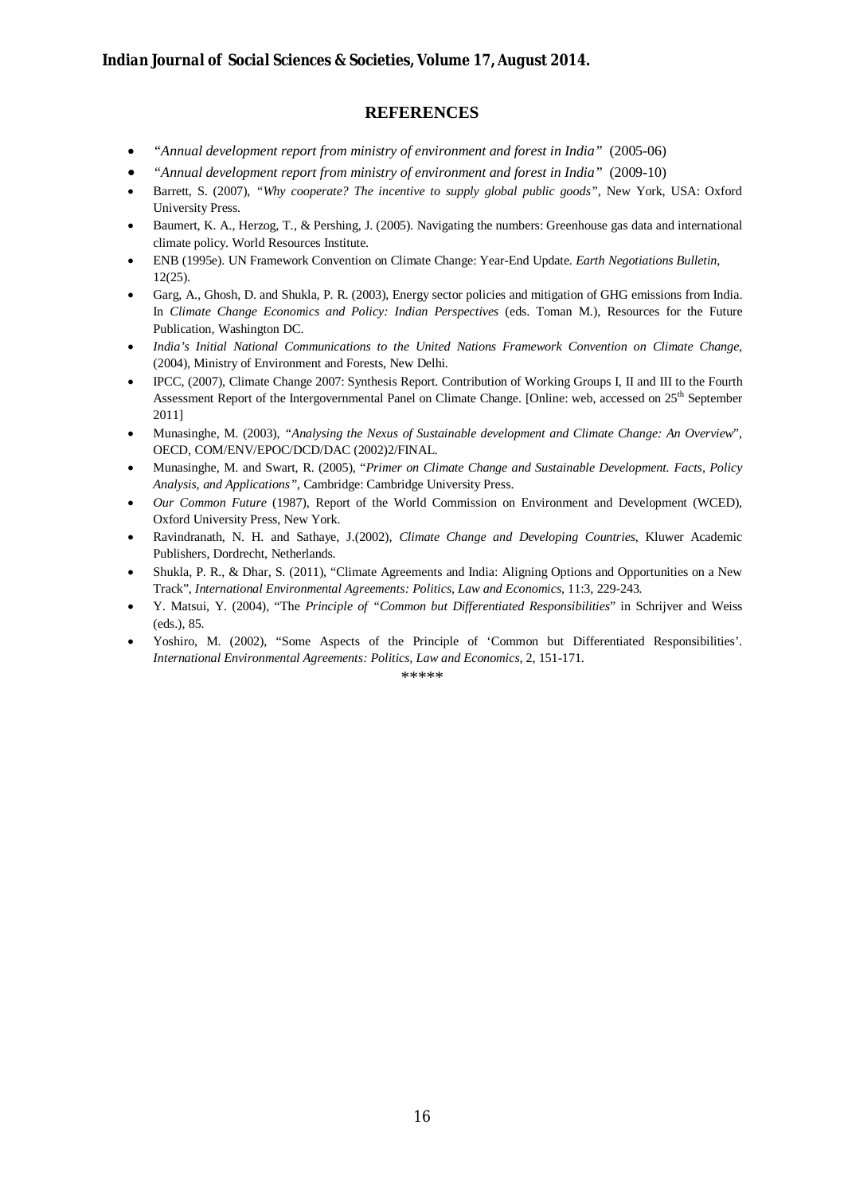## REFERENCES

- *"Annual development report from ministry of environment and forest in India"* (2005-06)
- *"Annual development report from ministry of environment and forest in India"* (2009-10)
- Barrett, S. (2007), *"Why cooperate? The incentive to supply global public goods"*, New York, USA: Oxford University Press.
- Baumert, K. A., Herzog, T., & Pershing, J. (2005). Navigating the numbers: Greenhouse gas data and international climate policy. World Resources Institute.
- ENB (1995e). UN Framework Convention on Climate Change: Year-End Update. *Earth Negotiations Bulletin*, 12(25).
- Garg, A., Ghosh, D. and Shukla, P. R. (2003), Energy sector policies and mitigation of GHG emissions from India. In *Climate Change Economics and Policy: Indian Perspectives* (eds. Toman M.), Resources for the Future Publication, Washington DC.
- *India's Initial National Communications to the United Nations Framework Convention on Climate Change*, (2004), Ministry of Environment and Forests, New Delhi.
- IPCC, (2007), Climate Change 2007: Synthesis Report. Contribution of Working Groups I, II and III to the Fourth Assessment Report of the Intergovernmental Panel on Climate Change. [Online: web, accessed on 25th September 2011]
- Munasinghe, M. (2003), *"Analysing the Nexus of Sustainable development and Climate Change: An Overview"*, OECD, COM/ENV/EPOC/DCD/DAC (2002)2/FINAL.
- Munasinghe, M. and Swart, R. (2005), "*Primer on Climate Change and Sustainable Development. Facts, Policy Analysis, and Applications"*, Cambridge: Cambridge University Press.
- *Our Common Future* (1987), Report of the World Commission on Environment and Development (WCED), Oxford University Press, New York.
- Ravindranath, N. H. and Sathaye, J.(2002), *Climate Change and Developing Countries*, Kluwer Academic Publishers, Dordrecht, Netherlands.
- Shukla, P. R., & Dhar, S. (2011), "Climate Agreements and India: Aligning Options and Opportunities on a New Track", *International Environmental Agreements: Politics, Law and Economics*, 11:3, 229-243.
- Y. Matsui, Y. (2004), "The *Principle of "Common but Differentiated Responsibilities*" in Schrijver and Weiss (eds.), 85.
- Yoshiro, M. (2002), "Some Aspects of the Principle of 'Common but Differentiated Responsibilities'. *International Environmental Agreements: Politics, Law and Economics*, 2, 151-171.

*****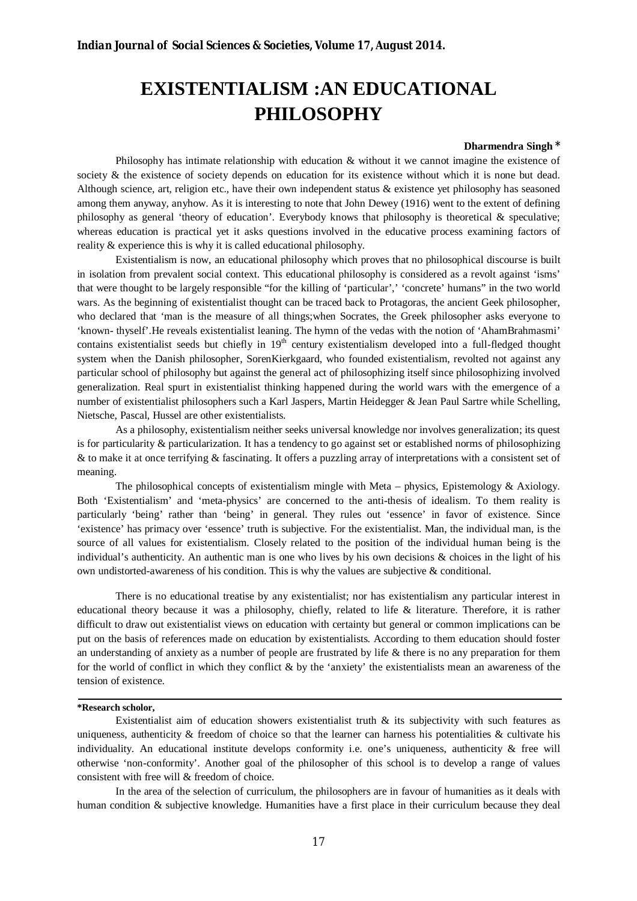# EXISTENTIALISM :AN EDUCATIONAL PHILOSOPHY

**Dharmendra Singh** *

Philosophy has intimate relationship with education & without it we cannot imagine the existence of society & the existence of society depends on education for its existence without which it is none but dead. Although science, art, religion etc., have their own independent status & existence yet philosophy has seasoned among them anyway, anyhow. As it is interesting to note that John Dewey (1916) went to the extent of defining philosophy as general 'theory of education'. Everybody knows that philosophy is theoretical & speculative; whereas education is practical yet it asks questions involved in the educative process examining factors of reality & experience this is why it is called educational philosophy.

Existentialism is now, an educational philosophy which proves that no philosophical discourse is built in isolation from prevalent social context. This educational philosophy is considered as a revolt against 'isms' that were thought to be largely responsible "for the killing of 'particular',' 'concrete' humans" in the two world wars. As the beginning of existentialist thought can be traced back to Protagoras, the ancient Geek philosopher, who declared that 'man is the measure of all things;when Socrates, the Greek philosopher asks everyone to 'known- thyself'.He reveals existentialist leaning. The hymn of the vedas with the notion of 'AhamBrahmasmi' contains existentialist seeds but chiefly in 19th century existentialism developed into a full-fledged thought system when the Danish philosopher, SorenKierkgaard, who founded existentialism, revolted not against any particular school of philosophy but against the general act of philosophizing itself since philosophizing involved generalization. Real spurt in existentialist thinking happened during the world wars with the emergence of a number of existentialist philosophers such a Karl Jaspers, Martin Heidegger & Jean Paul Sartre while Schelling, Nietsche, Pascal, Hussel are other existentialists.

As a philosophy, existentialism neither seeks universal knowledge nor involves generalization; its quest is for particularity & particularization. It has a tendency to go against set or established norms of philosophizing & to make it at once terrifying & fascinating. It offers a puzzling array of interpretations with a consistent set of meaning.

The philosophical concepts of existentialism mingle with Meta – physics, Epistemology & Axiology. Both 'Existentialism' and 'meta-physics' are concerned to the anti-thesis of idealism. To them reality is particularly 'being' rather than 'being' in general. They rules out 'essence' in favor of existence. Since 'existence' has primacy over 'essence' truth is subjective. For the existentialist. Man, the individual man, is the source of all values for existentialism. Closely related to the position of the individual human being is the individual's authenticity. An authentic man is one who lives by his own decisions & choices in the light of his own undistorted-awareness of his condition. This is why the values are subjective & conditional.

There is no educational treatise by any existentialist; nor has existentialism any particular interest in educational theory because it was a philosophy, chiefly, related to life & literature. Therefore, it is rather difficult to draw out existentialist views on education with certainty but general or common implications can be put on the basis of references made on education by existentialists. According to them education should foster an understanding of anxiety as a number of people are frustrated by life & there is no any preparation for them for the world of conflict in which they conflict & by the 'anxiety' the existentialists mean an awareness of the tension of existence.

**\*Research scholor,**

Existentialist aim of education showers existentialist truth & its subjectivity with such features as uniqueness, authenticity & freedom of choice so that the learner can harness his potentialities & cultivate his individuality. An educational institute develops conformity i.e. one's uniqueness, authenticity & free will otherwise 'non-conformity'. Another goal of the philosopher of this school is to develop a range of values consistent with free will & freedom of choice.

In the area of the selection of curriculum, the philosophers are in favour of humanities as it deals with human condition & subjective knowledge. Humanities have a first place in their curriculum because they deal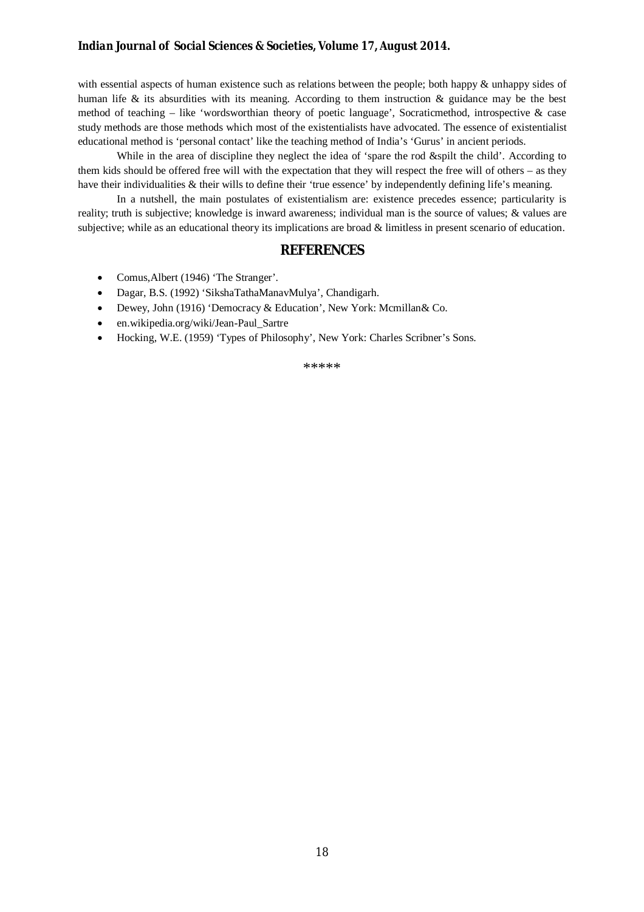with essential aspects of human existence such as relations between the people; both happy & unhappy sides of human life & its absurdities with its meaning. According to them instruction & guidance may be the best method of teaching – like 'wordsworthian theory of poetic language', Socraticmethod, introspective & case study methods are those methods which most of the existentialists have advocated. The essence of existentialist educational method is 'personal contact' like the teaching method of India's 'Gurus' in ancient periods.

While in the area of discipline they neglect the idea of 'spare the rod &spilt the child'. According to them kids should be offered free will with the expectation that they will respect the free will of others – as they have their individualities & their wills to define their 'true essence' by independently defining life's meaning.

In a nutshell, the main postulates of existentialism are: existence precedes essence; particularity is reality; truth is subjective; knowledge is inward awareness; individual man is the source of values; & values are subjective; while as an educational theory its implications are broad & limitless in present scenario of education.

## REFERENCES

- Comus,Albert (1946) 'The Stranger'.
- Dagar, B.S. (1992) 'SikshaTathaManavMulya', Chandigarh.
- Dewey, John (1916) 'Democracy & Education', New York: Mcmillan& Co.
- en.wikipedia.org/wiki/Jean-Paul_Sartre
- Hocking, W.E. (1959) 'Types of Philosophy', New York: Charles Scribner's Sons.

*****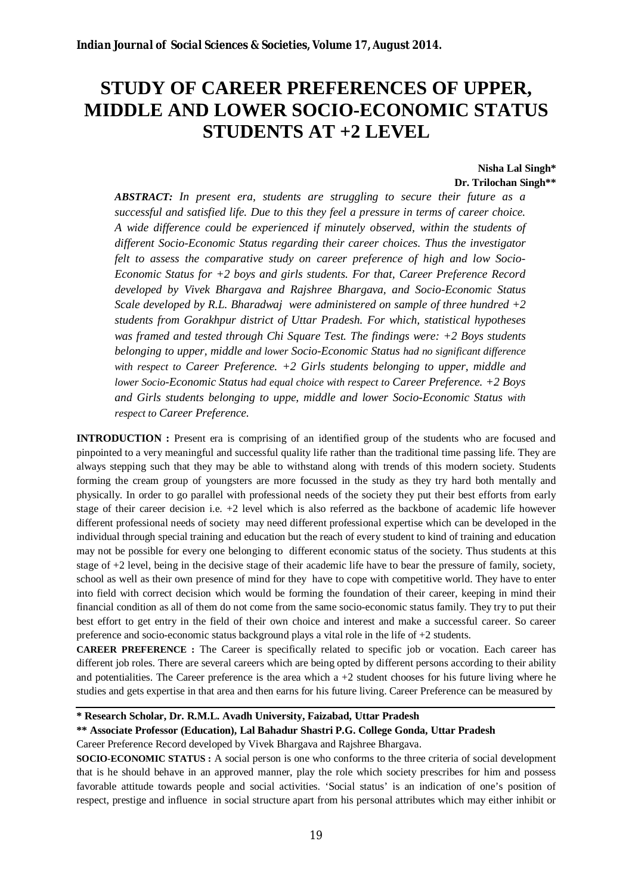# STUDY OF CAREER PREFERENCES OF UPPER, MIDDLE AND LOWER SOCIO-ECONOMIC STATUS STUDENTS AT +2 LEVEL

**Nisha Lal Singh***
**Dr. Trilochan Singh****

***ABSTRACT:*** *In present era, students are struggling to secure their future as a successful and satisfied life. Due to this they feel a pressure in terms of career choice. A wide difference could be experienced if minutely observed, within the students of different Socio-Economic Status regarding their career choices. Thus the investigator felt to assess the comparative study on career preference of high and low Socio-Economic Status for +2 boys and girls students. For that, Career Preference Record developed by Vivek Bhargava and Rajshree Bhargava, and Socio-Economic Status Scale developed by R.L. Bharadwaj were administered on sample of three hundred +2 students from Gorakhpur district of Uttar Pradesh. For which, statistical hypotheses was framed and tested through Chi Square Test. The findings were: +2 Boys students belonging to upper, middle and lower Socio-Economic Status had no significant difference with respect to Career Preference. +2 Girls students belonging to upper, middle and lower Socio-Economic Status had equal choice with respect to Career Preference. +2 Boys and Girls students belonging to uppe, middle and lower Socio-Economic Status with respect to Career Preference.*

**INTRODUCTION :** Present era is comprising of an identified group of the students who are focused and pinpointed to a very meaningful and successful quality life rather than the traditional time passing life. They are always stepping such that they may be able to withstand along with trends of this modern society. Students forming the cream group of youngsters are more focussed in the study as they try hard both mentally and physically. In order to go parallel with professional needs of the society they put their best efforts from early stage of their career decision i.e. +2 level which is also referred as the backbone of academic life however different professional needs of society may need different professional expertise which can be developed in the individual through special training and education but the reach of every student to kind of training and education may not be possible for every one belonging to different economic status of the society. Thus students at this stage of +2 level, being in the decisive stage of their academic life have to bear the pressure of family, society, school as well as their own presence of mind for they have to cope with competitive world. They have to enter into field with correct decision which would be forming the foundation of their career, keeping in mind their financial condition as all of them do not come from the same socio-economic status family. They try to put their best effort to get entry in the field of their own choice and interest and make a successful career. So career preference and socio-economic status background plays a vital role in the life of +2 students.

**CAREER PREFERENCE :** The Career is specifically related to specific job or vocation. Each career has different job roles. There are several careers which are being opted by different persons according to their ability and potentialities. The Career preference is the area which a +2 student chooses for his future living where he studies and gets expertise in that area and then earns for his future living. Career Preference can be measured by Career Preference Record developed by Vivek Bhargava and Rajshree Bhargava.

**SOCIO-ECONOMIC STATUS :** A social person is one who conforms to the three criteria of social development that is he should behave in an approved manner, play the role which society prescribes for him and possess favorable attitude towards people and social activities. 'Social status' is an indication of one's position of respect, prestige and influence in social structure apart from his personal attributes which may either inhibit or

---

**\* Research Scholar, Dr. R.M.L. Avadh University, Faizabad, Uttar Pradesh**

**\*\* Associate Professor (Education), Lal Bahadur Shastri P.G. College Gonda, Uttar Pradesh**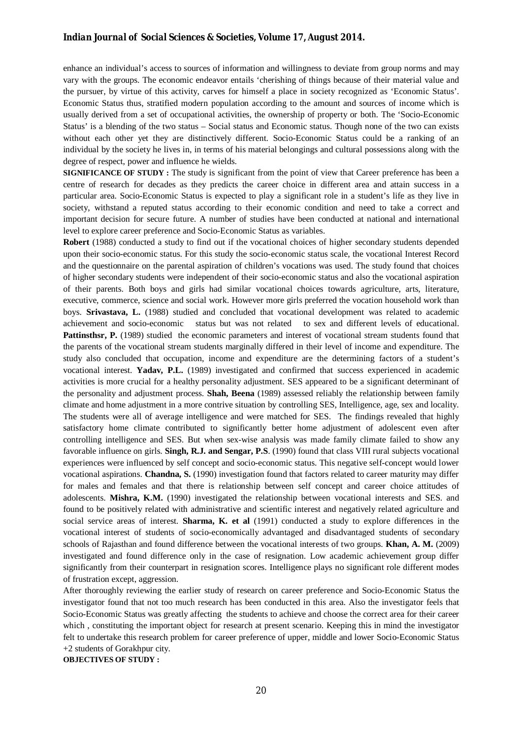enhance an individual's access to sources of information and willingness to deviate from group norms and may vary with the groups. The economic endeavor entails 'cherishing of things because of their material value and the pursuer, by virtue of this activity, carves for himself a place in society recognized as 'Economic Status'. Economic Status thus, stratified modern population according to the amount and sources of income which is usually derived from a set of occupational activities, the ownership of property or both. The 'Socio-Economic Status' is a blending of the two status – Social status and Economic status. Though none of the two can exists without each other yet they are distinctively different. Socio-Economic Status could be a ranking of an individual by the society he lives in, in terms of his material belongings and cultural possessions along with the degree of respect, power and influence he wields.

**SIGNIFICANCE OF STUDY :** The study is significant from the point of view that Career preference has been a centre of research for decades as they predicts the career choice in different area and attain success in a particular area. Socio-Economic Status is expected to play a significant role in a student's life as they live in society, withstand a reputed status according to their economic condition and need to take a correct and important decision for secure future. A number of studies have been conducted at national and international level to explore career preference and Socio-Economic Status as variables.

**Robert** (1988) conducted a study to find out if the vocational choices of higher secondary students depended upon their socio-economic status. For this study the socio-economic status scale, the vocational Interest Record and the questionnaire on the parental aspiration of children's vocations was used. The study found that choices of higher secondary students were independent of their socio-economic status and also the vocational aspiration of their parents. Both boys and girls had similar vocational choices towards agriculture, arts, literature, executive, commerce, science and social work. However more girls preferred the vocation household work than boys. **Srivastava, L.** (1988) studied and concluded that vocational development was related to academic achievement and socio-economic status but was not related to sex and different levels of educational. **Pattinsthsr, P.** (1989) studied the economic parameters and interest of vocational stream students found that the parents of the vocational stream students marginally differed in their level of income and expenditure. The study also concluded that occupation, income and expenditure are the determining factors of a student's vocational interest. **Yadav, P.L.** (1989) investigated and confirmed that success experienced in academic activities is more crucial for a healthy personality adjustment. SES appeared to be a significant determinant of the personality and adjustment process. **Shah, Beena** (1989) assessed reliably the relationship between family climate and home adjustment in a more contrive situation by controlling SES, Intelligence, age, sex and locality. The students were all of average intelligence and were matched for SES. The findings revealed that highly satisfactory home climate contributed to significantly better home adjustment of adolescent even after controlling intelligence and SES. But when sex-wise analysis was made family climate failed to show any favorable influence on girls. **Singh, R.J. and Sengar, P.S**. (1990) found that class VIII rural subjects vocational experiences were influenced by self concept and socio-economic status. This negative self-concept would lower vocational aspirations. **Chandna, S.** (1990) investigation found that factors related to career maturity may differ for males and females and that there is relationship between self concept and career choice attitudes of adolescents. **Mishra, K.M.** (1990) investigated the relationship between vocational interests and SES. and found to be positively related with administrative and scientific interest and negatively related agriculture and social service areas of interest. **Sharma, K. et al** (1991) conducted a study to explore differences in the vocational interest of students of socio-economically advantaged and disadvantaged students of secondary schools of Rajasthan and found difference between the vocational interests of two groups. **Khan, A. M.** (2009) investigated and found difference only in the case of resignation. Low academic achievement group differ significantly from their counterpart in resignation scores. Intelligence plays no significant role different modes of frustration except, aggression.

After thoroughly reviewing the earlier study of research on career preference and Socio-Economic Status the investigator found that not too much research has been conducted in this area. Also the investigator feels that Socio-Economic Status was greatly affecting the students to achieve and choose the correct area for their career which , constituting the important object for research at present scenario. Keeping this in mind the investigator felt to undertake this research problem for career preference of upper, middle and lower Socio-Economic Status +2 students of Gorakhpur city.

**OBJECTIVES OF STUDY :**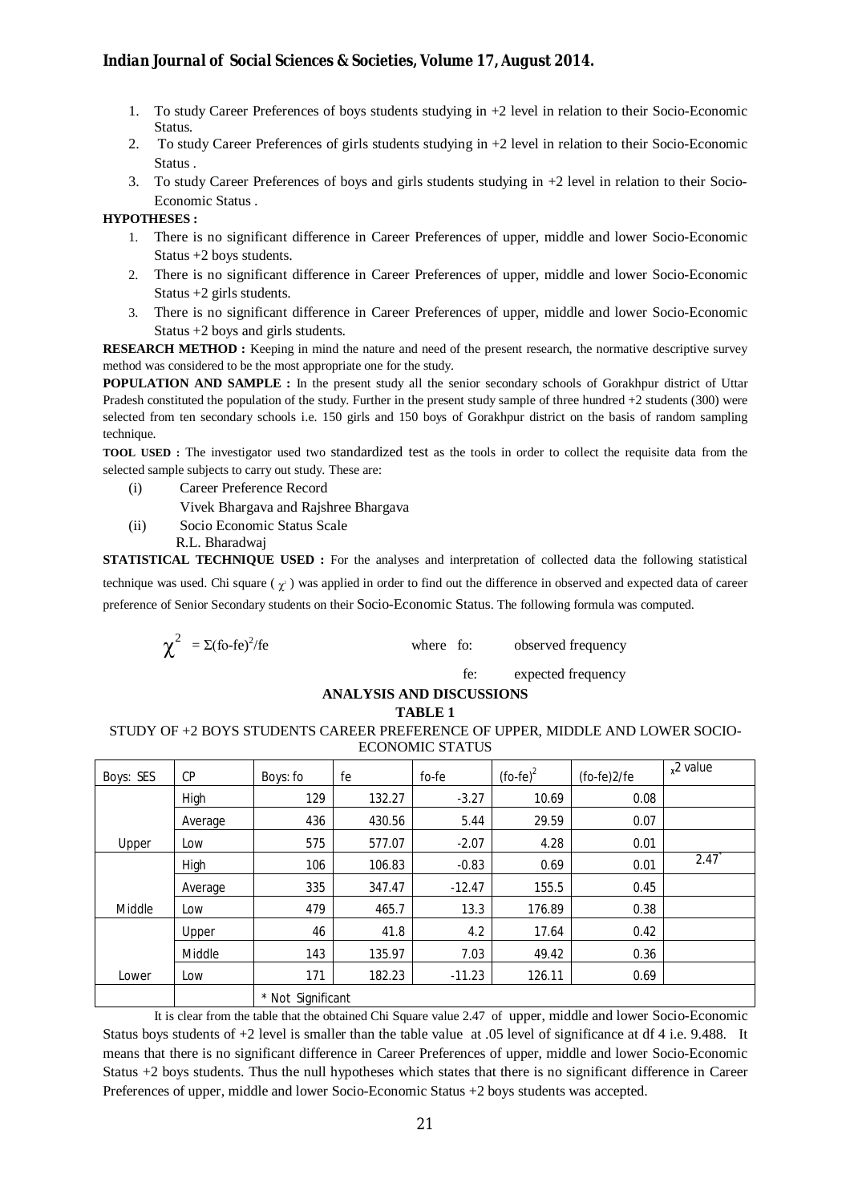1. To study Career Preferences of boys students studying in +2 level in relation to their Socio-Economic Status.
2. To study Career Preferences of girls students studying in +2 level in relation to their Socio-Economic Status .
3. To study Career Preferences of boys and girls students studying in +2 level in relation to their Socio-Economic Status .

**HYPOTHESES :**

1. There is no significant difference in Career Preferences of upper, middle and lower Socio-Economic Status +2 boys students.
2. There is no significant difference in Career Preferences of upper, middle and lower Socio-Economic Status +2 girls students.
3. There is no significant difference in Career Preferences of upper, middle and lower Socio-Economic Status +2 boys and girls students.

**RESEARCH METHOD :** Keeping in mind the nature and need of the present research, the normative descriptive survey method was considered to be the most appropriate one for the study.

**POPULATION AND SAMPLE :** In the present study all the senior secondary schools of Gorakhpur district of Uttar Pradesh constituted the population of the study. Further in the present study sample of three hundred +2 students (300) were selected from ten secondary schools i.e. 150 girls and 150 boys of Gorakhpur district on the basis of random sampling technique.

**TOOL USED :** The investigator used two standardized test as the tools in order to collect the requisite data from the selected sample subjects to carry out study. These are:

(i) Career Preference Record
Vivek Bhargava and Rajshree Bhargava

(ii) Socio Economic Status Scale
R.L. Bharadwaj

**STATISTICAL TECHNIQUE USED :** For the analyses and interpretation of collected data the following statistical technique was used. Chi square ( $\chi^2$ ) was applied in order to find out the difference in observed and expected data of career preference of Senior Secondary students on their Socio-Economic Status. The following formula was computed.

$$\chi^2 = \Sigma(fo-fe)^2/fe$$

where fo: observed frequency
fe: expected frequency

## ANALYSIS AND DISCUSSIONS

**TABLE 1**

STUDY OF +2 BOYS STUDENTS CAREER PREFERENCE OF UPPER, MIDDLE AND LOWER SOCIO-ECONOMIC STATUS

| Boys: SES | CP | Boys: fo | fe | fo-fe | $(fo-fe)^2$ | (fo-fe)2/fe | $\chi^2$ value |
|---|---|---|---|---|---|---|---|
| | High | 129 | 132.27 | -3.27 | 10.69 | 0.08 | |
| | Average | 436 | 430.56 | 5.44 | 29.59 | 0.07 | |
| Upper | Low | 575 | 577.07 | -2.07 | 4.28 | 0.01 | |
| | High | 106 | 106.83 | -0.83 | 0.69 | 0.01 | 2.47* |
| | Average | 335 | 347.47 | -12.47 | 155.5 | 0.45 | |
| Middle | Low | 479 | 465.7 | 13.3 | 176.89 | 0.38 | |
| | Upper | 46 | 41.8 | 4.2 | 17.64 | 0.42 | |
| | Middle | 143 | 135.97 | 7.03 | 49.42 | 0.36 | |
| Lower | Low | 171 | 182.23 | -11.23 | 126.11 | 0.69 | |
| | | * Not Significant | | | | | |

It is clear from the table that the obtained Chi Square value 2.47 of upper, middle and lower Socio-Economic Status boys students of +2 level is smaller than the table value at .05 level of significance at df 4 i.e. 9.488. It means that there is no significant difference in Career Preferences of upper, middle and lower Socio-Economic Status +2 boys students. Thus the null hypotheses which states that there is no significant difference in Career Preferences of upper, middle and lower Socio-Economic Status +2 boys students was accepted.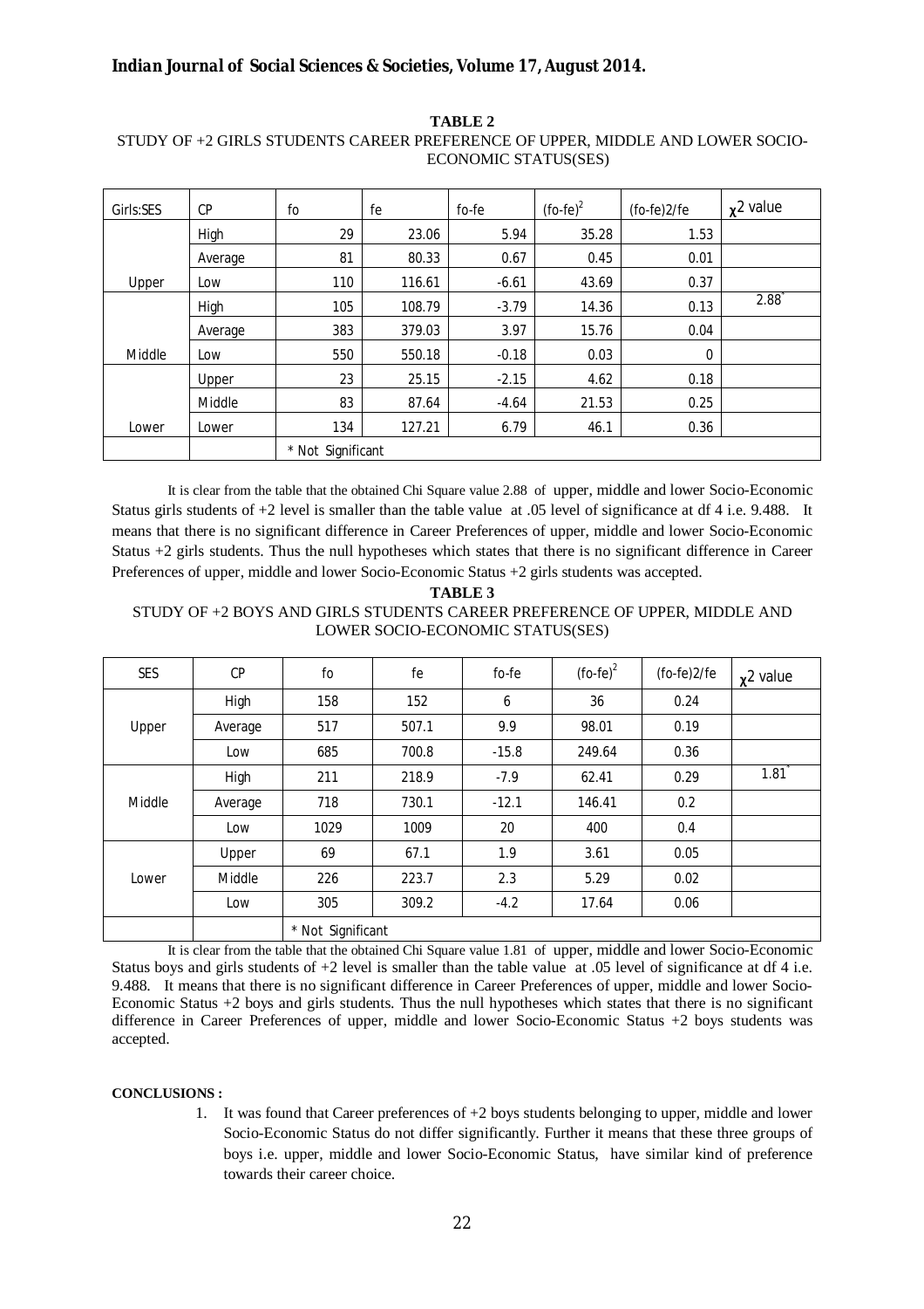**TABLE 2**

STUDY OF +2 GIRLS STUDENTS CAREER PREFERENCE OF UPPER, MIDDLE AND LOWER SOCIO-ECONOMIC STATUS(SES)

| Girls:SES | CP | fo | fe | fo-fe | $(fo\text{-}fe)^2$ | (fo-fe)2/fe | $\chi^2$ value |
|---|---|---|---|---|---|---|---|
| | High | 29 | 23.06 | 5.94 | 35.28 | 1.53 | |
| | Average | 81 | 80.33 | 0.67 | 0.45 | 0.01 | |
| Upper | Low | 110 | 116.61 | -6.61 | 43.69 | 0.37 | |
| | High | 105 | 108.79 | -3.79 | 14.36 | 0.13 | 2.88* |
| | Average | 383 | 379.03 | 3.97 | 15.76 | 0.04 | |
| Middle | Low | 550 | 550.18 | -0.18 | 0.03 | 0 | |
| | Upper | 23 | 25.15 | -2.15 | 4.62 | 0.18 | |
| | Middle | 83 | 87.64 | -4.64 | 21.53 | 0.25 | |
| Lower | Lower | 134 | 127.21 | 6.79 | 46.1 | 0.36 | |
| | | * Not Significant | | | | | |

It is clear from the table that the obtained Chi Square value 2.88 of upper, middle and lower Socio-Economic Status girls students of +2 level is smaller than the table value at .05 level of significance at df 4 i.e. 9.488. It means that there is no significant difference in Career Preferences of upper, middle and lower Socio-Economic Status +2 girls students. Thus the null hypotheses which states that there is no significant difference in Career Preferences of upper, middle and lower Socio-Economic Status +2 girls students was accepted.

**TABLE 3**

STUDY OF +2 BOYS AND GIRLS STUDENTS CAREER PREFERENCE OF UPPER, MIDDLE AND LOWER SOCIO-ECONOMIC STATUS(SES)

| SES | CP | fo | fe | fo-fe | $(fo\text{-}fe)^2$ | (fo-fe)2/fe | $\chi^2$ value |
|---|---|---|---|---|---|---|---|
| | High | 158 | 152 | 6 | 36 | 0.24 | |
| Upper | Average | 517 | 507.1 | 9.9 | 98.01 | 0.19 | |
| | Low | 685 | 700.8 | -15.8 | 249.64 | 0.36 | |
| | High | 211 | 218.9 | -7.9 | 62.41 | 0.29 | 1.81* |
| Middle | Average | 718 | 730.1 | -12.1 | 146.41 | 0.2 | |
| | Low | 1029 | 1009 | 20 | 400 | 0.4 | |
| | Upper | 69 | 67.1 | 1.9 | 3.61 | 0.05 | |
| Lower | Middle | 226 | 223.7 | 2.3 | 5.29 | 0.02 | |
| | Low | 305 | 309.2 | -4.2 | 17.64 | 0.06 | |
| | | * Not Significant | | | | | |

It is clear from the table that the obtained Chi Square value 1.81 of upper, middle and lower Socio-Economic Status boys and girls students of +2 level is smaller than the table value at .05 level of significance at df 4 i.e. 9.488. It means that there is no significant difference in Career Preferences of upper, middle and lower Socio-Economic Status +2 boys and girls students. Thus the null hypotheses which states that there is no significant difference in Career Preferences of upper, middle and lower Socio-Economic Status +2 boys students was accepted.

**CONCLUSIONS :**

1. It was found that Career preferences of +2 boys students belonging to upper, middle and lower Socio-Economic Status do not differ significantly. Further it means that these three groups of boys i.e. upper, middle and lower Socio-Economic Status, have similar kind of preference towards their career choice.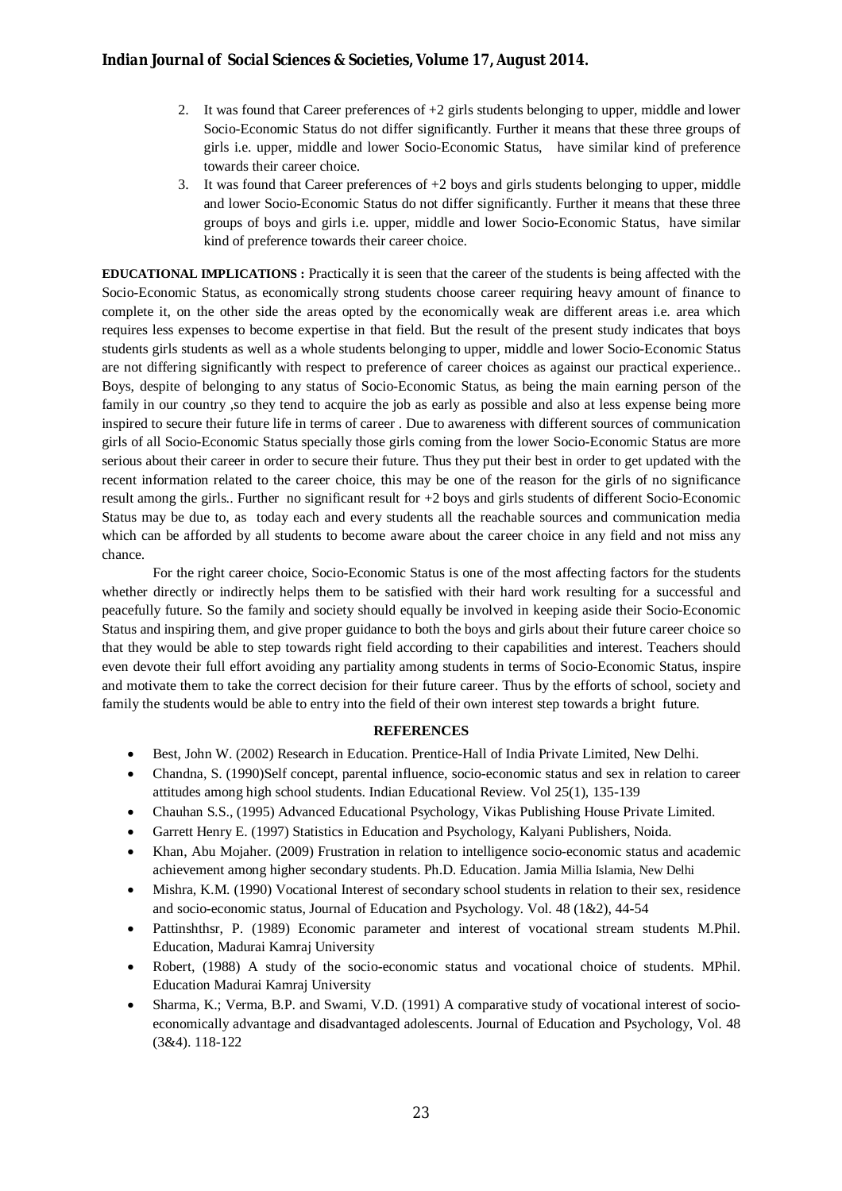2. It was found that Career preferences of +2 girls students belonging to upper, middle and lower Socio-Economic Status do not differ significantly. Further it means that these three groups of girls i.e. upper, middle and lower Socio-Economic Status, have similar kind of preference towards their career choice.
3. It was found that Career preferences of +2 boys and girls students belonging to upper, middle and lower Socio-Economic Status do not differ significantly. Further it means that these three groups of boys and girls i.e. upper, middle and lower Socio-Economic Status, have similar kind of preference towards their career choice.

**EDUCATIONAL IMPLICATIONS :** Practically it is seen that the career of the students is being affected with the Socio-Economic Status, as economically strong students choose career requiring heavy amount of finance to complete it, on the other side the areas opted by the economically weak are different areas i.e. area which requires less expenses to become expertise in that field. But the result of the present study indicates that boys students girls students as well as a whole students belonging to upper, middle and lower Socio-Economic Status are not differing significantly with respect to preference of career choices as against our practical experience.. Boys, despite of belonging to any status of Socio-Economic Status, as being the main earning person of the family in our country ,so they tend to acquire the job as early as possible and also at less expense being more inspired to secure their future life in terms of career . Due to awareness with different sources of communication girls of all Socio-Economic Status specially those girls coming from the lower Socio-Economic Status are more serious about their career in order to secure their future. Thus they put their best in order to get updated with the recent information related to the career choice, this may be one of the reason for the girls of no significance result among the girls.. Further no significant result for +2 boys and girls students of different Socio-Economic Status may be due to, as today each and every students all the reachable sources and communication media which can be afforded by all students to become aware about the career choice in any field and not miss any chance.

For the right career choice, Socio-Economic Status is one of the most affecting factors for the students whether directly or indirectly helps them to be satisfied with their hard work resulting for a successful and peacefully future. So the family and society should equally be involved in keeping aside their Socio-Economic Status and inspiring them, and give proper guidance to both the boys and girls about their future career choice so that they would be able to step towards right field according to their capabilities and interest. Teachers should even devote their full effort avoiding any partiality among students in terms of Socio-Economic Status, inspire and motivate them to take the correct decision for their future career. Thus by the efforts of school, society and family the students would be able to entry into the field of their own interest step towards a bright future.

## REFERENCES

- Best, John W. (2002) Research in Education. Prentice-Hall of India Private Limited, New Delhi.
- Chandna, S. (1990)Self concept, parental influence, socio-economic status and sex in relation to career attitudes among high school students. Indian Educational Review. Vol 25(1), 135-139
- Chauhan S.S., (1995) Advanced Educational Psychology, Vikas Publishing House Private Limited.
- Garrett Henry E. (1997) Statistics in Education and Psychology, Kalyani Publishers, Noida.
- Khan, Abu Mojaher. (2009) Frustration in relation to intelligence socio-economic status and academic achievement among higher secondary students. Ph.D. Education. Jamia Millia Islamia, New Delhi
- Mishra, K.M. (1990) Vocational Interest of secondary school students in relation to their sex, residence and socio-economic status, Journal of Education and Psychology. Vol. 48 (1&2), 44-54
- Pattinshthsr, P. (1989) Economic parameter and interest of vocational stream students M.Phil. Education, Madurai Kamraj University
- Robert, (1988) A study of the socio-economic status and vocational choice of students. MPhil. Education Madurai Kamraj University
- Sharma, K.; Verma, B.P. and Swami, V.D. (1991) A comparative study of vocational interest of socio-economically advantage and disadvantaged adolescents. Journal of Education and Psychology, Vol. 48 (3&4). 118-122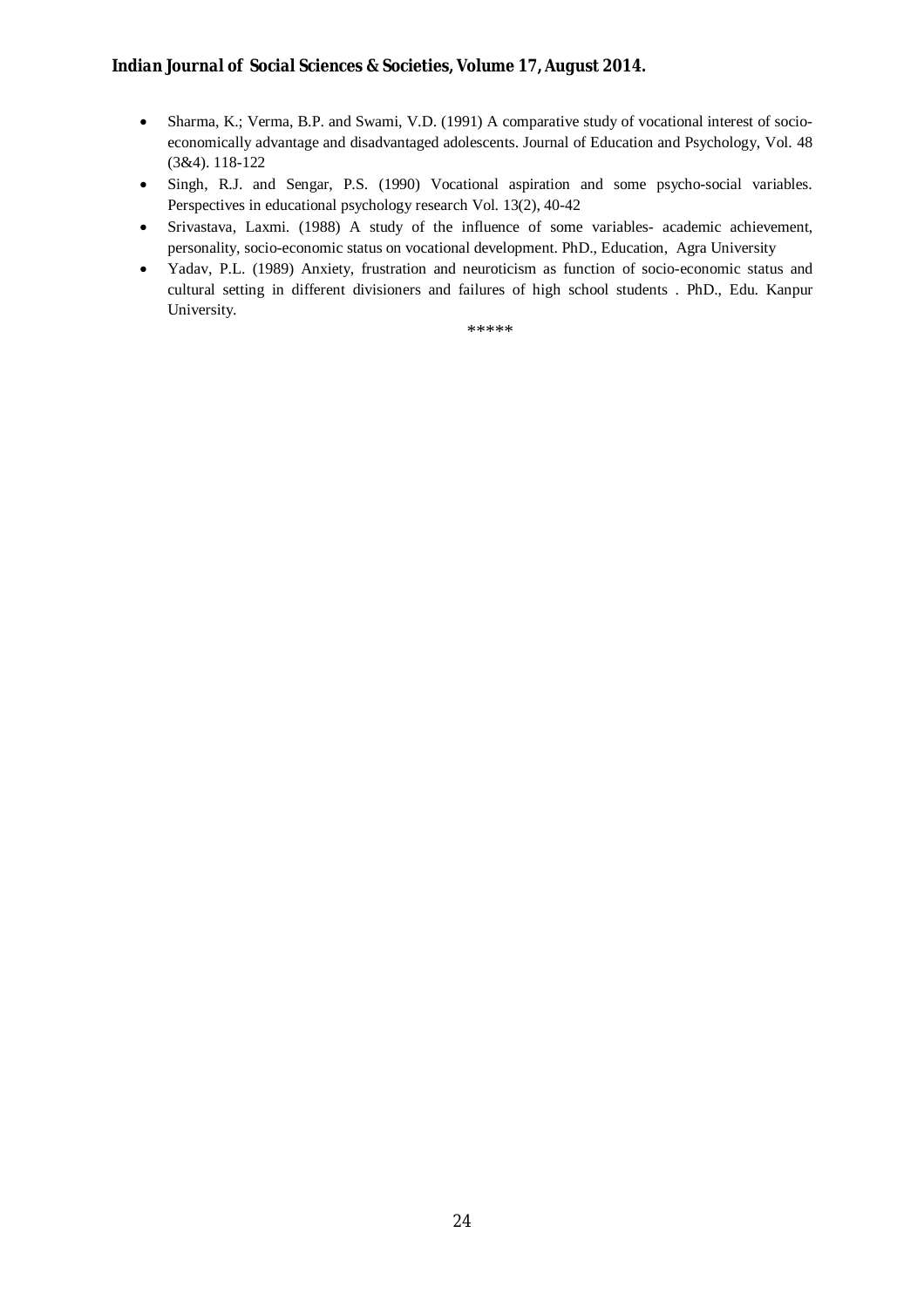- Sharma, K.; Verma, B.P. and Swami, V.D. (1991) A comparative study of vocational interest of socio-economically advantage and disadvantaged adolescents. Journal of Education and Psychology, Vol. 48 (3&4). 118-122
- Singh, R.J. and Sengar, P.S. (1990) Vocational aspiration and some psycho-social variables. Perspectives in educational psychology research Vol. 13(2), 40-42
- Srivastava, Laxmi. (1988) A study of the influence of some variables- academic achievement, personality, socio-economic status on vocational development. PhD., Education, Agra University
- Yadav, P.L. (1989) Anxiety, frustration and neuroticism as function of socio-economic status and cultural setting in different divisioners and failures of high school students . PhD., Edu. Kanpur University.

*****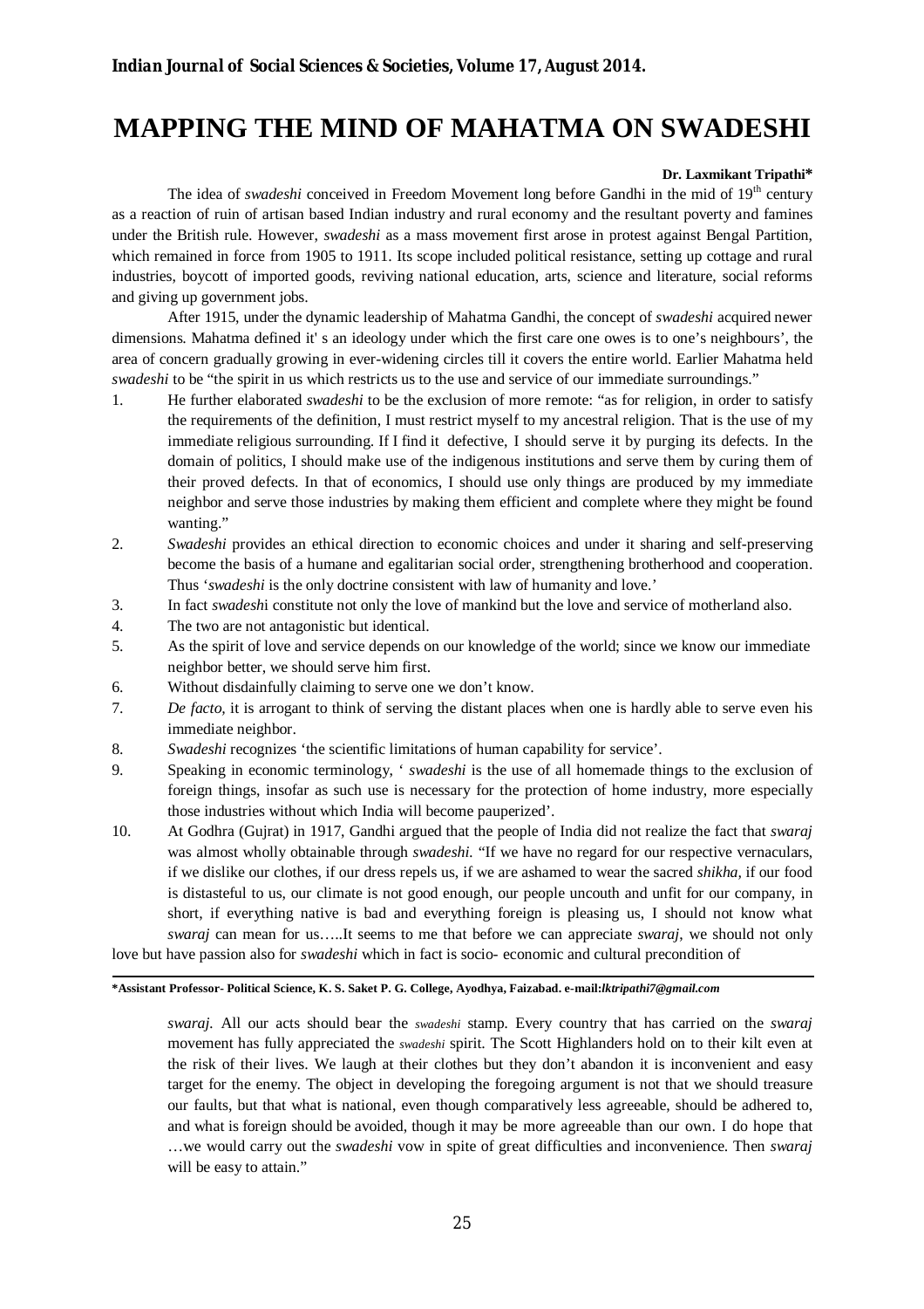# MAPPING THE MIND OF MAHATMA ON SWADESHI

**Dr. Laxmikant Tripathi***

The idea of *swadeshi* conceived in Freedom Movement long before Gandhi in the mid of 19th century as a reaction of ruin of artisan based Indian industry and rural economy and the resultant poverty and famines under the British rule. However, *swadeshi* as a mass movement first arose in protest against Bengal Partition, which remained in force from 1905 to 1911. Its scope included political resistance, setting up cottage and rural industries, boycott of imported goods, reviving national education, arts, science and literature, social reforms and giving up government jobs.

After 1915, under the dynamic leadership of Mahatma Gandhi, the concept of *swadeshi* acquired newer dimensions. Mahatma defined it' s an ideology under which the first care one owes is to one's neighbours', the area of concern gradually growing in ever-widening circles till it covers the entire world. Earlier Mahatma held *swadeshi* to be "the spirit in us which restricts us to the use and service of our immediate surroundings."

1. He further elaborated *swadeshi* to be the exclusion of more remote: "as for religion, in order to satisfy the requirements of the definition, I must restrict myself to my ancestral religion. That is the use of my immediate religious surrounding. If I find it defective, I should serve it by purging its defects. In the domain of politics, I should make use of the indigenous institutions and serve them by curing them of their proved defects. In that of economics, I should use only things are produced by my immediate neighbor and serve those industries by making them efficient and complete where they might be found wanting."
2. *Swadeshi* provides an ethical direction to economic choices and under it sharing and self-preserving become the basis of a humane and egalitarian social order, strengthening brotherhood and cooperation. Thus '*swadeshi* is the only doctrine consistent with law of humanity and love.'
3. In fact *swadesh*i constitute not only the love of mankind but the love and service of motherland also.
4. The two are not antagonistic but identical.
5. As the spirit of love and service depends on our knowledge of the world; since we know our immediate neighbor better, we should serve him first.
6. Without disdainfully claiming to serve one we don't know.
7. *De facto,* it is arrogant to think of serving the distant places when one is hardly able to serve even his immediate neighbor.
8. *Swadeshi* recognizes 'the scientific limitations of human capability for service'.
9. Speaking in economic terminology, ' *swadeshi* is the use of all homemade things to the exclusion of foreign things, insofar as such use is necessary for the protection of home industry, more especially those industries without which India will become pauperized'.
10. At Godhra (Gujrat) in 1917, Gandhi argued that the people of India did not realize the fact that *swaraj* was almost wholly obtainable through *swadeshi.* "If we have no regard for our respective vernaculars, if we dislike our clothes, if our dress repels us, if we are ashamed to wear the sacred *shikha,* if our food is distasteful to us, our climate is not good enough, our people uncouth and unfit for our company, in short, if everything native is bad and everything foreign is pleasing us, I should not know what *swaraj* can mean for us…..It seems to me that before we can appreciate *swaraj*, we should not only love but have passion also for *swadeshi* which in fact is socio- economic and cultural precondition of *swaraj.* All our acts should bear the *swadeshi* stamp. Every country that has carried on the *swaraj* movement has fully appreciated the *swadeshi* spirit. The Scott Highlanders hold on to their kilt even at the risk of their lives. We laugh at their clothes but they don't abandon it is inconvenient and easy target for the enemy. The object in developing the foregoing argument is not that we should treasure our faults, but that what is national, even though comparatively less agreeable, should be adhered to, and what is foreign should be avoided, though it may be more agreeable than our own. I do hope that …we would carry out the *swadeshi* vow in spite of great difficulties and inconvenience. Then *swaraj* will be easy to attain."

---

***Assistant Professor- Political Science, K. S. Saket P. G. College, Ayodhya, Faizabad. e-mail:*lktripathi7@gmail.com***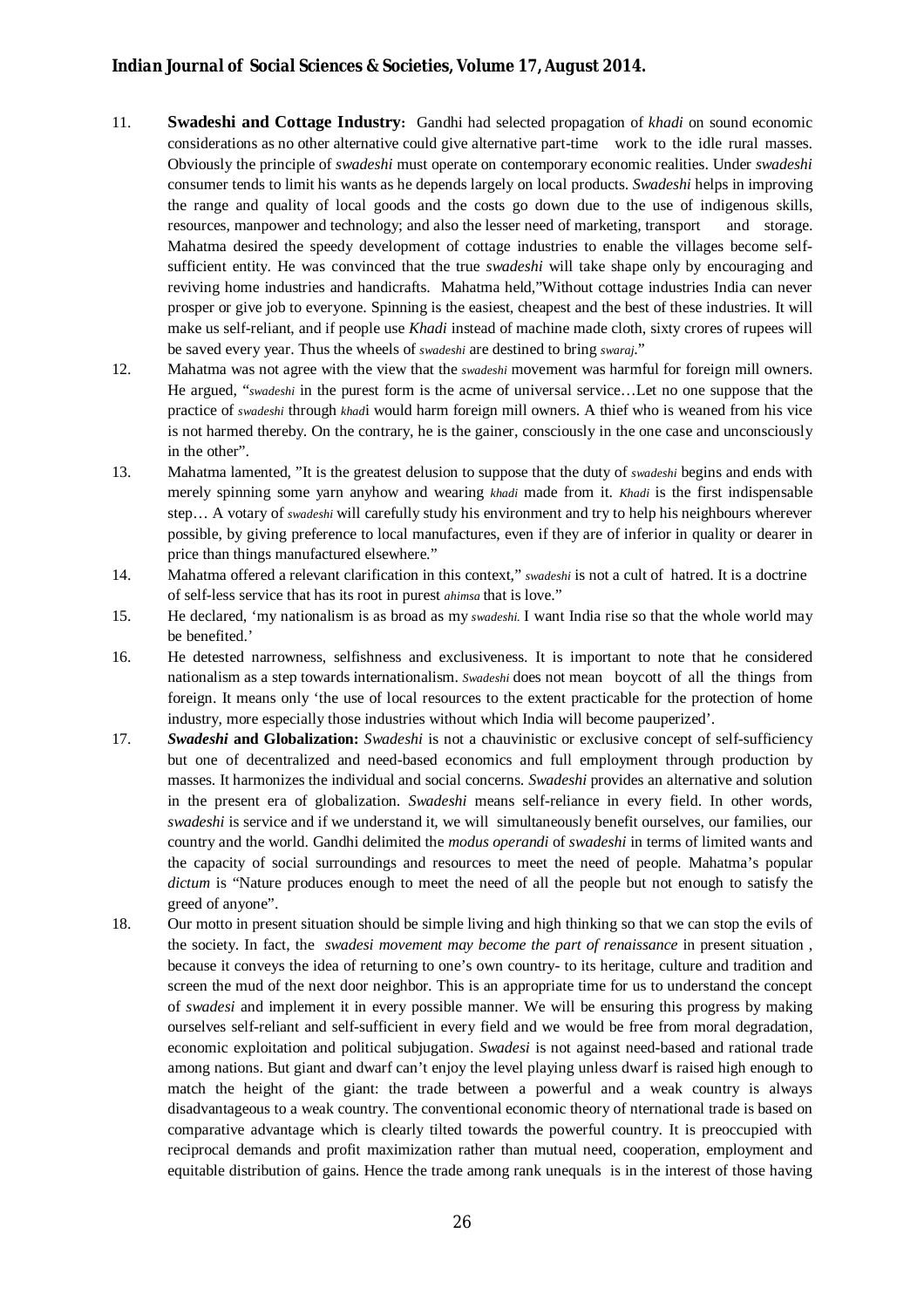11. **Swadeshi and Cottage Industry:** Gandhi had selected propagation of *khadi* on sound economic considerations as no other alternative could give alternative part-time work to the idle rural masses. Obviously the principle of *swadeshi* must operate on contemporary economic realities. Under *swadeshi* consumer tends to limit his wants as he depends largely on local products. *Swadeshi* helps in improving the range and quality of local goods and the costs go down due to the use of indigenous skills, resources, manpower and technology; and also the lesser need of marketing, transport and storage. Mahatma desired the speedy development of cottage industries to enable the villages become self-sufficient entity. He was convinced that the true *swadeshi* will take shape only by encouraging and reviving home industries and handicrafts. Mahatma held,"Without cottage industries India can never prosper or give job to everyone. Spinning is the easiest, cheapest and the best of these industries. It will make us self-reliant, and if people use *Khadi* instead of machine made cloth, sixty crores of rupees will be saved every year. Thus the wheels of *swadeshi* are destined to bring *swaraj*."

12. Mahatma was not agree with the view that the *swadeshi* movement was harmful for foreign mill owners. He argued, "*swadeshi* in the purest form is the acme of universal service…Let no one suppose that the practice of *swadeshi* through *khad*i would harm foreign mill owners. A thief who is weaned from his vice is not harmed thereby. On the contrary, he is the gainer, consciously in the one case and unconsciously in the other".

13. Mahatma lamented, "It is the greatest delusion to suppose that the duty of *swadeshi* begins and ends with merely spinning some yarn anyhow and wearing *khadi* made from it. *Khadi* is the first indispensable step… A votary of *swadeshi* will carefully study his environment and try to help his neighbours wherever possible, by giving preference to local manufactures, even if they are of inferior in quality or dearer in price than things manufactured elsewhere."

14. Mahatma offered a relevant clarification in this context," *swadeshi* is not a cult of hatred. It is a doctrine of self-less service that has its root in purest *ahimsa* that is love."

15. He declared, 'my nationalism is as broad as my *swadeshi.* I want India rise so that the whole world may be benefited.'

16. He detested narrowness, selfishness and exclusiveness. It is important to note that he considered nationalism as a step towards internationalism. *Swadeshi* does not mean boycott of all the things from foreign. It means only 'the use of local resources to the extent practicable for the protection of home industry, more especially those industries without which India will become pauperized'.

17. ***Swadeshi* and Globalization:** *Swadeshi* is not a chauvinistic or exclusive concept of self-sufficiency but one of decentralized and need-based economics and full employment through production by masses. It harmonizes the individual and social concerns. *Swadeshi* provides an alternative and solution in the present era of globalization. *Swadeshi* means self-reliance in every field. In other words, *swadeshi* is service and if we understand it, we will simultaneously benefit ourselves, our families, our country and the world. Gandhi delimited the *modus operandi* of *swadeshi* in terms of limited wants and the capacity of social surroundings and resources to meet the need of people. Mahatma's popular *dictum* is "Nature produces enough to meet the need of all the people but not enough to satisfy the greed of anyone".

18. Our motto in present situation should be simple living and high thinking so that we can stop the evils of the society. In fact, the *swadesi movement may become the part of renaissance* in present situation , because it conveys the idea of returning to one's own country- to its heritage, culture and tradition and screen the mud of the next door neighbor. This is an appropriate time for us to understand the concept of *swadesi* and implement it in every possible manner. We will be ensuring this progress by making ourselves self-reliant and self-sufficient in every field and we would be free from moral degradation, economic exploitation and political subjugation. *Swadesi* is not against need-based and rational trade among nations. But giant and dwarf can't enjoy the level playing unless dwarf is raised high enough to match the height of the giant: the trade between a powerful and a weak country is always disadvantageous to a weak country. The conventional economic theory of nternational trade is based on comparative advantage which is clearly tilted towards the powerful country. It is preoccupied with reciprocal demands and profit maximization rather than mutual need, cooperation, employment and equitable distribution of gains. Hence the trade among rank unequals is in the interest of those having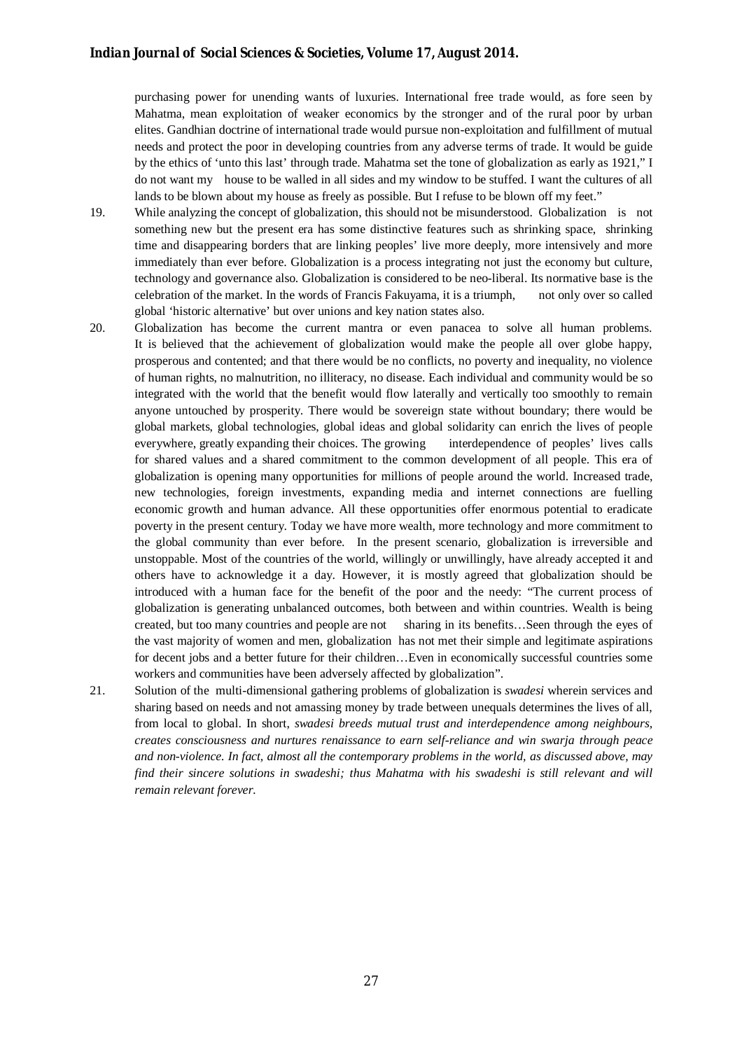purchasing power for unending wants of luxuries. International free trade would, as fore seen by Mahatma, mean exploitation of weaker economics by the stronger and of the rural poor by urban elites. Gandhian doctrine of international trade would pursue non-exploitation and fulfillment of mutual needs and protect the poor in developing countries from any adverse terms of trade. It would be guide by the ethics of 'unto this last' through trade. Mahatma set the tone of globalization as early as 1921," I do not want my house to be walled in all sides and my window to be stuffed. I want the cultures of all lands to be blown about my house as freely as possible. But I refuse to be blown off my feet."

19. While analyzing the concept of globalization, this should not be misunderstood. Globalization is not something new but the present era has some distinctive features such as shrinking space, shrinking time and disappearing borders that are linking peoples' live more deeply, more intensively and more immediately than ever before. Globalization is a process integrating not just the economy but culture, technology and governance also. Globalization is considered to be neo-liberal. Its normative base is the celebration of the market. In the words of Francis Fakuyama, it is a triumph, not only over so called global 'historic alternative' but over unions and key nation states also.

20. Globalization has become the current mantra or even panacea to solve all human problems. It is believed that the achievement of globalization would make the people all over globe happy, prosperous and contented; and that there would be no conflicts, no poverty and inequality, no violence of human rights, no malnutrition, no illiteracy, no disease. Each individual and community would be so integrated with the world that the benefit would flow laterally and vertically too smoothly to remain anyone untouched by prosperity. There would be sovereign state without boundary; there would be global markets, global technologies, global ideas and global solidarity can enrich the lives of people everywhere, greatly expanding their choices. The growing interdependence of peoples' lives calls for shared values and a shared commitment to the common development of all people. This era of globalization is opening many opportunities for millions of people around the world. Increased trade, new technologies, foreign investments, expanding media and internet connections are fuelling economic growth and human advance. All these opportunities offer enormous potential to eradicate poverty in the present century. Today we have more wealth, more technology and more commitment to the global community than ever before. In the present scenario, globalization is irreversible and unstoppable. Most of the countries of the world, willingly or unwillingly, have already accepted it and others have to acknowledge it a day. However, it is mostly agreed that globalization should be introduced with a human face for the benefit of the poor and the needy: "The current process of globalization is generating unbalanced outcomes, both between and within countries. Wealth is being created, but too many countries and people are not sharing in its benefits…Seen through the eyes of the vast majority of women and men, globalization has not met their simple and legitimate aspirations for decent jobs and a better future for their children…Even in economically successful countries some workers and communities have been adversely affected by globalization".

21. Solution of the multi-dimensional gathering problems of globalization is *swadesi* wherein services and sharing based on needs and not amassing money by trade between unequals determines the lives of all, from local to global. In short, *swadesi breeds mutual trust and interdependence among neighbours, creates consciousness and nurtures renaissance to earn self-reliance and win swarja through peace and non-violence. In fact, almost all the contemporary problems in the world, as discussed above, may find their sincere solutions in swadeshi; thus Mahatma with his swadeshi is still relevant and will remain relevant forever.*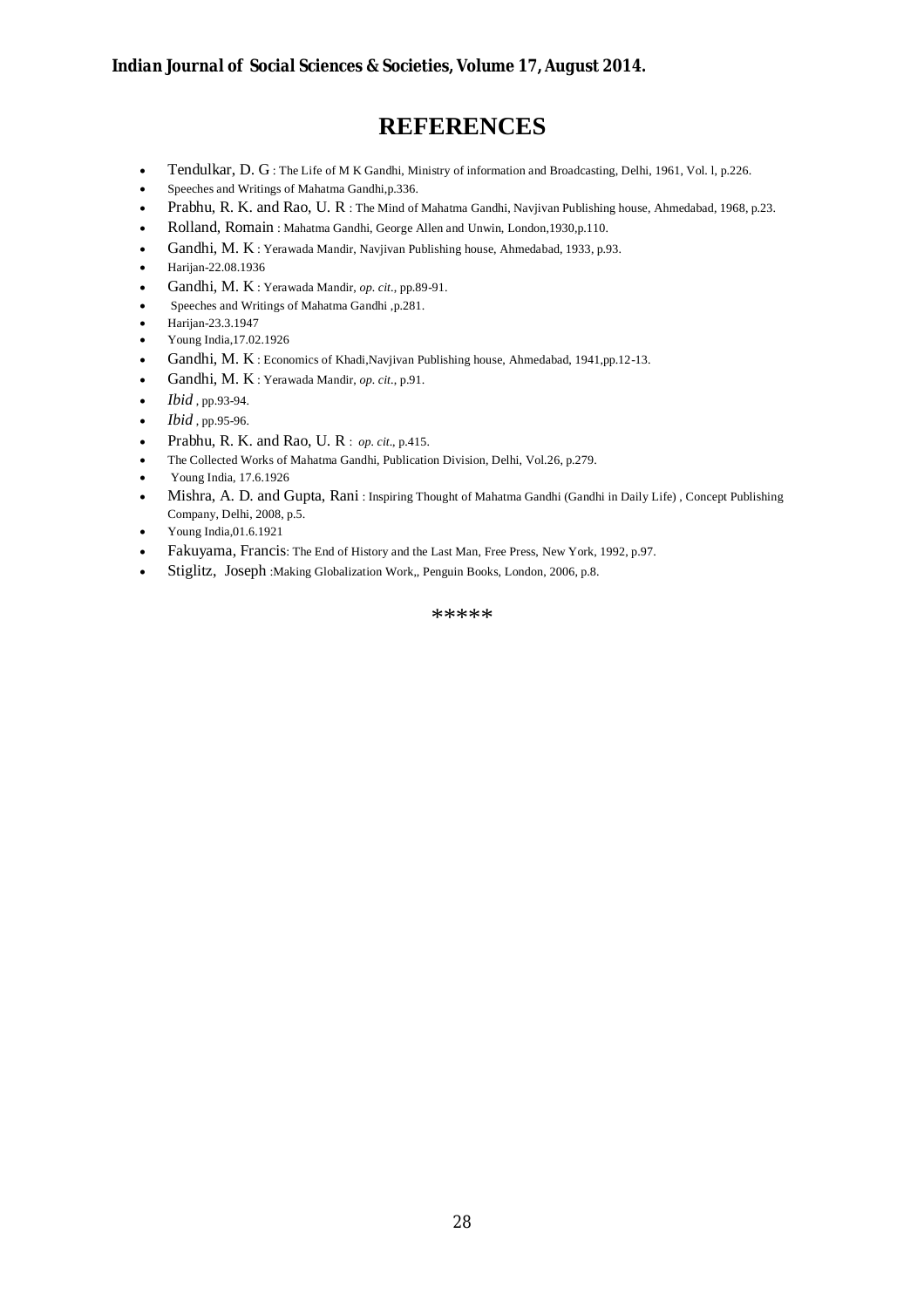# REFERENCES

- Tendulkar, D. G : The Life of M K Gandhi, Ministry of information and Broadcasting, Delhi, 1961, Vol. l, p.226.
- Speeches and Writings of Mahatma Gandhi,p.336.
- Prabhu, R. K. and Rao, U. R : The Mind of Mahatma Gandhi, Navjivan Publishing house, Ahmedabad, 1968, p.23.
- Rolland, Romain : Mahatma Gandhi, George Allen and Unwin, London,1930,p.110.
- Gandhi, M. K : Yerawada Mandir, Navjivan Publishing house, Ahmedabad, 1933, p.93.
- Harijan-22.08.1936
- Gandhi, M. K : Yerawada Mandir, *op. cit*., pp.89-91.
- Speeches and Writings of Mahatma Gandhi ,p.281.
- Harijan-23.3.1947
- Young India,17.02.1926
- Gandhi, M. K : Economics of Khadi,Navjivan Publishing house, Ahmedabad, 1941,pp.12-13.
- Gandhi, M. K : Yerawada Mandir, *op. cit*., p.91.
- *Ibid* , pp.93-94.
- *Ibid* , pp.95-96.
- Prabhu, R. K. and Rao, U. R : *op. cit*., p.415.
- The Collected Works of Mahatma Gandhi, Publication Division, Delhi, Vol.26, p.279.
- Young India, 17.6.1926
- Mishra, A. D. and Gupta, Rani : Inspiring Thought of Mahatma Gandhi (Gandhi in Daily Life) , Concept Publishing Company, Delhi, 2008, p.5.
- Young India,01.6.1921
- Fakuyama, Francis: The End of History and the Last Man, Free Press, New York, 1992, p.97.
- Stiglitz, Joseph :Making Globalization Work,, Penguin Books, London, 2006, p.8.

*****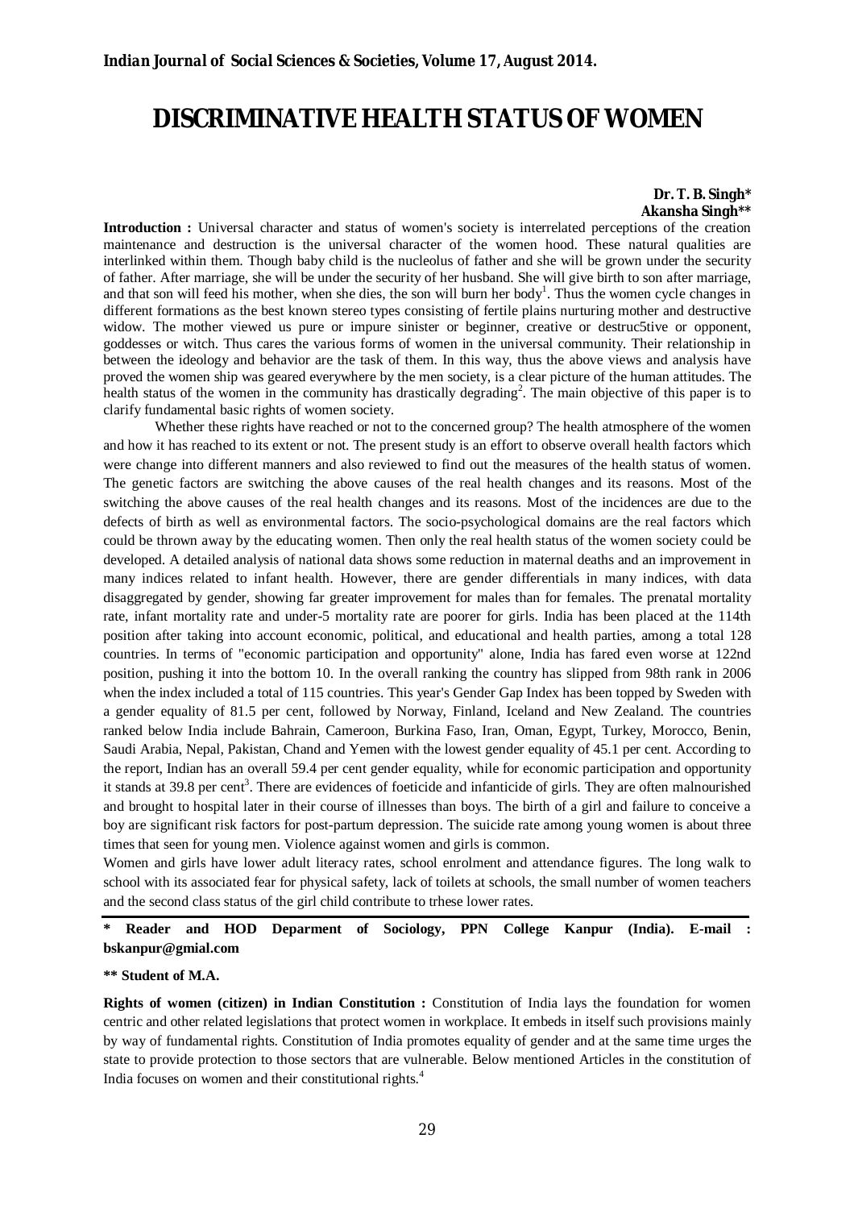# DISCRIMINATIVE HEALTH STATUS OF WOMEN

**Dr. T. B. Singh***
**Akansha Singh****

**Introduction :** Universal character and status of women's society is interrelated perceptions of the creation maintenance and destruction is the universal character of the women hood. These natural qualities are interlinked within them. Though baby child is the nucleolus of father and she will be grown under the security of father. After marriage, she will be under the security of her husband. She will give birth to son after marriage, and that son will feed his mother, when she dies, the son will burn her body[1]. Thus the women cycle changes in different formations as the best known stereo types consisting of fertile plains nurturing mother and destructive widow. The mother viewed us pure or impure sinister or beginner, creative or destruc5tive or opponent, goddesses or witch. Thus cares the various forms of women in the universal community. Their relationship in between the ideology and behavior are the task of them. In this way, thus the above views and analysis have proved the women ship was geared everywhere by the men society, is a clear picture of the human attitudes. The health status of the women in the community has drastically degrading[2]. The main objective of this paper is to clarify fundamental basic rights of women society.

Whether these rights have reached or not to the concerned group? The health atmosphere of the women and how it has reached to its extent or not. The present study is an effort to observe overall health factors which were change into different manners and also reviewed to find out the measures of the health status of women. The genetic factors are switching the above causes of the real health changes and its reasons. Most of the switching the above causes of the real health changes and its reasons. Most of the incidences are due to the defects of birth as well as environmental factors. The socio-psychological domains are the real factors which could be thrown away by the educating women. Then only the real health status of the women society could be developed. A detailed analysis of national data shows some reduction in maternal deaths and an improvement in many indices related to infant health. However, there are gender differentials in many indices, with data disaggregated by gender, showing far greater improvement for males than for females. The prenatal mortality rate, infant mortality rate and under-5 mortality rate are poorer for girls. India has been placed at the 114th position after taking into account economic, political, and educational and health parties, among a total 128 countries. In terms of "economic participation and opportunity" alone, India has fared even worse at 122nd position, pushing it into the bottom 10. In the overall ranking the country has slipped from 98th rank in 2006 when the index included a total of 115 countries. This year's Gender Gap Index has been topped by Sweden with a gender equality of 81.5 per cent, followed by Norway, Finland, Iceland and New Zealand. The countries ranked below India include Bahrain, Cameroon, Burkina Faso, Iran, Oman, Egypt, Turkey, Morocco, Benin, Saudi Arabia, Nepal, Pakistan, Chand and Yemen with the lowest gender equality of 45.1 per cent. According to the report, Indian has an overall 59.4 per cent gender equality, while for economic participation and opportunity it stands at 39.8 per cent[3]. There are evidences of foeticide and infanticide of girls. They are often malnourished and brought to hospital later in their course of illnesses than boys. The birth of a girl and failure to conceive a boy are significant risk factors for post-partum depression. The suicide rate among young women is about three times that seen for young men. Violence against women and girls is common.

Women and girls have lower adult literacy rates, school enrolment and attendance figures. The long walk to school with its associated fear for physical safety, lack of toilets at schools, the small number of women teachers and the second class status of the girl child contribute to trhese lower rates.

**\* Reader and HOD Deparment of Sociology, PPN College Kanpur (India). E-mail : bskanpur@gmial.com**

**\*\* Student of M.A.**

**Rights of women (citizen) in Indian Constitution :** Constitution of India lays the foundation for women centric and other related legislations that protect women in workplace. It embeds in itself such provisions mainly by way of fundamental rights. Constitution of India promotes equality of gender and at the same time urges the state to provide protection to those sectors that are vulnerable. Below mentioned Articles in the constitution of India focuses on women and their constitutional rights.[4]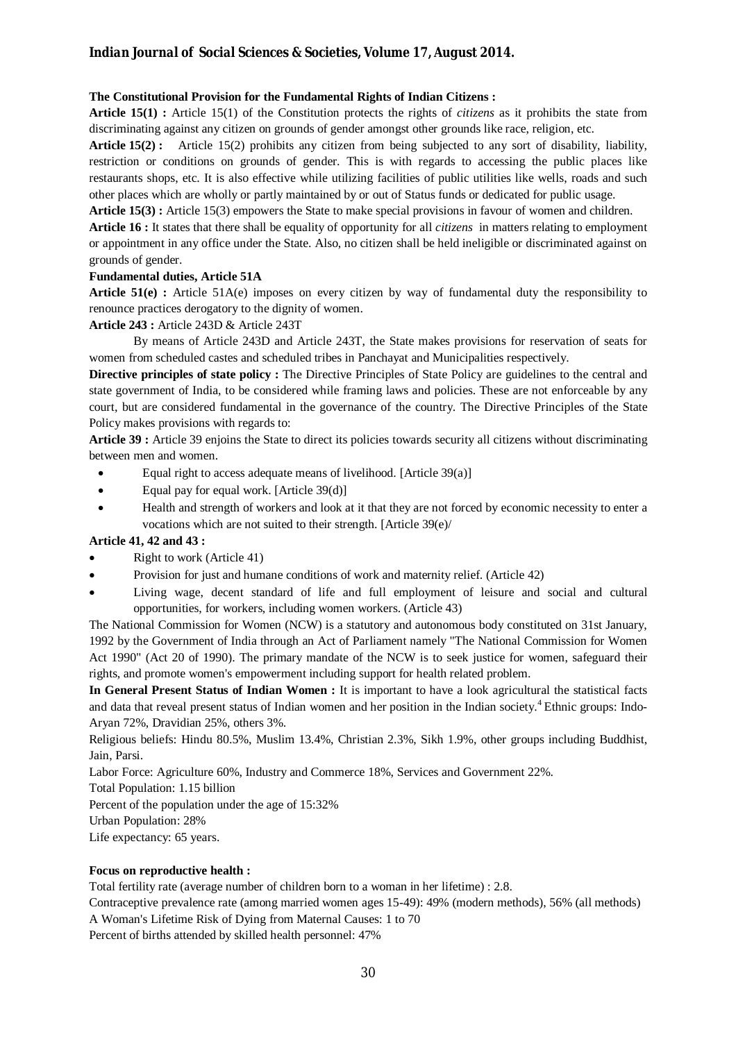**The Constitutional Provision for the Fundamental Rights of Indian Citizens :**

**Article 15(1) :** Article 15(1) of the Constitution protects the rights of *citizens* as it prohibits the state from discriminating against any citizen on grounds of gender amongst other grounds like race, religion, etc.

**Article 15(2) :** Article 15(2) prohibits any citizen from being subjected to any sort of disability, liability, restriction or conditions on grounds of gender. This is with regards to accessing the public places like restaurants shops, etc. It is also effective while utilizing facilities of public utilities like wells, roads and such other places which are wholly or partly maintained by or out of Status funds or dedicated for public usage.

**Article 15(3) :** Article 15(3) empowers the State to make special provisions in favour of women and children.

**Article 16 :** It states that there shall be equality of opportunity for all *citizens* in matters relating to employment or appointment in any office under the State. Also, no citizen shall be held ineligible or discriminated against on grounds of gender.

**Fundamental duties, Article 51A**

**Article 51(e) :** Article 51A(e) imposes on every citizen by way of fundamental duty the responsibility to renounce practices derogatory to the dignity of women.

**Article 243 :** Article 243D & Article 243T

By means of Article 243D and Article 243T, the State makes provisions for reservation of seats for women from scheduled castes and scheduled tribes in Panchayat and Municipalities respectively.

**Directive principles of state policy :** The Directive Principles of State Policy are guidelines to the central and state government of India, to be considered while framing laws and policies. These are not enforceable by any court, but are considered fundamental in the governance of the country. The Directive Principles of the State Policy makes provisions with regards to:

**Article 39 :** Article 39 enjoins the State to direct its policies towards security all citizens without discriminating between men and women.

- Equal right to access adequate means of livelihood. [Article 39(a)]
- Equal pay for equal work. [Article 39(d)]
- Health and strength of workers and look at it that they are not forced by economic necessity to enter a vocations which are not suited to their strength. [Article 39(e)/

**Article 41, 42 and 43 :**

- Right to work (Article 41)
- Provision for just and humane conditions of work and maternity relief. (Article 42)
- Living wage, decent standard of life and full employment of leisure and social and cultural opportunities, for workers, including women workers. (Article 43)

The National Commission for Women (NCW) is a statutory and autonomous body constituted on 31st January, 1992 by the Government of India through an Act of Parliament namely "The National Commission for Women Act 1990" (Act 20 of 1990). The primary mandate of the NCW is to seek justice for women, safeguard their rights, and promote women's empowerment including support for health related problem.

**In General Present Status of Indian Women :** It is important to have a look agricultural the statistical facts and data that reveal present status of Indian women and her position in the Indian society.[4] Ethnic groups: Indo-Aryan 72%, Dravidian 25%, others 3%.

Religious beliefs: Hindu 80.5%, Muslim 13.4%, Christian 2.3%, Sikh 1.9%, other groups including Buddhist, Jain, Parsi.

Labor Force: Agriculture 60%, Industry and Commerce 18%, Services and Government 22%.

Total Population: 1.15 billion

Percent of the population under the age of 15:32%

Urban Population: 28%

Life expectancy: 65 years.

**Focus on reproductive health :**

Total fertility rate (average number of children born to a woman in her lifetime) : 2.8.

Contraceptive prevalence rate (among married women ages 15-49): 49% (modern methods), 56% (all methods)

A Woman's Lifetime Risk of Dying from Maternal Causes: 1 to 70

Percent of births attended by skilled health personnel: 47%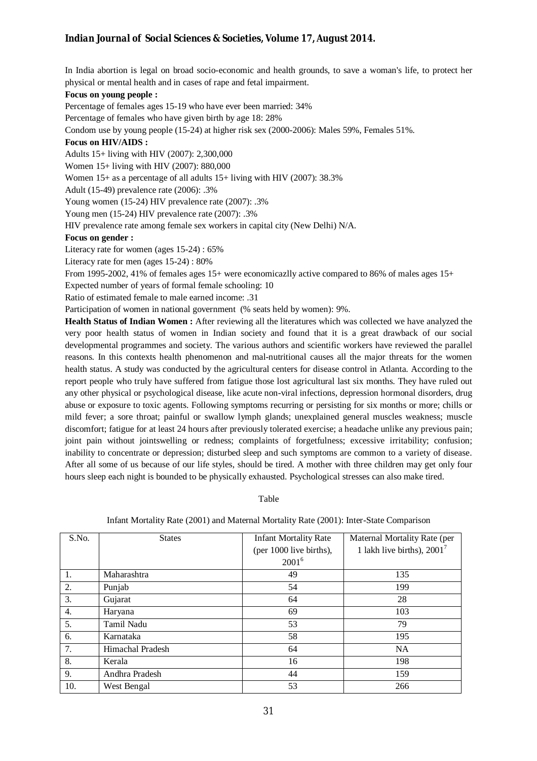In India abortion is legal on broad socio-economic and health grounds, to save a woman's life, to protect her physical or mental health and in cases of rape and fetal impairment.

**Focus on young people :**

Percentage of females ages 15-19 who have ever been married: 34%

Percentage of females who have given birth by age 18: 28%

Condom use by young people (15-24) at higher risk sex (2000-2006): Males 59%, Females 51%.

**Focus on HIV/AIDS :**

Adults 15+ living with HIV (2007): 2,300,000

Women 15+ living with HIV (2007): 880,000

Women 15+ as a percentage of all adults 15+ living with HIV (2007): 38.3%

Adult (15-49) prevalence rate (2006): .3%

Young women (15-24) HIV prevalence rate (2007): .3%

Young men (15-24) HIV prevalence rate (2007): .3%

HIV prevalence rate among female sex workers in capital city (New Delhi) N/A.

**Focus on gender :**

Literacy rate for women (ages 15-24) : 65%

Literacy rate for men (ages 15-24) : 80%

From 1995-2002, 41% of females ages 15+ were economicazlly active compared to 86% of males ages 15+

Expected number of years of formal female schooling: 10

Ratio of estimated female to male earned income: .31

Participation of women in national government (% seats held by women): 9%.

**Health Status of Indian Women :** After reviewing all the literatures which was collected we have analyzed the very poor health status of women in Indian society and found that it is a great drawback of our social developmental programmes and society. The various authors and scientific workers have reviewed the parallel reasons. In this contexts health phenomenon and mal-nutritional causes all the major threats for the women health status. A study was conducted by the agricultural centers for disease control in Atlanta. According to the report people who truly have suffered from fatigue those lost agricultural last six months. They have ruled out any other physical or psychological disease, like acute non-viral infections, depression hormonal disorders, drug abuse or exposure to toxic agents. Following symptoms recurring or persisting for six months or more; chills or mild fever; a sore throat; painful or swallow lymph glands; unexplained general muscles weakness; muscle discomfort; fatigue for at least 24 hours after previously tolerated exercise; a headache unlike any previous pain; joint pain without jointswelling or redness; complaints of forgetfulness; excessive irritability; confusion; inability to concentrate or depression; disturbed sleep and such symptoms are common to a variety of disease. After all some of us because of our life styles, should be tired. A mother with three children may get only four hours sleep each night is bounded to be physically exhausted. Psychological stresses can also make tired.

Table

Infant Mortality Rate (2001) and Maternal Mortality Rate (2001): Inter-State Comparison

| S.No. | States | Infant Mortality Rate (per 1000 live births), 2001[6] | Maternal Mortality Rate (per 1 lakh live births), 2001[7] |
|---|---|---|---|
| 1. | Maharashtra | 49 | 135 |
| 2. | Punjab | 54 | 199 |
| 3. | Gujarat | 64 | 28 |
| 4. | Haryana | 69 | 103 |
| 5. | Tamil Nadu | 53 | 79 |
| 6. | Karnataka | 58 | 195 |
| 7. | Himachal Pradesh | 64 | NA |
| 8. | Kerala | 16 | 198 |
| 9. | Andhra Pradesh | 44 | 159 |
| 10. | West Bengal | 53 | 266 |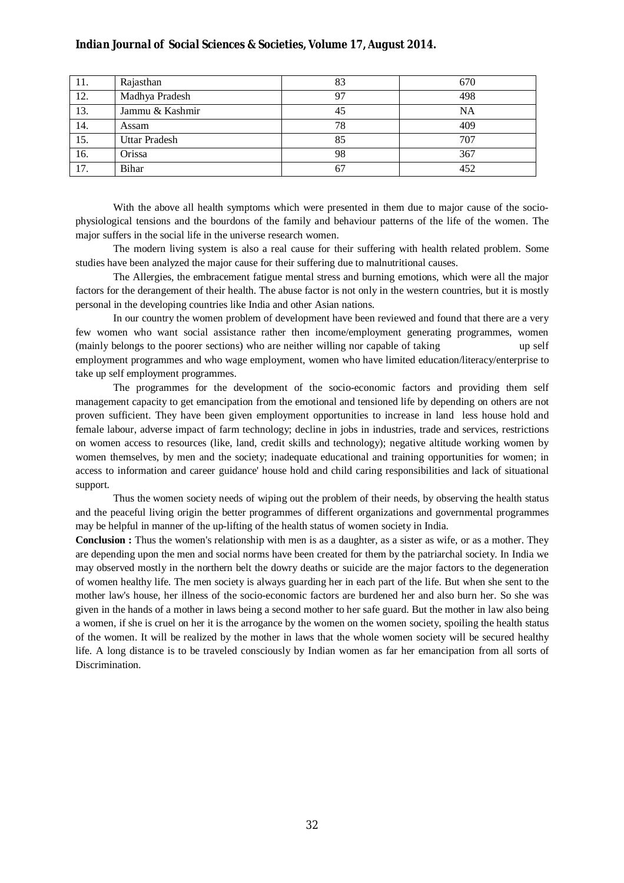| 11. | Rajasthan | 83 | 670 |
|---|---|---|---|
| 12. | Madhya Pradesh | 97 | 498 |
| 13. | Jammu & Kashmir | 45 | NA |
| 14. | Assam | 78 | 409 |
| 15. | Uttar Pradesh | 85 | 707 |
| 16. | Orissa | 98 | 367 |
| 17. | Bihar | 67 | 452 |

With the above all health symptoms which were presented in them due to major cause of the socio-physiological tensions and the bourdons of the family and behaviour patterns of the life of the women. The major suffers in the social life in the universe research women.

The modern living system is also a real cause for their suffering with health related problem. Some studies have been analyzed the major cause for their suffering due to malnutritional causes.

The Allergies, the embracement fatigue mental stress and burning emotions, which were all the major factors for the derangement of their health. The abuse factor is not only in the western countries, but it is mostly personal in the developing countries like India and other Asian nations.

In our country the women problem of development have been reviewed and found that there are a very few women who want social assistance rather then income/employment generating programmes, women (mainly belongs to the poorer sections) who are neither willing nor capable of taking up self employment programmes and who wage employment, women who have limited education/literacy/enterprise to take up self employment programmes.

The programmes for the development of the socio-economic factors and providing them self management capacity to get emancipation from the emotional and tensioned life by depending on others are not proven sufficient. They have been given employment opportunities to increase in land less house hold and female labour, adverse impact of farm technology; decline in jobs in industries, trade and services, restrictions on women access to resources (like, land, credit skills and technology); negative altitude working women by women themselves, by men and the society; inadequate educational and training opportunities for women; in access to information and career guidance' house hold and child caring responsibilities and lack of situational support.

Thus the women society needs of wiping out the problem of their needs, by observing the health status and the peaceful living origin the better programmes of different organizations and governmental programmes may be helpful in manner of the up-lifting of the health status of women society in India.

**Conclusion :** Thus the women's relationship with men is as a daughter, as a sister as wife, or as a mother. They are depending upon the men and social norms have been created for them by the patriarchal society. In India we may observed mostly in the northern belt the dowry deaths or suicide are the major factors to the degeneration of women healthy life. The men society is always guarding her in each part of the life. But when she sent to the mother law's house, her illness of the socio-economic factors are burdened her and also burn her. So she was given in the hands of a mother in laws being a second mother to her safe guard. But the mother in law also being a women, if she is cruel on her it is the arrogance by the women on the women society, spoiling the health status of the women. It will be realized by the mother in laws that the whole women society will be secured healthy life. A long distance is to be traveled consciously by Indian women as far her emancipation from all sorts of Discrimination.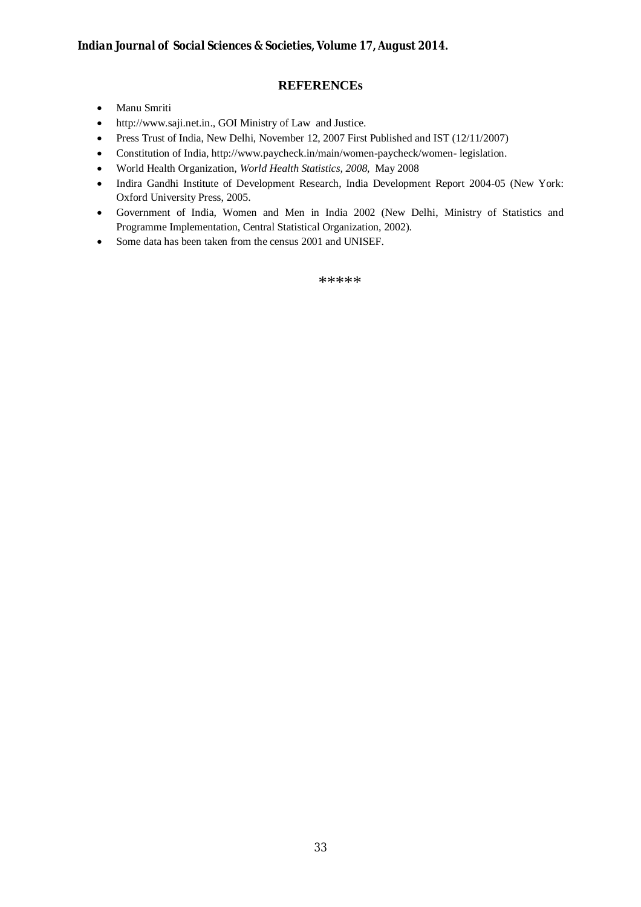## REFERENCEs

- Manu Smriti
- http://www.saji.net.in., GOI Ministry of Law and Justice.
- Press Trust of India, New Delhi, November 12, 2007 First Published and IST (12/11/2007)
- Constitution of India, http://www.paycheck.in/main/women-paycheck/women- legislation.
- World Health Organization, *World Health Statistics, 2008,* May 2008
- Indira Gandhi Institute of Development Research, India Development Report 2004-05 (New York: Oxford University Press, 2005.
- Government of India, Women and Men in India 2002 (New Delhi, Ministry of Statistics and Programme Implementation, Central Statistical Organization, 2002).
- Some data has been taken from the census 2001 and UNISEF.

*****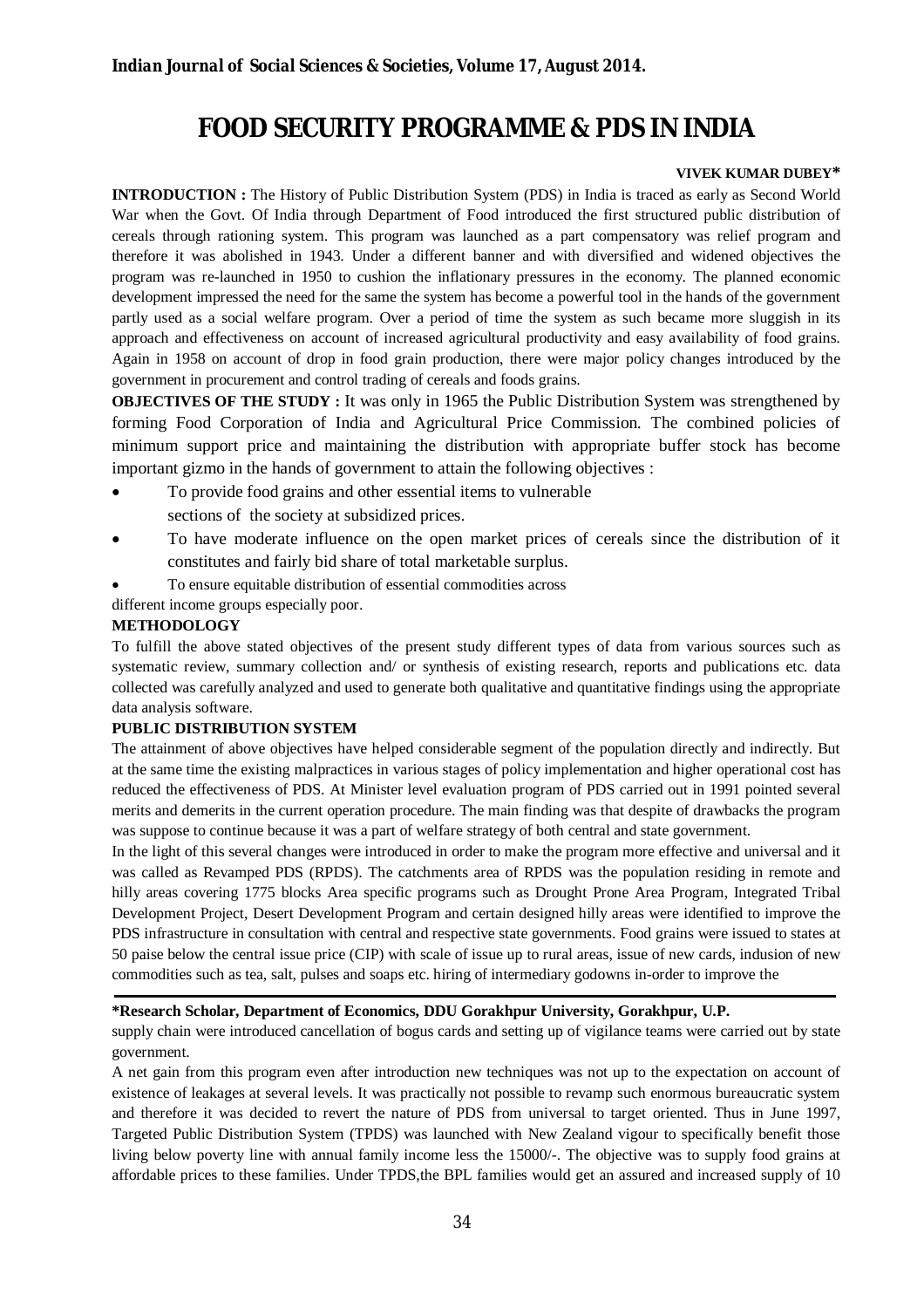# FOOD SECURITY PROGRAMME & PDS IN INDIA

**VIVEK KUMAR DUBEY***

**INTRODUCTION :** The History of Public Distribution System (PDS) in India is traced as early as Second World War when the Govt. Of India through Department of Food introduced the first structured public distribution of cereals through rationing system. This program was launched as a part compensatory was relief program and therefore it was abolished in 1943. Under a different banner and with diversified and widened objectives the program was re-launched in 1950 to cushion the inflationary pressures in the economy. The planned economic development impressed the need for the same the system has become a powerful tool in the hands of the government partly used as a social welfare program. Over a period of time the system as such became more sluggish in its approach and effectiveness on account of increased agricultural productivity and easy availability of food grains. Again in 1958 on account of drop in food grain production, there were major policy changes introduced by the government in procurement and control trading of cereals and foods grains.

**OBJECTIVES OF THE STUDY :** It was only in 1965 the Public Distribution System was strengthened by forming Food Corporation of India and Agricultural Price Commission. The combined policies of minimum support price and maintaining the distribution with appropriate buffer stock has become important gizmo in the hands of government to attain the following objectives :

- To provide food grains and other essential items to vulnerable sections of the society at subsidized prices.
- To have moderate influence on the open market prices of cereals since the distribution of it constitutes and fairly bid share of total marketable surplus.
- To ensure equitable distribution of essential commodities across different income groups especially poor.

**METHODOLOGY**

To fulfill the above stated objectives of the present study different types of data from various sources such as systematic review, summary collection and/ or synthesis of existing research, reports and publications etc. data collected was carefully analyzed and used to generate both qualitative and quantitative findings using the appropriate data analysis software.

**PUBLIC DISTRIBUTION SYSTEM**

The attainment of above objectives have helped considerable segment of the population directly and indirectly. But at the same time the existing malpractices in various stages of policy implementation and higher operational cost has reduced the effectiveness of PDS. At Minister level evaluation program of PDS carried out in 1991 pointed several merits and demerits in the current operation procedure. The main finding was that despite of drawbacks the program was suppose to continue because it was a part of welfare strategy of both central and state government.

In the light of this several changes were introduced in order to make the program more effective and universal and it was called as Revamped PDS (RPDS). The catchments area of RPDS was the population residing in remote and hilly areas covering 1775 blocks Area specific programs such as Drought Prone Area Program, Integrated Tribal Development Project, Desert Development Program and certain designed hilly areas were identified to improve the PDS infrastructure in consultation with central and respective state governments. Food grains were issued to states at 50 paise below the central issue price (CIP) with scale of issue up to rural areas, issue of new cards, indusion of new commodities such as tea, salt, pulses and soaps etc. hiring of intermediary godowns in-order to improve the supply chain were introduced cancellation of bogus cards and setting up of vigilance teams were carried out by state government.

A net gain from this program even after introduction new techniques was not up to the expectation on account of existence of leakages at several levels. It was practically not possible to revamp such enormous bureaucratic system and therefore it was decided to revert the nature of PDS from universal to target oriented. Thus in June 1997, Targeted Public Distribution System (TPDS) was launched with New Zealand vigour to specifically benefit those living below poverty line with annual family income less the 15000/-. The objective was to supply food grains at affordable prices to these families. Under TPDS,the BPL families would get an assured and increased supply of 10

---

***Research Scholar, Department of Economics, DDU Gorakhpur University, Gorakhpur, U.P.**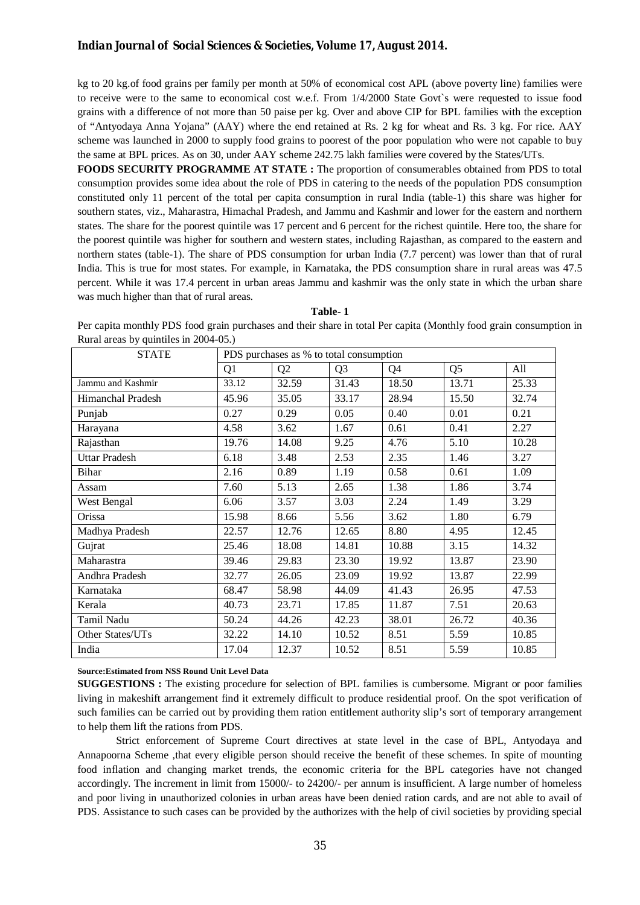kg to 20 kg.of food grains per family per month at 50% of economical cost APL (above poverty line) families were to receive were to the same to economical cost w.e.f. From 1/4/2000 State Govt`s were requested to issue food grains with a difference of not more than 50 paise per kg. Over and above CIP for BPL families with the exception of "Antyodaya Anna Yojana" (AAY) where the end retained at Rs. 2 kg for wheat and Rs. 3 kg. For rice. AAY scheme was launched in 2000 to supply food grains to poorest of the poor population who were not capable to buy the same at BPL prices. As on 30, under AAY scheme 242.75 lakh families were covered by the States/UTs.

**FOODS SECURITY PROGRAMME AT STATE :** The proportion of consumerables obtained from PDS to total consumption provides some idea about the role of PDS in catering to the needs of the population PDS consumption constituted only 11 percent of the total per capita consumption in rural India (table-1) this share was higher for southern states, viz., Maharastra, Himachal Pradesh, and Jammu and Kashmir and lower for the eastern and northern states. The share for the poorest quintile was 17 percent and 6 percent for the richest quintile. Here too, the share for the poorest quintile was higher for southern and western states, including Rajasthan, as compared to the eastern and northern states (table-1). The share of PDS consumption for urban India (7.7 percent) was lower than that of rural India. This is true for most states. For example, in Karnataka, the PDS consumption share in rural areas was 47.5 percent. While it was 17.4 percent in urban areas Jammu and kashmir was the only state in which the urban share was much higher than that of rural areas.

**Table- 1**

Per capita monthly PDS food grain purchases and their share in total Per capita (Monthly food grain consumption in Rural areas by quintiles in 2004-05.)

| STATE | PDS purchases as % to total consumption | | | | | |
|---|---|---|---|---|---|---|
| | Q1 | Q2 | Q3 | Q4 | Q5 | All |
| Jammu and Kashmir | 33.12 | 32.59 | 31.43 | 18.50 | 13.71 | 25.33 |
| Himanchal Pradesh | 45.96 | 35.05 | 33.17 | 28.94 | 15.50 | 32.74 |
| Punjab | 0.27 | 0.29 | 0.05 | 0.40 | 0.01 | 0.21 |
| Harayana | 4.58 | 3.62 | 1.67 | 0.61 | 0.41 | 2.27 |
| Rajasthan | 19.76 | 14.08 | 9.25 | 4.76 | 5.10 | 10.28 |
| Uttar Pradesh | 6.18 | 3.48 | 2.53 | 2.35 | 1.46 | 3.27 |
| Bihar | 2.16 | 0.89 | 1.19 | 0.58 | 0.61 | 1.09 |
| Assam | 7.60 | 5.13 | 2.65 | 1.38 | 1.86 | 3.74 |
| West Bengal | 6.06 | 3.57 | 3.03 | 2.24 | 1.49 | 3.29 |
| Orissa | 15.98 | 8.66 | 5.56 | 3.62 | 1.80 | 6.79 |
| Madhya Pradesh | 22.57 | 12.76 | 12.65 | 8.80 | 4.95 | 12.45 |
| Gujrat | 25.46 | 18.08 | 14.81 | 10.88 | 3.15 | 14.32 |
| Maharastra | 39.46 | 29.83 | 23.30 | 19.92 | 13.87 | 23.90 |
| Andhra Pradesh | 32.77 | 26.05 | 23.09 | 19.92 | 13.87 | 22.99 |
| Karnataka | 68.47 | 58.98 | 44.09 | 41.43 | 26.95 | 47.53 |
| Kerala | 40.73 | 23.71 | 17.85 | 11.87 | 7.51 | 20.63 |
| Tamil Nadu | 50.24 | 44.26 | 42.23 | 38.01 | 26.72 | 40.36 |
| Other States/UTs | 32.22 | 14.10 | 10.52 | 8.51 | 5.59 | 10.85 |
| India | 17.04 | 12.37 | 10.52 | 8.51 | 5.59 | 10.85 |

**Source:Estimated from NSS Round Unit Level Data**

**SUGGESTIONS :** The existing procedure for selection of BPL families is cumbersome. Migrant or poor families living in makeshift arrangement find it extremely difficult to produce residential proof. On the spot verification of such families can be carried out by providing them ration entitlement authority slip's sort of temporary arrangement to help them lift the rations from PDS.

Strict enforcement of Supreme Court directives at state level in the case of BPL, Antyodaya and Annapoorna Scheme ,that every eligible person should receive the benefit of these schemes. In spite of mounting food inflation and changing market trends, the economic criteria for the BPL categories have not changed accordingly. The increment in limit from 15000/- to 24200/- per annum is insufficient. A large number of homeless and poor living in unauthorized colonies in urban areas have been denied ration cards, and are not able to avail of PDS. Assistance to such cases can be provided by the authorizes with the help of civil societies by providing special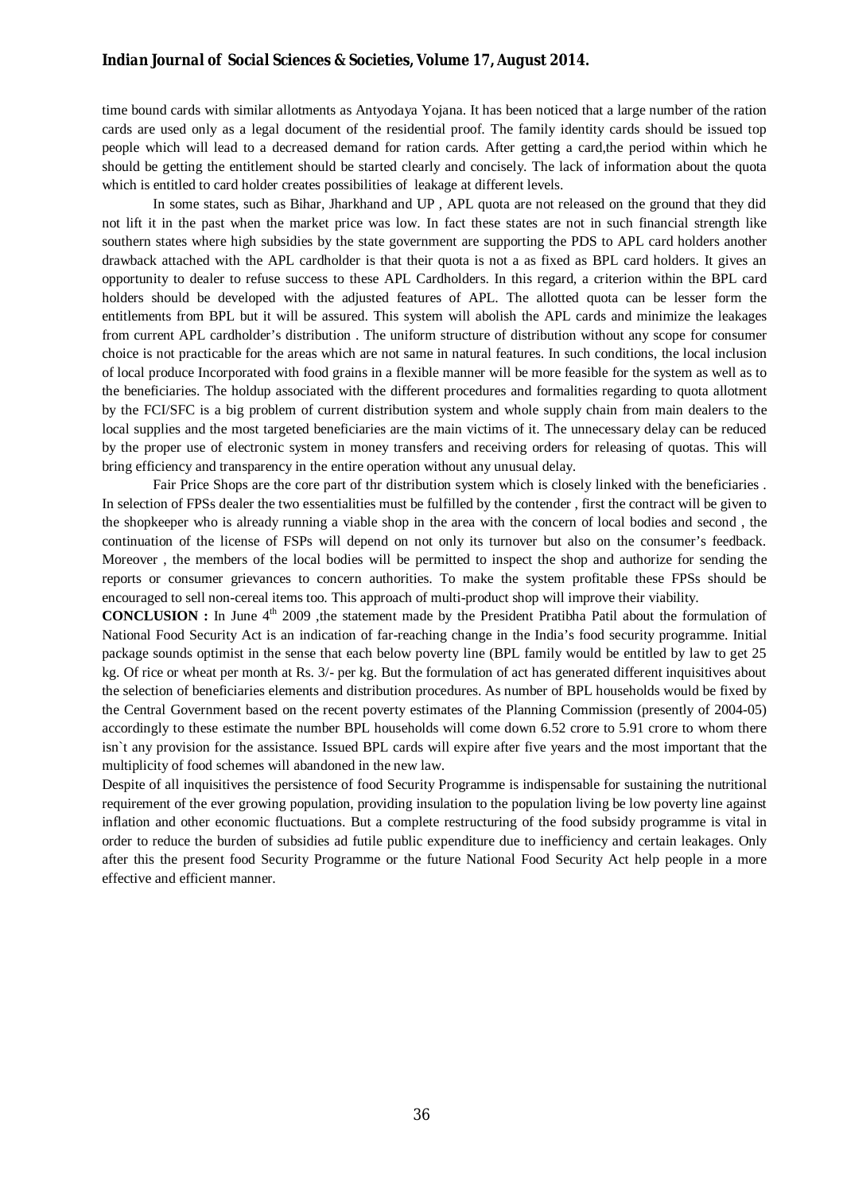time bound cards with similar allotments as Antyodaya Yojana. It has been noticed that a large number of the ration cards are used only as a legal document of the residential proof. The family identity cards should be issued top people which will lead to a decreased demand for ration cards. After getting a card,the period within which he should be getting the entitlement should be started clearly and concisely. The lack of information about the quota which is entitled to card holder creates possibilities of leakage at different levels.

In some states, such as Bihar, Jharkhand and UP , APL quota are not released on the ground that they did not lift it in the past when the market price was low. In fact these states are not in such financial strength like southern states where high subsidies by the state government are supporting the PDS to APL card holders another drawback attached with the APL cardholder is that their quota is not a as fixed as BPL card holders. It gives an opportunity to dealer to refuse success to these APL Cardholders. In this regard, a criterion within the BPL card holders should be developed with the adjusted features of APL. The allotted quota can be lesser form the entitlements from BPL but it will be assured. This system will abolish the APL cards and minimize the leakages from current APL cardholder's distribution . The uniform structure of distribution without any scope for consumer choice is not practicable for the areas which are not same in natural features. In such conditions, the local inclusion of local produce Incorporated with food grains in a flexible manner will be more feasible for the system as well as to the beneficiaries. The holdup associated with the different procedures and formalities regarding to quota allotment by the FCI/SFC is a big problem of current distribution system and whole supply chain from main dealers to the local supplies and the most targeted beneficiaries are the main victims of it. The unnecessary delay can be reduced by the proper use of electronic system in money transfers and receiving orders for releasing of quotas. This will bring efficiency and transparency in the entire operation without any unusual delay.

Fair Price Shops are the core part of thr distribution system which is closely linked with the beneficiaries . In selection of FPSs dealer the two essentialities must be fulfilled by the contender , first the contract will be given to the shopkeeper who is already running a viable shop in the area with the concern of local bodies and second , the continuation of the license of FSPs will depend on not only its turnover but also on the consumer's feedback. Moreover , the members of the local bodies will be permitted to inspect the shop and authorize for sending the reports or consumer grievances to concern authorities. To make the system profitable these FPSs should be encouraged to sell non-cereal items too. This approach of multi-product shop will improve their viability.

**CONCLUSION :** In June 4th 2009 ,the statement made by the President Pratibha Patil about the formulation of National Food Security Act is an indication of far-reaching change in the India's food security programme. Initial package sounds optimist in the sense that each below poverty line (BPL family would be entitled by law to get 25 kg. Of rice or wheat per month at Rs. 3/- per kg. But the formulation of act has generated different inquisitives about the selection of beneficiaries elements and distribution procedures. As number of BPL households would be fixed by the Central Government based on the recent poverty estimates of the Planning Commission (presently of 2004-05) accordingly to these estimate the number BPL households will come down 6.52 crore to 5.91 crore to whom there isn`t any provision for the assistance. Issued BPL cards will expire after five years and the most important that the multiplicity of food schemes will abandoned in the new law.

Despite of all inquisitives the persistence of food Security Programme is indispensable for sustaining the nutritional requirement of the ever growing population, providing insulation to the population living be low poverty line against inflation and other economic fluctuations. But a complete restructuring of the food subsidy programme is vital in order to reduce the burden of subsidies ad futile public expenditure due to inefficiency and certain leakages. Only after this the present food Security Programme or the future National Food Security Act help people in a more effective and efficient manner.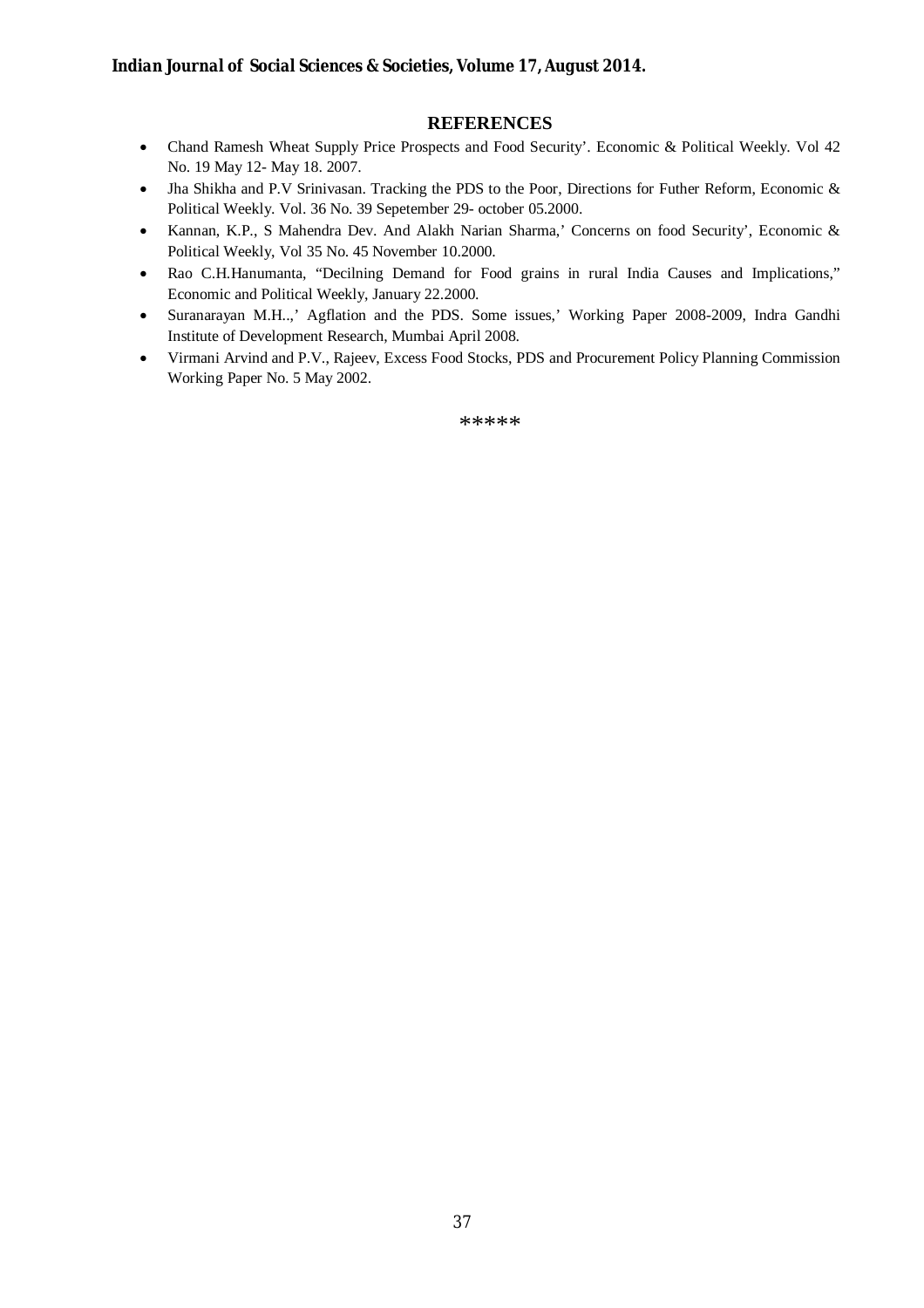## REFERENCES

- Chand Ramesh Wheat Supply Price Prospects and Food Security'. Economic & Political Weekly. Vol 42 No. 19 May 12- May 18. 2007.
- Jha Shikha and P.V Srinivasan. Tracking the PDS to the Poor, Directions for Futher Reform, Economic & Political Weekly. Vol. 36 No. 39 Sepetember 29- october 05.2000.
- Kannan, K.P., S Mahendra Dev. And Alakh Narian Sharma,' Concerns on food Security', Economic & Political Weekly, Vol 35 No. 45 November 10.2000.
- Rao C.H.Hanumanta, "Decilning Demand for Food grains in rural India Causes and Implications," Economic and Political Weekly, January 22.2000.
- Suranarayan M.H..,' Agflation and the PDS. Some issues,' Working Paper 2008-2009, Indra Gandhi Institute of Development Research, Mumbai April 2008.
- Virmani Arvind and P.V., Rajeev, Excess Food Stocks, PDS and Procurement Policy Planning Commission Working Paper No. 5 May 2002.

*****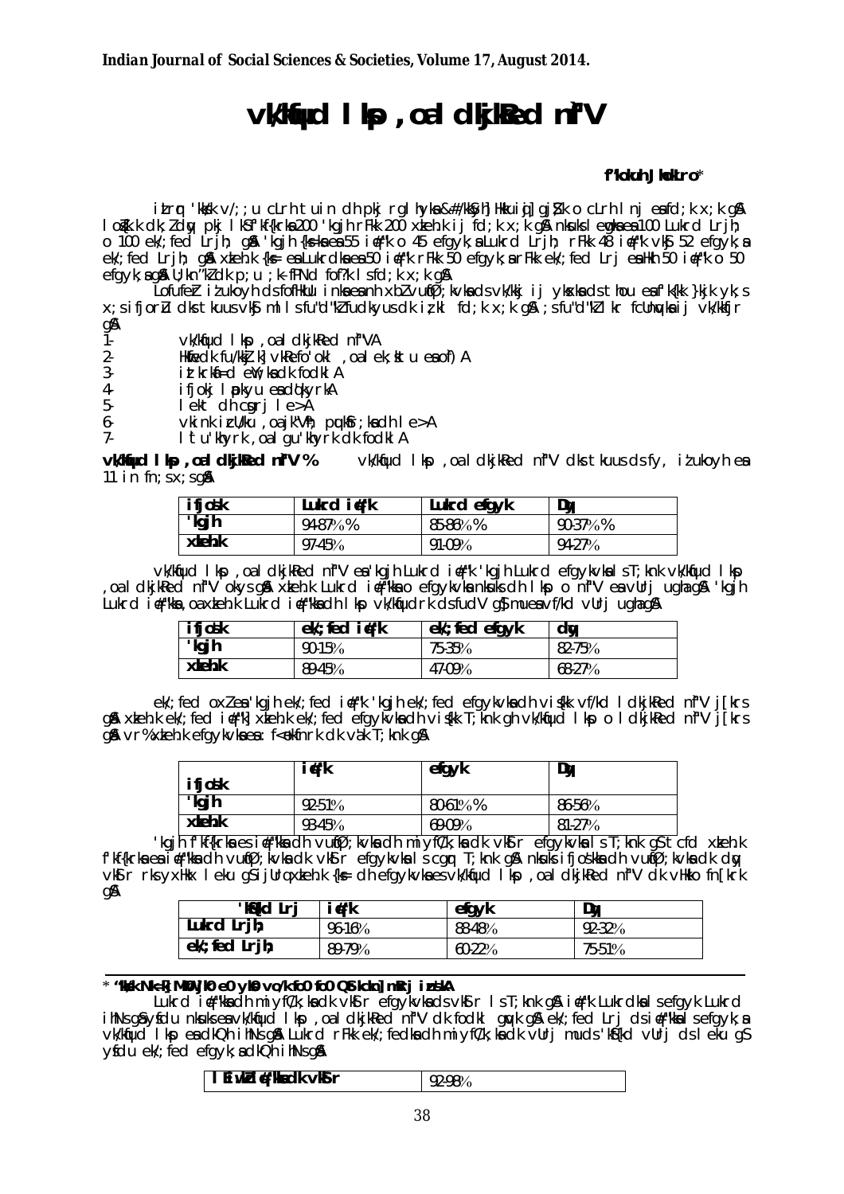# vk/kqfud lkp ,oa lkekftd n`f"V

**f'kouh JhokLro***

izLrqr 'kks/k v/;;u cLrh tuin dh ckjr rglhy ds&#/kkSyh] Hkkuiqj] gjS;k o cLrh lnj esa fd;k x;k gSA losZ{k.k dk;Zdqy pkj lkS f'kf{krksa 200 'kgjh rFkk 200 xzkeh.k ij fd;k x;k gSA nksuksa lewgksa esa 100 Lukrd Lrjh; o 100 ek/;fed Lrjh; gSA 'kgjh {ks=ksa esa 55 izfr'kr o 45 efgyk,a Lukrd Lrjh; rFkk 48 izfr'kr vkSj 52 efgyk,a ek/;fed Lrjh; gSA xzkeh.k {ks= esa Lukrd dksa esa 50 izfr'kr rFkk 50 efgyk,a rFkk ek/;fed Lrj esa Hkh 50 izfr'kr o 50 efgyk,a gSA U;kn'kZ dk p;u {k.kfHkd fof/k lsfd;k x;k gSA

LofufeZr iz'ukoyh ds fofHkUu inksa esa nh xbZ vuqfØ;kvksa ds vk/kkj ij ykxksa ds thou esa f'k{kk }kjk yk;s x;s ifjorZu dks tkuus vkSj mlls fu"d"kZ fudkyus dk iz;kl fd;k x;k gSA ;s fu"d"kZ lkr fcUnqvksa ij vk/kkfjr gSA

1. vk/kqfud lkp ,oa lkekftd n`f"VA
2. Hkfo"; dh fu;kstu] vkRe fo'okl ,oa ek;kstu eaa of) A
3. izkrkfU=d ewY;ksa dk fodklA
4. ifjokj lapkyu esa cqfu;knhA
5. lekt dh cgrj le>A
6. vkinkvksa izcU/ku ,oa jk"Vª; pqukSfr;ksa dh le>A
7. lsu'khyrk ,oa gu'khyrk dk fodklA

**vk/kqfud lkp ,oa lkekftd n`f"V %** vk/kqfud lkp ,oa lkekftd n`f"V dks tkuus ds fy, iz'ukoyh esa 11 in fn;sx;s gSA

| ifjos'k | Lukrd iq#"k | Lukrd efgyk | dqy |
|---|---|---|---|
| 'kgjh | 94-87% % | 85-86% % | 90-37% % |
| xzkeh.k | 97-45% | 91-09% | 94-27% |

vk/kqfud lkp ,oa lkekftd n`f"V esa 'kgjh Lukrd iq#"k 'kgjh Lukrd efgykvksa ls T;knk vk/kqfud lkp ,oa lkekftd n`f"V okys gSA xzkeh.k Lukrd iq#"kksa o efgykvksa nksuksa dh lkp o n`f"V esa vUrj ugha gSA 'kgjh Lukrd iq#"kksa ,oa xzkeh.k Lukrd iq#"kksa dh lkp vk/kqfudrk ds fudV gS mues a vf/kd vUrj ugha gSA

| ifjos'k | ek/;fed iq#"k | ek/;fed efgyk | dqy |
|---|---|---|---|
| 'kgjh | 90-15% | 75-35% | 82-75% |
| xzkeh.k | 89-45% | 47-09% | 68-27% |

ek/;fed oxZ esa 'kgjh ek/;fed iq#"k 'kgjh ek/;fed efgykvksa dh vis{kk vf/kd lkekftd n`f"V j[krs gSA xzkeh.k ek/;fed iq#"k] xzkeh.k ek/;fed efgykvksa dh vis{kk T;knk gh vk/kqfud lkp o lkekftd n`f"V j[krs gSA vr% xzkeh.k efgykvksa esa :f<+oknfrk dk va'k T;knk gSA

| ifjos'k | iq#"k | efgyk | dqy |
|---|---|---|---|
| 'kgjh | 92-51% | 80-61% % | 86-56% |
| xzkeh.k | 93-45% | 69-09% | 81-27% |

'kgjh f'kf{krksa esa iq#"kksa dh vuqfØ;kvksa dh miyfC/k;ksa dk vkSlr efgykvksa ls T;knk gS tcfd xzkeh.k f'kf{krksa esa iq#"kksa dh vuqfØ;kvksa dk vkSlr efgykvksa ls cgqr T;knk gSA nksuksa ifjos'kksa dh vuqfØ;kvksa dk dqy vkSlr rks yxHkx leku gS ijUrq xzkeh.k {ks= dh efgykvksa es vk/kqfud lkp ,oa lkekftd n`f"V dk vHkko fn[krk gSA

| 'kS{kd Lrj | iq#"k | efgyk | dqy |
|---|---|---|---|
| Lukrd Lrjh; | 96-16% | 88-48% | 92-32% |
| ek/;fed Lrjh; | 89-79% | 60-22% | 75-51% |

Lukrd iq#"kksa dh miyfC/k;ksa dk vkSlr efgykvksa ds vkSlr ls T;knk gSA iq#"k Lukrd ksa ls efgyk Lukrd ihNs gS ysfdu nksuksa esa vk/kqfud lkp ,oa lkekftd n`f"V dk fodkl gqvk gSA ek/;fed Lrj ds iq#"kksa ls efgyk,a vk/kqfud lkp esa dkQh ihNs gSA Lukrd rFkk ek/;fedksa dh miyfC/k;ksa dk vUrj muds 'kS{kd vUrj ds leku gS ysfdu ek/;fed efgyk,a dkQh ihNs gSA

| lEiw.kZ iq#"kksa dk vkSlr | 92-98% |
|---|---|

---

\* **'kks/k Nk=k] MkW0 jke euksgj yksfg;k vo/k fo0 fo0 QStkckn] mRrj izns'kA**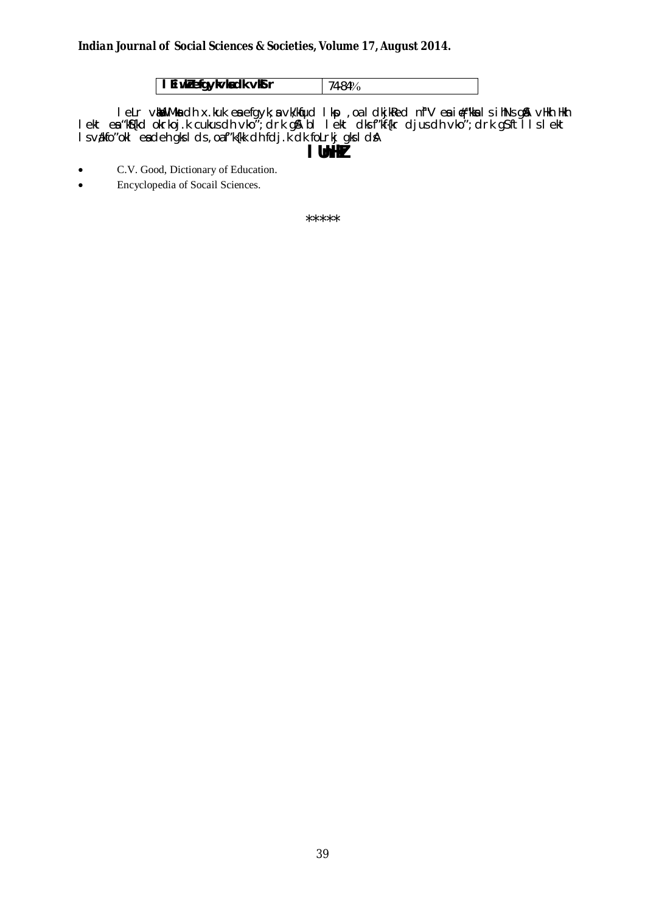| lEiw.kZ efgyk vkadk vkSlr | 74-84% |
|---|---|

leLr vkadM+ksa dh x.kuk esa efgyk,sa vf/kdkfjd lkspsa ,oa dk;ZRed nf"V esa iq#"kksa ls ihNs gSaA vHkh Hkh lekt esa "kS{kd okrkoj.k cukus dh vko";drk gSA bl lekt dks f"kf{kr djus dh vko";drk gS ftlls lekt lsa va/kfo"okl esa deh gks lds ,oa f"k{kk dh fdj.k dk foLrkj gks ldsA

## lUnHkZ

- C.V. Good, Dictionary of Education.
- Encyclopedia of Socail Sciences.

*****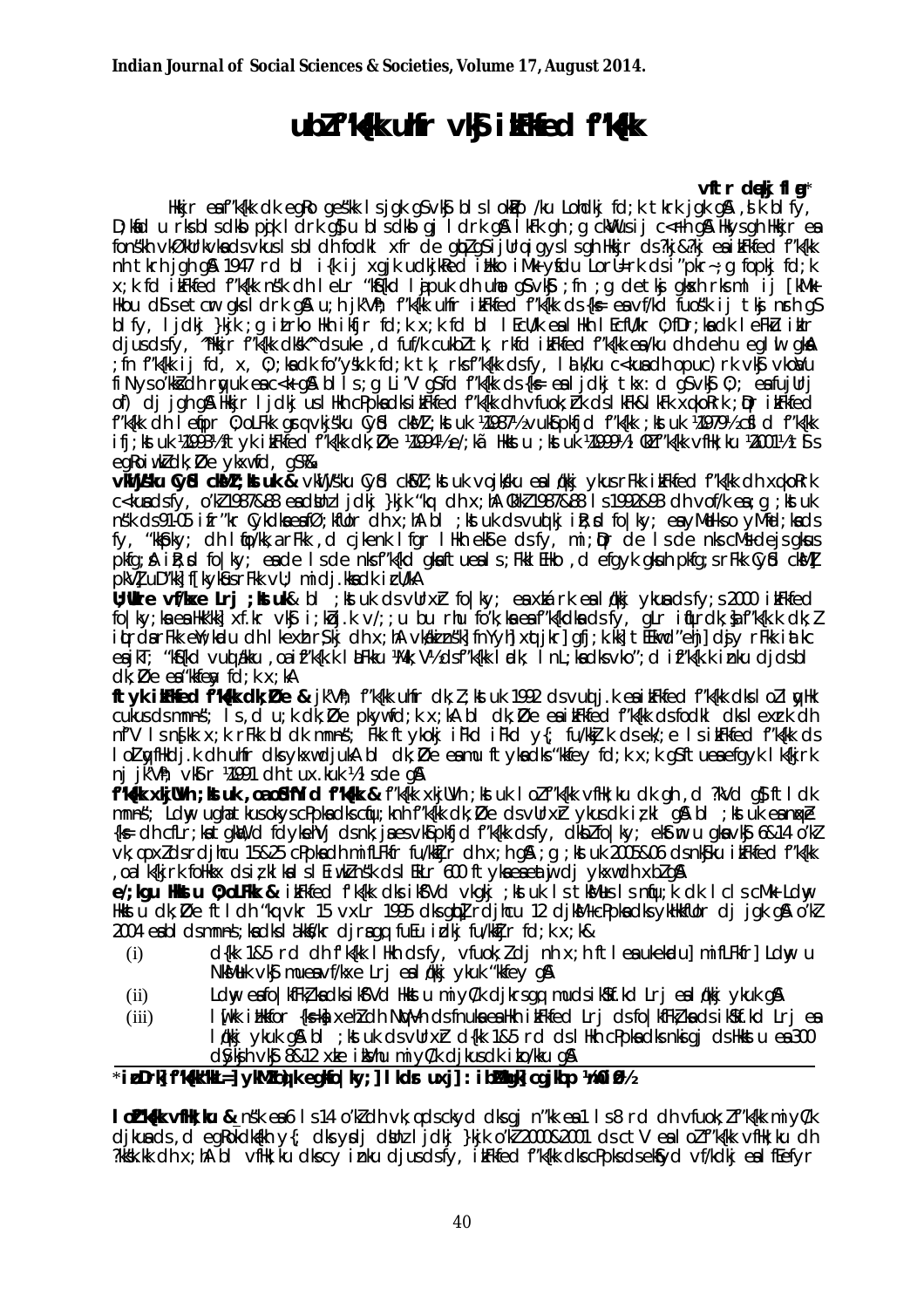# ubZ f'k{kk uhfr vkSj izkFkfed f'k{kk

**vftr dqekj flag***

Hkkjr esa f'k{kk dk egRo ges'kk ls jgk gS vkSj bls lokZsPp /ku Lohdkj fd;k tkrk jgk gS ,slk blfy, D;ksafd u rks bls dksbZ pqjk ldrk gS u bls dksbZ gj ldrk gSA lkFk gh ;g ckaVus ij c<+rk gSA Hkys gh Hkkjr esa fons'kh vkØe.kdkfj;ksa ds vkus ls bl dh fodkl xfr de gqbZ gS ijUrq igys ls gh Hkkjr ds ?kj&?kj esa izkjfEHkd f'k{kk nh tkrh jgh gSA 1947 rd bl i{k ij xgjk udkjkRed izHkko iM+k ysfdu Lora=rk ds i'pkr~ ;g fopkj fd;k x;k fd izkjfEHkd f'k{kk ns'k dh leLr 'kSf{kd lajpuk dh uhao gS vkSj ;fn ;g de tksj gksxh rks mls ij [kM+k Hkou dSls etcwr gks ldrk gSA u;h jk"Vªh; f'k{kk uhfr izkFkfed f'k{kk ds {ks= esa vf/kd fuos'k ij tksj nsrh gS blfy, ljdkj }kjk ;g iz;Ru Hkh fd;k x;k fd bl lEcU/k esa Hkh lEcfU/kr O;fDr;ksa dk lEeku izkIr djus ds fy, ^Hkkjr f'k{kk dks'k* ds uke ,d fuf/k cukbZ tk, rkfd izkFkfed f'k{kk esa /ku dh deh u eglwl gksA ;fn f'k{kk ij fd, x, O;;ksa dk fo'ys"k.k fd;k tk, rks f'k{kk ds fy, lalk/ku c<+kus dh opuc)rk vkSj vko/kwu fiNys o"kksZa dh rqyuk esa c<+h gS blls ;g Li"V gS fd f'k{kk ds {ks= esa ljdkj tkx:d gS vkSj O;; esa fujUrj of) dj jgh gSA Hkkjr ljdkj us Hkh Nk=ksa ds izkjfEHkd f'k{kk dh vfuok;Zrk ds lkFk&lkFk xq.koRrk ;qDr izkFkfed f'k{kk dh lEeqfpr O;oLFkk gsrq vkijs'ku CySd cksMZ ;kstuk ¼1987½ vukSipkfjd f'k{kk ;kstuk ¼1979½ ds f'k{kk ifj;kstuk ¼1993½ ftyk izkFkfed f'k{kk dk;ZØe ¼1994½ e/;kã Hkkstu ;kstuk ¼1995½ ,oa loZ f'k{kk vfHk;ku ¼2001½ tSls egRoiw.kZ dk;ZØe ykxw fd, gSaA

**vkijs'ku CySd cksMZ ;kstuk &** vkijs'ku CySd cksMZ ;kstuk vo/kkj.kk esa lq/kkj ykus rFkk izkFkfed f'k{kk dh xq.koRrk c<+kus ds fy, o"kZ 1987&88 esa dsUnz ljdkj }kjk 'kq: dh x;hA ¼ø0 1987&88 ls 1992&93 dh vof/k esa ;g ;kstuk ns'k ds 91-05 izfr'kr CykWdksa esa fØ;kfUor dh x;hA bl ;kstuk ds vUrxZr izR;sd fo|ky; esa nks yM+fd;ksa o yM+dksa ds fy, 'kkSpky; dh lqfo/kk rFkk ,d cjkenk lfgr lHkh ekSle ds fy, mi;qDr de ls de nks cM+s dejs gksus pkfg,A izR;sd fo|ky; esa de ls de nks f'k{kd gksus pkfg, ftuesa ls ;Fkk lEHko ,d efgyk gksuh pkfg;s rFkk CySd cksMZ pkVZ] uD'ks] f[kykSus rFkk vU; midj.kksa dk izcU/k gksA

**U;wure vf/kxe Lrj ;kstuk &** bl ;kstuk ds vUrxZr fo|ky; esa izkIrkad esa lq/kkj ykus ds fy;s 2000 izkFkfed fo|ky;ksa esa Hkk"kk] xf.kr vkSj i;kZoj.k v/;;u bu rhu fo"k;ksa esa f'k{kdksa ds fy, gLr iqfLrdk;sa f'k{k.k dk;Z iqLrdsa rFkk ewY;kadu dh lkexzh rS;kj dh x;hA vkdk'kok.kh] nwjn'kZu] fQYeh] xhr] gfj;k.kk] tEew d'ehj dsjy rFkk iatkc esa jkT; 'kSf{kd vuqla/kku ,oa izf'k{k.k ifj"kn ¼,l-lh-bZ-vkj-Vh½ ds f'k{kk lsok] lnL;ksa dks vko';d izf'k{k.k iznku djds bl dk;ZØe esa 'kkfey fd;k x;kA

**ftyk izkFkfed f'k{kk dk;ZØe &** jk"Vªh; f'k{kk uhfr dk;Z ;kstuk 1992 ds vuqlj.k esa izkFkfed f'k{kk dks loZ lqyHk cukus ds mn~ns'; ls ,d u;k dk;ZØe pkyw fd;k x;kA bl dk;ZØe dk pkyw djus ds vUrxZr ykus ds fodkl dks lexzrk dh n`f"V ls ns[kk x;k rFkk bl dk mn~ns'; Fkk ftyk Lrj ij fo'ks"k y{; fu/kkZj.k ds ek/;e ls izkFkfed f'k{kk ds loZ lqyHkhdj.k dh uhfr dks ykxw djuk ,d bl dk;ZØe esa mu ftyksa dks 'kkfey fd;k x;k gS ftuesa efgyk lk{kjrk nj jk"Vªh; vkSlr ¼1991 dh tux.kuk½ ls de gSA

**f'k{kk xkjUVh ;kstuk ,oa oSdfYid f'k{kk &** f'k{kk xkjUVh ;kstuk loZ f'k{kk vfHk;ku dk gh ,d ?kVd gS ftldk mn~ns'; Ldwy ugha tkus okys cPpksa dks cqfu;knh f'k{kk dk;ZØe ds vUrxZr ykus dk iz;kl gSA bl ;kstuk esa nwjLFk {ks= dh cfLr;ksa tgka 1 fdyksehVj ds nk;js esa vkSipkfjd f'k{kk ds fy, dksbZ fo|ky; ekStwn u gksa vkSj 6&14 o"kZ vk;q oxZ ds rd yxHkx 15&25 cPpksa dh mifLFkfr fu/kkZfjr dh x;h gSA ;g ;kstuk 2005&06 ds nkSjku izkFkfed f'k{kk ,oa lk{kjrk foHkkx ds iz;kl ls lEiw.kZ ns'k ds lHkh 600 ftyksa esa ykxw dh xbZ gSA

**e/;kg~u Hkkstu O;oLFkk &** izkFkfed f'k{kk dks izksRlkgu nsus ;kstuk ls tksM+us ls mn~ns'; dk lc ls cM+k Ldwy Hkkstu dk;ZØe ftlds dh 'kq:vkr 15 vxLr 1995 dks gqbZ rFkk ifjor 12 djksM+ cPpksa dks ykHkkfUor dj jgk gSA o"kZ 2004 esa bl ds mn~ns';ksa dks la'kksf/kr djrs gq, fuEu izdkj fu/kkZfjr fd;k x;k&

(i) d{kk 1&5 rd dh f'k{kk lHkh ds fy, vfuok;Z dj nh x;h ftlls muds ukekadu] mifLFkfr] Ldwy u NksM+us vkSj muds vf/kxe Lrj esa lq/kkj ykuk 'kkfey gSA

(ii) Ldwy esa fo|kfFkZ;ksa dks izkS"Vd Hkkstu miyC/k djkrs gq, muds iks"k.kd Lrj esa lq/kkj ykuk gSA

(iii) lw[kk izHkkfor {ks=ksa xehZ dh NqV~Vh ds fnuksa esa Hkh izkFkfed Lrj ds fo|kfFkZ;ksa dks iks"k.kd Lrj esa lq/kkj ykuk gSA bl ;kstuk ds vUrxZr d{kk 1&5 rd ds lHkh cPpksa dks nksigj ds Hkkstu esa 300 dSyksjh vkSj 8&12 xzke izksVhu miyC/k djkus dk izko/kku gSA

*izoDrk f'k{kk'kkL=] ykWMZ cq) egkfo|ky;] lkdsr uxj] :ibZMhg] cgjkbp ¼m0iz0½

**loZ f'k{kk vfHk;ku &** ns'k esa 6 ls 14 o"kZ dh vk;q oxZ ds cPpksa dks gj n'kk esa ls 8 rd dh vfuok;Z f'k{kk miyC/k djkus ds ,d egRokdka{kh y{; dks ysdj dsUnz ljdkj }kjk o"kZ 2000&2001 ds ctV esa loZ f'k{kk vfHk;ku dh ?kks"k.kk dh x;hA bl vfHk;ku dks cy iznku djus ds fy, izkFkfed f'k{kk dks cPpksa ds ekSfyd vf/kdkj esa 'kkfey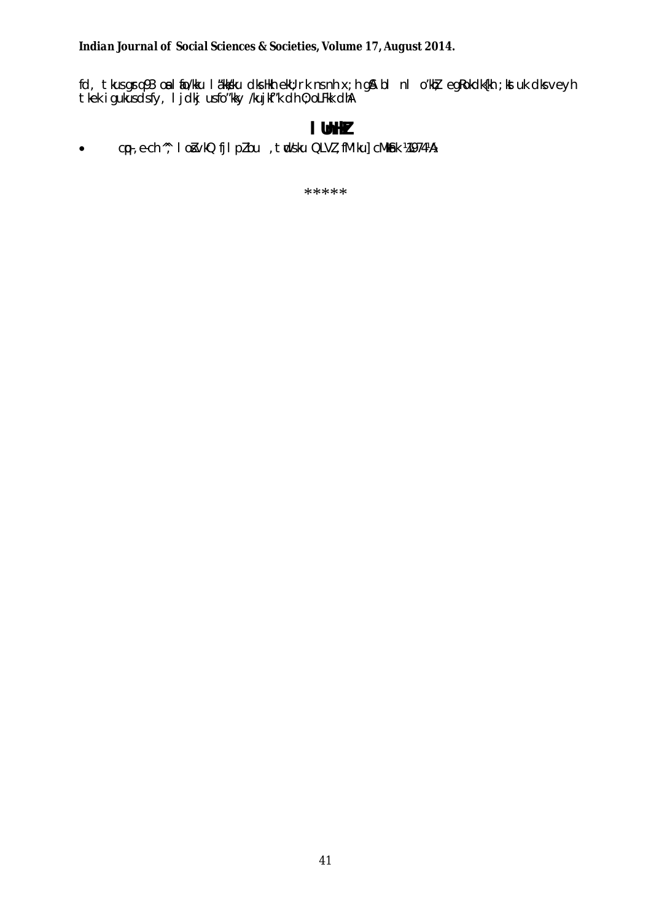fd, tkus gsrq 93 oa lafo/kku la'kks/ku dks Hkh ekU;rk ns nh x;h gSA bl nl o"kksZ egRoiw.kZ dk{kh ;ksa uk dks vey h tkek igukus dsfy, ljdkj us fo"ks"k /kujkf"k dh O;oLFkk dh A

## lUnHkZ

- cpq, e-ch ^^; lozZ vkQ fjlpZ bu ,tqds'ku QLVZ ,fM'ku] cM+kSnk ¼1974½

*****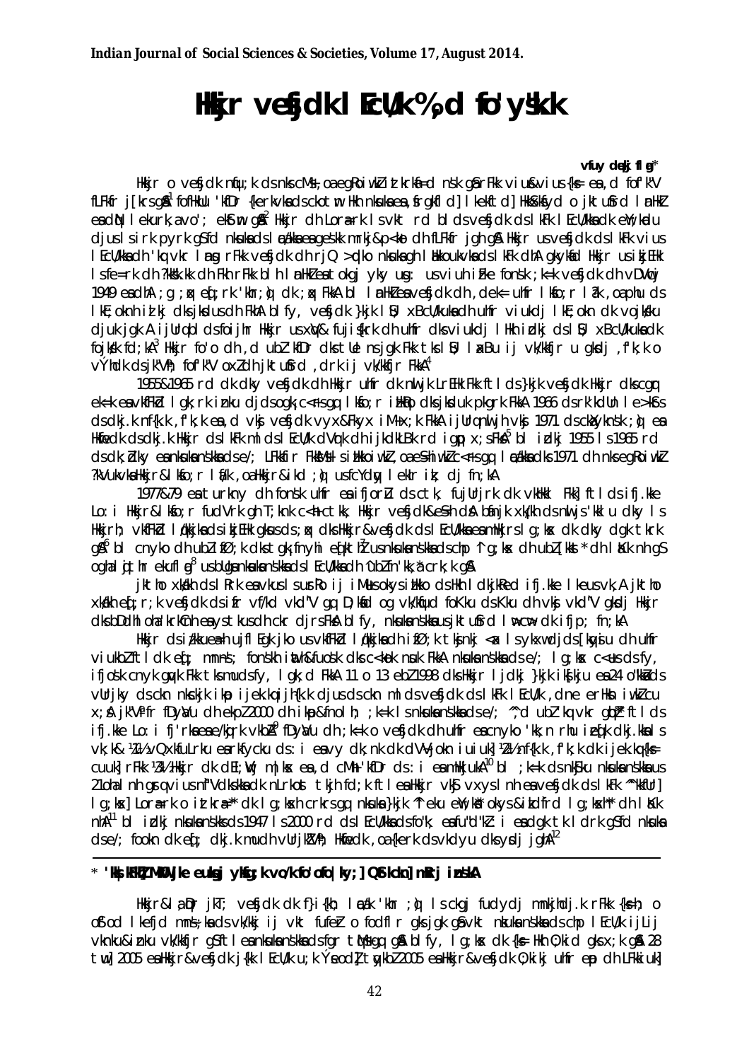# Hkkjr vesfjdk lEcU/k %,d fo'ys"k.k

**vfuy dqekj flag***

Hkkjr o vesfjdk nqfu;k ds nks cM+s ,oa egRoiw.kZ iztkrkaf=d ns'k gSa rFkk viu&vius {ks= esa ,d fo'ks"k fLFkfr j[krs gSaA[1] fofHkUu 'kfDr {kerkvksa ds ckotwn Hkh nksuksa esa ,sfrgkfld] lkekftd] HkkSxksfyd o jktuhfrd lanHkZ esa dkQh lekurk,a vo'; ekStwn gSaA[2] Hkkjr dh Lora=rk ls vkt rd bl ds vesfjdk ds lkFk lEcU/kksa dk eqY;kadu djus ls irk pyrk gS fd nksuksa ds lEcU/kksa esa egRoiw.kZ mrkj&p<+ko dh fLFkfr jgh gSA Hkkjr us vesfjdk ds lkFk vius lEcU/kksa dh 'kq#vkr lnSo rFkk vesfjdk dh rjQ >qdko nksuksa gh lEHkkoukvksa ds lkFk dhA gkykafd Hkkjr us izkjEHk ls fe=rk dh ?kks"k.kk dh Fkh rFkk blh lanHkZ esa tokgj yky usg: us viuh izFke fons'k ;k=k vesfjdk dh vDVwcj 1949 esa dhA ;g ;k=k eq[;r% 'kSf{kd ;k=k FkhA bl lanHkZ esa vesfjdk dh ,dek= uhfr lksfo;r la?k ,oa phu ds lkE;okn dh izlkj dks jksdus dh FkhA blfy, vesfjdk }kjk lSU; xBcU/kuksa dh uhfr viukdj lkE;okn dk vojks/ku djuk jgkA ijUrq bl ds foijhr Hkkjr us xqV&fujis{krk dh uhfr dks viukdj lHkh izdkj ds lSU; xBcU/kuksa dk fojks/k fd;kA[3] Hkkjr fo'o dh ,d mHkjrh 'kfDr dks tUe ns jgk Fkk tks lSU; laxBu ij vk/kkfjr u gksdj ,f'k;k o vQzhdk ds jk"Vªh; fo'ks"k xoZ dh jktuhfrd ,drk ij vk/kkfjr FkhA[4]

1955&1965 rd dk dky vesfjdk dh Hkkjr uhfr dk nwljk LrEHk Fkk ftl ds }kjk vesfjdk Hkkjr dks cgqr ek=k esa vkfFkZd lgk;rk iznku djrs ds ogk¡ c<+rs gq, lkE;okn izHkko dks jksdus dk pkgrk FkkA 1966 ds 'kk'kdhu le>kSrs ds dkj.k nf{k.k ,f'k;k esa ,d vksj vesfjdk vyx&Fkyx iM+ x;k FkkA ijUrq nwljh vksj 1971 ds ckXykns'k ;q) esa Hkwfedk ds dkj.k Hkkjr ds lkFk mlds lEcU/k dVqrk dh ijkdk"Bk rd igqp x;s FksA[5] bl izdkj 1955 ls 1965 rd ds dky esa nksuksa ns'kksa ds e/; LFkkfir FkksM+s izHkkoiw.kZ ,oa eS=hiw.kZ c<+rs gq, lEcU/kksa dks 1971 dh nks egRoiw.kZ ?kVukvksa Hkkjr&lksfo;r lfU/k ,oa Hkkjr&ikd ;q) us fcYdqy lekIr izk; dj fn;kA

1977&79 esa turk nyh dh fons'k uhfr esa ifjorZu ds ctk; fujUrjrk dk vkHkkl Fkk] ftl ds ifj.kke Lo:i Hkkjr&lksfo;r fudVrk gh T;knk c<+h ctk; Hkkjr vesfjdk&eS=h dsA bafnjk xka/kh dh nwljs 'kklu dky ls Hkkjrh; vkfFkZd lq/kkjksa ds izkjEHk gksus ds ;qx dks Hkkjr&vesfjdk ds lEcU/kksa esa mHkkj ls ;g ekuk dk dky dgk tkrk gSA[6] bl cnyko dh ubZ fØ;k dks tgk¡ fnyhi eq[kthZ us nksuksa ns'kksa ds chp ^f};g ekuk dh ubZ [kkst* dh laKk nh gS ogha jkcVZ ekuflag[8] us bUgsa nksuksa ns'kksa ds lEcU/kksa dh ^ubZ fn'kk,a* crk;k gSA

jktho xka/kh ds Rrk esa vkus ls ubZ ifjfLFkfr;ksa ij mUgksaus okys izHkko ds Hkh lkdkjkRed ifj.kke lkeus vk,A jktho xka/kh eq[;r;k vesfjdk ds ifr vf/kd vkd"kZ.k gq, D;ksafd og vk/kqfud foKku ds Kku dh vksj vkd"kZ gksdj Hkkjr dks bDdhloha 'krkCnh esa ys tkus dh ckr djrs FksA blfy, nksuksa ns'kksa us jktuhfrd lw>cw> dk ifjp; fn;kA

Hkkjr ds iz/kkuea=h ujflEgk jko us vkfFkZd lq/kkjksa dh izfØ;k tks'kks <ax ls ykxw djds [kqys cktkj dh uhfr viukbZ ftl dk eq[; mís'; fons'kh iwath/kkjdksa ds fuos'k dks c<+kok nsuk FkkA nksuksa ns'kksa ds e/; lg;ksx c<+us ds fy, ifjos'k cnyko gqvk Fkk tks mudks fy, lgk;d FkkA 11 o 13 ebZ 1998 dks Hkkjr ljdkj }kjk iks[kj.k esa 24 o"kksZa ds vUrjky ds ckn nksckjk ijek.kq ijh{k.k djus ds ckn mlds vesfjdk ds lkFk lEcU/k ,dne erHksn iw.kZ cu x;sA jk"Vªifr fDyaVu dh ekpZ 2000 dh ikap&fnolh; ;k=k ls nksuksa ns'kksa ds e/; ^^,d ubZ 'kq#vkr gqbZ** ftl ds ifj.kke Lo:i fj'rksa esa e/kqjrk vkbZA[9] fDyaVu dh ;k=k o vesfjdk dh uhfr esa cnyko 'kks'k;rh izekf.kd dkj.kksa ls vk;k& ¼1½ vQxkfuLrku esa rkfycku ds i{k esa vyx dk nkok dk vfLrRo vkSj ikfuiu ¼2½ nf{k.k ,f'k;k dk ijek.kq {ks= cuuk] rFkk ¼3½ Hkkjr dk cktkj mHkj esa ,d cM+h 'kfDr ds :i esa mHkjukA[10] bl ;k=k ds nkSjku nksuksa ns'kksa us 21oha lnh gsrq viuk n`f"Vdks.k dk nLrkost tkjh fd;k ftl esa Hkkjr vkSj vxyh lnh esa vesfjdk ds lkFk ^^'kkfUr] lg;ksx] Lora=rk o iztkra=** dk lg;ksx djus dk oknk ds djs gq, nksuksa }kjk ^f=eku eY;kas okys&izkd`frd lg;ksxh* dh laKk nhA[11] bl izdkj nksuksa ns'kksa ds 1947 ls 2000 rd ds lEcU/kksa ds fo'ys"k.k esa fu"d"kZ i esa dgk tk ldrk gS fd nksuksa ds e/; fookn dk eq[; dkj.k mudh vUrjkZ"Vªh; Hkwfedk ,oa {kerk ds vkdyu dks ysdj jgkA[12]

* 'kks/kkFkhZ] MkW0 jke euksgj yksfg;k vo/k fo'ofo|ky;] QStkckn] mRrj izns'kA

Hkkjr&lksfo;r jkT; vesfjdk dk f}i{kh; lEca/k 'khr ;q) ls ckgj fudy dj mnkjhdj.k rFkk {ks=h; o oSf'od lkefjd mís';ksa ds vk/kkj ij vkt fufeZr o fodflr gks jgk gS vkSj nksuksa ns'kksa ds chp lEcU/k ijLij vknku&iznku vk/kkfjr gSa ftl esa nksuksa ns'kksa ds fgr tqM+s gq, gSaA blfy, lg;ksx dk {ks= Hkh O;kid gks x;k gSA 28 twu] 2005 esa Hkkjr&vesfjdk j{kk lEcU/k u;k :Ik ys dj] tqykbZ 2005 esa Hkkjr&vesfjdk O;kid uhfr esa ug dh LFkkiuk]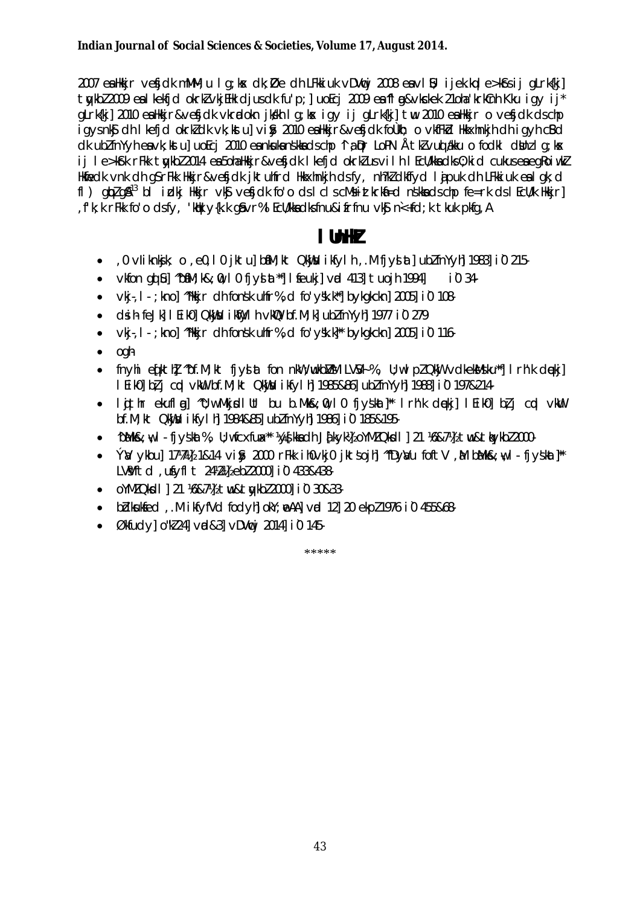2007 esa Hkkjr vesfjdk mDM;u lg;ksx dk;Øe dh LFkkiuk vDVwcj 2008 esa vlSU; ijek.kq le>kSrs ij gLrk{kj] tqykbZ 2009 esa lkekfjd okrkZ vkjEHk djus dk fu'p;] uoEcj 2009 esa fl ag&vksckek 21oha 'krkCnh Kku igy ij* gLrk{kj] 2010 esa Hkkjr&vesfjdk vkradokn jks/kh lg;ksx igy ij gLrk{kj] twu 2010 esa Hkkjr o vesfjdk ds chp igys nkSj dh lkefjd okrkZ dk vk;kstu] vizSy 2010 esa Hkkjr&vesfjdk foÙkh; o vkfFkZd Hkkxhnkjh dh igyh cSBd dk ubZ fnYYkh esa vk;kstu] uoEcj 2010 esa nksuksa ns'kksa ds chp ^1 ,pcUrj LoPN Å tkZ vuqla/kku o fodkl dsUnz lg;ksx ij le>kSrk rFkk tqykbZ 2014 esa 5oha Hkkjr&vesfjdk lkefjd okrkZ us vius lEcU/kksa dks O;kid cukus esa egRoiw.kZ Hkwfedk vnk dh gSA rFkk Hkkjr&vesfjdk jktuhfrd Hkkxhnkjh ds fy, nh?kZdkfyd lapuk dh LFkkiuk esa lgk;d fl) gqbZ gSA[13] bl izdkj Hkkjr vkSj vesfjdk fo'o ds lcls cM+s ,oa izkphu yksdrkaf=d ns'kksa ds chp fe=rk ds lEcU/k Hkkjr] ,f'k;k rFkk fo'o ds fy, 'kkafr] {ks=h; ,oa vUrjk"Vªh; lqj{kk ds lkFk ifjfLFkfr;ksa ds vuqlkj ns'kksa ds fgrksa dks fu/kkZfjr djus okyk gksxkA

# lUnHkZ

- ,0 vIiknksjk; o ,e0,l0 jktu] bf.M;kt QkWjsu ikfylh ,.M fjys'kal] ubZ fnYYkh] 1983] i0 215-
- vkfon gqlSu] ^bf.M;k&;w0,l0 fjys'kal*] lseukj] vad 413] tuojh 1994] i0 34-
- vkj-,l-;kno] ^Hkkjr dh fons'k uhfr % ,d fo'ys"k.k*] bykgkckn] 2005] i0 108-
- ds-ih- feJk] lEik0] QkWjsu ikWfylh vkWQ bf.M;k] ubZ fnYYkh] 1977 i0 279
- vkj-,l-;kno] ^Hkkjr dh fons'k uhfr % ,d fo'ys"k.k]* bykgkckn] 2005] i0 116-
- ogh
- fnyhi eq[kthZ] ^bf.M;k&;w0,l0 fjys'kal fon n,MfeuhLVªs'ku vkWQ Qzsad fyu ,p0 :t+osYV*] lrh'k dqekj] lEik0] bf.M;k dk fons'k ikfylh] 1985&86] ubZ fnYYkh] 1988] i0 197&214-
- lq{kthr ekufla ~ g] ^fjyh&lasVj bu b.Mks&;w0,l0 fjys'kal]* lrh'k dqekj] lEik0] bf.M;k dk fons'k ikfylh] 1984&85] ubZ fnYYkh] 1986] i0 185&195-
- ^b.Mks&;w,l- fjys'kal % ,U;wfcxfuax* ¼;w[kkbZ dh lh-,u- jk;k'k½ oYMZ Qksdl] 21 ¼6&7½ twu&tqykbZ 2000-
- ÝaV ykbu] 17 ¼7½ 1&14 vizSy 2000 rFkk ih0vkj0 jkt'ks[kj] ^fDyaVu foftV ,aM b.Mks&;w,l- fjys'kal]* LVªSfVtd ,ukfyfll 24 ¼2½ ebZ 2000] i0 433&438-
- oYMZ Qksdl] 21 ¼6&7½ twu&tqykbZ 2000] i0 30&33-
- bdksukfed ,.M ikfyfVdy fodyh] okY;we&A] vad 12] 20 ekpZ 1976 i0 455&68-
- Økfudy] o"kZ 24] vad&3] vDVwcj 2014] i0 145-

\*\*\*\*\*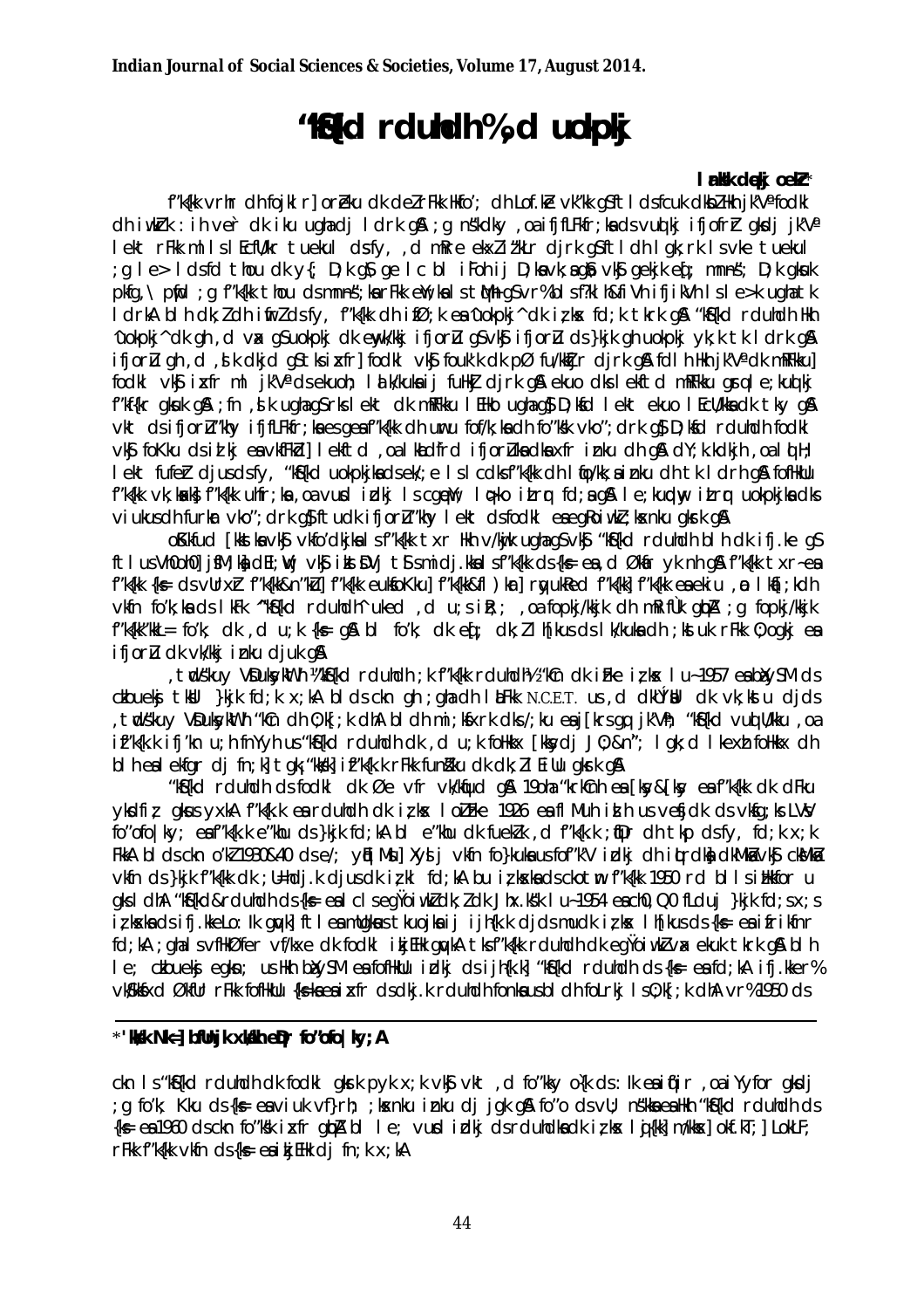# "kSf{kd rduhdh%,d uokpkj

**lanhi dqekj oekZ***

f"k{kk vthr dh fojklr] orZeku dk deZ rFkk Hkfo"; dh Lo.kZ vk"kk gS ftlds fcuk dksbZ Hkh jk"Vª fodkl dh iw.kZ :ih ver`r dk iku ugha dj ldrk gSA ;g n"kdksa ,oa ifjfLFkfr;ksa ds vuqlkj ifjofrZr gksdj jk"Vª lekt rFkk ml ls lEcfU/kr tuekul ds fy, ,d mRre ekxZ l`"kr djrk gS ftl dh lgk;rk ls vkus tuekul ;g le> lds fd thou dk y{; D;k gS ge lc bl i`Foh ij D;ksa vk;s gSa vkSj gekjk eq[; mn~ns"; D;k gksuk pkfg,\ pw¡fd ;g f"k{kk thou ds mn~ns";ksa rFkk ewY;ksa ls tqM+h gS vr% bls ?klh&fiVh ifjikVh ls le>k ugha tk ldrkA blh dkj.k dh ifjorZu dsfy, f"k{kk dh izfØ;k esa ^uokpkj^ dk iz;ksx fd;k tkrk gSA "kSf{kd rduhdh Hkh ^uokpkj^ dk gh ,d vax gS uokpkj dk ewy vk/kkj ifjorZu gS vkSj ifjorZu ds }kjk gh uokpkj yk;k tk ldrk gSA ifjorZu gh ,d ,slk dkjd gS tks izxfr fodkl vkSj fouk"k dk pØ fu/kkZfjr djrk gSA fdlh Hkh jk"Vª dk mRFkku] fodkl vkSj izxfr mlds jk"Vª ds ekuoh; lalk/kuksa ij fuHkZj djrk gSA ekuo dks lkekftd mRFkku gsrq le;kuqlkj f"kf{kr gksuk gSA ;fn ,slk ugha gS rks lekt dk mRFkku lEHko ugha gS D;ksafd lekt ekuo lEcU/kksa dk tky gSA vkt ds ifjorZu"khy ifjfLFkfr;ksa esa gesa f"k{kk dh uwru fof/k;ksa dh fo"ks'k vko";drk gS D;ksafd rduhdh fodkl vkSj foKku ds izlkj esa vkRrhrZ lkekftd ,oa lkaLd`frd ifjorZuksa dks xfr iznku dh gSA dY;k.kdkjh ,oa lqn`<+ lekt fuekZ.k djus dsfy, "kSf{kd uokpkjksa ds ek/;e ls lcdks f"k{kk dh lqfo/kk,a iznku dh tk ldrh gSA fofHkUu f"k{kk vk;ksxksa us f"k{kk uhfr;ksa ,oa vusd izdkj ls cgqewY; lq>ko izLrqr fd;s gSa le;kuqlkj uokpkjksa dks viukus dh furkar vko";drk gS ftudk ifjorZu"khy lekt ds fodkl esa egRoiw.kZ ;ksxnku gksrk gSA

oSKkfud [kkstksa vkSj vkfo'dkjksa ls f"k{kk txr Hkh v/kwjk ugha gS vkSj "kSf{kd rduhdh blh dk ifj.kke gS ftlus VsyhfotuJ jsfM;ks] dEI;wVj vkSj izkstsDVj tSls midj.kksa us f"k{kk ds {ks= esa ,d Økafr yk nh gSA f"k{kk txr esa f"k{kk {ks= ds vUrxZr f"k{k.k n"kZu] f"k{kk euksfoKku] f"k{kk"kkL=] rqyukRed f"k{kk] f"k{kk esa ekiu ,oa ewY;kadu vkfn fo'k;ksa ds lkFk ^"kSf{kd rduhdh^ uked ,d u;s iz";; ,oa fopkj/kkjk dh mRifRr gqbZA ;g fopkj/kkjk f"k{kk"kkL= fo'k; dk ,d u;k {ks= gSA bl fo'k; dk eq[; dk;Z lh[kus ds lk/kuksa dh ;kstuk rFkk O;ogkj esa ifjorZu dk vk/kkj iznku djuk gSA

,tqds"ku VsDuksykWth ¼"kSf{kd rduhdh ;k f"k{kk rduhdh½ "kCn dk iz;ksx loZ izFke lu~ 1957 esa baXySaM ds czkbuekSj tkWu }kjk fd;k x;kA blds ckn gh ;gka dh laLFkk N.C.E.T. us ,d dk;ZØe dk vk;kstu djds ,tqds"ku VsDuksykWth "kCn dh O;k[;k dhA bldh mi;ksfxrk /;ku esa j[krs gq, jk"Vªh; "kSf{kd vuqla/kku ,oa izf"k{k.k ifj'kn~ ubZ fnYyh us "kSf{kd rduhdh dk ,d u;k foHkkx [kksy dj J`O;&n`"; lgk;d lkexzh foHkkx dks blh esa lekfgr dj fn;k] tgk¡ "kks/k] izf"k{k.k rFkk fuekZ.k dk dk;Z lEiUu gksrk gSA

"kSf{kd rduhdh ds fodkl dk Øe vfr vk/kqfud gSA 19oha "krkCnh esa [ksy&[ksy esa f"k{kk dk dFku yksdfiz; gksus yxkA f"k{k.k esa rduhdh dk iz;ksx loZizFke 1926 esa flMuh izslh us vesfjdk ds vksfg;ks LVsV fo"ofo|ky; esa f"k{k.k e"khu ds }kjk fd;kA bl e"khu dk fuekZ.k ,d f"k{k.k ;a=r dh tkp dsfy, fd;k x;k FkkA blds ckn o'kZ 1930&40 ds e/; yqEl Mhu] Xysj vkfn fo}kuksa us fof"k'V izdkj dh iqLrdksa dkWM~l vkSj cksMZ vkfn ds }kjk f"k{kk dk ;U=hdj.k djus dk iz;kl fd;kA bu iz;ksxksa ds ckotwn f"k{kk 1950 rd blls izHkkfor u gks ldhA "kSf{kd&rduhdh ds {ks= esa lcls egRoiw.kZ dk;Z Jh x.ks"k lu~ 1954 esa ch0,Q0 fLduj }kjk fd;k x;k ftlds fy, iz;ksxksa ds ifj.kkeLo:Ik gqvkA ftlesa mUgksaus tkuojksa ij ijh{k.k djds mudk iz;ksx lh[kus ds {ks= esa ifjfLFkfr fd;kA ;gha ls vfHkØfer vf/kxe dk fodkl izkjEHk gqvkA tks f"k{kk rduhdh dk egRoiw.kZ vax ekuk tkrk gSA blh le; czkbuekSj egksn; us Hkh baXySaM esa fofHkUu izdkj ds ijh{k.k] "kSf{kd rduhdh ds {ks= esa fd;kA ifj.kker% vk/kqfud Økafr rFkk fofHkUu {ks=ksa esa izxfr ds dkj.k rduhdh fonksa us blds foLrkj ls O;k[;k dhA vr% 1950 ds

---

\* 'kks/k Nk=] bfrgkl foHkkx] eqDr fo"ofo|ky;A

ckn ls "kSf{kd rduhdh dk fodkl gksuk pyk x;k vkSj vkt ,d fo"kky o`{k ds :Ik esa iqf'Ir ,oa iYyfor gksdj ;g fo'k; Kku ds {ks= esa viuk vf}rh; ;ksxnku iznku dj jgk gSA fo"o ds vU; ns"kksa esa Hkh "kSf{kd rduhdh ds {ks= esa 1960 ds ckn fo"ks'k izxfr gqbZA bl le; vusd izdkj ds rduhdksa dk iz;ksx lqj{kk] m|ksx] okf.kT;] LokLF; rFkk f"k{kk vkfn ds {ks= esa izkjEHk dj fn;k x;kA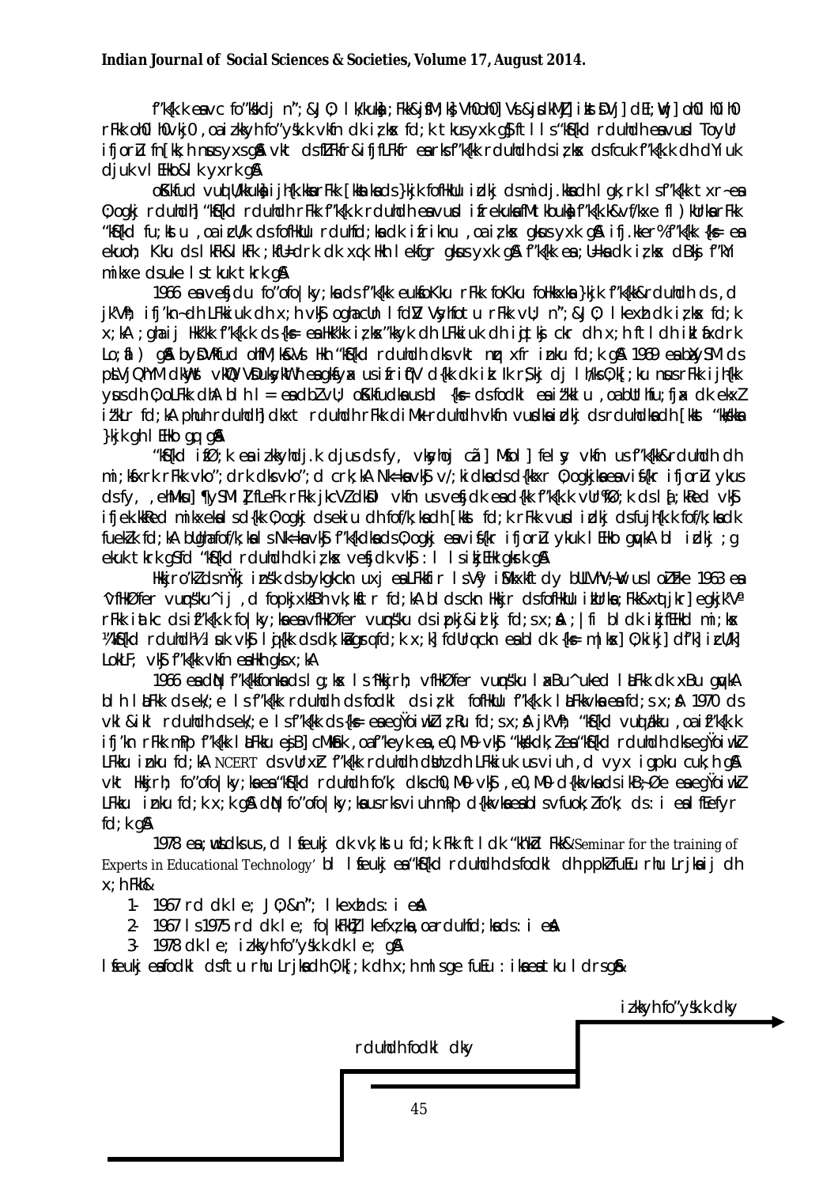f"k{k.k esa vc fo"ks"kdj n"; & JO; lk/kuksa ;Fkk & jsfM;ks] Vh0oh0] Vsi & jsdkMZj] izkstsDVj] dEI;wVj] oh0 lh0 lh0 rFkk oh0 lh0 vkj0 ,oa izk;ksfxd fo"ys'k.k vkfn dk iz;ksx fd;k tkus yxk gS ftlls "kS{kd rduhdh esa vuqd ToyUr ifjorZu fn[kk;h nsus yxs gSaA vkt ds fØ;kRed&ifjfLFkfr esa rks f"k{kk rduhdh ds iz;ksx ds fcuk f"k{k.k dh dYiuk djuk vlEHko & lk yxrk gSA

oSKkfud vuqla/kkuksa] ifj{k.kksa rFkk [kkstksa ds }kjk fofHkUu izdkj ds midj.kksa dh lgk;rk ls f"k{kk txr esa O;ogkj rduhdh] "kS{kd rduhdh rFkk f"k{k.k rduhdh esa vusd ifjektZu] laxBu] f"k{k.k & vf/kxe fl)kUrksa rFkk "kS{kd fu;kstu ,oa izcU/k ds fofHkUu rduhdh fd;kvksa dk ifrikn ,oa iz;ksx gksus yxk gSA ifj.kker% f"k{kk {ks= esa ekuoh; Kku ds lkFk & lkFk ;kfU=drk dk vxzk Hkh lekfgr gksus yxk gSA f"k{kk esa ;U=ksa dk iz;ksx dBksj f"k{kd mikxe ds uke ls tkuk tkrk gSA

1966 esa vesfjdu fo"ofo|ky;ksa ds f"k{kk euksfoKku rFkk foKku foHkkxksa }kjk f"k{kk & rduhdh ds ,d jk'Vª; ifj'kn~ dh LFkkiuk dh x;h vkSj ogha cuh lfefr Vsyhfotu rFkk vU; n`";&JO; lkexzh dk iz;ksx fd;k x;kA ;gha ij Hkk"kk f"k{k.k ds {ks= esa Hkk"kk iz;ksx"kkyk dh LFkkiuk dh iqu% cks/k cky dh x;h ftlds ikl fØ;k Lo;a fl) gSA bysDVªkfud ohfM;ks&Vsi Hkh "kS{kd rduhdh dks vkt uq xfr inku fd;k gSA 1969 esa bXySaM ds pkSnj QkmaMs"ku dh vksiu ;wfuoflZVh esa gkoMZ ls izkjaHk ifjo'kn dh izlkj lsok;sa dj lh/ks O;fDr;ksa u nsus rFkk ijh{kk ysus dh O;oLFkk dhA blh le; esa bZ vU; oSKkfudksa us bl {ks= ds fodkl esa i"kklu ,oa ctV hfu;fer dk ekxZ iz"kLr fd;kA phuh rduhdh] dkxt rduhdh rFkk ifMk & rduhdh vkfn vusdksa izdkj ds rduhdksa dh [kkst "kSf{kdksa }kjk gh lEHko gq, gSaA

"kS{kd izØ;k esa izkjaHk djus ds fy, vkSjhoj cu] Mkol] feYl] vkfn us f"k{kk & rduhdh dh mi;ksfxrk rFkk vko";drk dks vko";d crk;kA Nk=ksa vkSj v/;kidksa ds d{kkxr O;ogkjksa esa vuqfØ; ifjorZu ykus ds fy, ,MheMksu] ¶ySaMlZ] fLFkeFk rFkk jkcVZ dksD vkfn us vesfjdk esa d{kk f"k{k.k vUr%fØ;k ds l[;kRed vkSj ifjek.kkRed mikxeksa ls d{kk O;ogkj ds ekiu dh fof/k;ksa dh [kkst fd;k rFkk vusd izdkj ds fujh{k.k fof/k;ksa dk fuekZ.k fd;kA bUgha fof/k;ksa ls Nk=kas vkSj f"k{kdksa ds O;ogkj esa vuqfØ; ifjorZu ykuk lEHko gqvkA bl izdkj ;g ekuk tkrk gS fd "kS{kd rduhdh dk iz;ksx vesfjdk vkSj : l ls izkjEHk gksrk gSA

Hkkjro"kZ ds mÙkj izns"k ds bykgkckn uxj esa LFkkfir lsVªy iSMkxkftdy bULVhV~;wV us loZizFke 1963 esa ^vfHkØfer vuqns"ku^ ij ,d fopkjxks'Bh vk;ksftr fd;kA blds ckn Hkkjr ds fofHkUu izkUrksa ;Fkk & cMkSnk] egkjk'Vª rFkk iatkc ds f"k{k.k fo|ky;ksa esa vfHkØfer vuqns"ku ds izpkj & izlkj fd;s x;sA ;|fi bl dk izkjfEHkd mi;ksx ½"kS{kd rduhdh½ lu~ vkSj lq{kk ds dk;ksZa gsrq fd;k x;k] fdUrq ckn esa bl dk {ks= mi;ksx] O;kid d"k; iz;U/k] LokLF; vkSj f"k{kk vkfn esa Hkh gks x;kA

1966 esa dsUnzh; f"k{kk fonksa ds lg;ksx ls fHkkjrh; vfHkØfer vuqns"ku laxBu^ uked laLFkk dk xBu gqvkA blh laLFkk ds ek/;e ls f"k{kk rduhdh ds fodkl ds iz;kl fofHkUu f"k{k.k laLFkkvksa esa fd;s x;sA 1970 ds vkl & ikl rduhdh ds ek/;e ls f"k{kk ds {ks= esa egÙoiw.kZ iz;Ru fd;s x;sA jk'Vª; "kS{kd vuqla/kku ,oa izf"k{k.k ifj'kn rFkk mPp f"k{kk laLFkku ejB] cMkSnk ,oa f"keyk esa ,e0 ,M0 vkSj "kks/kdk;Z esa "kS{kd rduhdh dks egÙoiw.kZ LFkku inku fd;kA NCERT ds vUrxZr f"k{kk rduhdh dsUnz dh LFkkiuk us viuh ,d vyx igpku cuk;h gSA vkt Hkkjrh; fo"ofo|ky;ksa esa "kS{kd rduhdh fo'k; dks ch0 ,M0 vkSj ,e0 ,M0 d{kkvksa ds ikB~;Øe esa egÙoiw.kZ LFkku inku fd;k x;k gSA dbZ fo"ofo|ky;ksa us rks viuh mPp d{kkvksa esa bls vfuok;Z fo'k; ds : i esa lfEefyr fd;k gSA

1978 esa ;wusLdks us ,d lfeukj dk vk;kstu fd;k Fkk ftldk "kh'kZd Fkk & Seminar for the training of Experts in Educational Technology' bl lfeukj esa "kS{kd rduhdh ds fodkl dh ppkZ fuEu rhu Lrjksa ij dh x;h Fkh &

1. 1967 rd dk le; J0;&n"; lkexzh ds : i esaA
2. 1967 ls 1975 rd dk le; fo|kFkhZ] lkefxz;ksa ,oa rduhd fd;kvksa ds : i esaA
3. 1978 dk le; izkkyh fo"ys'k.k dk le; gSA

lfeukj esa fodkl ds ftu rhu Lrjksa dh O;k[;k dh x;h mls uhps fuEu : i esa tku ldrs gSa&

izkkyh fo"ys'k.k dky

rduhdh fodkl dky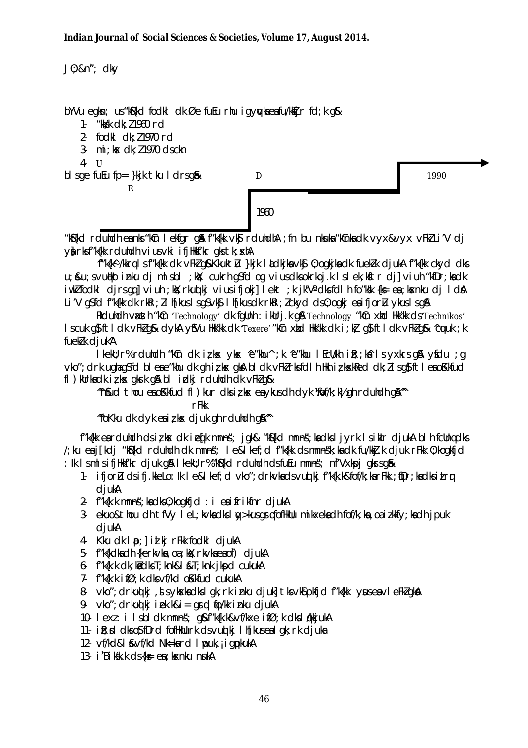J0;&n"; dky

bYVu egksn; us "kSf{kd fodkl dk Øe fuEu rhu igyqvksa esa fu/kkZfjr fd;k g&

1- "kk=k dk;Z 1960 rd
2- fodkl dk;Z 1970 rd
3- mi;ksx dk;Z 1970 ds ckn
4- U

bl sge fuEu fp= }kjk tku ldrs g&

D 1990

R

1960

"kSf{kd rduhdh eanks "kCn lekfgr gS f"k{kk vkSj rduhdhA ;fn bu nksuksa "kCnksa dk vyx&vyx vFkZ Li"V dj ysa rks f"k{kk rduhdh vius vki ifjHkkf"kr gks tk;sxhA

f"k{kk&/kkrq ls f"k{kk dk vFkZ g& Kkukt Zu }kjk lh[kus ls vkSj O;ogkjksa ds fuekZ.k djukA f"k{kk ckyd ds u;s&u;s vuqHko iznku dj mls bl ;ksX; cukrh g S fd og vius Kku ds vk/kkj ij lSlek;kstu dj lds] viuh "kfDr;ksa dk iw.kZ fodkl dj ldsa] viuh ;ksX;rkuqlkj vius ifjokj] lekt ;k jk"Vª ds fgr esa lgk;d gks ldsA Li"V g S fd f"k{kk dk rkRi;Z lh[kus ls g S vkSj lh[kus dk rkRi;Z ckyd ds O;ogkj esa ifjorZu ykus ls g SA

RkduhdhvaxzsT+kh "kCn 'Technology' dk fgUnh :ikUrj.k gS A Technology "kCn xzhd Hkk"kk ds 'Technikos' ls cuk g S ftl dk vFkZ g& dykA ySfVu Hkk"kk dk 'Texere' "kCn xzhd Hkk"kk dk i;kZ; gS ftl dk vFkZ g& ^cquuk ;k fuekZ.k djukA

lkekU;r% rduhdh "kCn dk iz;ksx ykxw ^e"khu^ ;k ^e"khu lEcU/kh i)fr;ksa^ ls yxk;k tkrk gS A ysfdu ;g vko";d ugha g S fd bl es e"khu dk gh iz;ksx gksA bl dk vFkZ rks fdlh Hkh iz;ksxkRed dk;Z ls g S ftl esa oSKkfud fl)kUrksa dk iz;ksx gksrk gS A bl izdkj rduhdh dk vFkZ g&

^^oSKkfud thou esa oSKkfud fl)kUrksa dk iz;ksx esa ykus dh dyk ¼fof/k;k½ gh rduhdh gSA^^

rFkk

^^foKku dk dyk esa iz;ksx djuk gh rduhdh gSA^^

f"k{kk esa rduhdh ds iz;ksx dk izeq[k mn~ns"; jgk& "kSf{kd mn~ns";ksa dks ljyrk ls izkIr djukA bl h fcUnq dks /;ku esa j[kdj "kSf{kd rduhdh dk mn~ns"; le&lkef;d vko";drkvksa ds vuqlkj f"k{kk ds mn~ns";ksa dk fu/kkZj.k djuk rFkk O;kogkfjd :Ik ls mldh ifjHkk"kk djuk gS A lkekU;r% "kSf{kd rduhdh ds fuEu mn~ns"; n"kkZ;s x;s gS&

1- ifjorZu ds ifj.kkeLo:Ik le&lkef;d vko";drkvksa ds vuqlkj f"k{k.k&fof/k;ksa rFkk ;qfDr;ksa dks izLrqr djukA
2- f"k{k.k mn~ns";ksa dks O;kogkfjd :i esa ifjHkkf"kr djukA
3- ekuo&thou dh tfVy leL;kvksa dks lqy>kus gsrq foHkUu miklekxksa dh fof/k;ksa ,oa izkof/k;ksa dh jpuk djukA
4- Kku dk lap;] izlkj rFkk fodkl djukA
5- f"k{kdksa dh {kerkvksa ,oa ;ksX;rkvksa esa o`f) djukA
6- f"k{k.k dk;ksZa dks T;knk&ls&T;knk jkspd cukukA
7- f"k{k.k izfØ;k dks vf/kd oSKkfud cukukA
8- vko";drkuqlkj ,sls ykxksa dks lgk;rk iznku djuk] tks vkSipkfjd f"k{kk ysus esa vleFkZ gksaA
9- vko";drkuqlkj izf"k{k.k&i= gsrq fo/kk iznku djukA
10- lexz:i ls bl dk mn~ns"; g S f"k{k.k&vf/kxe izfØ;k dks lqn`<+ djukA
11- iz;kl dks o;fDrd fofHkUurk ds vuqlkj lh[kus esa lgk;rk djuk
12- vf/kd&ls&vf/kd Nk=ksa rd lwpuk ,¡ igqapkukA
13- i"BHkwfe.k ds {ks= esa ;ksxnku nsukA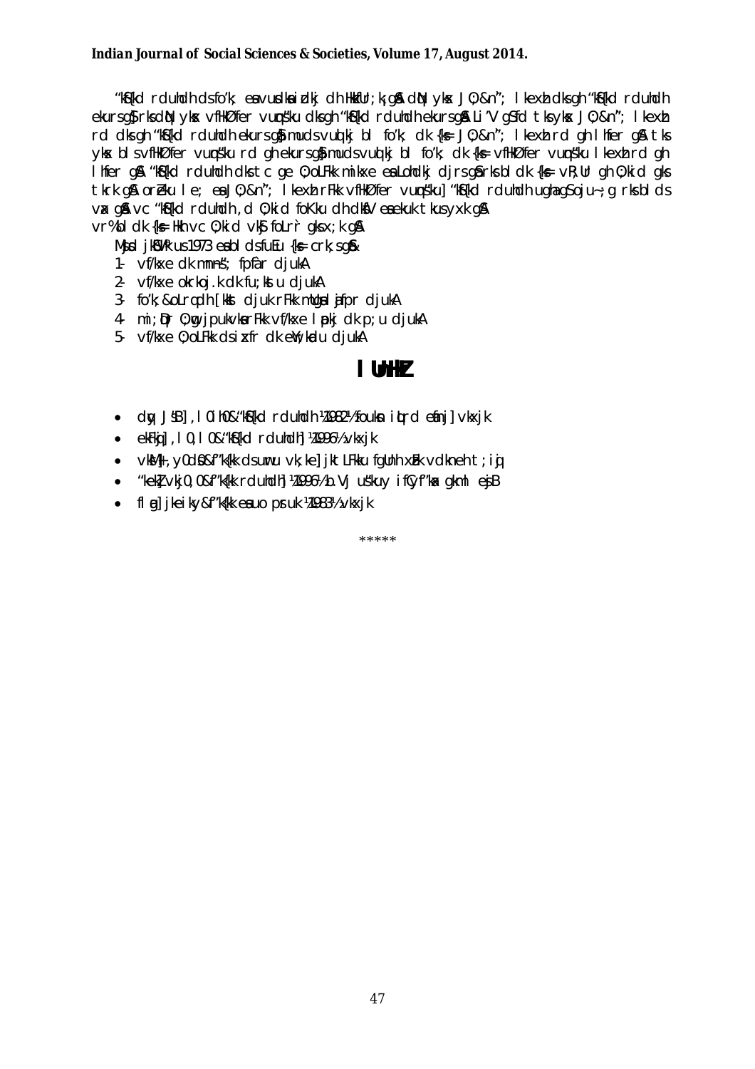“kS{kd rduhdh ds fo'k; esa vusdksa izdkj dh Hkzkfur;k¡ gSA dqN yksx JO;&n`"; lkexzh dks gh “kS{kd rduhdh ekurs gSa] rks dqN yksx vfHkØfer vuqns'ku dks gh “kS{kd rduhdh ekurs gSA Li"V gS fd tks yksx JO;&n`"; lkexzh rd dks gh “kS{kd rduhdh ekurs gSa muds vuqlkj bl fo'k; dk {ks= JO;&n`"; lkexzh rd gh lhfer gSA tks yksx bls vfHkØfer vuqns'ku rd gh ekurs gSa muds vuqlkj bl fo'k; dk {ks= vfHkØfer vuqns'ku lkexzh rd gh lhfer gSA “kS{kd rduhdh dks tc ge O;oLFkk mikxe esa Lohdkj djrs gSa rks bl dk {ks= vR;Ur gh O;kid gks tkrk gSA orZeku le; esa JO;&n`"; lkexzh rFkk vfHkØfer vuqns'ku] “kS{kd rduhdh ugha gSa oju~ ;g rks bl ds vax gSA vc “kS{kd rduhdh ,d O;kid foKku dh dksfV esa ekuk tkus yxk gSA vr% bl dk {ks= Hkh vc O;kid vkSj foLr`r gks x;k gSA

Mscsd jkWVªh us 1973 esa bl ds fuEu {ks= crk, gSa&

1- vf/kxe dk mn~ns'; fpfUgr djukA
2- vf/kxe okrkoj.k dk fu;kstu djukA
3- fo'k;&oLrq dh [kkst djuk rFkk mldks laxfBr djukA
4- mi;qDr O;wg jpukvksa rFkk vf/kxe lalk/kuksa dk p;u djukA
5- vf/kxe O;oLFkk ds izxfr dk ewY;kadu djukA

# lUnHkZ

- dqy JslB] ,l0ih0&“kS{kd rduhdh ¼1982½ fouksn iqLrd efUnj] vkxjk
- ekFkqj] ,l0,l0&“kS{kd rduhdh] ¼1996½ vkxjk
- vkSMh] ,y0ds0&f'k{kk ds uwru vk;ke] jktLFkku fgUnh xzUFk vdkneh t;iqj
- “kekZ] vkj0,0&f'k{kk rduhdh] ¼1996½ b.Vj us'kuy ifCyf'kax gkml esjB
- flag] jkeiky&f'k{kk esa uo prsuk ¼1983½ vkxjk

*****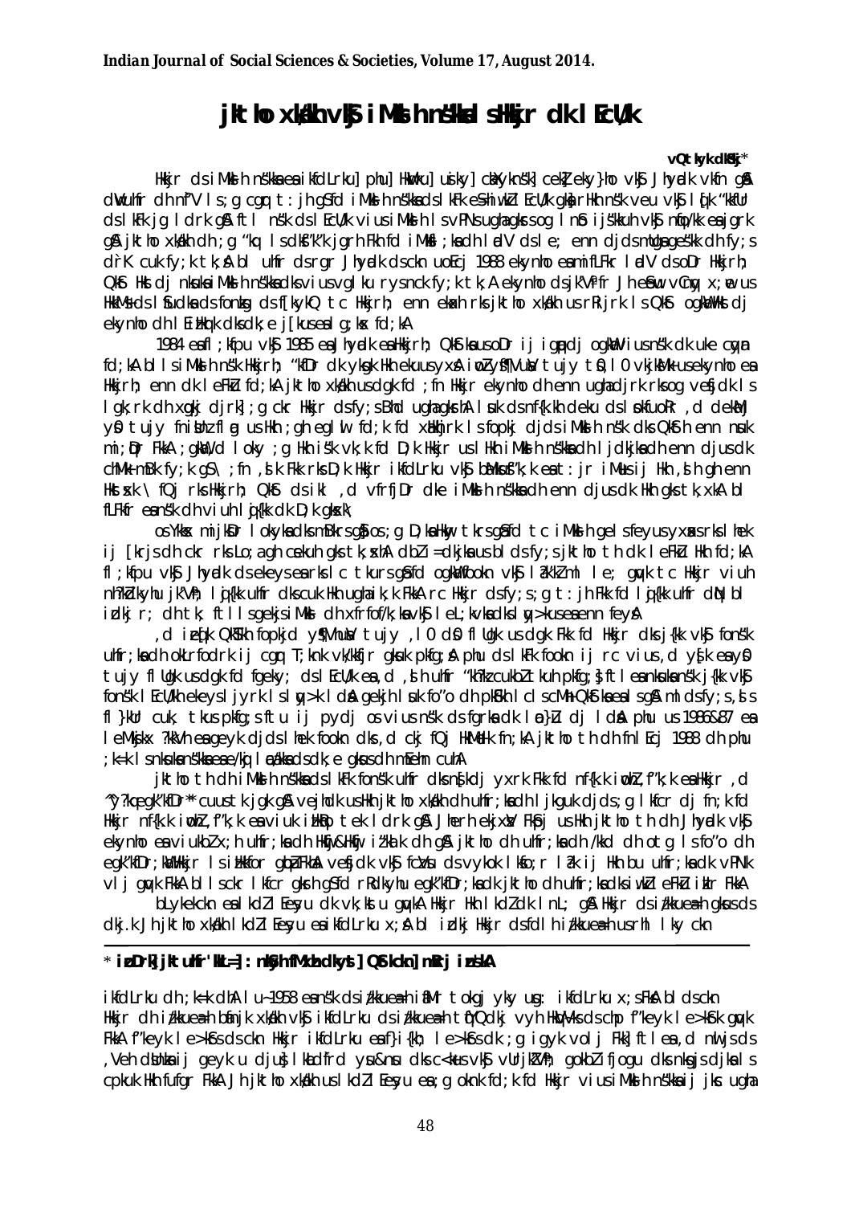# jktho xka/kh vkSj iM+kslh ns'kksa ls Hkkjr dk lEcU/k

**vQ'kkyk dkSj***

Hkkjr ds iM+kslh ns'kksa esa ikfdLrku] phu] Hkwvku] usiky] ckaXykns'k] E;kaekj] ekyn}hi vkSj Jhyadk vkfn gSaA dwVuhfr dh n`f"V ls ;g cgqr t:jh gS fd iM+kslh ns'kksa ds lkFk eS=hiw.kZ lEcU/k gksa rHkh ns'k veu vkSj lq[k 'kkfUr ds lkFk jg ldrk gSA ftl ns'k ds lEcU/k vius iM+kslh ls vPNs ugha gksrs og lnSo ijs'kkuh vkSj nqfo/kk esa jgrk gSA jktho xka/kh dh ;g "kq lsdkS'k'k jgrh Fkh fd iM+kslh ;ksa dh ladV ds le; enn djds mudks esa'k dh fy;s drK cuk fy;k tk;sA bl uhfr ds rgr Jhyadk ds ckn uoEcj 1988 ekynho esa mifLFkr ladV ds oDr Hkkjrh; QkSt Hkst dj nksuksa iM+kslh ns'kksa dks vius vglku rys nck fy;k tk;sA ekynho ds jk"Vªifr Jh ekSewu vCnqy x;we us HkkM+s ds lSfudksa ds fonzksg ds f[kykQ tc Hkkjrh; enn ekaxh rks jktho xka/kh us rRijrk ls QkSt ogkWa Hkst dj ekynho dh lEizHkqrk dks dk;e j[kus esa lg;ksx fd;kA

1984 esa fl;kfpu vkSj 1985 esa Jhyadk esa Hkkjrh; QkSt us oDr ij igqap dj ogkWa vius ns'k dk uke cqyan fd;kA bl lc iM+kslh ns'k Hkkjrh; "kfDr dk yksgk Hkh ekuus yxsA iwohZ ¼fLVu½ tujy t+S0 lh0 vkjkSM+k us ekynho esa Hkkjrh; enn dk leFkZu fd;kA jktho xka/kh us dgk fd ;fn Hkkjr ekynho dh enn ugha djrk rks og ns'k ds lgk;rk dh xqgkj djrk] ;g ckr Hkkjr ds fy;s Bhd ugha gksrhA lsuk ds nf{k.kh dekU ds lsukuk;d ysf0 tujy fnisUnz flag us Hkh ;gh egluw fd;k fd xksyhckjh ls fopkj djds iM+kslh ns'k dks QkSth enn nsuk mi;qDr FkkA ;gkWa vkSj loky ;g Hkh iSnk gksrk fd D;k Hkkjr us lHkh iM+kslh ns'kksa dh lqj{kk dh enn djus dk chM+k mBk fy;k gS\ ;fn ,slk Fkk rks D;k Hkkjr ikfdLrku vkSj cka/kksa'k;k esa Hkh t:jr iM+us ij Hkh ,slh gh enn Hkstsxk \ fQj rks Hkkjrh; QkSt ds ikl ,d vfrfjDr dke iM+kslh ns'kksa dh enn djus dk Hkh gks tk,xkA bl fLFkfr esa ns'k dh viuh lqj{kk dk D;k gksxk\

osYkkxa mijkDr lokykas ds mRrj gSa os ;g D;ksa Hkwy tkrs gSa fd tc iM+kslh gels feyus yxrs rks lhek ij [krjs dh ckr rks Lo;a gh cekuh gks tk;xhA dbZ i=dkjksa us bl ds fy;s jktho th dk leFkZu Hkh fd;kA fl;kfpu vkSj Jhyadk ds ekeys esa rks lc tkurs gSa fd ogkWa fookn vkSj la?k"kZ ml le; gqvk tc Hkkjr viuh n`f"Vdks.k jk"Vªh; lqj{kk uhfr dks cuk Hkh ugha ik;k FkkA rc Hkkjr ds fy;s ;g t:jh Fkk fd lqj{kk uhfr dqN bl izdkj r; dh tk; ftlls gekjs iM+kslh dh xfrfof/k;ksa vkSj le>kSrks us lq>kus esa enn feysA

,d iz[;kr QkSth fopkjd ¼fLVu½ tujy ,l0 dsO flUgk us dgk Fkk fd Hkkjr dks j{kk vkSj fons'k uhfr;ksa dh okLrfodrk ij cgqr T;knk /;ku nsus dh vko';drk gS A ,d ns'k ls nwljs esa ij cgqr vius ,d ukjs esa y0 tujy flUgk us dgk fd fgeky; ds lEcU/k esa ,d ,slh uhfr "kh"kZ cukbZ tkuh pkfg;s ftlesa nksuksa ns'kksa j{kk vkSj fons'k lEcU/kh ekeyksa ij ls lq>k lds gekjh lsuk fo"o dh pkSFkh lcls cM+h QkSt esa ls gS ml ds fy;s ,sls fl)kUr cuk, tkus pkfg;s ftu ij pydj os vius ns'k ds fgrksa dk lao)Zu dj ldsA phu us 1986&87 esa leMksjksx ?kkVh esa geyk djds lhek fookn dks ,d ckj fQj HkM+dk fn;kA jktho th dh fnlEcj 1988 dh phu ;k=k ls nksuksa ns'kksa esa /khjs&/khjs lq/kkj ds lkFk ,e gksus dh mEehn cuhA

jktho th dh iM+kslh ns'kksa ds lkFk fons'k uhfr dks n{krk iwoZd yxrk Fkk fd nf{k.k iwohZ ,f'k;k esa Hkkjr ,d "y?kq egk"kfDr" cuus tk jgk gSA vejhdk us Hkh jktho xka/kh dh uhfr;ksa dh ljkguk djrs ;g Lohdkj dj fn;k fd Hkkjr nf{k.k iwohZ ,f'k;k esa viuk izHkko tek ldrk gSA Jhefr bafnjk xka/kh us Hkh jktho th dh Jhyadk vkSj ekynho esa viukbZ x;h uhfr;ksa dh Hkwfj&Hkwfj iz'kalk dh gSA jktho dh uhfr;ksa dh /kkd dh otg ls fo"o dh egk"kfDr;ksa Hkkjr ls izHkkfor gqbZ FkhA vesfjdk vkSj fczVsu ds vykok lksfo;r la?k ij Hkh bu uhfr;ksa dk vPNk vlj gqvk FkkA bl lcls Hkkjr gksrh gS fd rRdkyhu egk"kfDr;ksa dk jktho dh uhfr;ksa dks iwoZ leFkZu izkIr FkkA

bLykekckn esa lkdZ lEesyu dk vk;kstu gqvk] Hkkjr Hkh lkdZ dk lnL; gSA Hkkjr ds iz/kkuea=h gksus ds dkj.k Jh jktho xka/kh lkdZ lEesyu esa ikfdLrku x;sA bl izdkj Hkkjr ds fdlh iz/kkuea=h us rhl lky ckn

---

\* **izoDrk] jktuhfr 'kkL=] :nzi`j fMxzh dkyst] QSt kckn] mRrj izns'kA**

ikfdLrku dh ;k=k dhA lu~ 1958 esa ns'k ds iz/kkuea=h iafMr tokgj yky usg: ikfdLrku x;s FksA bl ds ckn Hkkjr dh iz/kkuea=h bfUnjk xka/kh vkSj ikfdLrku ds iz/kkuea=h tqYQ dkj vyh HkqV~Vks ds chp f'keyk le>kSrs gqvk FkkA f'keyk le>kSrs ds ckn Hkkjr ikfdLrku esa f}i{kh; le>kSrs dk ;g igyk volj FkkA ftlesa ,d nwljs ds ,Veh dsUnzksa ij geyk u djus lEcU/kh rhu le>kSrs ij gLrk{kj gq,] bl ds lkFk gh ,d nwljs dks nqxuh lsokvksa dh lwpuk nsus vkSj vUrjk"Vªh; gokbZ fjokt dks lqpk: djkus ls lacaf/kr lkfjo fufgr FkkA Jh jktho xka/kh us lkdZ lEesyu esa ;g okn fd;k fd Hkkjr vius iM+kslh ns'kksa ij jkc ugha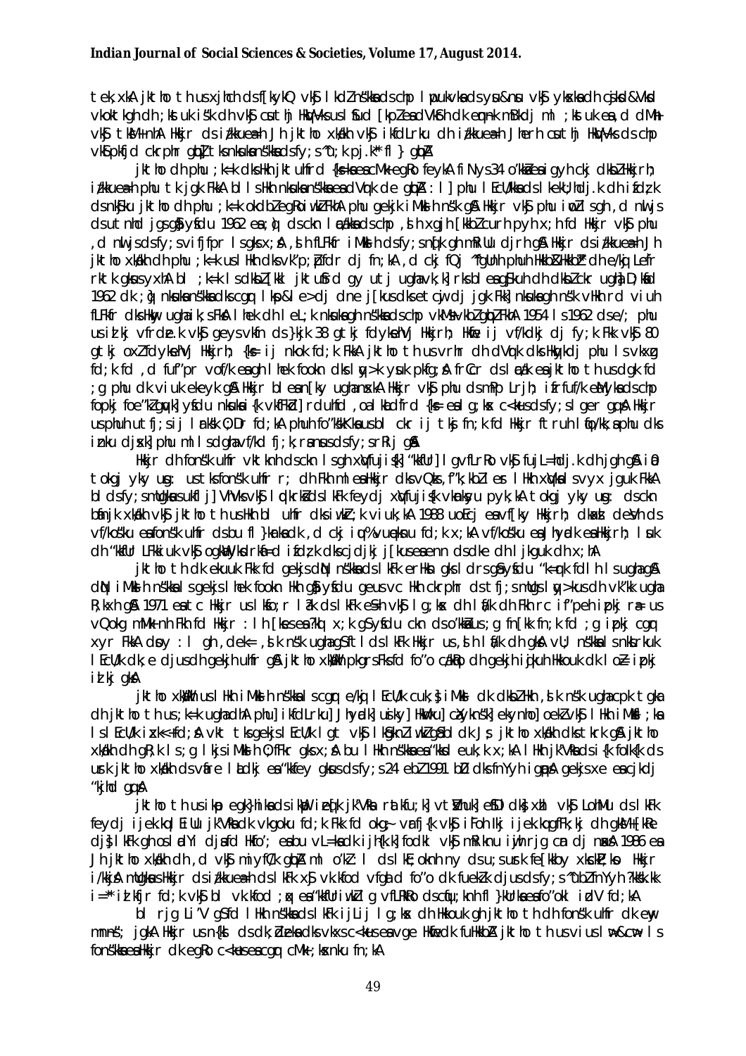tek,xkA jktho th us xjhch ds f[kykQ vkSj lkdZ ns'kksa ds chp lwpukvksa ds ysu&nsu vkSj yksxksa dh cjkcj&vkokt gh dh ;kstuk i'k dh vkSj cuus okys ikjLifjd l'kDr lEcU/kksa dh vko';drk dks egRo fn;kA ;kstuk is'k dh vkSj lkoZHkkSfed [kqysiu dh lajpuk cukus ij cy fn;kA mlh le; ,d uhfr fu/kkZj.k dk fu.kZ; fy;k x;k fd Hkkjr lkdZ dh izfØ;k esa izxfr dh fn'kk esa viuh Hkwfedk fuHkk,xkA Hkkjr ds izÑfr iwjd gksus vkSj xfr'khy gksus dk fopkj ns'k ds lkeus j[kk vkSj lHkh ns'kksa ds fy, vkxs c<+us dk ekxZ izR;{k fd;kA

jktho dh phu ;k=k dks Hkh jktuhfrd {ks=ksa esa cM+k egRo feykA fiNys 34 o"kks± esa igyh ckj dksbZ Hkkjrh; iz/kkuea=h phu tk jgk FkkA bl lsHkh nksuksa ns'kksa esa vPNk de gqvkA ;s l}Ei{kh; lEcU/kksa ds lkeku;hdj.k dh izfØ;k ds nkSjku jktho dh phu ;k=k okLro esa egRoiw.kZ FkhA phu ds lkFk Hkkjr ds lEca/k 1962 esa ;q) ds ckn ls lkekU; ugha gks ik;s FksA ;q) ds ckn nksuksa ns'kksa ds chp ,d xgjh [kkbZ cu xbZ FkhA ;gh dkj.k Fkk fd Hkkjr vkSj phu ,d nwljs ds fy, vifjfpr ls gks x;s FksA ,sls fLFkfr iSnk gks xbZ Fkh fd nksuksa ds chp ckrphr gks xbZ FkhA Hkkjr ds iz/kkuea=h Jh jktho xka/kh dh phu ;k=k us Hkh nksuksa ds chp lEcU/kksa dks lq/kkjus esa lgk;rk dh A ;g iz;kl u dsoy Hkkjr vkSj phu ds fy, cfYd iwjs ,f'k;k ds fy, egRoiw.kZ FkkA ;g igyh ckj Fkk tc Hkkjr vkSj phu ds chp fdlh uhfr fu/kkZj.k dh ckr gqbZ A ;g 1962 ds ;q) ds ckn nksuksa ns'kksa ds chp lcls cM+h igy FkhA nksuksa gh ns'kksa us vkil esa ckrphr dh o fookn lqy>kus dh fn'kk esa dne mBk;kA 1954 ls 1962 ds e/; phu us izR;{k vfrØe.k vkSj geys vkfn ds }kjk 38 gtkj fdyksehVj Hkkjrh; Hkwfe ij vf/kdkj dj fy;k Fkk vkSj 80 gtkj oxZ fdyksehVj Hkkjrh; {ks= ij nkok fd;k FkkA jktho th us vrhr dh dVqrk dks Hkqykdj phu ls vkxzg fd;k fd ,d fuf'pr vof/k esa gh lhek fookn dks lqy>k ysuk pkfg;sA frCcr ds lEcU/k esa jktho th us dgk fd ;g phu dk vkarfjd ekeyk gSA Hkkjr bl esa dksbZ gLr{ksi ugha djsxkA Hkkjr vkSj phu ds chp lhek fookn ds gy ds fy, ,d la;qDr dk;Z lewg cukus ij lgefr gqbZA nksuksa ns'kksa us okf.kT; vkSj lkaLÑfrd vknku&iznku c<+kus ij tksj fn;k rFkk bl ckr ij lgefr O;Dr dh fd nksuksa ns'k ,d nwljs ds lkFk 'kkafriw.kZ <ax ls jgsaxsA phuh us rk bl ckr ij tksj fn;k fd Hkkjr ftruh 'kh?kzrk ls phu dks izLrko djsxk phu ml ij fopkj djus ds fy, rS;kj jgsxkA

Hkkjr dh fons'k uhfr vkt tks dqN Hkh gS og xqVfujis{k ;k xqVfujis{krk dh ckr djrh gSA iafMr tokgj yky usg: us tks fons'k uhfr r; dh Fkh mlesa Hkkjr dks vQzks&,f'k;kbZ ns'kksa ds lkFk tqM+dj vkxs c<+uk FkkA bl dk fy, xqVfujis{k vkUnksyu pyk;k x;kA tokgj yky usg: ds ckn bfUnjk xka/kh vkSj jktho th us Hkh bl uhfr dks iw.kZ :i ls viuk;kA 1988 esa ubZ fnYyh esa vk;ksftr xqVfujis{k ns'kksa ds 'kh"kZ lEesyu esa jktho th us Hkkx fy;kA lEesyu esa fuf'pr fd;k x;k fd vf/kos'ku dh rkjh[ksa ,d o"kZ igys r; gksuh pkfg, vkSj lnL; ns'kksa dh lqfo/kk ds vuqlkj ml LFkku vkSj le; dk p;u gksA jktho th us bl vf/kos'ku esa fodkl'khy ns'kksa dks vkfFkZd rFkk rduhdh :i ls vkRefuHkZj cukus ij cy fn;kA

jktho th dk ekuuk Fkk fd gekjs dqN ns'kksa ds lkFk erHksn gks ldrs gSa ysfdu 'k=qrk fdlh ls ugha gSA dqN iM+kslh ns'kksa ls gekjs lhek fookn Hkh gSa ysfdu ge muls Hkh ckrphr ds tfj, mUgsa lqy>kus dh vk'kk djrs gSaA 1971 esa tc Hkkjr us ikfdLrku ls ;q) esa dfBu leLk esa Fkk ml le; Hkkjr ds fo:) Lo;a vkRek ds lkFk ikfdLrku us ckrphr dk jkLrk viuk;k FkkA jktho th us ikfdLrku ds lkFk lEcU/kksa dks lq/kkjus ds fy, dbZ iz;kl fd,A ;gh dkj.k Fkk fd Hkkjr vkSj ikfdLrku ds chp fdlh izdkj ds ruko dh fLFkfr ugha cuhA jktho xka/kh us ckrphr ds tfj, leL;kvksa dks gy djus dh dksf'k'k dh vkSj ikfdLrku ds lkFk 'kkafriw.kZ lEcU/k LFkkfir djus dk iz;kl fd;kA

jktho xka/kh us lHkh iM+kslh ns'kksa ls cgqr e/kqj lEcU/k cuk;s iM+kslh dk dksbZ Hkh ,sls ns'k ugha cpk tgka dh jktho th us ;k=k ugha dh A phu] ikfdLrku] Jhyadk] usiky] HkwVku] caXykns'k] ekynho] eka;ekj vkSj lHkh iM+kslh ;ka ls lEcU/k izxk<+ fd;sA vkt tks gekjs lEcU/k lgt vkSj lkSgknZiw.kZ gSa mldk Js; jktho xka/kh dks tkrk gSA jktho xka/kh dh gR;k ls ;g lkjs iM+kslh O;fFkr gks x;sA bu lHkh ns'kksa esa 'kksd euk;k x;kA lHkh jk"Vªksa ds {ks=h; Lrj ij i;kZIr lg;ksx ds usrk jktho xka/kh ds vfUre laLdkj esa 'kkfey gksus ds fy, 24 ebZ 1991 bZ- dks fnYyh igqapsA gekjs xxu esa cjkcj 'kksd gqvkA

jktho th us ikap egk}hiksa ds ikap izeq[k jk"Vªksa rFkk ;w[kkslykfo;k ds jk"Vªi{k ds lkFk feydj ijek.kq fu%'kL=hdj.k vkSj 'kkafr dh fn'kk esa igy dhA 1986 esa Jh jktho xka/kh dh ,d vkSj miyfC/k gqbZ ml o"kZ lHkh ds lkFk feydj Hkkjr us fo'o 'kkafr ds fy, ,d ?kks"k.kk i= izLrqr fd;k vkSj bl vkUnksyu dks vkxs c<+kus ds fy, vusd ns'kksa ds izeq[kksa ls okrkZ dhA ml le; ?kks"k.kk i= ij lgefr dh ,d ysfdu ckn esa ;g vkUnksyu bruk l'kDr ugha gks ldk ftruh vis{kk FkhA

bl rjg Li"V gS fd lHkh ns'kksa ds lkFk ijLij lg;ksx dh Hkkouk gh jktho th dh fons'k uhfr dk ewy mn~ns'; jgkA Hkkjr us {ks=h; ds dk;ZØeksa dks vkxs c<+kus esa vge Hkwfedk fuHkkbZA jktho th us viuh lw>&cw> ls fons'kksa esa Hkkjr dk egRo c<+kus esa cgqr cM+k ;ksxnku fn;kA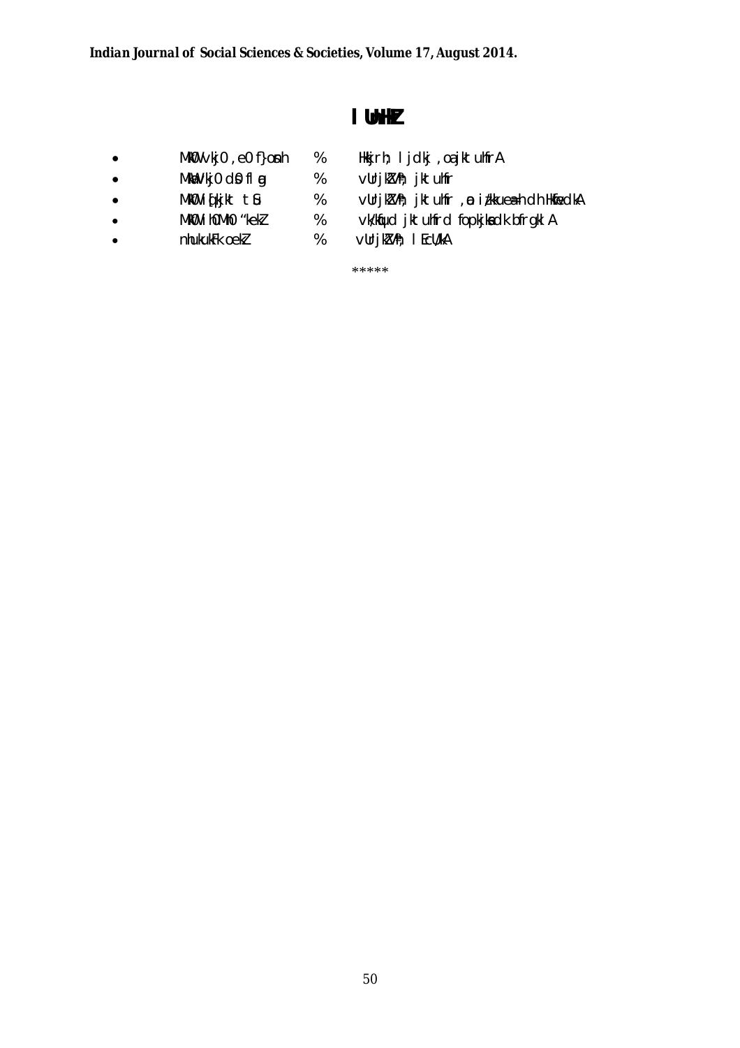# l UnHkZ

- MkW0 vkj0 ,e0 f}osnh % Hkkjrh; ljdkj ,oa jktuhfrA
- MkW0 vkj0 ds0 flag % vUrjkZ"Vªh; jktuhfr
- MkW0 iq[kjkt tSu % vUrjkZ"Vªh; jktuhfr ,oa iz/kkuea=h dh Hkwfedk
- MkW0 ih0Mh0 "kekZ % vk/kqfud jktuhfrd fopkjksa dk bfrgklA
- nhukukFk oekZ % vUrjkZ"Vªh; lEcU/kA

*****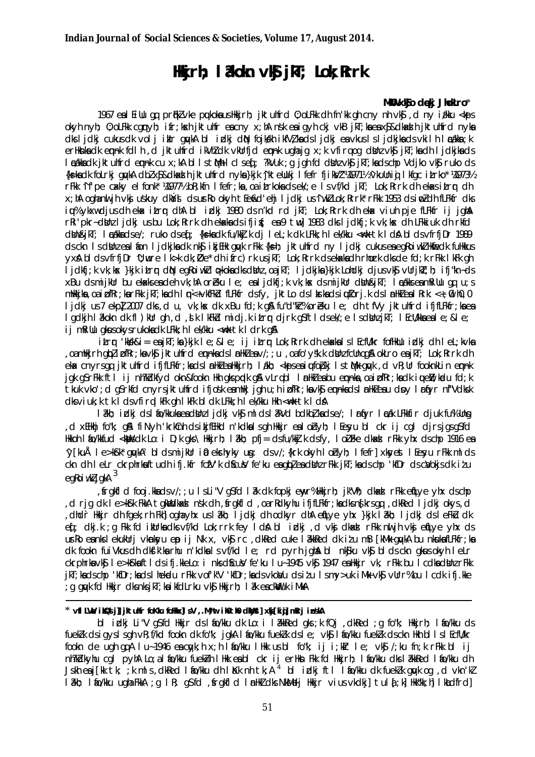# Hkkjrh; laln vkSj jkT; Lok;Rrrk

**MkW- vkSo dekj JhokLro***

1967 esa lEiUu gq, prqFkZ vke pquko ds ckn Hkkjrh; jktuhfrd O;oLFkk dh fn'kk gh cny nh vkSj ,d ny iz/kku <kaps okyh ;g O;oLFkk cgqnyh; ifr;ksxh jktuhfr esa cny x;hA nsk esa igyh ckj vkB jkT;ksa esa xSj&dkaxzsl jktuhfrd nyksa ds ljdkj cukus dk volj ikIr gqvkA bl izdkj dsUnz fojks/kh ikfVZ;ksa ds ljdkj esa vkus ls ljdkjksa ds vkil lEca/kksa ;k erHksnksa dk eqn~nk fdlh ,d jktuhfrd ikVhZ dk vkUrfjd eqn~nk ugha jg x;k vfirq og dsUnz vkSj jkT;ksa dh ljdkjksa ds lEca/kksa dk jktuhfrd eqn~nk cu x;kA blls tqM+h cl ,sa; ?kVuk ;g jgh fd dsUnz vkSj jkT;ksa ds chp Vdjko vkSj ruko ds {ks=ksa dk foLrkj gqvkA dbZ xSj&dkaxzsl jktuhfrd nyksa }kjk ^jkteUukj lfefr fjiksVZ^ ¼1971½ vkuUniqj lkfgc izLrko* ¼1973½ rFkk ^if'pe caxky eseks* ¼1977½ bR;kfn lfefr;ksa ,oa izLrkoksa ds ek/;e ls vf/kd jkT; Lok;Rrrk dh ekax izLrqr dh x;hA ogha nwljh vksj usku dkQsal ds usrRo okyh tEew&d'ehj ljdkj us ^'kfDr Lok;Rrrk* rFkk 1953 ds iwoZ dh fLFkfr dks iqu% ykxw djus dh ekax izLrqr dhA bl izdkj 1980 ds n'kd rd jkT; Lok;Rrrk dh ekax viuh pje fLFkfr ij jghA rRi'pkr~ dsUnz ljdkj us bu Lok;Rrrk dh ekaxksa ds ifjis{; esa 9 twu] 1983 dks ljdkfj;k vk;ksx dh LFkkiuk dh rkfd dsUnz&jkT; lEca/kksa ds e/; ruko ds eq[; {ks=ksa dk fu/kkZj.k dj leL;k dk LFkk;h lek/kku <w<+k tk ldsA blds vfrfjDr 1989 ds ckn ls dsUnz esa fefJr ljdkjksa dk nkSj izkjEHk gqvk rFkk {ks=h; jktuhfrd ny ljdkj cukus esa egRoiw.kZ Hkwfedk fuHkkus yxsA blds vfrfjDr ^U;wure lk>k dk;ZØe* dh ifjc)rk us jkT; Lok;Rrrk ds eqn~nksa dh rhozrk dks de fd;k rFkk lfefr gh ljdkfj;k vk;ksx }kjk izLrqr dqN egRoiw.kZ lq>koksa dks dsUnz ,oa jkT; ljdkjksa }kjk Lohdkj djus vkSj vUrjkZT;h; ifj"kn~ ds xBu ds mijkUr bu ekaxksa esa deh vk;hA oRkZeku le; esa ljdkfj;k vk;ksx ds mijkUr dsUnz&jkT; lEca/kksa esa mRiUu gq, u;s mHkkjksa ,oa izo`fRr;ksa rFkk jkT;ksa dh lq<+rk vFkZ fLFkfr ds fy, jktLo ds lzksrksa ds iqufoZrj.k ds lanHkZ esa Rrk <+ ,0 vkj0 ,0 ljdkj us 7 ekpZ 2007 dks ,d u, vk;ksx dk xBu fd;k gSA fu"d"kZ% oRkZeku le; dh tfVy jktuhfrd ifjfLFkfr;ksa esa lgdkjh lâkokn dk fl)kUr gh ,d ,sls lkFkZd mik; dks izLrqr djrk gS tks e/;e ls dsUnz jkT; lEcU/kksa esa le;&le; ij mRiUu gksus okys rukoksa dk LFkk;h lek/kku <w<+k tk ldrk gSA

izLrqr 'kks/k i= esa jkT;ksa }kjk le;&le; ij izLrqr Lok;Rrrk dh ekaxksa ls lEcfU/kr fofHkUu izdkj dh leL;kvksa ,oa mHkjrh gqbZ izo`fRr;ksa vkSj jktuhfrd eqn~nksa ds lanHkZ esa v/;;u ,oa fo'ys"k.k dsUnzfcUnq gSA okLro esa jkT; Lok;Rrrk dh ekax cnyrs gq, jktuhfrd ifjfLFkfr;ksa ds lanHkZ esa Hkkjrh; lâkh; <kaps esa iquxZBu ij cy gSA ,d vR;Ur fookn.kh; eqn~nk jgk gS rFkk ftl ij n'khrkyhu okn&fookn Hkh gks pqdk gSA vLrq bl lanHkZ esa bu eqn~nksa ,oa izo`fRr;ksa dk iqueZwY;kadu fd;k tkuk vko';d gS rkfd cnyrs jktuhfrd ifjos'k esa mHkjrh gqbZ u;h izo`fRr;ksa vkSj eqn~nksa ds lanHkZ esa u dsoy lanfHkZr n`f"Vdks.k dks viuk;k tk lds vfirq fdlh Hkh fLFkfr dk LFkk;h lek/kku Hkh <w<+k tk ldsA

lâkh; izdkj ds lafo/kkuksa esa dsUnz ljdkj vkSj mldh bdkbZ;ksa ds e/; lâoS/kkfud djkj gksrk gSA lafo/kku lâokn fu"Bk okyk ,d vEcz;j fu'kk gSA fiNyh 'krkCnh ds izkjfEHkd n'kdksa ls gh Hkkjr esa jktuhfrd lEHkyu bl ckr ij cgl jg jgk gS fd Hkkoh lafo/kkfud <kaps dk Lo:i D;k gks\ Hkkjrh; lâh; pfj= ds fu/kkZj.k dk fLFky, loZFke dkaxzsl rFkk yhx ds chp 1916 esa ^y[kuÅ le>kSrk* gqvkA blds mijkUr iwoZ ekaMysyh usg: ds v/;{krk okyh loZnyh; lfefr xksyest lEesyu rFkk mlds ckn dh leLr ckrphr esa tudh ifj.kfr fczfV'k dSfcusV fe'ku esa gqbZ esa dsUnz rFkk jkT;ksa ds chp 'kfDr ds caVokjs dk iz'u egRoiw.kZ jgkA[3]

,sfrgkfld fooj.kksa ds v/;;u ls Li"V gS fd lâk dk pcki ewyr% Hkkjrh; jk"Vªh; dkaxzsl rFkk eqfLye yhx ds chp ,d rjg dk le>kSrk FkkA tgka dkaxzsl nsk dh ,sfrgkfld ,oa rRdkyhu ifjfLFkfr;ksa ds n`f"Vxr gq, ,dkRed ljdkj okys ,d ,dhd`r Hkkjr dh fgek;rh FkhA ogha yhx us lâkh; ljdkj dh odkyr dhA eqfLye yhx }kjk lâkh; ljdkj ds leFkZu dk eq[; dkj.k ;g Fkk fd izkUrksa dks vf/kd Lok;Rrrk fey ldsA bl izdkj ,d vksj dkaxzsl rFkk nwljh vksj eqfLye yhx ds usrRo esa nks lEiznk;ksa vkanksyu esa ij Nk x, vkSj rc ,dkRed cuke lâkkRed dk iz'u mB [kM+k gqvkA bu nksuksa fLFkfr;ksa dk fooknk fujkdj.k dh dksf'k'k ls nks n'kdksa ls vf/kd le; rd pyrh jghA bl nkSjku vkSj blds ckn gksus okyh leLr ckrphrksa vkSj le>kSrksa ljdkj ,d :i nsus dk mÌs'; Fks ... fe'ku lu~ 1945 vkSj 1947 esa Hkkjr vk; rFkk bu lcdks dsUnz rFkk jkT;ksa ds chp 'kfDr;ksa ds lheku rFkk vof'k"V 'kfDr;ksa ds vkoaVu ds iz'u ls my>uk iM+k vkSj vUrr% bu lcdk ifj.kke ;g gqvk fd Hkkjr dks nks jk"Vª ;k ikfdLrku vkSj Hkkjrh; lâk esa caV"uk iM+kA

bl izdkj Li"V gS fd Hkkjr ds lafo/kku dk Lo:i lâkkRed gks ;k fQj ,dkRed ;g fo'ks"k Hkkjrh; lafo/kku ds fuekZ.k ds igys ls gh vR;f/kd fookn dk fo"k; jgkA lafo/kku fuekZ.k ds le; vkSj lafo/kku fuekZ.k ds ckn Hkh bl ls lEcfU/kr fookn de ugha gqvkA lu~ 1946 esa cqykb;h x;h lafo/kku lHkk us bl fo"k; ij i;kZIr le; vkSj /;ku fn;k rFkk bl ij n'khrkyhu cgl pyhA Lo;a lafo/kku fuekZ.k lHkk esa bl ckr ij erHksn Fkk fd Hkkjrh; lafo/kku dks lâkkRed lafo/kku dh Js.kh esa j[kk tk; ;k mls ,dkRed lafo/kku dh laKk nh tk,A[4] bl izdkj ftl lafo/kku dk fuekZ.k gqvk og ,d vkn'kZ lâkh; lafo/kku ugha FkkA ;g lR; gS fd ,sfrgkfld lanHkZ dks NksM+dj Hkkjr vius vkdkj] tula[;k] Hkk"kk;h] lkaLd`frd]

---

* vflLVsaV izksQslj] jktuhfr foKku foHkkx] ls.V ,.MªwTk ih0th0 dkWyst] xksj[kiqj] mRrj izns'kA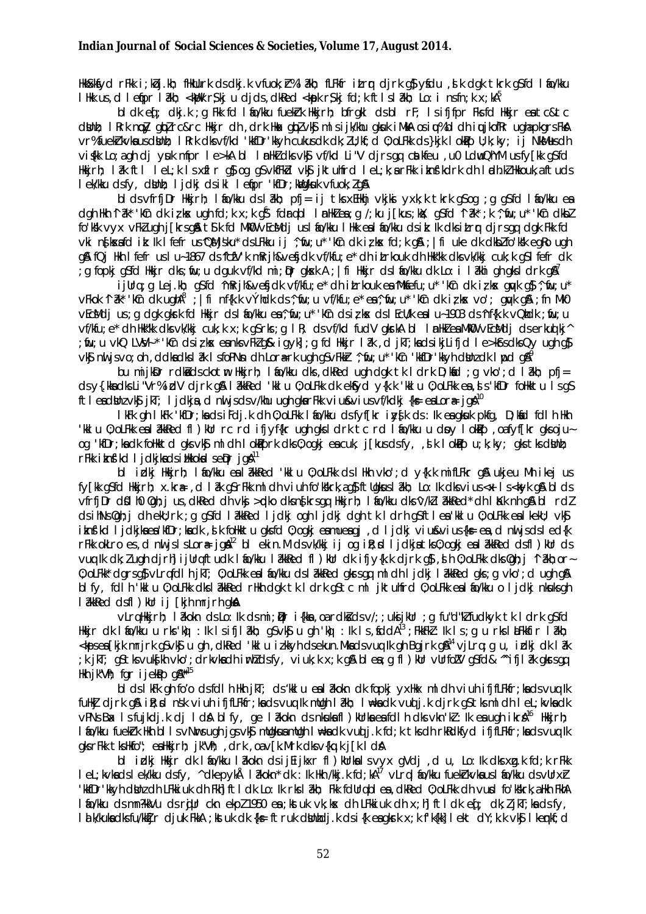Hkk"kkbZ rFkk i;kZoj.kh; fHkUurk ds dkj.k vfuok;Zr% lkFk; fLFkfr izLrqr djrk gS ysfdu ,sls dgk tkrk gS fd lafo/kku lHkk us ,d lefpr l?kh; <kpk rS;kj djus dk iz;kl fd;k FkkA[5]

bl dk eq[; dkj.k ;g Fkk fd lafo/kku fuekZrk Hkkjrh; bfrgkl ds bl rF; ls ifjfpr Fks fd Hkkjr esa tc&tc dsUnz; lRrk moZ gqbZ rc&rc Hkkjr dh ,drk Hkax gqbZ vkSj mls ijk/khu gksuk iM+kA os ifjfLFkfr;ksa dh iqujko`fRr ugha pkgrs FksA vr% fuekZrkvksa us dsUnz; lRrk dks vf/kd 'kfDr'kkyh cukus dk fu.kZ; fd;k ds }kjk lokZsPp U;k;ky; ij NkVeqk dh vis{kk Lo;a gh dj yuk mfpr le>kA bl lanHkZ dks vkSj vf/kd Li"V djrs gq, cuekeu ,u0 LduQhYM us fy[kk gS fd Hkkjrh; lf/k ftl leL;k ls xzLr gS og gS vkfFkZd vkSj jktuhfrd leL;k, rFkk iznsf'kdrk dh lad.kZ Hkkouk, ftuds lek/kku dsfy, dsUnz; ljdkj dks ikl lefpr 'kfDr;k¡ gksuk vfuok;Z gSA

bl ds vfrfjDr Hkkjrh; lafo/kku ds lkFk; pfj= ij tks xEHkhj vkjksi yxk;k tkrk gS og ;g gS fd lafo/kku esa dgh Hkh ^la?k* 'kCn dk iz;ksx ugha fd;k x;k gSA[6] fdUrq bl lanHkZ esa ;g /;ku j[kuk gksxk gS fd ^la?k* ;k ^;wfu;u* 'kCn dk dksbZ fo'ks"k vFkZ ugha jg x;k gSA tSl fd MkW0 vEcsMdj us lafo/kku lHkk esa lafo/kku ds izk:lk dks izLrqr djrs gq, dgk Fkk fd vkius n[kk gksxk fd izk:lk lfefr us ^QsMjs'ku* ds LFkku ij ^;wfu;u* 'kCn dk iz;ksx fd;k gSA ;|fi uke dk dksbZ fo'ks"k egRo ugha gSA fQj Hkh lfefr us lu~ 1867 ds fczfV'k mRrjh&vefjdk vf/kfu;e* dh izLrkouk dk Hkk"kk dks vk/kkj cuk;k gSa lfefr dk ;g fopkj gS fd Hkkjr dks ;wfu;u dguk vf/kd mi;qDr gksxkA ;|fi Hkkjr ds lafo/kku dk Lo:i la?kh; gh gksxk rFkk gSA[7]

ijUrq ;g Lej.kh; gS fd ^mRrjh&vefjdk vf/kfu;e* dh izLrkouk esa ^MksehfU;u* 'kCn dk iz;ksx gqvk gS ^;wfu;u* vFkok ^la?k* 'kCn dk ughaA[8] ;|fi nf{k.k vÝhdk ds ^;wfu;u vf/kfu;e* esa ^;wfu;u* 'kCn dk iz;ksx vo'; gqvk gSA ;fn MkW0 vEcsMdj us ;g dgk gksrk fd Hkkjr ds lafo/kku esa ^;wfu;u* 'kCn ds iz;ksx ds lEcU/k esa lu~ 1909 ds ^nf{k.k vQzhdk ;wfu;u vf/kfu;e* dh Hkk"kk dks vk/kkj cuk;k x;k gS rks mfpr FkkA blh lanHkZ esa MkW0 vEcsMdj ds erkuqlkj ^;wfu;u vkQ LVsV~l* 'kCn ds iz;ksx esa nks vFkZ gSa & igyk] ;g fd Hkkjr la?k ,d jkT;ksa ds ikjLifjd le>kSrs dks Qy ugha gS vkSj nwljs vo;oh] bdkbZ;ksa dks la?k ls fo;Nsn dh Lora=rk ugha gS vFkkZr ^;wfu;u* 'kfDr'kkyh dsUnz dk lwpd gSA[9]

bu mijksDr rdksZa ds vk/kkj ij Hkkjrh; lafo/kku dks ,dkRed ugha dgk tk ldrk D;ksafd ;g vko';d lkFk; pfj= ds y{k.kksa dks Li"V% izdV djrk gSA la?kkRed 'kklu O;oLFkk dk eq[; y{k.k 'kklu O;oLFkk esa ,sls 'kfDr foHkktu ls gS ftlesa dsUnz vkSj jkT; ljdkjsa ,d nwljs ds v/khu ugha gksrh rFkk viu&vius vf/kdkj {ks= esa Lora= jgrhA[10]

lkFk gh lkFk 'kfDr;ksa ds ifjek.k dh O;oLFkk lafo/kku ds fyf[kr izy[k ds :i esa gksuk pkfg, D;ksafd fdlh Hkh 'kklu O;oLFkk esa la?kkRed fl)kUr rc rd ifjyf{kr ugha gks ldrk tc rd fd lafo/kku u dsoy loksZPp ,oa fyf[kr gks oju~ og 'kfDr;ksa dk foHkktu dks vkSj mlds lokZsPp dks O;ogkj esa cuk, j[kus dsfy, ,sls lokZsPp U;k;ky; gks tks dsUnz; rFkk iznsf'kd ljdkjksa ds izHkkoksa ls eqDr jgsA[11]

bl izdkj Hkkjrh; lafo/kku esa la?kkRed 'kklu O;oLFkk ds lHkh vko';d y{k.k mifLFkr gSA ukjeu Mh ikej us fy[kk gS fd Hkkjr x.kra=] ,d la?k gS rFkk mlus dh viuh fo'ks"krk,a gS ftuds lkFk Lo:i dks vius <+x ls <kyk gSA bl ds vfrfjDr dS0 lh0 Oghyj us dgk gS fd Hkkjr dh vkSj >qdko dks nsf[krs gq, Hkkjrh; lafo/kku dks ^v/kZ la?kkRed* dh laKk nh gSA bl rdZ ds ihNs Oghyj dh ekU;rk ;g gS fd la?kkRed ljdkj ogh ljdkj dgh tk ldrh gS ftlesa 'kklu O;oLFkk esa dsUnz; vkSj iznsf'kd ljdkjksa esa 'kfDr;ksa dk ,sls foHkktu gks fd O;ogkj esa uesa gksa ,d ljdkj viu&vius {ks= esa ,d nwljs ds led{k rFkk okLro esa ,d nwljs ls Lora= jgsA[12] bl ekin.M ds vk/kkj ij og iRrsd ljdkjksa tks O;ogkj esa la?kkRed ds fl)kUr ds vuq:i dk;Z ugha djrh] ijUrq ftudk lafo/kku la?kkRed fl)kUr dk ifjy{k.k djrk gS] ,sh O;oLFkk dks Oghyj ^lkFk; or~ O;oLFkk* dgrs gSa vLrq fdlh jkT; O;oLFkk esa lafo/kku ds la?kkRed gksrs gq, mldh ljdkj la?kkRed gks ;g vko';d ugha gSA blfy, fdlh 'kklu O;oLFkk dks la?kkRed rHkh dgk tk ldrk gS tc ml jktuhfrd O;oLFkk esa lafo/kku o ljdkj nksuksa gh la?kkRed ds fl)kUr ij [kjh mrjrh gksaA

vLrq Hkkjrh; la?kokn ds Lo:i ds mi;qDr i{kksa ,oa rdksZa ds v/;;u ksjkUr ;g fu"d"kZ fudyrk tk ldrk gS fd Hkkjr dk lafo/kku u rks 'kq) :i ls la?kh; gS vkSj u gh 'kq) :i ls ,sdkRedA[13] ;FkkFkZ :i ls ;g u rks la?kkRed gS <kps esa [kjk mrjrk gS vkSj u gh ,dkRed 'kklu izkkyh ds ekun.Mksa ds vuq:i gh Bgjrk gSA[14] vjLrq ;g u, izdkj dk la?k ;k jkT; gS tks vius{kh vko';drkvksa dh iwfrZ dsfy, viuk;k x;k gSA blesa ;g fl)kUr vUrfuZfgr gS fd & ^^ifjla?k gks ;g Hkh jk"Vª fgr ij eq[; gS**A[15]

bl ds lkFk gh fo'o ds fdlh Hkh jkT; ds 'kklu esa la?kokn dk fopkj yxHkx mlh viuh ifjfLFkfr;ksa ds vuq:i fuHkZj djrk gSA iR;sd nsk viuh ifjfLFkfr;ksa ds vuq:i ihrk gS] lHkh nsk dk vuqdj.k djrk gS tks mlds leL;kvksa ds vPNs Bax ls fujkdj.k dj ldsA blfy, ge la?kokn ds nksuksa fl)kUrksa esa fdlh dks vkn'kZ :i esa ugha ikrsA[16] Hkkjrh; lafo/kku fuekZrk Hkh bl ls vNwrs ugha jgs vkSj mUgksaus mUgha lk¡pksa dk vuqdj.k fd;k tks dh rkRdkfyd ifjfLFkfr;ksa ds vuq:i gksrs rFkk tks Hkfo"; esa Hkkjrh; jk"Vª ,drk ,oa v[k.Mrk dks v{kq.k j[k ldsA

bl izdkj Hkkjr dk lafo/kku la?kokn ds ijEijkxr fl)kUrksa ls vyx gVdj ,d u, Lo:i dks xzg.k fd;k rFkk leL;kvksa ds lek/kku dsfy, ^dkmu;ykWa la?kokn* dk :i Hkh /kkj.k fd;kA[17] vLrq lafo/kku fuekZrkvksa us lafo/kku ds vUrxZr 'kfDr'kkyh dsUnz dh LFkkiuk dh Fkh] ftlds dkj.k Lo:i rks la?kh; Fkk fdUrq bldh O;oLFkk esa ,dkRed O;oLFkk dh vuds fo'ks"krk,a Hkh FkhA lafo/kku ds mn~?kkVu ds rqjUr ckn ekpZ 1950 esa ;kstuk vk;ksx dh LFkkiuk dh x;h] ftlds eq[; dk;Z jkT;ksa ds fy, lalk/kuksa dks fu/kkZfjr djuk FkkA ;kstuk {ks= ftruk dsUnz}kjk dsi{k esa gksrk x;k f'k{kk lekt dY;k.k vkSj lkeqnkf;d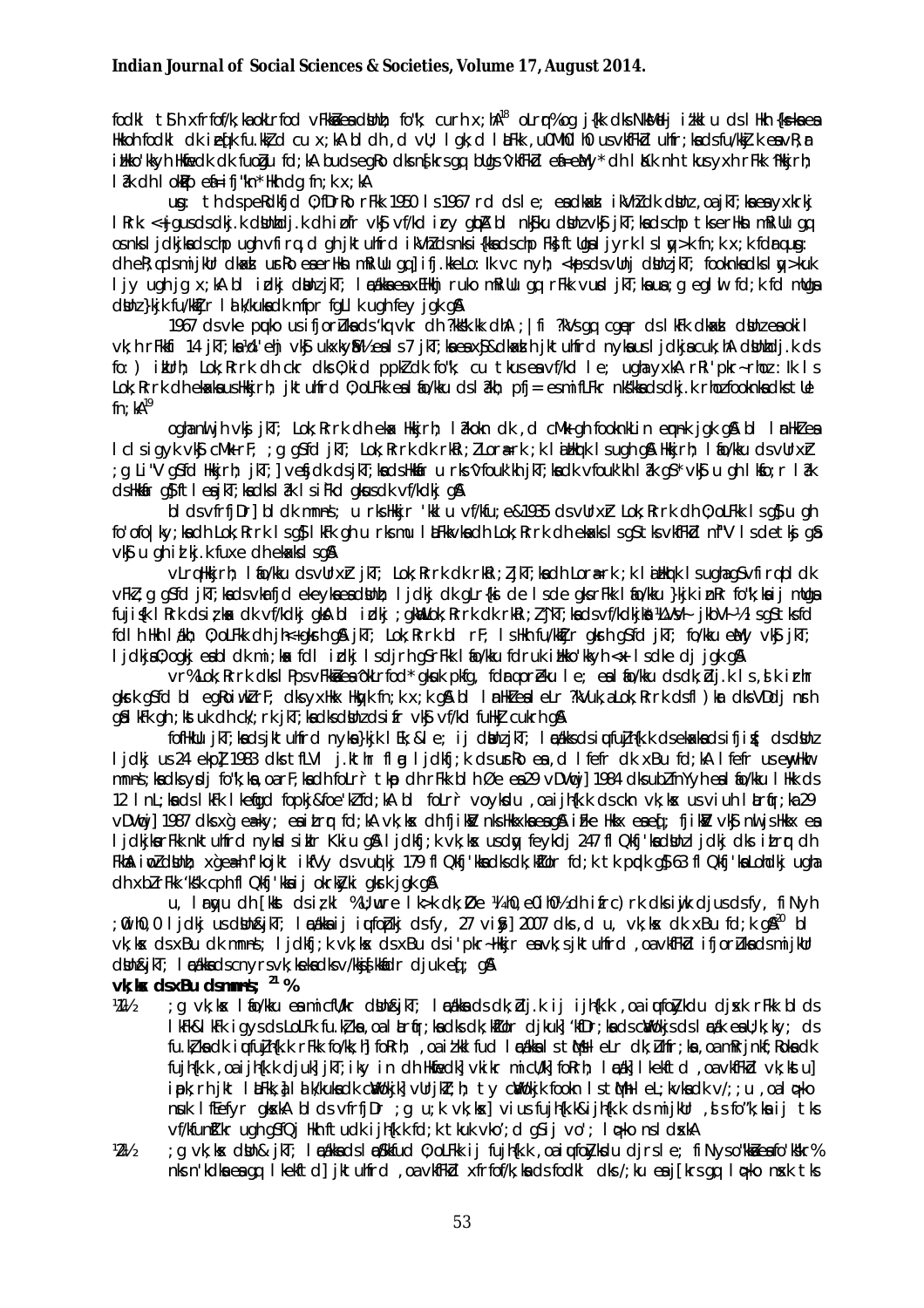fodkl tSlh xfrfof/k;ksa okLrfod vFkZ esa dsUnz fo'k; curh x;hA[18] blrq% og j{kk dks NksM+dj iz'kklu ds lHkh {ks=ksa esa Hkkxh fodkl dk iwjk fu;a=.k dsUn cu x;kA bl dh ,d vU; lgk;d lEHkk, uhfr ,oa vk;kstu vk;ksx dh LFkkiuk Fkh] ftlus ,d dsUnzh; vkfFkZd ;kstuk mM+kdj ds izHkkoh fodkl dk fuokZgu fd;kA bl ds egRo dks n{krs gq, bldsa vkfFkZd efU=e.My* dh lKk nh tkus yxh FkkA Hkkjrh; la?k dh lokZPp efU=ifj"kn* Hkh dg fn;k x;kA

usg: th ds eR;ksijkUr O;fDrRo rFkk 1950 ls 1967 rd ds le; esa dkaxzsl ikVhZ dk dsUnz ,oa jkT;ksa esa yxkrkj lRrk <+kaps dk dk;Z.k dsUnzh; ljdkj dh izoYr vkSj vf/kd izcy gqbZA bl nkSjku dsUnz vkSj jkT;ksa ds chp tks erHksn mRiUu gq, os nksuksa ljdkjksa ds chp ugha vfirq ,d gh jktuhfrd ikVhZ ds nksa i{kksa ds chp FksA ftUgsa lqy>k fn;k x;k fdarq usg: dh eR;q ds mijkUr dkaxzsl us fo"k;ksa esa erHksn mRiUu gq, ifj.kkeLo:i dsUnz lg <kaps ds vUnj dsUnz jkT; foookn ds lekru xyk ukuh lqy>ku ls ugha gks ldsA bl izdkj dsUnz jkT; lEcU/kksa esa ,d rhoz ifjorZu vk;k vkSj fofHkUu jkT;ksa us vius fodkl ds fy, vf/kd lkSf/kd la?k fu/kkZfjr djus dh ekaxsa dhA 

1967 ds vke pquko us ifjorZuksa ds 'kq:vkr dh ?kks"k.kk dhA ;|fi ?kVsa gq, cgqer ds lkFk dkaxzsl dsUnz esa okil vk;h rFkkfi 14 jkT;ksa esa ls vk/ks ls vf/kd jkT;ksa esa xSj dkaxzslh jktuhfrd nyksa us ljdkjsa cuk;hA dsUnz ljdkj ds fo:) iknsf'kd Lok;Rrrk dh ekaxksa dks O;kid pppkZ dk fo'k; cu tkus esa vf/kd le; ugha yxkA rRi'pkr~ rhoz :i ls Lok;Rrrk dh ekaxksa us Hkkjrh; jktuhfrd O;oLFkk esa lafo/kku ds la?kh; pfj= esa mifLFkr nks"kksa ds dkj.k rhoz fooknksa dks tUe fn;kA[19]

ogha nwljh vksj jkT; Lok;Rrrk dh ekax Hkkjrh; la?kokn dk ,d cMk+ gh fookn dk en~nk jgk gSA bl lanHkZ esa lclsigys vkSj cM+k rF; ;g gSfd jkT; Lok;Rrrk dk rkRi;Z lcrU=rk ;k lEiHkqrk lsugh gSA Hkkjrh; lafo/kku ds vUrxZr ;g Li"V gSfd Hkkjrh; jkT;] vesfjdk ds jkT;ksa ds Hkkafr u rks ^ fouk'kh jkT;ksa dk vfouk'kh la?k gS* vkSj u gh lkfor la?k ds Hkkafr gS] ftlesa jkT;ksa dks la?k ls i`Fkd gksus dk vf/kdkj gSA

bl ds vfrfjDr] bl dk mn~ns'; u rks Hkkjr 'kklu vf/kfu;e&1935 ds vUrxZr Lok;Rrrk dh O;oLFkk lsgS] u gh fo'ofo|ky;ksa dh Lok;Rrrk ls gS] lkFk gh u rks mu laLFkkvksa dh Lok;Rrrk dh ekaxksa ls gS tks vkfFkZd nf"V ls detksj gSa vkSj u gh iz.kk fuxe dh ekaxksa ls gSA

vLrq Hkkjrh; lafo/kku ds vUrxZr jkT; Lok;Rrrk dk rkRi;Z jkT;ksa dh LorU=rk ;k lEiHkqrk ls ugha gS vfirq bl dk vFkZ ;g gSfd jkT;ksa ds vkarfjd ekeyksa esa dsUnz ljdkj dk gLr{ksi de ls de gks rFkk lafo/kku }kjk iznRr fo'k;ksa ij mUgsa fujis{k lRrk dsiz;ksx dk vf/kdkj gksA bl izdkj ;gkWa Lok;Rrrk dk rkRi;Z jkT;ksa ds vf/kdkjksa ^^LoM~ jkbVM~^^ ls gS tks fdlh Hkh la?kh; O;oLFkk dh jh<+gksrh gSA jkT; Lok;Rrrk bl rF; ls Hkh fu/kkZfjr gksrh gSfd jkT; fo/kku e.My vkSj jkT; ljdkjsa O;ogkj esa bl dk mi;ksx fdl izdkj ls djrh gS rFkk lafo/kku fdruk izHkko'kkyh <+x ls dke dj jgk gSA

vr% Lok;Rrrk dks lPps vFkksZa esa ^okLrfod* gksuk pkfg, fdarq orZeku le; esa lafo/kku ds dk;kZ.o;u ls ,slk izrhr gksrk gSfd bl egRoiw.kZ rF; dks yxHkx Hkqyk fn;k x;k gSA bl lanHkZ esa lEue ?kVuk,aLok;Rrrk ds fl)kar dks VDdj nsrh gSaA lkFk gh ;kstuk dh c</k rk jkT;ksa dks dsUnz ds ifr vkSj vf/kd fuHkZj cukrh gSA

fofHkUu jkT;ksa ds jktuhfrd nyksa }kjk le;&le; ij dsUnz jkT; lEcU/kksa ds iqufuZ/kkj.k ds ekaxksa ds ifjis{; ds dsUnz ljdkj us 24 ekpZ 1983 dks tfLVl j.kthr flag ljdkfj;k ds usrRo esa ,d lfefr dk xBu fd;kA lfefr us eqyHkwr mn~ns';ksa dks ysdj fo'ks,o,oarF;ksa dh folrr tkap dh rFkk blh Øe esa 29 vDVwcj] 1984 dks ubZ fnYyh esa lafo/kku lHkk ds 12 lnL;ksa ds lkFk lkefgd fopkj&foe'kZ fd;kA bl folrr voyksdu ,oa ijh{k.k ds ckn vk;ksx us viuh laLrqfr;ka 29 vDVwcj] 1987 dks xg ea=ky; esa izLrqr fd;kA vk;ksx dh fjiksZ nks Hkkxksa esa gSA izFke Hkkx esa [k; fjiksZ vkSj nwljs Hkkx esa ljdkjksa rFkk nkt uhfrd nyksa ls ikIr Kkiu gSA ljdkfj;k vk;ksx us dqy feykdj 247 flQkfj'ksa dsUnz ljdkj dks izLrqr dh FkhA iwoZ dsUnzh; xg ea=h f'kojkt ikfVy ds vuqlkj 179 flQkfj'ksa dks dk;kZUor fd;k tk pqdk gS] 63 flQkfj'ksa Lohdkj ugha dh x;h rFkk 'ks"k ckjh flQkfj'kksa ij okrkZyki gksrk jgk gSA

u, lEcU/ku dh [kkst ds iz;kl %Uwrerk Ø/kk dk;ZØe ¼,u0,e0ih0½ dh ifrc) rk dks iwjk djus ds fy, fiNyh ;w0ih0,0 ljdkj us dsUnz&jkT; lEcU/kksa ij iqufoZpkj ds fy, 27 vizSy] 2007 dks ,d u, vk;ksx dk xBu fd;k gSA[20] bl vk;ksx ds xBu dk mn~ns'; ljdkfj;k vk;ksx ds xBu ds i'pkr~ Hkkjr esa vk;s jktuhfrd ,oa vkfFkZd ifjorZuksa ds mijkUr dsUnz&jkT; lEcU/kksa ds cnyrs vk;keksa dks v/;;u djuk FkkA bl dks vk/kkj ekudj djuk eq; gSA

**vk;ksx ds xBu ds mn~ns'; [21] %**

¼1½ ;g vk;ksx lafo/kku esa mifLFkr dsUnz&jkT; lEcU/kksa ds dk;kZ.o;u ij ijh{k.k ,oa iqufoZyksdu djsxk rFkk bl ds lkFk&lkFk igys ds LoLFk fu.kZ;ksa ,oa laLrqfr;ksa ds dk;kZUor djuk] 'kfDr;ksa ds cVokjs ds lanHkZ esa U;k;ky; ds fu.kZ;ksa dk iqufuZjh{k.k rFkk fo/kk;h] foRrh; ,oa iz'kklfud lEcU/kksa ls tqMh+ leL;k dk;ZØfr;ksa ,oa mRrjnkf;Roksa dk fujh{k.k ,oa ijh{k.k djuk] jkT;iky in dh Hkwfedk] vkikr mica/kksa foRrh; lEcU/k] lkekftd ,oa vkfFkZd vk;kstu] iapk;rh jkt laLFkk,a] lalk/kuksa dk caVokjk] vUrjkT;h; ty caVokjk fooknks ls tqMh+ leL;kvksa dk v/;;u ,oa lq>ko nsuk lfEefyr gksxkA bl ds vfrfjDr ;g u;k vk;ksx] vius fujh{k.k&ijh{k.k ds mijkUr ,sls fo"k;ksa ij tks vf/kfunsZ'kr ugha gSfQj Hkh fudk ijh{k.k djuk tkuk vko';d gS ij vo'; lq>ko nsxsa dsxkA

¼2½ ;g vk;ksx dsUn& jkT; lEcU/kksa ds ifjofrZr O;oLFkk ij fujh{k.k ,oa iqufoZyksdu djrs le; fiNys o"kksZa esa fo'kskr% nks n'kdksa esa gq, lkekftd] jktuhfrd ,oa vkfFkZd xfrfof/k;ksa ds fodkl dks /;ku esa j[krs gq, lq>ko mudk tks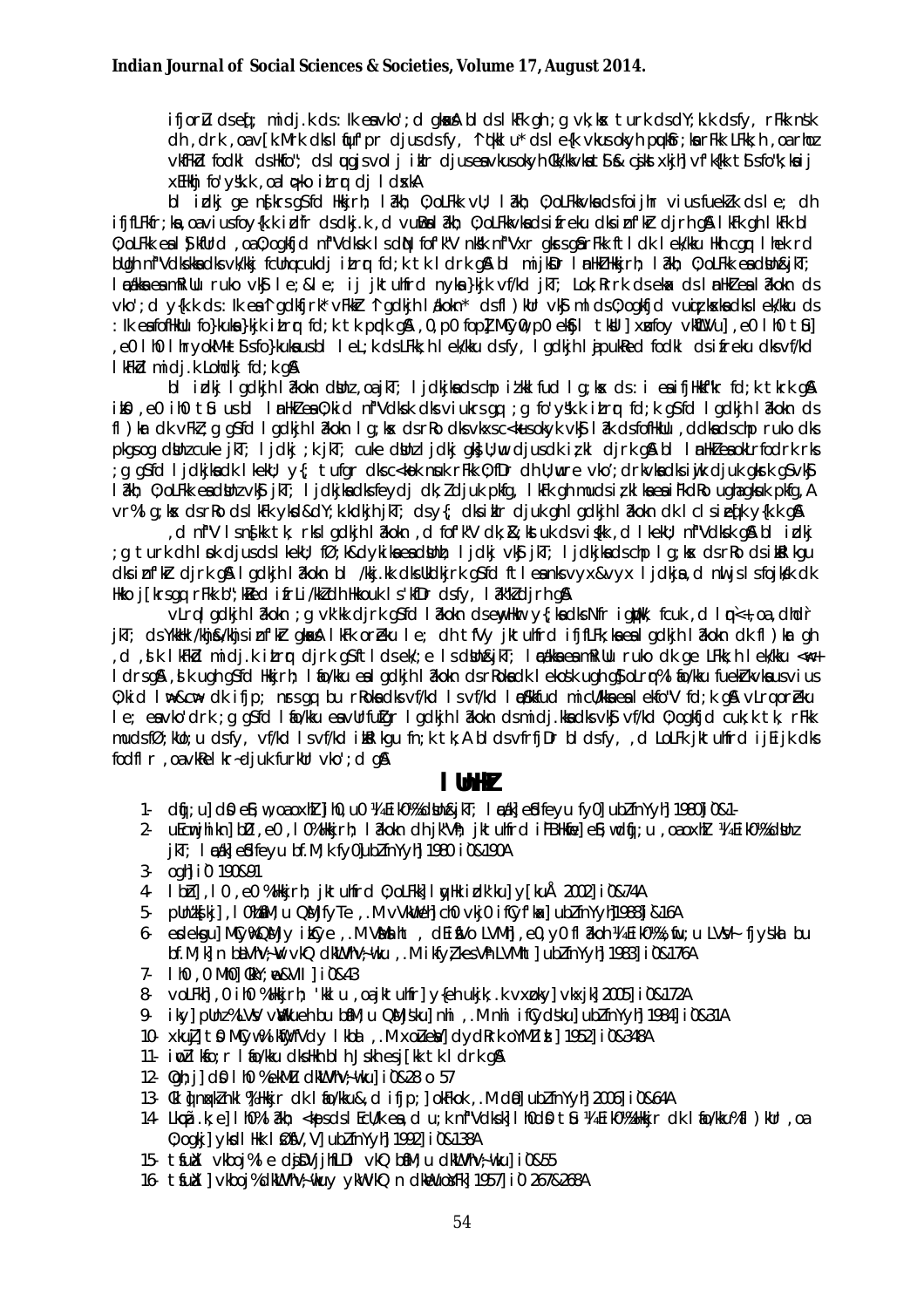ifjorZu dseq; midj.k ds :Ik esa vko';d gksaA bl ds lkFk gh ;g vk;kstu turk ds dY;k.k ds fy, rFkk ns'k dh ,drk ,oa v[k.Mrk dks lqfuf'pr djus ds fy, Ï'kkklu* ds le{k vkus okyh pqukSfr;ksa rFkk LFkk;h ,oa laoS/kkfud fodkl ds Hkfo"; dks lqjf{kr j[kus dk iz;kl djus esa vkus okyh ck/kkvksa tSls & cjkst xkjh] vf'k{kk tSls fo"k;ksa ij xEHkhj fo'ys"k.k ,oa mlds lek/kku dk ,d ek/;e Hkh cu ldsxkA

bl izdkj ge n[krs gSa fd Hkkjrh; ljdkj O;oLFkk vU; lkFk O;oLFkkvksa ds foijhr vius fuekZ.k ds le; dh ifjfLFkfr;ksa ,oa vius foy{k.k izdfr ds dkj.k ,d vuwBs lkFk; O;oLFkkvksa ds ifreku dks izn'kZr djrh gSA lkFk gh lkFk bl O;oLFkk esa lS)kfUrd ,oa O;ogkfjd n`f"Vdks.k ls dqN fof'k"V n'kk n`f"Vxr gksrs gSa rFkk ftl dk lek/kku Hkh cgqr lhek rd bUgh n`f"Vdks.kksa dks vk/kkj fcUnq cukdj iz;Ru fd;k tk ldrk gSA bl mijkDr lanHkZ Hkkjrh; lakh; O;oLFkk esa dsUnz&jkT; laca/kksa esa mRiUu ruko vkSj le;&le; ij jktuhfrd nyksa }kjk vf/kd jkT; Lok;Rrrk ds ekax ds lanHkZ esa lakokn ds vko';d y{k.k ds :Ik esa ^gdkfjrk* vFkok ^gdkjh lakokn* ds fl)kUr vkSj mlds O;ogkfjd vuqiz;ksxksa dks lek/kku ds :Ik esa fofHkUu fo}kuksa }kjk iz;Ru fd;k tk pqdk gSA ,0 p0 fop[.M0 vp0 eksjl tksUl xzofoy vkfLVu] ,e0 lh0 tSu] ,e0 lh0 lhryokM+ tSls fo}kuksa us bl leL;k ds LFkk;h lek/kku dsfy, lgdkjh la;pukRed fodkl ds ifreku dks vf/kd lkFkZd midj.k Lohdkj fd;k gSA

bl izdkj lgdkjh lakokn dsUnz ,oa jkT; ljdkjksa ds chp i`Fkd fudk; lg;ksx ds :i esa ifjHkkf"kr fd;k tkrk gSA iks0 ,e0 lh0 tSu us bl lanHkZ esa O;kid n`f"Vdks.k dks viukrs gq, ;g fo'ys"k.k iz;Ru fd;k gS fd lgdkjh lakokn ds fl)kUr dk vFkZ ;g gS fd lgdkjh lakokn lg;ksx ds rRo dks vkxs c<+kus okyk vkSj laf/k ds fofHkUu ,ddksa ds chp ruko dks pkgs og dsUnz cuke jkT; ljdkj ;k jkT; cuke dsUnz ljdkj gks]U;wu djus dk iz;kl djrk gSA bl lanHkZ esa okLrfodrk rks ;g gS fd ljdkjksa dk lkekU; y{; tufgr dks c<+kok nsuk rFkk O;fDr dh lEiw.kZ vko';drkvksa dks iwjk djus gksrk gS vkSj lakh; O;oLFkk esa dsUnz vkSj jkT; ljdkjksa dks feydj dk;Z djuk pkfg, lkFk gh mudsi;kl ksa esa iw.kZ:Ik ls uhgkaoksa pkfg,A vr% lg;ksx ds rRo ds lkFk ykxw dY;k.kdkjh jkT; ds y{; dks izkIr djuk gh lgdkjh lakokn dk lclsizeq[k y{k.k gSA

,d n`f"V ls n[kk tk; rks lgdkjh lakokn ,d fo'k"V dk;Z&ktuk ds vis{kk ,d lkekU; n`f"Vdks.k gSA bl izdkj ;g turk dh lsok djus ds lkekU; fØ;k&dykiksa esa dsUnz ljdkj vkSj jkT; ljdkjksa ds chp lg;ksx ds rRo ds iksRlkgu dks izn'kZr djrk gSA lgdkjh lakokn bl /kkj.kk dks LIkdkjrk gS fd ftl ea nks vyx&vyx ljdkjsa,d nwljs ls fojks/k dk Hkko j[krs gq, rFkk b"'kkZ ds ifrLi/kkZ dh Hkkouk ls 'kkfDr dsfy, la?k"kZ djrh gSA

vLrq] gdkjh lakokn ;g vk'kk djrk gS fd lakokn ds eyHkwr y{;ksa dks Nfr igq¡pk, fcuk ,d lrqfyr ,oa ,dhd`r jkT; ds Ykkkk/kkjh&/kkjh ds izn'kZ gksaA lkFk orZeku le; dh tfVy jktuhfrd ifjfLFkfr;ksa esa lgdkjh lakokn dk fl)kUr gh ,d ,slk lkFkZd midj.k izrhr djrk gS ftl ds ek/;e ls dsUnz&jkT; laca/kksa esa mRiUu ruko dk ge LFkk;h lek/kku <wa<+ ldrs gSaA ,slk ugha gS fd Hkkjrh; lafo/kku esa lgdkjh lakokn ds rRoksa dk lekos'k ugha gS] oLrqr% lafo/kku fuekZrkvksa us vius O;kid lw&cw> dk ifjp; nsrs gq, bu rRoksa dks vf/kd ls vf/kd laj{kkfud micU/kksa esa lekfo"V fd;k gSA vLrq orZeku le; esa vko';drk ;g gS fd lafo/kku esa vUrfufgr lgdkjh lakokn ds midj.kksa dks vkSj vf/kd O;ogkfjd cuk;k tk, rFkk mudsfØ;kUo;u dsfy, vf/kd ls vf/kd iz;kl fd;k tkus dsfy, ;k tk;A bl ds vfrfjDr bl dsfy, ,d LoLFk jktuhfrd ijEijk dks fodflr ,oa vkRelkr~ djuk furkUr vko';d gSA

## lUnHkZ

1- dfg;u] dk0 eS; w ,oa xkxhZ] h0 u0 ¼l0 fd0½ dsUnz&jkT; laca/k] eSdfeyu fy0 ubZ fnYyh] 1980] i0 &1-
2- uEcwjhikn] bZ0 ,e0 ,l0 %Hkkjrh; lakokn dh jk"Vªh; jktuhfrd iFBHkfe] eS;wdfg;u ,oa xkxhZ ¼l0 fd0½ dsUnz jkT; laca/k] eSdfeyu bf.M;k fy0 ubZ fnYyh] 1980 i0 &190A
3- ogh] i0 190&91
4- lbZ] ,l0 ,e0 %Hkkjrh; jktuhfrd O;oLFkk] lq;Hkk izdk'ku] y[kuÅ 2002] i0 &74A
5- pUnz'ks[kj] ,l0 %bafM;u QsMjfyTe ,.M vkVksukWeh] ch0 vkj0 ifCyf'kax] ubZ fnYyh] 1988] i0 &16A
6- eSlekgu] MCY;w0 ,p0 ,e0 ,e0 ,y ikVy] ,.M vkbZ0 lh0 fcfi ,p0 ,e0 Ñ0 ,e0 ,e0 ,;0 fl lakoh ¼l0 fd0½ ,fe;u LVsV~ fjys'kal bu bf.M;k] n bafMvu LVsV~ vkQ dkbUVhVw'kuy ,.M ikfyZ;kesaVªh LVMht] ubZ fnYyh] 1983] i0 &176A
7- lh0 ,0 Mh0] Okky;w&VII] i0 &43
8- voLFkh] ,0 ih0 %Hkkjrh; 'kklu ,oa jktuhfr] y{eh ukjk;.k vxzoky] vkxjk] 2005] i0 &172A
9- iky] pUnz % LVsV vkWVkuah bu bafM;u QsMjsku] nhi ,.M nhi ifCyds'ku] ubZ fnYyh] 1984] i0 &31A
10- xkuj] tS0 MCyw0 %ikfyfVdy lkbal ,.M xouZesUV] dyddRrk oYMZ izsl] 1952] i0 &348A
11- iwoZ lkfo;r lafo/kku dks Hkh bl Jsf.k esa j[kk tk ldrk gSA
12- Oghj] dS0 lh0 %ekMZu dkWLVhV;w'ku] i0 &28 o 57
13- Ckdq] nqxkZnkl %Hkkjr dk lafo/kku&,d ifjp;] okf/kok ,.M da0] ubZ fnYyh] 2006] i0 &64A
14- Lkokj.k] e] lh0 %lakh; <kaps ds lEcU/k esa ,d u;k n`f"Vdks.k] lh0 dS0 tSu ¼l0 fd0½ Hkkjr dk lafo/kku% fl)kUr ,oa O;ogkj] ykdl Hkk lfpoky;] ubZ fnYyh] 1992] i0 &138A
15- tSuk, vkoj % e qcjbZ] jhfLiVD vkQ bafM;u dkWLVhV;w'ku] i0 &55
16- tSuk, vkoj % dkWLVhV;w'kuy yk vkWQ bafM;k] n dkuwu lnu] 1957] i0 267&268A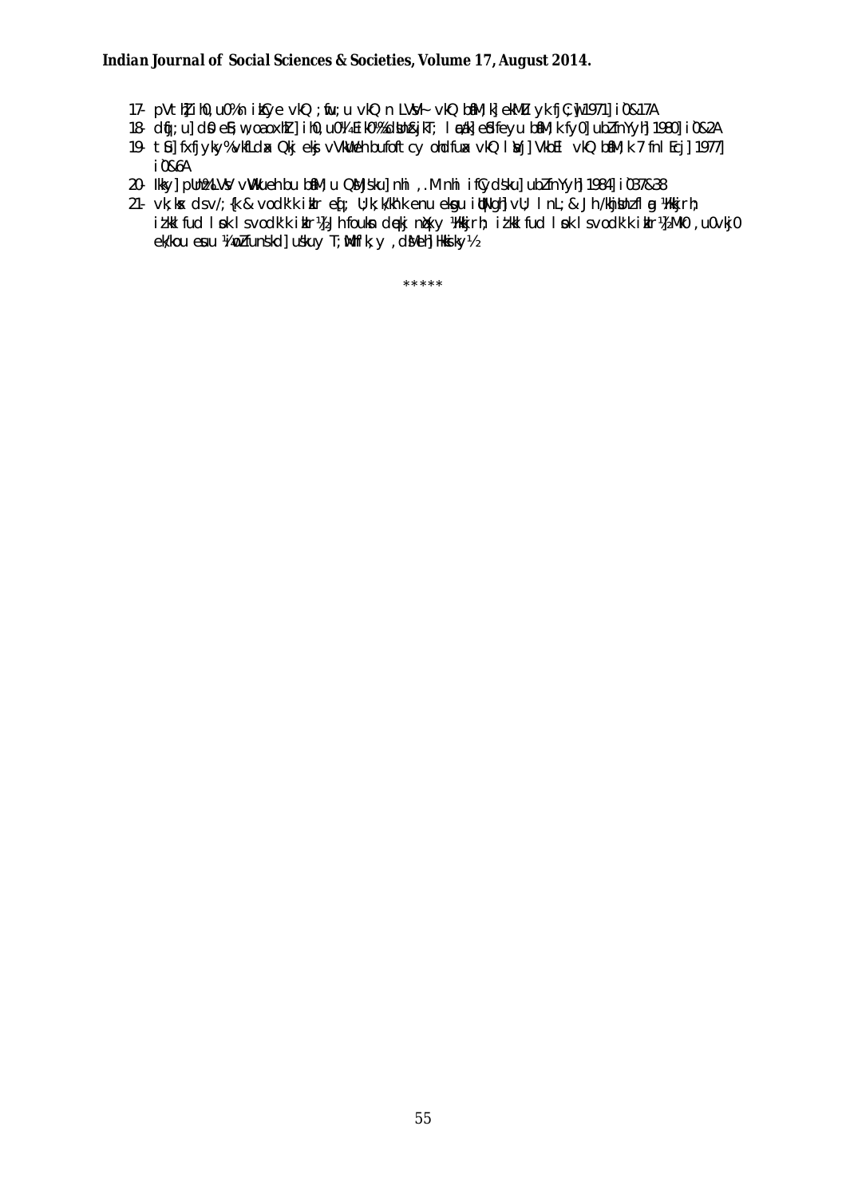17- pVthZ] ih0,u0 %n iksfy e vkQ ;fw;u vkQ n LVsV~ vkQ bf.M;k] ekSdey ykbfczsjh] 1971] i0&17A

18- dqfj;u] ds0 eS;w] ,oa oxhZ] ih0,u0 ¼,fMVj½ %dsUnz&jkT; lEcU/k] eSdfeyu bf.M;k fy0] ubZ fnYyh] 1980] i0&2A

19- tSu] fxfjyky % vkfLdZ Qkj eksj vkWVksukWeh bu foftcy ohdfuax vkQ lsUVj] VkbEl vkQ bf.M;k 7 fnlEcj] 1977] i0&6A

20- lkFkq] pUnz % LVsV vkWVksukeh bu bf.M;u QsMjs'ku] nhi ,.M nhi ifCyds'ku] ubZ fnYyh] 1984] i0 37&38

21- vk;ksx dsv/;{k & vodk'k izkIr eq[; U;k;k/kh'k enu eksgu iqNaNh] vU; lnL; & Jh /khjsUnz flag ¼Hkkjrh; iz'kkfud lsok lsvodk'k izkIr½] Jh fouksn dqekj nqXxy ¼Hkkjrh; iz'kkfud lsok lsvodk'k izkIr½ MkW0 ,u0vkj0 ek/kou esuu ¼iwoZ funs'kd] us'kuy T;qfMf'k;y ,dsMeh] Hkksiky½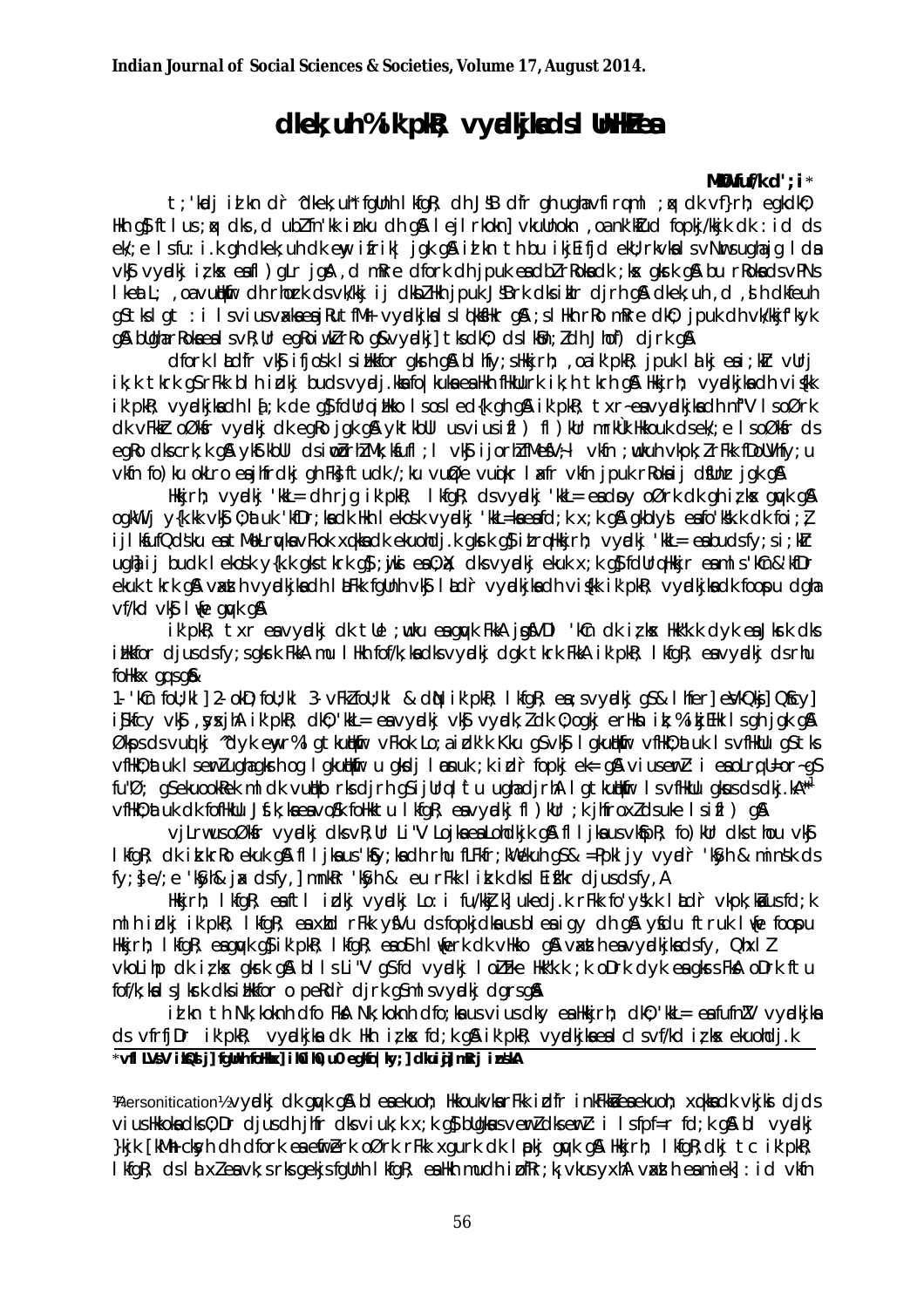# dkek;uh % ik'pkR; vyadkjksa ds lUnHkZ esa

**MkW0 vfurk d';i***

t;'kadj izlkn dr ^dkek;uh* fgUnh lkfgR; dh J`s"B d`fr gh ugha vfirq ml ;qx dk vf}rh; egkdkO; Hkh gS ftlus ;qx dks ,d ubZ fn'kk iznku dh gSA le>lrkoknh vkUnksyu ,oa n'kZu dk fopkj/kkjk dk :i d s ek/;e ls fu:i.k gh dkek;uh dk ewy ifrik| jgk gSA izlkn th bu ikjEifjd ek;rkvksa ls vNwrs ugha jg ldsa vkSj vyadkj iz;ksx esa fl) gLr jgsA ,d mRre dfork dh jpuk esa bZ rRoksa dk ;ksx gksrk gSA bu rRoksa ds vPNs lkeatL; ,oa vuqHkwfr dh rhozrk ds vk/kkj ij dkO;Hkk jpuk J`s"Brk dks izkIr djrh gSA dkek;uh ,d ,slh dkfeuh gS tks lgt : i ls vius vxkeesa jRu tfM+ vyadkjksa ls lq'kksfHkr gSA ;s lHkh rRo mRre dkO; jpuk dh vk/kkjf'kyk gSA bu lHkh rRoksa esa lcls egRoiw.kZ rRo gS & vyadkj tks dkO; ds lkSUn;Z dh Jhof) djrk gSA

dfork lkfgR; vkSj ifjos'k ls izHkkfor gksrh gSA blh fy;s Hkkjrh; ,oa ik'pkR; jpuk lakj esa ;kFkZ vUrj ik;k tkrk gS rFkk blh izdkj buds vyadj.kksa fo|kuksa esa Hkh fHkUurk ik;h tkrh gSA Hkkjrh; vyadkjksa dh vis{kk ik'pkR; vyadkjksa dh la[;k de gS fdUrq izHkko ls os leku {kerk gh gSA ik'pkR; txr~ esa vyadkjksa dh n`f"V ls oØrk dk vFkZ oØksfDr vyadkj dk egRo jgk gSA yktkbul us vius izfl) fl)kUr mnkRrk Hkkouk ds ek/;e ls oØksfDr ds egRo dks crk;k gSA ykbZ kbUl ds iwoZ rhZ Mk;kfuf;l vkSj ijorhZ fMeVªh;l vkfn ;wukuh vkpk;ksZ rFkk fDoUVhfy;u vkfn fo}ku okLro esa jhfrdkj gh FksA ftudk /;ku vuqØe vuqØe lafr vkfn jpuk rRoksa ij dsfUnzr jgk gSA

Hkkjrh; vyadkj 'kkL= dh rjg ik'pkR; lkfgR; ds vyadkj 'kkL= esa Hkh oØrk dk gh iz;ksx gqvk gSA ogkW Mj y{k.kk vkSj O;atuk 'kfDr;ksa dk Hkh lekos'k vyadkj 'kkL=ksa esa fd;k x;k gSA gkWdyl esa fo'ks"k.k dk foi;Z; ijlkfuQ}sku esa Ms.Mrnq;ksa vFkok xgkskas dk ekuohdj.k gksrk gS iz;ksx Hkkjrh; vyadkj 'kkL= esa bu dk fy;s ;kFkZ ugha ij budk lekos'k y{k.kk gks tkrk gS ;gka ds O;atuk dks vyadkj ekuk x;k gS fdUrq Hkkjr esa mls 'kCn&'kfDr ekuk tkrk gSA vxzsth vyadkjksa dh lkFk fgUnh vkSj laLd`r vyadkjksa dh vis{kk ik'pkR; vyadkjksa dk foospu cgqr vf/kd vkSj lwe gqvk gSA

ik'pkR; txr esa vyadkj dk lcls ;wukuh esa gqvk FkkA jsVksfjd 'kCn dk iz;ksx Hkk"k.k dyk esa Jksrk dks izHkkfor djus ds fy;s gksrk Fkk mu lHkh fof/k;ksa dks vyadkj dgk tkrk FkkA ik'pkR; lkfgR; esa vyadkj ds rhu foHkkx gq;s gSa&

1- 'kCn fo|Urkl] 2- okD; fo|Urkl 3- vFkZ fo|Urkl & dNq ik'pkR; lkfgR; esa ;s vyadkj gS& lhfer] eSVkQj] Qsfcy] iSjkfcy vkSj ,syxjhA ik'pkR; dkO;'kkL= esa vyadkj vkSj vyadkj.kZ dk O;ogkj erHksn iz;% ikjEifjd lsgh jgk gSA Økps ds vuqlkj ^dyk ewr% lgtkuqHkwfr vFkok Lo;aizdk'k Kku gS vkSj lgkuqHkwfr vfHkO;atuk ls vfHkUu gS tks vfHkO;atuk ls eqDr ugha gksrh og lgkuqHkwfr u gksdj lEonuk ;k izd`r fopkj ek= gSA vius erkuqlkj ;s mldk eq[; mnns'; gS fu'Ø; gS ekuoekRek ml dk vuqHko rks djrh gS ijUrq l`tu ugha djrhA lgtkuqHkwfr ls vfHkUu gksus ds dkj.k^*1 vfHkO;atuk dk fofHkUu Jsf.k;ksa esa vo'ks"k fofHkktu lkfgR; esa vyadkj fl)kUr ;k jhfrokn ds uke ls izfl) gSA

vjLrw us oØksfDr vyadkj dks vR;Ur Li"V Lo:i esa vaLohdkj gSA fl)jksa us vkSpR; fo)kUr dks thou vkSj lkfgR; dk izkrRo ekuk gSA fl)jksa us 'kSyh;ksa dh rhu fLFkfr;kWa ekuh gSa & =Ppkljy vyadr 'kSyh & mnkRr 'kSyh & eu rFkk lkekU; vkSj lEiw.kZ djus ds fy;s e/;e 'kSyh & jax ds fy,] mnkRr 'kSyh & eu rFkk lkekU; vkSj lEiw.kZ djus ds fy;s ,A

Hkkjrh; lkfgR; esa tSl izdkj vyadkj Lo:i fu/kkZj.k esa djk.k rFkk fo'ys"k.k lapr vkpk;ksa us fd;k mlh izdkj ik'pkR; lkfgR; esa xzhd rFkk yfVu ds fopkjdksa us blesa igy dh gSA ysfdu ftuk lwe foospu Hkkjrh; lkfgR; esa gqvk gS ik'pkR; lkfgR; esa oSlh lwerk dk vHkko gSA vxzsth esa vyadkjksa ds fy, Qhxj vkoLiu dk iz;ksx gksrk gSA bl ls Li"V gS fd vyadkj lkS"Bo Hkk"k.k ;k vDrk dyk esa gks ldsA vDrk tu fof/k;ksa ls Jksrk dks izHkkfor o peRd`r djrk gS mls vyadkj dgrs gSA

izlkn th Nk;kokn dfo FksA Nk;kokn dfo;ksa us vius dkO; esa Hkkjrh; dkO;'kkL= esa fufnZ"V vyadkjksa ds vfrfjDr ik'pkR; vyadkjksa dk Hkh iz;ksx fd;k gSA ik'pkR; vyadkjksa esa lcls vf/kd iz;ksx ekuohdj.k

*vfl LVsaV izksQslj] fgUnh foHkkx] iaf0 ch0 ch0 ,u0 egkfo|ky;] dkuiqj mRrj izns'kA

[1]Personitication½ vyadkj dk gqvk gSA blesa ekuoh; Hkkouk vkSa rFkk izd`fr inkFkksZa esa ekuoh; xq.kksa dk vkjksi djds vius Hkkoksa dks O;Dr djus dh jhfr dks viuk;k x;k gS bu;ksa us vewrZ dks ewrZ : i ls fp=r fd;k gSA bl vyadkj }kjk [kM+h cksyh dh dfork esa fuwrZ rk oØrk rFkk xgurk dk lapkj gqvk gSA Hkkjrh; lkfgR; dkjk tc ik'pkR; lkfgR; ds laxZ esa vk;s rks gekjs fgUnh lkfgR; esa Hkh mudh izofRr ;k vkus yxhA vxzsth esa mi ek] :id vkfn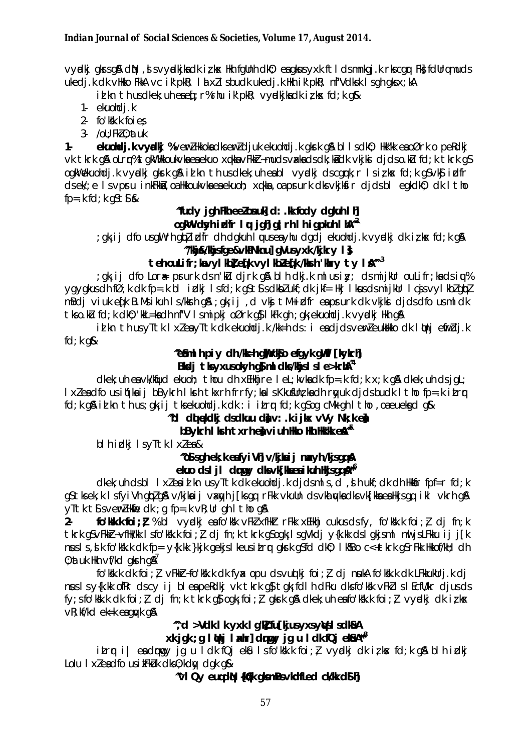vyadkj gksrs gSA dN ,sls vyadkjksa dk iz;ksx Hkh fgUnh dk0; eas gksus yxk ftlls dmnkgj.k rks csgn Fksa fdUrq mudks ukedj.k dk vHkko FkkA vc iz'u Fkk ;s l Hkh xlZ sbudk ukedj.k Hkh iz'u Fkk ;s n'"Vdksk lsgh gksx;kA

iz'kn th usdkek;uh esa ewrZ%rhu iz'u Fkk ;s vyadkjksa dk iz;ksx fd;k g&

1- ekuohdj.k
2- fo'ks"k.k foi;Z
3- /oU;FkZ O;atuk

**1- ekuohdj.k vyadkj %** vewrZ Hkkoksa dks ewrZ djuk ekuohdj.k gksrk gSA blls dkO; Hkk"kk esa o Øxrk o peRdkj vk tkrk gSA oLrq% tgk¡ Hkkouk vkSaa esa ekuo xq.kksa vFkZ~ mudks vaxksa dks dk;kZ dk vkjksi djds o.kZu fd;k tkrk gS ogk¡ ekuohdj.k vyadkj gksrk gSA iz'kn th us dkek;uh eas bl vyadkj ds cgqr;k lsiz;ksx fd;k gSA vk§ izd`fr ds ek/;e ls vpsru inkFkksa, oa Hkkoukvksa esa ekuoh; xq.kksa, oa psurk dks vkjksfir djds bl egkdkO; dk lthk fp=.k fd;k gS tSls&

**^fudy jgh Fkh eeZ osnuk] d:.kk fody dgkuh lh]**
**ogk¡ vdsyh izd`fr lqu jgh] g¡lrh lh igpkuh lhA^**[2]

;gk¡ij dfo us gkULrh gqbZ izd`fr dh dgkuh lquus esa yhu dgdj ekuohdj.k vyadkj dk iz;ksx fd;k gSA

**^/khjs&/khjs fge&vkPNknu] gVus yxk /kjkry ls]**
**tehou Lifr; k¡ vyl lh bZ e[kk vyl lh bZ e[kk /kksrh 'khry t y lsA^**[3]

;gk¡ij dfo Lora= psrurk ds n'kZu djrk gSA blh dkj.k mlus iz; ds mijkUr ouLifr;ksa ds iq% ygygkus dh fØ;k dk fp=.k bl izdkj ls fd;k gS tSls dksbZ ukf;dk jkf=Hkj lksus ds mijkUr lcjs ls vyl lh gqbZ mBdj viuk eq[k B.Ms ikuh ls /kksrh gSA ;gk¡ij ,d vksj tM+ izd`fr esa psruk dk vkjksi djds dfo us mlds tho.kZu fd;k dkO; 'kkL=ksa dh n`f"V ls mipkj oØrk gS] lkFk gh ;gk¡ ekuohdj.k vyadkj Hkh gSA

iz'kn th us Lotk lxZ esa yTtk dk ekuohdj.k /kkj.k ds :i esa djds vewrZ euksHkko dk lqUnj ewrhZdj.k fd;k g&

**^eSa ml hpiy dh /kk=h g¡w] xkSjo efgek gw¡ fl [kykrh]**
**Bksdj tks yxus okyh gS] mlls dks /khjs ls le>krhA^**[4]

dkek;uh esa vk/kfqud ekuoh; thou dh xfrfof/k;ksa rFkk lkeL;kvksa dk fp=.k x;k gSA dkek;uh ds jgL; lxZ esa dfo us iqu% bZ Fkk ij bBykrh lksrh tkxrh rtf; ksa lsKkuk tuu dh rqyuk djds budk lthu fp=.k izLrq fd;k gSA iz'kn th us ;gk¡ij tks ekuohdj.k dk :i izLrq fd;k gS og cMk gh lthu ,oa euksgkd g&

**^bl dlqedkj ds dkuu dqa v: .k ijkx vtV Nk;k eSa]**
**bBykrh lksrh tkxrh eSa viuh Hkko Hkh Hkk"kk esaA^**[5]

blh izdkj lsyTtk lxZ esa&

**^dks eS gh ek;k esa fyiVh] v/kjksa ij maxyh /kjs gq,]**
**ekuo ds lijl dqwky dk vk¡[kksa esa iku hHkjs gq,A^**[6]

dkek;uh ds bl lxZ esa iz'kn us yTtk dk ekuohdj.k djds mls ,d ,slh ukf;dk dh Hkkafr fp=r fd;k gS tks ek;k esa fyiVh gqbZ gSA v/kjksa ij amxqyh j[ks gq rFkk vkuUn ds vkxeu ds vk[kksa esa Hkjs gq, ikl vkrh gSA yTtk tSs vewrZ Hkko dk ;g fp=.k vR;Ur gh lthu gSA

**2- fo'ks"k.k foi;Z %** bl vyadkj esa fo'ks"k vFkZ xfHkZr rFkk xfHkZr cukus ds fy, fo'ks"k.k foi;Z dj fn;k tkrk gS vFkZ~ vfHk/kk ls fo'ks"k.k foi;Z dj fn;k tkrk gS ogk; lsgV dj y{k.kk ds lgkjs ml nwljs Fkku ij j[k nsus ls ,sk fo'ks"k.k dk fp= y{k.kk }kjk gekjs lkeus izLrq gksrk gS fd dkO; lkSUno c<+ tkrk gS rFkk Hkkof/kD; dh O;atuk Hkh vf/kd gksrh gSA[7]

fo'ks"k.k dk foi;Z vFkkZ~ fo'ks"k.k dk fyax opu ds vuqdqy foi;Z dj nsukA fo'ks"k.k dk LFkkukUrj.k dj nsus ls y{k.kk ofRr ds cy ij bl esa peRdkj vk tkrk gS] tgk¡ fdlh dFku dks fo'ks"k vFkZ ls EcfU/kr djus ds fy;s fo'ks"k.k dk foi;Z dj fn;k tkrk gS] ogk¡ foi;Z gksrk gSA dkek;uh esa fo'ks"k.k foi;Z vyadkj dk iz;ksx vR;f/kd ek=k esa gqvk gSA

**^;d >Vdk lk yxk lg"kZ fu[kjus yxs ywVs ls dkSA**
**xkjgk;g lqUnj lanhr dqwy jgs u ldk fCj ekSA^**[8]

izLrq i| esa dqwy jgs u ldk fCj ekSu ls fo'ks"k.k foi;Z vyadkj dk iz;ksx fd;k gSA blh izdkj Lolu lxZ esa dfo us izFke dks 'kkdqy dgk g&

**^vlQy euq cM+ {kh.k gks mBs vkdfLed ck/kk dSlh]**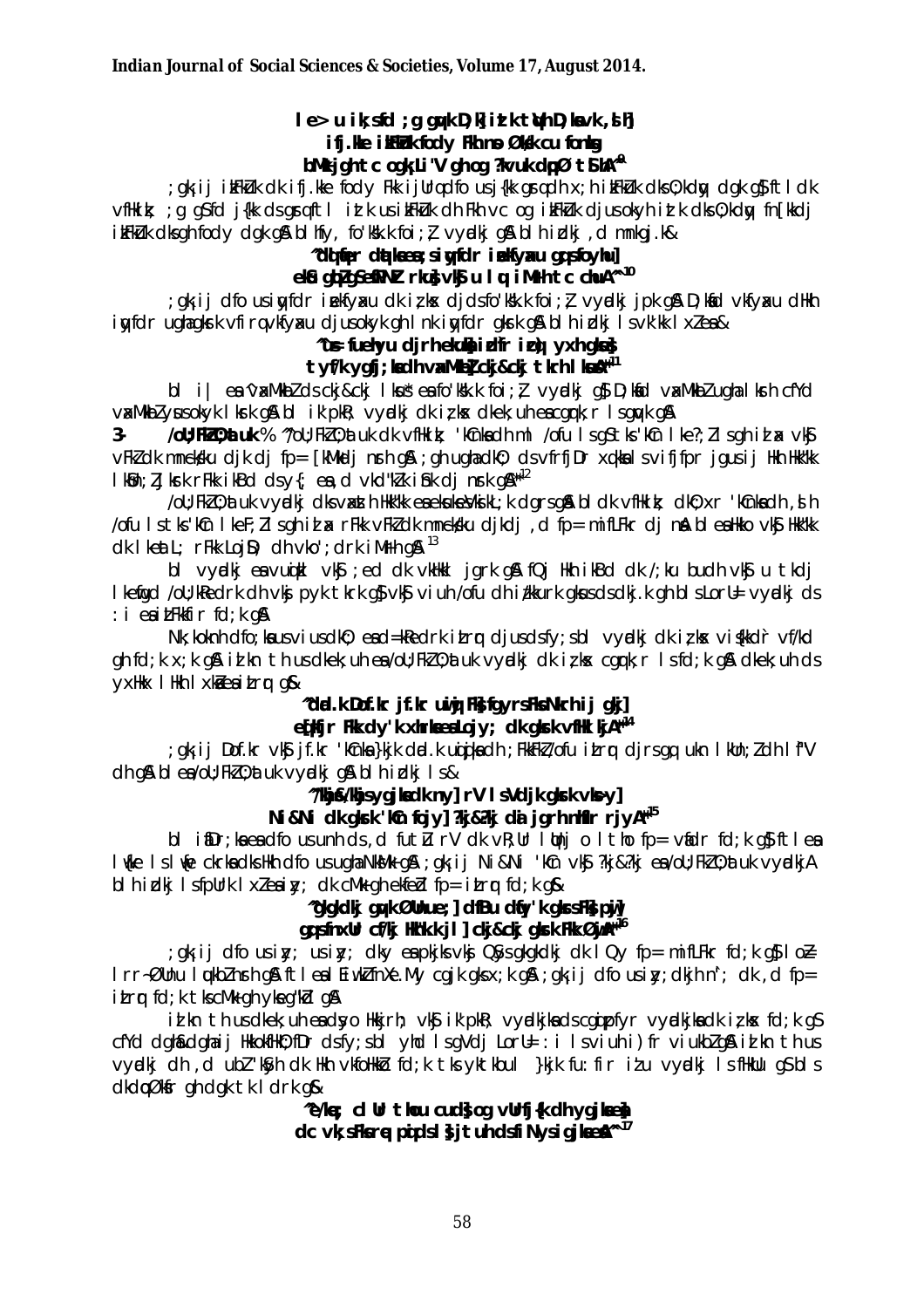**le> u ik;sd ;g guk D;k[ irk tku D;ka vk,s h]**
**ifj.kke izkFkZuk fcyk Fkh nso Øks/kus cu fonkg**
**bl Mkgjh tc ogk¡ Li"V gh og ?kvuk dqØ tSlkA"[9]**

;gk¡ ij izkFkZuk dk ifj.kke fcyk Fkk ijUrq dfo us j{kk gsrq dh x;h izkFkZuk dks O;kdqy dgk gS ftl dk vFkZ;g gS fd j{kk ds gsrq ftl izdk us izkFkZuk dh Fkh vc og izkFkZuk djus okyh izdk dks O;kdqy fn[kkdj izkFkZuk dks gh fcyk dgk gS blhfy, fo'ks"k.k foi;Z; vyadkj gS blh izdkj ,d mnkgj.k&

**"dqlqfer dqlqekoyh;qr ;qfDr ii ekfyuh ilkjs ;q xg;qfoy hu]**
**ekSu gksdj ;gh eDdj rdus oD;k vkSj u lq i Mrh tc chuA"[10]**

;gk¡ ij dfo us iqyfdr ii ekfyuh dk iz;ksx djds fo'ks"k.k foi;Z; vyadkj jpk gS D;ksafd vkfyu dHkh iqyfdr ugha gksrk vfirq vkfyu dh gh nkl iqyfdr gksrk gS blh izdkj lsvk'kk lxZ esa&

**"cs&fueuyu djrh eukdqy iwfr ize iz;qt yxh gksus**
**tyfDr gfj;kyh vaxMkbZ ckj&ckj tkrh lksus"[11]**

bl i| esa ^vaxMkbZ^ ds ckj&ckj lksus esa fo'ks"k.k foi;Z; vyadkj gS D;ksafd vaxMkbZ ugha lksrh cfYd vaxMkbZ ysus okyk lksrk gS bl ik'pkR; vyadkj dk iz;ksx dkek;uh esa cgqyrk ls gqvk gSA

**3- /oU;FkZO;atuk** % ^/oU;FkZO;atuk dk vFkZ gS 'kCnksa dh ml /ofu ls gS tks 'kCn lke?;Z ls gh izxV vkSj vFkZ dk mnkgj.k djkdj fp= [khpdj nsrk gS ;gh ugha dkO; ds vfrfjDr xqaFkus ls vifjfpr jgus ij Hkh Hkk"kk lkSan;Z lrFkk ikBd ds y{; esa ,d vkd"kZ.k iSnk dj nsrk gSA"[12]

/oU;FkZO;atuk vyadkj dks vaxzsth Hkk"kk esa vksukesVksik;k dgrs gSa bl dk vFkZ;g dkO;xr 'kCnksa dh ,slh /ofu ls tks 'kCn lkeF;Z ls gh izxV rFkk vFkZ dk mnkgj.k djkdj ,d fp= mifLFkr dj nsa bl esa Hkko vkSj Hkk"kk dk lkeatL; rFkk Lojksa dh vko';drk iMrh gSA[13]

bl vyadkj esa vuqdj.k vkSj ;ed dk vkHkkl jgrk gS fQj Hkh ikBd dk /;ku budh vkSj u tkdj lkefgd /oU;kRed rk dh vksj pyk tkrk gS vkSj viuh /ofu dh izHkkfork gksus ds dkj.k gh blsLorU= vyadkj ds :i esa izLrqr fd;k gSA

Nk;kokn dfo;ksa us viusdkO; esa d{kkRedrk izLrqr djus ds fy;s bl vyadkj dk iz;ksx vis{kkd`r vf/kd gh fd;k x;k gS izlkn th us dkek;uh esa /oU;FkZO;atuk vyadkj dk iz;ksx cgqyrk ls fd;k gS dkek;uh ds yxHkx lHkh lxksZa esa izLrqr gS&

**"dad.k Dof.kr jf.kr uwiqj Fks fgyrs Fks Nkrh ij gkj]**
**eq[kfjr Fkk dy'k xhrkssa Lojy; dk gksrk vfHklkjA"[14]**

;gk¡ ij Dof.kr vkSj jf.kr 'kCnksa }kjk dad.k uwiqjksa dh ;FkkFkZ/ofu izLrqr djrs gq, unh lkSan;Z dh l`f"V dh gS bl esa /oU;FkZO;atuk vyadkj gS blh izdkj ls&

**"/kkjs/kkjs ygjksa dk ny] rV ls Vdjk gksrk vks>y]**
**Ni&Ni dk gksrk 'kCn fcjy] ?kj&?kj dai jgrh nhifr rjyA"[15]**

bl ifDr;ksa esa dfo us unh ds ,d futZu rV dk vR;Ur lqUnj o ltho fp= vafdr fd;k gS ftl esa lw{e ls lw{e ckrksa dks Hkh dfo us ugha NksMk gS ;gk¡ ij Ni&Ni 'kCn vkSj ?kj&?kj esa /oU;FkZO;atuk vyadkj A blh izdkj ls fpUrk lxZ esa iz; fd;k cMk gh ekfeZd fp= izLrqr fd;k gS&

**"gkgkdkj gqvk Øanue;] dfBu dqfy'k gksrs Fks pwj]**
**gq, fnxUr cf/kj Hkh"k.k jo] ckj&ckj gksrk Fkk Øwj"[16]**

;gk¡ ij dfo us iz; usiz; dky esa pkjksa vkSj Qsys gkgkdkj dk lQy fp= mifLFkr fd;k gS lo=Z lrr Øanu lqukbZ nsrk gS ftl esa Hkh"k.kfnXe.My cgjk gks x;k gS ;gk¡ ij dfo us iz; dkyhu n`'; dk ,d fp= izLrqr fd;k tks cMk gh ykse'kZd gSA

izlkn th us dkek;uh esa dsoy Hkkjrh; vkSj ik'pkR; vyadkjksa ds cgqpfpr vyadkjksa dk iz;ksx fd;k gS cfYd dgha&dgha ij HkkokfHkO;fDr ds fy;s bl yhd ls gVdj LorU= :i ls viuh ) fr viukbZ gS izlkn th us vyadkj dh ,d ubZ 'kSyh dk Hkh vkfoHkkZo fd;k tks yktkbul }kjk fu:fir izu vyadkj ls fHkUu gS bls dkO;ksfDr gh dgk tk ldrk gS&

**"e/kqe; cl Ur thou cuds ml vUrfj{k dh ygjksa esa]**
**dc vk; Fks rqe pqids ls jtuh ds fiNys igjksa esaA"[17]**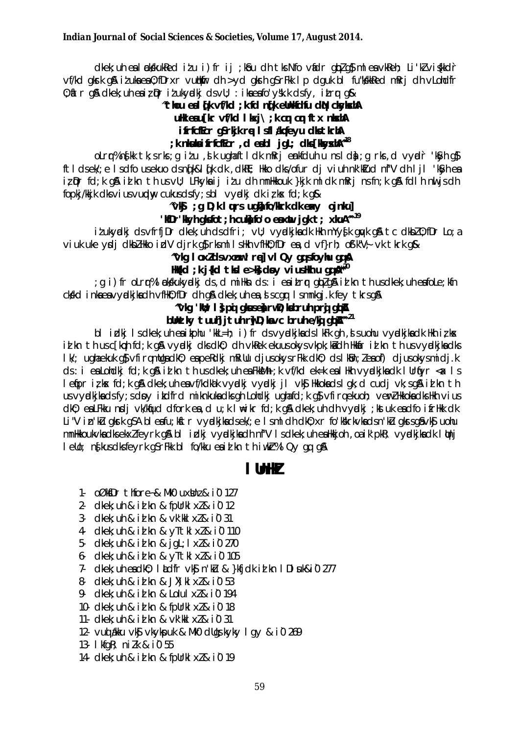dkek;uh esa lenk;/kkfeZd izu i)fr ij ;kSu dh tks Nfo vafdr gqbZ gS] mles avkReh; Li'kZ vis{kkdr vf/kd gksrk gSA izsuksa esa O;fDrxr vuqHkwfr dh >yd gksrh gS rFkk lp dguk bl fu'ks/kkRed mfDr dh vLohdfr O;fDr gSA dkek;uh esa izsdfr izukyaddkj ds vUr : ikasa esa fo'ys"k.k dsfy, izLrq gS&

**^tkou esa lq[k vf/kd ;k fd nq[k eUoUrd fu dkU;dy;ksLrhA**
**uHkk esa lq[kr vf/kd lksrj\ ;k co;q co;q ftx nkkLrhA**
**ifrfcfEcr gS rkjk rq lfl /kqf}eyu dks tkrhA**
**;k nksukas ifrfcfEcr ,d esa dh bl jgL; dks [kksyrhA^[18]**

oLrq% o.kZ[kk tk;srks;g izu ,s.k ugha ftl dk mRrj ems.kfduhu nsd ldsa ;g rks ,d vUrdrr 'kfs.kh gS ftlds ek/;e ls dfo mses.kuo ds nq[k&lq[k dk ,dkRe; Hkko dks/ofurd jus.kk dfr dh lrjr 'ksyh esa izdfr fd;k gSA izlkn th us vU; LFkyks.kaij izu dh mnHkkouk }kjk ml dk mRrj nsdfn;k gSA fdlh nluj dh fopkj/kkjk dks viuus vuqdwy cukus dsfy; sbl vyadkj dk iz;ksx fd;k gS&

**^vk;S ;g D;k lqrs ugha fo/kkrk dk eaxy ojnku]**
**'kfDr'kkyh gks fot;h cuuks fo'o esa xwat jgk t; xku^[19]**

izukyadkj ds vfrfjDr dkek;uh ds dfrir; vU; vyadkjksa dk Hkh mYys[k gqvk gSA tc dkbZ O;fDr Lo;a viuk uke ysdj dkbZ Hkko izdV djrk gS] rks ml lsHkh vfHkO;fDr esa ,d vf}rh; oSfk'V;~ vk tkrk gS&

**^vkg lox Z ds vxznwr] rqe] vlQy gq, fxuj gq,A**
**Hkkxd ;kj{kd tksd sekjs dcy vius Hkhu gq,A^[20]**

;g i)fr oLrq% lenk;/kkukyadkj ds ,d mi Hkko ds : i esa izLrq gqbZ gSA izlkn th us dkek;uh esa foLe;kfn cks/kd inksa esa vyadkjksa dh vfHkO;fDr dh gSA dkek;uh esa ,sl s cgq lsmnkgj.k fey tkrs gSA

**^vkg 'kqU; l} pq gkus esa bu vD;kdcr uh rp;q gqbZ**
**bUn z ky tuuh] jtuh rqUD;ka vc brunh e/kqj gqbZ^[21]**

bl izdkj lsdkek;uh esa izkphu 'kkL=h; i)fr ds vyadkjksa ds lkFk gh ,s s uohu vyadkjksa dk Hkh iz;ksx izlkn th us c[kwch fd;k gSA vyadkj dks dkO; dh vkRek ekuus okys vkpk;ksa dh Hkkafr izlkn th us vyadkjksa dks lk/; ugha ekuk gS] vfirq mudk O; esa pe Rdkj mRiUu djus okys rFkk dkO; ds lkSn;Z esa of) djus okys mi dj.k ds : i esa Lohdkj fd;k gSA izlkn th us dkek;uh esa Fkk/Mh-;k vf/kd ek=k esa lHkh vyadkjksa dk lUrfyr <ax ls lefpr iz;ksx fd;k gSA dkek;uh esa vf/kdka'k vyadkj vyadkj rl vk;S Hkkoksa ds lgk;d cudj vk;s gSA izlkn th us vyadkjksa ds fy;s dksbv ikdfrd mikn kuks ds gh Lohdkj ugha fd;k gS] vfirq ekuoh; ewrZ Hkkoksa dks Hkh vius dkO; esa LFkku nsdj vk/kqfud dfork esa ,d u;k lafpr fd;k gSA dkek;uh dh vyadkj;kstuk esa dfo ifrHkk dk Li"V izn'kZu gksrk gSA bl esa u;kfr vyadkjksa ds ek/;e ls mldh dkO;xr fo'ks"krkvksa ds n'kZu gksrs gS vkS uohu mnHkkouvksa dks ekxZ feyrk gSA bl izdkj vyadkjksa dh nf"V ls dkek;uh esa Hkkjoh ,oa ik'pkR; vyadkjksa dk lqUnj leUo; n{kus dks feyrk gS rFkk bl fo/kku esa izlkn th iwoZ% lQy gq, gSA

## lUnHkZ

1. oØksfDr thfore& MkW0 uxsUnz& i0 127
2. dkek;uh & izlkn & fpUrk lxZ & i0 12
3. dkek;uh & izlkn & vk'kk lxZ & i0 31
4. dkek;uh & izlkn & yTtk lxZ & i0 110
5. dkek;uh & izlkn & jgL; lxZ & i0 270
6. dkek;uh & izlkn & yTtk lxZ & i0 105
7. dkek;uh esa dkO; lLdfr vkS n'kZu & }kfjdk izlkn lDlsuk & i0 277
8. dkek;uh & izlkn & J)k lxZ & i0 53
9. dkek;uh & izlkn & LoIu lxZ & i0 194
10. dkek;uh & izlkn & fpUrk lxZ & i0 18
11. dkek;uh & izlkn & vk'kk lxZ & i0 31
12. vkuq/kfud vkS vkykspuk & MkW0 dUgS;kyky lgy & i0 269
13. lkfgR; niZ.k & i0 55
14. dkek;uh & izlkn & fpUrk lxZ & i0 19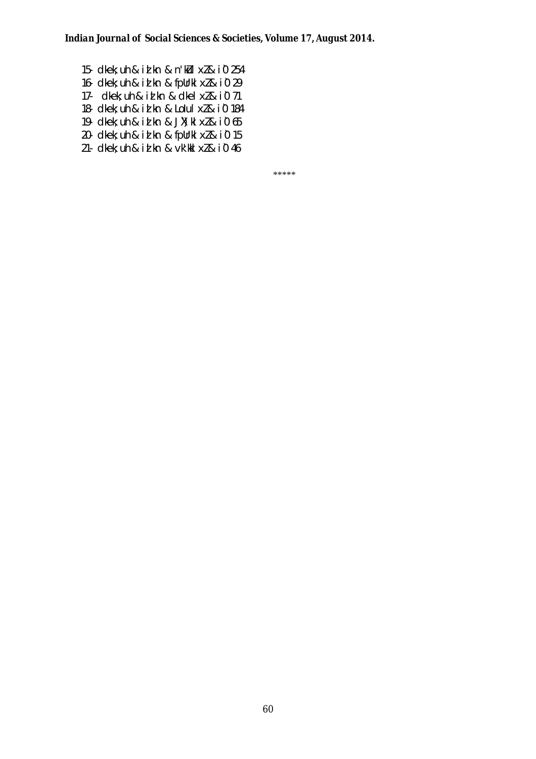15- dkek;uh & iżkn & n'kd1 x2& i0 254
16- dkek;uh & iżkn & fpUrkl x2& i0 29
17- dkek;uh & iżkn & dkeI x2& i0 71
18- dkek;uh & iżkn & LoluI x2& i0 184
19- dkek;uh & iżkn & J)kI x2& i0 65
20- dkek;uh & iżkn & fpUrkl x2& i0 15
21- dkek;uh & iżkn & vk'kkl x2& i0 46

*****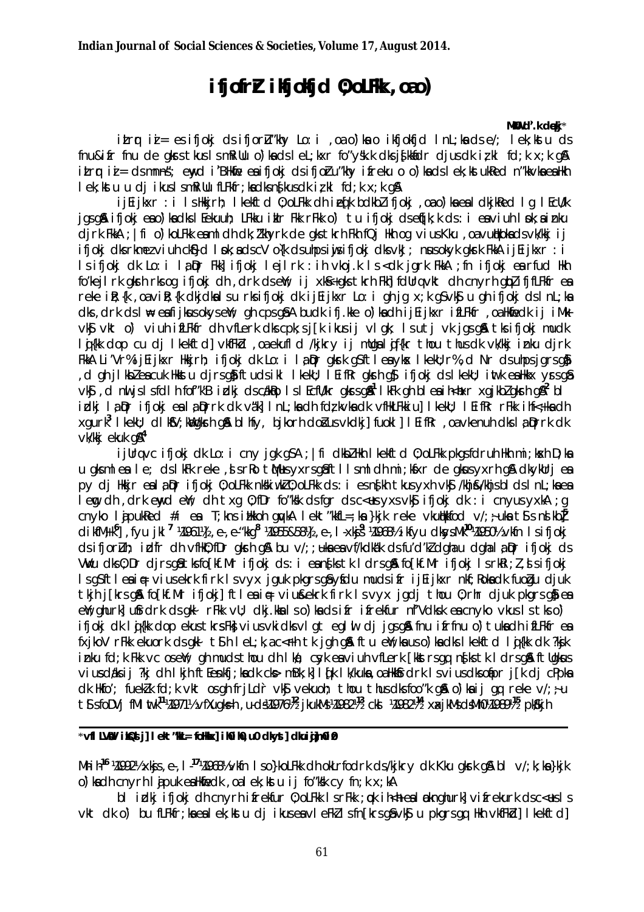# ifjofrZr ikfjokfjd O;oLFkk ,oa o)

**MkW- d".k dqekj***

izLrqr i= esa ifjokj ds ifjorZu'khy Lo:i ,oa o)ksa o ikfjokfjd lnL;ksa ds e/; lek;kstu ds fnu&izfr fnu de gksrs tkus ls mRiUu o)ksa ds lekL;kvksa fo"ys'k.k dks js[kkafdr djus dk iz;kl fd;k x;k gSA izLrqr i= ds mn~ns"; eq[;r% i'pkR; ewY;ksa esa ifjokj ds ifjorZu'khy ifjos'k esa o)ksa ds lek;kstu ukRed n'kkvksa esa Hkh lek;kstu u dj ikus ls mRiUu fLFkfr;ksa dks n"kkus dk iz;kl fd;k x;k gSA

ijEijkxr :i ls Hkkjrh; lekftd O;oLFkk dh izeq[k bdkbZ ifjokj ,oa o)ksa esa lkekftd lg lEca/k jgs gSaA ifjokj esa o)ksa dks lEekuuh; LFkku izkIr Fkk rFkk o) tu ifjokj ds eqf[k;k ds :i esa viuh lsok,sa iznku djrs FksA ;|fi o)koLFkk esa mldh dk;Z"kfDr de gks tkrh Fkh fQj Hkh og viuk Kku ,oa vuqHkoksa ds vk/kkj ij ifjokj dks rkRezvuh cf}d lsok,sa dcV o{k ds uhps iqu% ifjokj dks vkJ; nsus okyk gksrk FkkA ijEijkxr :i ls ifjokj dk Lo:i la;qDr Fkk] ifjokj lejlrk :ih vkoj.k ls <dk jgrk FkkA ;fn ifjokj esa rfud Hkh fo'kejlrk gksrh rks og ifjokj dh ,drk ds eSfj ij xkS.k gks tkrh Fkh] fdUrq vkt dh cnyrh gqbZ fjfLFkfr esa reke iR;{k ,oa vizR;{k dkjdksa us rks ifjokj dk ijEijkxr Lo:i ghj gj x;k gS vfirq u gh ifjokj ds lnL;ksa dks ,drk ds lw= esa ifjkus okys eSfj gh cps gSaA bu dk ifj.kke o)ksa dh ijEijkxr fLFkfr ,oa Hkwfedk ij iM+k vkSj vkt o) viuh fLFkfr dh vfLerk dks cpk;s j[kus ij vlgk; ls utj vk jgs gSaA tks ifjokj mudk lqj{kk dop cu dj lkekftd vkfFkZd ,oa ekufld /kjkry ij mUgsa lqj{kr thou thus dk vk/kkj iznku djrk FkkA Li"Vr% ijEijkxr Hkkjrh; ifjokj dk Lo:i la;qDr gksrk gS ftlesa yksx lkekU;r%] ,d Nr ds uhps jgrs gSa] ,d gh jlksbZ esa cuk Hkkstu djrs gSa] ftudh lkekU; lEifRr gksrh gS] ifjokj ds lkekU; iwtk esa Hkkx ysrs gSa vkSj ,d nwljs ls fdlh fof"k"V izdkj ds dkSVqEc ls lEcfU/kr gksrs gSa[1] lkFk gh blesa ih<+hxr xgjkbZ gksrh gS[2] bl izdkj la;qDr ifjokj esa la;qDrrk dk vk'k; lnL;ksa dh fdz;kvksa dk vfHkUUkkiu] lkekftd lEifRr rFkk ifr;ksa dh xgurk[3] lkekftd lkSn;Zhdj.k gksrh gSA bl hfy, bjkorh doosZ us vkdkj] fuokl] lEifRr ,oa vkenuh dks la;qDrrk dk vk/kkj ekuk gS[4]

ijUrq vc ifjokj dk Lo:i cny jgk gSA ;|fi dkbZ Hkh lkekftd O;oLFkk pkgs fdruh Hkh mi;ksxh D;ksa u gks mlesa le; ds lkFk reke ,sls rRo tqM+us yxrs gSa ftlls mldh mi;ksfxrk de gksus yxrh gSA dkykUrj esa py dj Hkkjr esa la;qDr ifjokj O;oLFkk nks"kiw.kZ O;oLFkk ds :i esa ns[kh tkus yxh vkSj /khjs&/khjs blds lnL;ksa esa lewg dh ,drk eqdkcys eSa dh txg O;fDr fo"ks'k ds fgr ds c<+us yxs vkSj ifjokj dk :i cnyus yxkA ;g cnyko lajpukRed ,oa fØ;kRed nksuksa T;knk Li"V gqvkA lekt"kkL=h;ksa }kjk reke vkuqHkfod v/;;uksa tSls ns'kkbZ dikfM+;k[6], fuyh jkl[7] (1961), e-,e- "kkg[8] (1955&58), e-,l- xksj[9] (1968), ikfyu dksyaMk[10] (1950) vkfn ls ifjokj ds ifjorZu dh izd`fr dh vfHkO;fDr gksrh gSA bu v/;;uksa esa vf/kdka"k ds fu"d"kZ dgha u dgha la;qDr ifjokj ds VwVu dks O;Dr djrs gSa tks fo[kf.Mr ifjokj ds :i esa ns[kk tk ldrs gSaA fo[kf.Mr ifjokj ls rkRi;Z ,sls ifjokj ls gS ftlesa iq= vius ekrk firk ls vyx jguk pkgrs gSa ysfdu muds ifr ijEijkxr nkf;Ro ds fuoZgu djuk tkjh j[krs gSaA fo[kf.Mr ifjokj] ftlesa iq= vius ekrk firk ls vyx jgdj thou O;rhr djuk pkgrs gSa] esa eSfj ghurk] uSfrdrk ds gkl rFkk vU; dkj.kksa ls o)ksa ds izfr ifrekfur nf"Vdks.k esa cnyko vkus ls tks o) ifjokj dk lqj{kk dop ekus tkrs Fks] vius ikfjokfjd vlgk; eglwl dj jgs gSaA fnu izfrfnu o) tuksa dh fLFkfr esa fxjkoV rFkk ekuorkokn ds gkl tSls lekL;k,a c<+rh tk jgh gSaA ftu eSfj;ksa us o)ksa dk lkekftd lqj{kk dk ?ksjk iznku fd;k Fkk vc os eSfj;ka gh mudh thou dh lsok; cyk esa viuh vfLerk [kks jgs gSa] ns[kk tk ldrk gSA ftUgksus vius dU/kksa ij ?kj dh lkjh ftEesnkfj;ksa dk cks> mBk;k] lq[k lk/kuksa ,oa HkkSfrdrk ls vius dks oafpr j[kdj cPpksa dk Hkfo"; fuekZ.k fd;k vkt os gh frjLd`r vkSj vekuoh; thou thus dks foo"k gSaA o)ksa ij gq, reke v/;;u tSls foDVj fM lwtk[11] (1971) vfXugks=h ,u-ds-[12] (1976) jkuk ,e-,l-[13] (1982) cks[14] (1982) xqjkuk ds-Mh-[15] (1989) pkS/kjh Mh-ih-[16] (1992) xkss,e-,l-[17] (1968) vkfn ls o)koLFkk dh okLrfodrk ds /kjkry dk Kku gksrk gS bl v/;;uksa }kjk o)ksa dh cnyrh lajpuk esa Hkwfedk ,oa lek;kstu ij fo'ks"k cy fn;k x;kA

bl izdkj ifjokj dh cnyrh ifrekfur O;oLFkk ls rFkk ;qok ih<+h esa ewY;ghurk] vifrekurk ds c<+us ls vkt dk o) bu fLFkfr;ksa esa lek;kstu u dj ikus esa vleFkZ ls fn[krs gSa vkSj u pkgrs gq, Hkh vkfFkZd] lkekftd]

---

*vflLVsUV izks0] lekt"kkL= foHkkx] jk0 Lo0 ,u0 dkyst] dkusiqj] m0iz0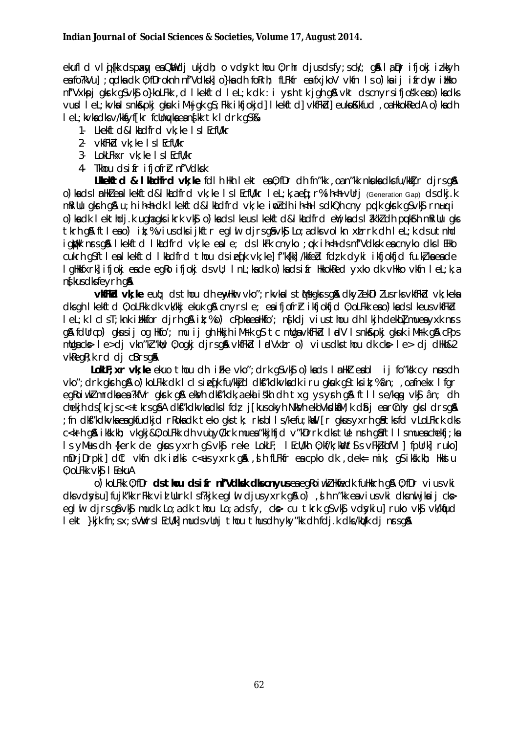ekufl d vlrq{kk ds pmxqy esa Qaldj ukjdh; o vdsyk thou 0;rhr djus dsfy; sck/; gSa l aDr ifjokj izkkyh esa fo?kVu] ; qokvka dk 0;fDrokn rnk fn"Vdks.k] o}koLFkk ds fojkfn; fLFkfr esa fxjkoV vkfn ls o)ksa ij ifjokj ikkZo n"Vxkspj gksrk gS vkS o}koLFkk , d lkekftd leL;k dk : i ysrh tk jgh gSA vkt ds cnyrsifjos'k esa o)ksa dks vusd leL;kvksa snks&pkj gksuk iM+jgk gS; Fkk ikfjokfjd] lkekftd] vkfFkZd] euksoSkkfud , oa HkkoukRed A o)ksa dh leL;kvksa dks v/ks;fyf[kr fcUnqvksa esa n[kk tk ldrk gS%&

1- Lkekftd&lkaLdfrd vk;ke ls lEcfU/kr
2- vkfFkZd vk;ke ls lEcfU/kr
3- LokLF;xr vk;ke ls lEcfU/kr
4- Tkhou ds ifr ifjofrZ n"Vdks.k

**Lkekftd & lkaLdfrd vk;ke** fdlh Hkh lekt esa 0;fDr dh fn"kk ,oa n"kk nsukus dks fu/kZfjr djrs gSaA o)ksa ds lUnHkZ esa lkekftd&lkaLdfrd vk;ke ls lEcfU/kr leL;k,a eq[;r% ih<+h&vUrj (Generation Gap) ds dkj.k mRiUu gksrh gSA u;h ih<+h&dk lkekftd&lkaLdfrd vk;ke iwoZ dh ih<+h ls dkQh cny pqdk gksrk gS vkS rnuq i o)ksa dk lekthdj.k ugha gks ikrk vkS o)ksa ds lkeus lkekftd&lkaLdfrd eW;ksa ds la?k"kZ dh pqukSrh mRiUu gks tkrh gSA ftlesa o) ik;% vius dks ijkftr egl wl djrs gSa vkS Lo;a dks volkn xzLrrk dh leL;k ds utnhd ikrs gSaA lkekftd lkaLdfrd vk;ke ea le; ds lkFk cnyko ; qok ih<+h ds n"Vdks.k esa cnyko dks lEHko cukrh gS ftlesa lkekftd lkaLdfrd thou ds izeq[k vk;ke] f"k{kk] /keZ] fdz;k dyki ikfjokfjd fu.kZ;ksa esa de lgHkkfxrk] ifjokj esa de egRo ifjokj ds vU; lnL;ksa dk o)ksa ds ifr HkkoukRed yxko dk vHkko vkfn leL;k,a n[kus dks feyrh gSaA

**vkfFkZd vk;ke** euq; ds thou dh ewyHkwr vko";rkvksa ls tqMs gksrs gSaA dk;Z ekDr lus rks vkfFkZd vk;keksa dks gh lkekftd 0;oLFkk dk vk/kkj ekuk gSA cnyrs le; esa ifjofrZr ikfjokfjd 0;oLFkk esa o)ksa ds lkeus vkfFkZd leL;k lcls T;knk izHkkfor djrh gSA ik;% o) cPpksa esa Hkfo'; n[kdj vius thou dh lkjh dekbZ muesa yxk nsrs gSA fdUrq cp) gksus ij og Hkfo'; nu ij gh Hkkjh iM+rk gS tc mUgsa vkfFkZd ladV ls nks&pkj gksuk iM+rk gSA cPps mUgsa cks> le>dj vkn"kZ "kkU 0;ogkj djrs gSaA vkfFkZd ladVxLr o) vius dks thou dk cks> le> dj HkkoZ&2 vkRegR;k rd dj cSBrs gSaA

**LokLF;xr vk;ke** ekuo thou dh izFke vko";drk gS vkS o)ksa ds lnHkZ esa bl ij fo"ksk cy nsus dh vko";drk gksrh gSA o) koLFkk dk lclsizeq[k fu/kkZjd dkS"kdkvksa dk iru gksuk gS tks ik;% an; ,oa fnekx lfgr egRoiw.kZ mrdksa esa ?kfVr gksrk gSA eksVh dkS"kdk,a eka i"kh dh txg ysyrh gSA ftlls ek/kqeg vkS an; dh chekjh ds [krjs c<+ tkrs gSaA dkS"kdkvksa ds lfdz; j[kus okyh NksVh ekWyD;wy M+ dsUnj esa rUnq gks ldrs gSaA ;fn dkS"kdkvksa esa gkfudkjd rRoksa dk teko gks tk; rks blls /kefu;kaW [r gksus yxrh gS tks fd vLoLFkrk dks c<+krh gSA ikfkk.kh; vkgkj&0;oLFkk dh vuqiyC/krk muesa "kkjhfjd v"kDrrk dks tUe nsrh gSA ftllsmuesa chekfj;ksa ls yM+us dh {kerk de gksus yxrh gS vkS reke LokLF; lEcU/kh 0;k/k;kWa tSls vFkZjkbfVl] fpUrk] ruko] mPp rDrpki] dCt vkfn dk izdksi c<+us yxrk gSA ,sh fLFkfr esa cpko dk ,dek= mik; gS ikfkk.kh; Hkkstu 0;oLFkk vkS lEeku A

o) koLFkk 0;fDr **ds thou ds ifr n"Vdks.k dks cnyus** esa egRoiw.kZ Hkwfedk fuHkkrh gSA 0;fDr vius vki dks vdsysiu] fujk"kk rFkk vizlUurk lsf?kjk egl wl djus yxrk gSA o) ,sh n"kk esa vius vki dks nwljksa ij cks> egl wl djrs gSa vkS mudk Lo;a ds fy, cks> cu tkrk gS vkS vdsykiu] ruko vkS vk/kqfud lekt }kjk fn;sx;s Vwws lEcU/k] mud s vUnj thou thus dh ykylk dh fdj.k dks /kqa/kk dj nsrs gSaA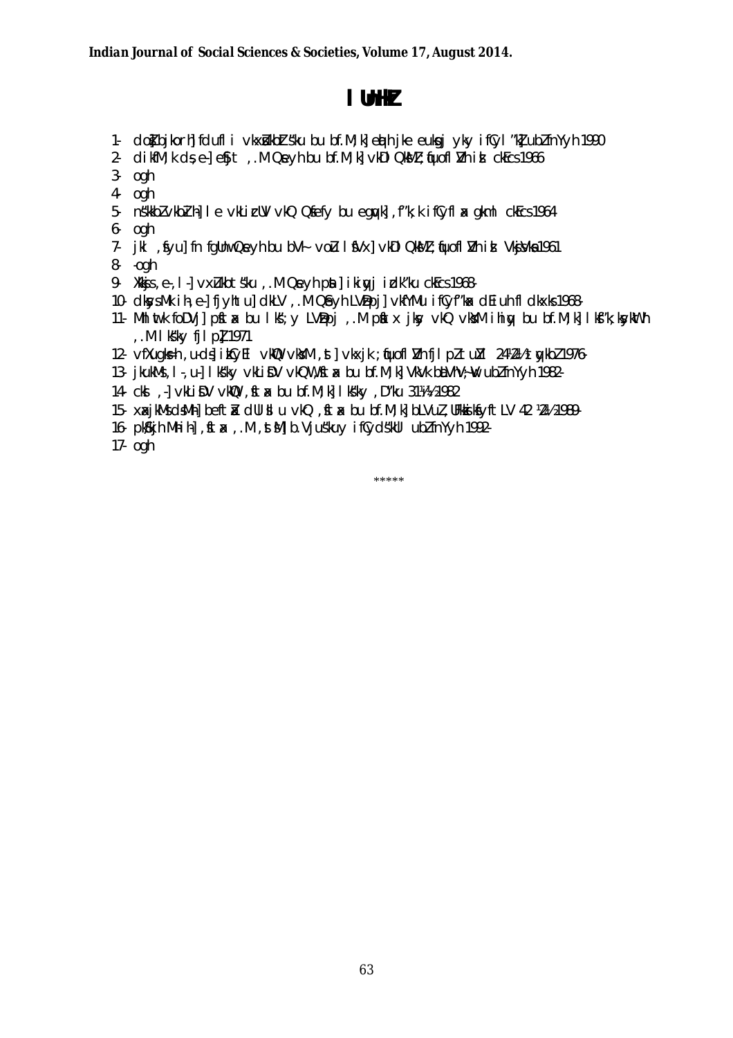# lUnHkZ

1- dkW- bjkorh] fdufl i vkxsZukbZ"ku bu bf.M;k] eaxh jke euksgj yky ifCyl"kZ ubZ fnYyh 1990
2- dikfM;k ds-e-] eSfjt ,.M Qseyh bu bf.M;k] vkDlQksMZ ;wfuoflZVh iszl cEcs 1966
3- ogh
4- ogh
5- n"kkbZ vkbZ-ih-] lle vkLirUV vkQ Qsfeyh bu egqvk] ,f"k;k ifCyf"kax gkml cEcs 1964
6- ogh
7- jkl ,syu] fn fgUnw Qseyh bu bV~l vcZu lsfVx] vkDlQksMZ ;wfuoflZVh izsl Vksjsaks 1961
8- -ogh
9- Xkksjs ,e-,l-] vxZukbZts"ku ,.M Qseyh pst] ikiqyj izdk"ku cEcs 1968-
10- dkiMs;k ih,e-] fjyhtu] dkLV ,.M Qseyh LVDpj] vkfYMu ifCyf"kax dEiuh fldkxks 1968-
11- Mh-lstk foDVj] pst ,.M bu lks";y LVDpj ,.M pst x jkslq vkQ vksMj ihiqy bu bf.M;k] lkf"k;ksykWth ,.M lks"ky fjlpZ] 1971
12- vfXugks=h ,u-ds-] ikfCyd vkQ vksYM ,st] vkxjk ;wfuoflZVh fjlpZ tuZy 24-2-½ tqykbZ 1976-
13- jkukMs ,l-,u-] lks"ky vkLisDV vkQ vksYM,st ,.M bu bf.M;k] VkVk bULVh;wV ubZ fnYyh 1982-
14- cks ,-] vkLisDV vkQ vksYM,st bu bf.M;k] lks"ky ,D"ku 31½ 1982
15- xzsajkMs ds-Mh-] befta x dUlsIlu vkQ ,st ,.M bu bf.M;k] bLVuZ ,UFkzksiksykWth LV 42 ½4½ 1989-
16- pkS/kjh Mh-ih-] ,st ,.M ,stsM] b.Vjus"kuy ifCydS"kUl ubZ fnYyh 1992-
17- ogh

\*\*\*\*\*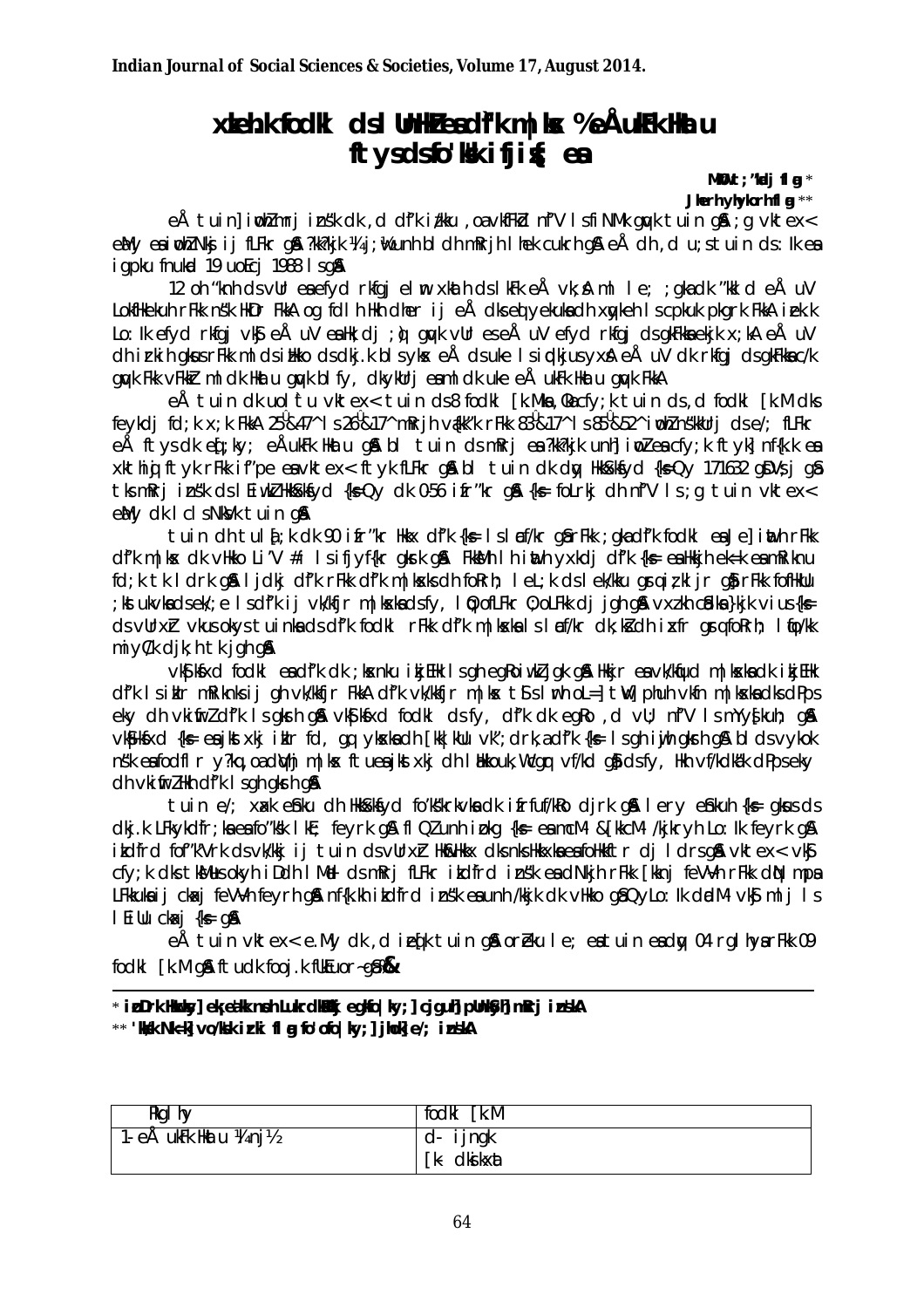# xzkeh.k fodkl ds lUnHkZ esa d`f'k m|ksx % eÅ ukFk Hkatu ftys ds fo'ks"k ifjis{; esa

**MkW0 t;'kadj flag** *

**Jherh yhykorh flag** **

eÅ tuin] iwohZ mRrj izns'k dk ,d d`f'k iz/kku ,oa vkfFkZd n`f"V ls fiNM+k gqvk tuin gSA ;g vktex<+ eaMy esa iwohZ Nksj ij fLFkr gSA ?kk?kjk ¼;ljw½ unh bl dh mRrjh lhek cukrh gSA eÅ dh ,d u;s tuin ds :Ik esa igpku fnukad 19 uoEcj 1988 ls gSA

12 oh "krkCnh ds vUr esa efyd rkfgj elm xkth ds lkFk eÅ vk;sA ml le; ;gka dk "kkld eÅ uV LokfHkekuh rFkk ns'k HkDr FkkA og fdlh Hkh dher ij eÅ dks eqLyekuksa dh xqykeh ls cpkuk pkgrk FkkA ifj.kke Lo:Ik efyd rkfgj vkSj eÅ uV esa Hk;adj ;q) gqvk ftlesa eÅ uV efyd rkfgj ds gkFkksa ekjk x;kA eÅ uV dh izflf) gksus rFkk mlds iru ds dkj.k bl bykds eÅ ds uke ls iqdkjus yxsA eÅ uV dk rkfgj ds gkFkksa c/k gqvk Fkk vFkkZr mldk uke eÅ ukFk Hkatu gqvk blfy, dkykUrj esa mldk uke eÅ ukFk Hkatu gqvk FkkA

eÅ tuin dk xBu vktex<+ tuin ds 8 fodkl [k.Mksa] cfy;k tuin ds ,d fodkl [k.M dks feykdj fd;k x;k FkkA 25º&47^ ls 26º&17^ mRrjh v{kka'k rFkk 83º&17^ ls 83º&52^ iwohZ ns'kkUrj ds e/; fLFkr eÅ ftys dk eq[;ky; eÅ ukFk Hkatu gSA bl tuin ds mRrj esa ?kk?kjk unh] iwoZ esa cfy;k ftyk] nf{k.k esa xkthiqj ftyk rFkk if'pe esa vktex<+ ftyk fLFkr gSA bl tuin dk dqy HkkSxksfyd {ks=Qy 1716-32 gsDVs;j gS tks mRrj izns'k ds lEiw.kZ HkkSxksfyd {ks=Qy dk 0-56 izfr'kr gSA {ks= foLrkj dh n`f"V ls ;g tuin vktex<+ eaMy dk lcls NksVk tuin gSA

tuin dh tula[;k dk 90 izfr'kr Hkkx d`f'k {ks= ls lEcfU/kr gS rFkk ;gka d`f'k fodkl esa Js.kh iwath rFkk d`f'k m|ksx dk vHkko Li"V #i ls ifjyf{kr gksrk gSA FkksM+h lh iwath yxkdj d`f'k {ks= esa Hkkjh ek=k esa mRiknu fd;k tk ldrk gSA ljdkj d`f'k rFkk d`f'k m|ksxksa dh foRrh; leL;k ds lek/kku gsrq izkjEHk ls gh iz;kljr gS rFkk fofHkUu ;kstukvksa ds ek/;e ls d`f'k ij vk/kkfjr m|ksxksa dks lgk;rk iznku dj jgh gSA vxzkh cSadksa }kjk vius {ks= ds vUrxZr vkus okys tuinksa ds d`f'k fodkl rFkk d`f'k m|ksxksa ls lEcfU/kr dk;ksZa dh izxfr gsrq foRrh; lqfo/kk miyC/k djk;h tk jgh gSA

vkS|ksfxd fodkl esa d`f'k dk ;ksxnku izR;{k ls gh egRoiw.kZ gksrk gSA Hkkjr esa vk/kqfud m|ksxksa dk izR;{k d`f'k ls izkIr mRiknksa ij gh vk/kkfjr FkkA d`f'k vk/kkfjr m|ksx tSls lwrh oL=] twV] phuh vkfn m|ksxksa ds dPps eky dh vkiwfrZ d`f'k ls gksrh gSA vkS|ksfxd fodkl ds fy, d`f'k dk egRo ,d vU; n`f"V ls mYys[kuh; gSA vkS|ksfxd {ks= esa jkstxkj izkIr fd, gq, yksxksa dh [kk|kUu vkSj dPps eky dh vkiwfrZ d`f'k {ks= ls gh iwjh gksrh gSA blds vykok ns'k esa fodflr y?kq ,oa dqVhj m|ksx ftuesa jkstxkj dh Hkkouk vf/kd gS blfy, Hkh vf/kdka'k dPps eky dh vkiwfrZ Hkh d`f'k ls gh gksrh gSA

tuin e/; xaxk eSnku dh HkkSxksfyd fo'ks"krkvksa dk izfrfuf/kRo djrk gSA lery eSnkuh {ks= gksus ds dkj.k LFkykd`fr;ksa esa fo'ks"k lkE; feyrk gSA flQZ unh izokg {ks= esa mcM+&[kkcM+ /kjkry Lo:Ik feyrk gSA izkd`frd fof'k"Vrk ds vk/kkj ij tuin ds vUrxZr HkkaHkj dks nks Hkkxksa esa foHkkftr dj ldrs gSA vktex<+ vkSj cfy;k dks tksM+us okyh iDdh lM+d ds mRrj fLFkr izkd`frd izns'k esa dNkjh rFkk [kknj feV~Vh rFkk dqN mPpLFkkuksa ij cka# feV~Vh feyrh gSA nf{k.kh izkd`frd izns'k esa unh /kkjk dk vHkko gSA QyLo:Ik dadM+ vkSj mlj ls lEiUu cka# {ks= gSA

eÅ tuin vktex<+ e.My dk ,d izeq[k tuin gSA orZeku le; esa tuin esa dqy 04 rglhysa rFkk 09 fodkl [k.M gSA ftudk fooj.k fuEuor~ gS%&

\* izoDrk Hkwxksy] ek;k ekukin nsoh Lukrd dkWyst ekgksfcyk;] cjgtu] pUnkSyh] mRrj izns'kA

\*\* 'kks/k Nk=k] vo/ks'k izrki flag fo'ofo|ky;] jhok] e/; izns'kA

| rglhy | fodkl [k.M |
|---|---|
| 1- eÅ ukFk Hkatu ¼lnj½ | d- ijngk<br>[k- dksikxat |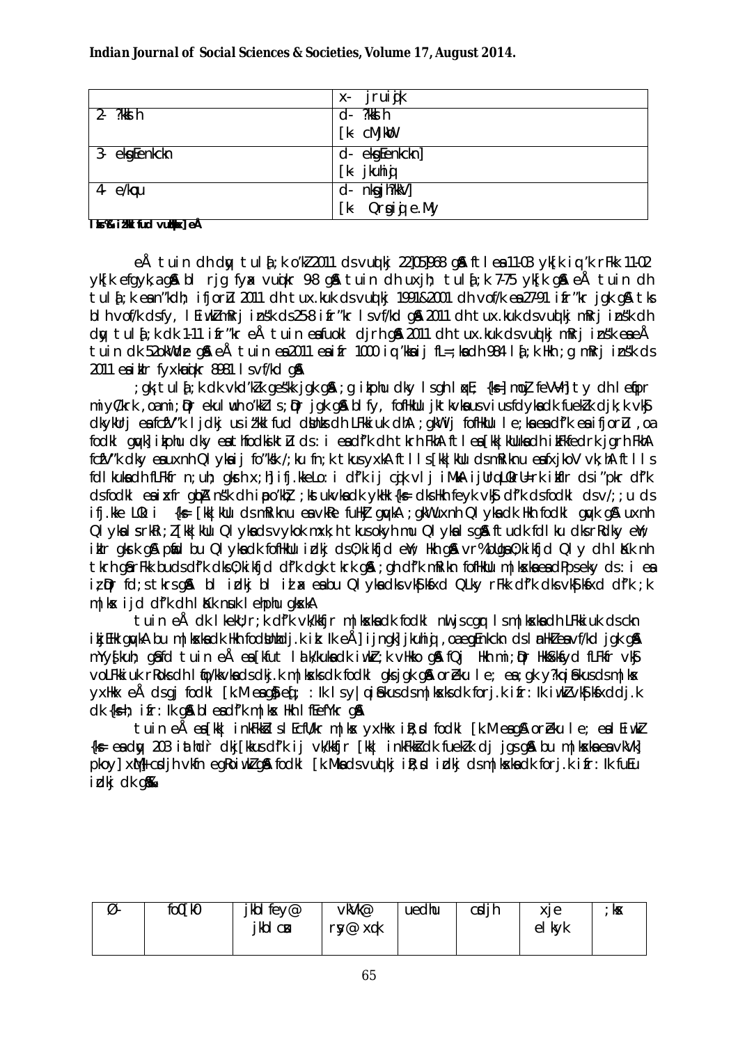| | x- jruijk |
|---|---|
| 2- ?kksh | d- ?kksh<br>[k- cMjkoV |
| 3- ekgEenkckn | d- ekgEenkckn]<br>[k- jkuhiqj |
| 4- e/kqu | d- nkgjh?kkV]<br>[k- Qrsgiqj e.My |

**lzksr% i'kklfud vuqHkkx] eÅ**

eÅ tuin dh dqy tula[;k o"kZ 2011 ds vuqlkj 2205968 gS ftlesa 11-03 yk[k iq:'k rFkk 11-02 yk[k efgyk,a gSa blh rjg fyax vuqikr 98 gS A tuin dh uxjh; tula[;k 7-75 yk[k gS eÅ tuin dh tula[;k esa n"kdh; ifjorZu 2011 dh tux.kuk ds vuqlkj 1991&2001 dh vof/k esa 27-91 ifr"kr jgk gS tks blh vof/k ds fy, lEiw.kZ mRrj izns'k ds 25-8 ifr"kr ls vf/kd gS A 2011 dh tux.kuk ds vuqlkj mRrj izns'k dh dqy tula[;k dk 1-11 ifr"kr eÅ tuin esa fuokl djrh gS A 2011 dh tux.kuk ds vuqlkj mRrj izns'k esa eÅ tuin dk 52 okW LFkku gS eÅ tuin esa 2011 esa ifr 1000 iq:'kksa ij fL=;ksa dh 984 la[;k Fkh ;g mRrj izns'k ds 2011 esa izkIr fyxkuqikr 898 ls vf/kd gS A

;gk¡ tula[;k dk vkd"kZ.k ge'kk jgk gS A ;g izkphu dky ls gh lqxE; {ks= mn;qZ feVVh] tty dh leqfpr miyC/krk ,oa mi;qDr ekSlnuh o"kkZ ls ;qDr jgk gS blfy, fofHkUu jktoa'kksa us viuk fdyk dk fuekZ.k djk;k vkSj dkykUrj esa fcfV'k ljdkj us i'kklfud dsUnz dh LFkkiuk dhA ;gkWa Jj fofHkUu le;ksa esa ns'k esa ifjorZu ,oa fodkl gqvk] izkphu dky esa thfodksikTkZu ds :i esa d"kh dh tkrh FkhA ftlesa [kk|kUuksa dh iz/kkurk jgrh FkhA fcfV'k dky esa uxnh Qlyksa ij fo'ks"k /;ku fn;k tkus yxkA ftlls [kk|kUu ds mRiknu esa fxjkoV vk;hA ftlls fdlkuksa dh fLFkfr n;uh; gksrh x;h] ifj.kkeLo:i d"kh ij cqjk vlj iMkA ijUrq LorU=rk izkfIr ds i"pkr d"kh ds fodkl esa izxfr gqbZA ns'k dh iapo"khZ; ;kstukvksa dk ykHk {ks= dks Hkh feyk vkSj d"kh ds fodkl ds /;u ds ifj.kke Lo:i {ks= [kk|kUu ds mRiknu esa vkRe fuHkZj gqvkA ;gkWa uxnh Qlyksa dk Hkh fodkl gqvk gS A uxnh Qlyksa ls rkRi;Z [kk|kUu Qlyksa ds vykok mxk;h tkus okyh mu Qlyksa ls gS A ftudk fdlku dks rRdky ewY; izkIr gksrk gS A pkaSd bu Qlyksa dk fofHkUu izdkj ds O;kikfjd ewY; Hkh gS A vr% bUgsa O;kikfjd Qly dh laKk nh tkrh gS rFkk budk d"kh O;kikfjd d"kh dgk tkrk gS A ;gh d"kh mRiknu fofHkUu m|ksxksa esa dPpseky ds :i esa iz;qDr fd;s tkrs gSaA bl izdkj bl iz.kk esa bu Qlyksa dk vkS|ksfxd QLky rFkk d"kh dks vkS|ksfxd d"kh ;k m|ksx ij d"kh dh laKk nsdj lehphu gksxkA

tuin eÅ dk lkekU;r;k d"kh vk/kkfjr m|ksxksa dk fodkl nwljs cgq ls m|ksxksa dh LFkkiuk ds ckn iz;kIr gqvkA bu m|ksxksa dk Hkh fodsUnhdj.k izk;k lHkh eÅ] ijngk] jkuhiqj ,oa eqgEenkckn ds lnHkZ esa vf/kd jgk gSA mYys[kuh; gS fd tuin eÅ esa [kfut lalk/kuksa dk iwoZ;k vHkko gS A fQj Hkh mi;qDr HkkSxksfyd fLFkfr vkSj voLFkkiuk rRoksa dh lqfo/kkvksa ds dkj.k m|ksxksa dk fodkl gks jgk gS A orZeku le; esa ;gk¡ y?kq iSekus ds m|ksx yxHkx eÅ ds gj fodkl [k.M esa gSa ef;q :Ik ls y|q iSekus ds m|ksxksa dk forj.k ifr:Ik iwoZ vkS|ksfxd dj.k dk {ks=h; ifr:Ik gS blesa d"kh m|ksx Hkh lfEefYkr gSA

tuin eÅ esa [kk| inkFkksZ ls lEcfU/kr m|ksx yxHkx iR;sd fodkl [k.M esa gSa orZeku le; esa lEiw.kZ {ks= esa dqy 203 iathd`r dk;[kkus d"kh ij vk/kkfjr [kk| inkFkksZ dk fuekZ.k dj jgs gSa bu m|ksxksa esa vkVk] pkoy] xqM+ cwjk] vkfn egRoiw.kZ gS fodkl [k.Mksa ds vuqlkj iR;sd izdkj ds m|ksxksa dk forj.k ifr:Ik fuEu izdkj dk gS&

| Ø- | fo0[k0 | jkbl fey@ jkbl cz | vkVk@ rsy@ xqk | uedhu | cwjh | xje elkyk | ;ksx |
|---|---|---|---|---|---|---|---|
| | | | | | | | |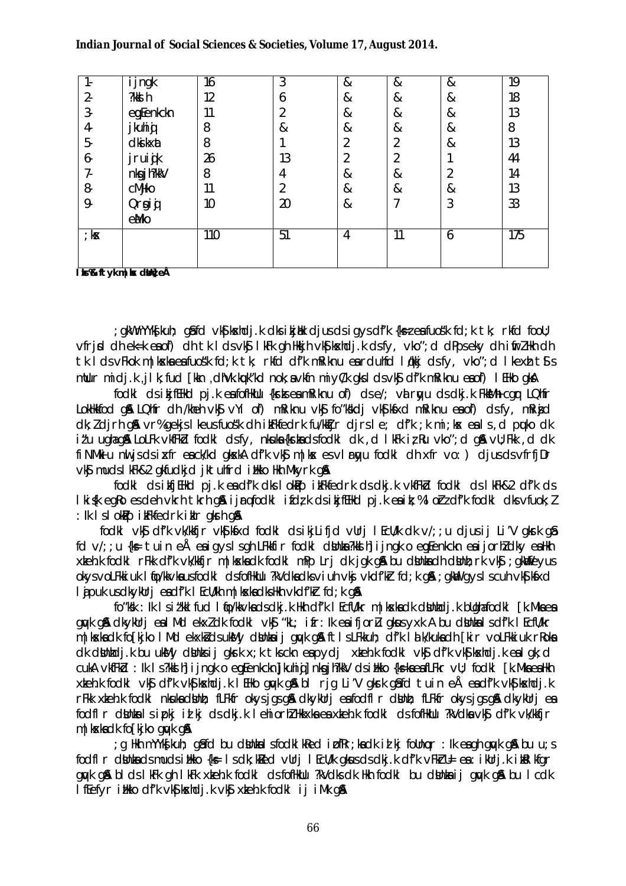| 1- | ijngk | 16 | 3 | & | & | & | 19 |
|---|---|---|---|---|---|---|---|
| 2- | ?kkslh | 12 | 6 | & | & | & | 18 |
| 3- | egEenkckn | 11 | 2 | & | & | & | 13 |
| 4- | jkuhiqj | 8 | & | & | & | & | 8 |
| 5- | dkslxkaa | 8 | 1 | 2 | 2 | & | 13 |
| 6- | jruiqjk | 26 | 13 | 2 | 2 | 1 | 44 |
| 7- | nsgjh?kkV | 8 | 4 | & | & | 2 | 14 |
| 8- | cMhko | 11 | 2 | & | & | & | 13 |
| 9- | Qrsgiqj eMko | 10 | 20 | & | 7 | 3 | 33 |
| ;ksx | | 110 | 51 | 4 | 11 | 6 | 175 |

**lzksr%& ftyk m|ksx dsUnz] eÅ**

;gkWa ,Ykfsuh; gS fd vkS|ksxhdj.k dks izksRlkgu djus ds igys ds f'k{k.k ,oa izf'k{k.k dh deh Hkh ,d leL;k gS] ftls nwj djus ds fy, vko';d dne mBk, tk jgs gSaA ;gka dh tula[;k ds ,d cM+s Hkkx dks vkS|ksfxd f'k{kk ,oa izf'k{k.k miyC/k djkus gsrq leqfpr O;oLFkk dh tk jgh gSA

fodkl ds ifjiz{; esa pj.k ,oa fofHkUu {ks=ksa esa mRiknu ,oa fo'ks"kdj vkS|ksfxd mRiknu ds fy, mRikn dk;Z djrh gSA vr% gekjs le{k fo'ks"k iz;kl dh vko';drk gSA ;g ,d u;s ;qx dk izkjaHk gS] ftlesa vkS|ksfxd fodkl dh xfr esa o`f) gksxhA ftyk esa m|ksxksa dh LFkkiuk ,oa muds lapkyu ls ftys ds vkfFkZd fodkl dks xfr feyh gS ,oa yksxksa dk thou Lrj Åapk gqvk gSA

fodkl ds ifjiz{; esa f'k{kk ds lkFk&lkFk izf'k{k.k dk Hkh fo'ks"k egRo gSA ftys esa fofHkUu izdkj ds izf'k{k.k laLFkku LFkkfir fd, x, gSa] ftuds ek/;e ls ;qokvksa dks LojkstxkjA ds volj miyC/k gks jgs gSaA

fodkl vkSj f'k{kk dk vkSj vkS|ksfxd fodkl ds ifjizs{; esa vRU;Ur egRoiw.kZ LFkku gSA ftys esa ladqy ds vkSlr ls ftys dk fodkl ?kkslh] ijngk o egEenkckn esa vf/kd gqvk gSA bu fodkl[k.Mksa esa m|ksxksa dh la[;k vf/kd gksus ds dkj.k ;gka ds yksxksa dh vkfFkZd fLFkfr esa lq/kkj gqvk gSA

fo'ks"k :Ik ls iz'kklfud lqfo/kkvksa ds dkj.k Hkh vkS|ksfxd fodkl dks c<+kok feyk gSA ftys esa ljdkjh ;kstukvksa ds ek/;e ls vkS|ksfxd bdkb;ksa dh LFkkiuk ds fy, fofHkUu lqfo/kk,a iznku dh tk jgh gSaA ftys ds ?kkslh] ijngk o egEenkckn] jkuhiqj] nsgjh?kkV ds iz[k.Mksa esa fo'ks"k :Ik ls m|ksxksa dk vk/kkj cuk gSA ;gka ds xzkeh.k {ks=ksa esa Hkh y?kq ,oa dqVhj m|ksxksa dh LFkkiuk dh tk jgh gSA

;g Hkh mYys[kuh; gS fd bu fodkl[k.Mksa esa vkS|ksfxd fodkl dh xfr rhozrj gS] ftlls ;gka dh vkfFkZd fLFkfr esa lq/kkj gqvk gSA bu {ks=ksa esa fLFkr m|ksxksa ds }kjk LFkkuh; yksxksa dks jkstxkj miyC/k gks jgk gS ,oa tu lkekU; dk thou Lrj Åapk gqvk gSA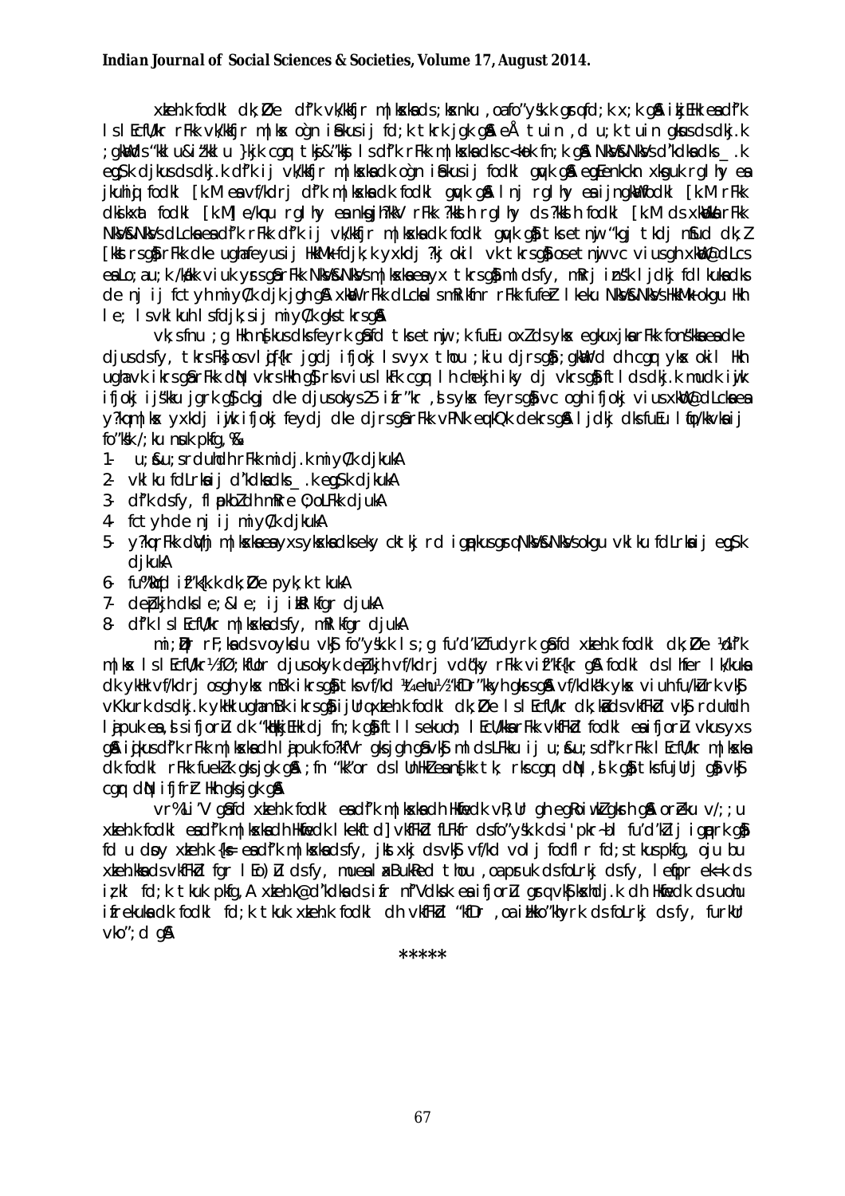xzkeh.k fodkl dk;Øe dí"k vk/kkfjr m|ksxksa ds;ksxnku ,oa fo"ys"k.k gsrq fd;k x;k gSA i;kZIr ek=k esa dí"k lslEcfU/kr rFkk vk/kkfjr m|ksx ogha iSnk gksus ij fd;k tkrk jgk gSA eÅ tuin ,d u;k tuin gksus ds dkj.k ;gkW vkS"kkfu&iz"kklu }kjk cgqr tksj&'kksj ls dí"k rFkk m|ksxksa dks c<kok fn;k x;k gSA NksVs&NksVs d`"kdksa ds _.k eqfDr djkus ds dkj.k dí"k ij vk/kkfjr m|ksxksa dk cgqr isnk gksus ij fodkl gqvk gSA egRoiw.kZ xzkeh.k rglhy esa jkuhiqj fodkl [k.M esa vf/kdrj dí"k m|ksxksa dk fodkl gqvk gSA lnj rglhy esa ijngk¡ fodkl [k.M rFkk dksikxat fodkl [k.M] e/kqcu rglhy esa nksgjh?kkV rFkk ?kkslh rglhy ds ?kkslh fodkl [k.M ds xkWoksa rFkk NksVs&NksVs dLcksa esa dí"k rFkk dí"k ij vk/kkfjr m|ksxksa dk fodkl gqvk gS tks etnwj "kgj tkdj nSfud dk;Z [kkstrs gSa rFkk dke ugha feyus ij HkkM+k fd;k yxkdj ?kj okil vk tkrs gSa os etnwj vc viuas gh xkWo@dLcs esa Lo;a u;k /kU/kk viuk yrs gSa rFkk NksVs&NksVs m|ksxksa esa yx tkrs gSa ml ds fy, mRr izns'k ljdkj fdlkuksa dks de nj ij fctyh miyC/k djk jgh gSA xkWo rFkk dLcksa ls mRikfnr rFkk fufeZr lkeku NksVs&NksVs HkkM+s okgu Hkh le; ls vklkuh ls fdjk;s ij miyC/k gks tkrs gSA

vk;sfnu ;g Hkh ns[kus dks feyrk gS fd tks etnwj ,k fuEu oxZ ds yksx egkuxjksa rFkk fons"kksa esa dke djus ds fy, tkrs Fks os vi`f{kr jgdj ifjokj ls vyx thou ;kiu djrs gSa ;gkW vd dh cgqr yksx okil Hkh ugha vk ikrs gSa rFkk dqN vkrs Hkh gSa rks viuas lkFk cgqr lh chekjh iky dj vkrs gSa ftlds dkj.k mudk iwjk ifjokj ijs"kku jgrk gS ckgj dke djus okys 25 ifr"kr ,sls yksx feyrs gSa vc ogh ifjokj viuas xkWo@dLcksa esa y?kq m|ksx yxkdj iwjk ifjokj feydj dke djrs gSa rFkk vPNk equkQk dekrs gSaA ljdkj dks fuEu lq>ko/kkoksa ij fo"ks"k /;ku nsuk pkfg,%&

1- u;s&u;s rduhdh rFkk midj.k miyC/k djkukA

2- vklku fdLrksa ij d`"kdksa dks _.k egS;k djkukA

3- dí"k ds fy, fl¡pkbZ dh mfpr O;oLFkk djkukA

4- fctyh de nj ij miyC/k djkukA

5- y?kq rFkk dqVhj m|ksxksa esa yxs yksxksa dks eky cktkj rd igq¡pkus gsrq NksVs&NksVs okgu vklku fdLrksa ij egS;k djkukA

6- fu"kqYd izf"k{k.k dk;Øe pyk;k tkukA

7- deZpkjh dks le;&le; ij iqjLd`r djukA

8- dí"k lslEcfU/kr m|ksxksa ds fy, mfpr fgr djukA

mi;qZDr rF;ksa ds voyksdu vkSj fo"ys"k.k ls ;g fu"d"kZ fudyrk gS fd xzkeh.k fodkl dk;Øe ¼dí"k m|ksx lslEcfU/kr½ ØfUrdkjh ifjorZu djus okyk deZpkjh vf/kdrj vdq"ky rFkk vizf"kf{kr gSA fodkl ds lhfer lk/kuksa dk ykHk vf/kdrj ogh yksx mBk ikrs gSa tks vf/kd ¼Hkwfe½ "kfDr"kkyh gksrs gSaA vf/kdka"k yksx viuh fu/kZurk vkSj vKkurk ds dkj.k ykHk ugha mBk ikrs gSaA ijUrq xzkeh.k fodkl dk;Øe lslEcfU/kr dk;ksZa ds vkfFkZd vkSj rduhdh lalk/kuksa esa ,sls ifjorZu dk "kqHkkjEHk dj fn;k gS ftlls ekuoh; lEcU/kksa rFkk vkfFkZd fodkl esa ifjorZu vkus yxs gSaA ijUrq dí"k rFkk m|ksxksa dh lajpuk fo"kfVr gks jgh gS vkSj mlds LFkku ij u;s&u;s dí"k rFkk lEcfU/kr m|ksxksa dk fodkl rFkk fuekZ.k gks jgk gSA ;fn "kkS"or ds lUnHkZ esa ns[kk tk, rks cgqr dqN ,slk gS tks fujUrj gS vkSj cgqr dqN ifjofrZr Hkh gks jgk gSA

vr%Li"V gS fd xzkeh.k fodkl esa dí"k m|ksxksa dh Hkwfedk vR;Ur gh egRoiw.kZ gksrh gSA orZeku v/;;u xzkeh.k fodkl esa dí"k m|ksxksa dh Hkwfedk lkekftd] vkfFkZd fLFkfr ds fo"ys"k.k ds i'pkr~ bl fu"d"kZ ij igqprk gS fd u dsoy xzkeh.k {ks= esa dí"k m|ksxksa ds fy, jkst xkj ds vkSj vf/kd volj fodflr fd;s tkus pkfg, oju bu xzkeh.kksa ds vkfFkZd fgr lEo)Zu ds fy, mues a lgHkkfxrk thou ,oa pruk ds foLrkj ds fy, lerqY; ek=k ds izkl fd;k tkuk pkfg,A xzkeh.k@d`"kdksa ds ifr n`f"Vdks.k esa ifjorZu gsrq vkSj ksadj.k dh Hkwfedk ds uohu ifrekuksa dk fodkl fd;k tkuk xzkeh.k fodkl dh vkfFkZd "kfDr ,oa iHkko"khyrk ds foLrkj ds fy, furkUr vko";d gSA

*****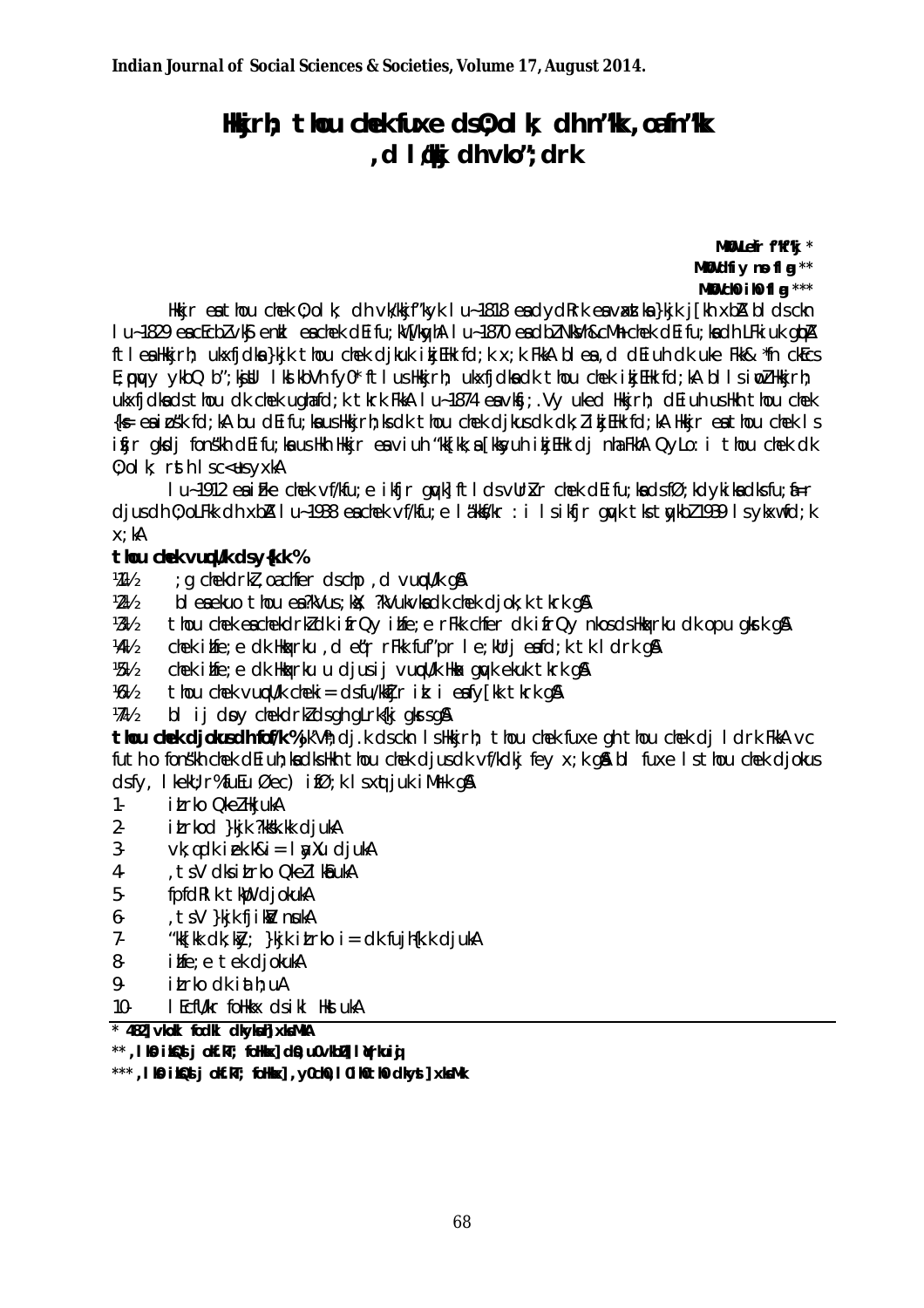# Hkkjrh; thou chek fuxe ds O;olk; dh n'kk ,oa fn'kk ,d lq/kkj dh vko';drk

**MkW0 Lefr f'k'kj** *
**MkW0 dfiy no flag** **
**MkW0 ch0 ih0 flag** ***

Hkkjr esa thou chek O;olk; dh vk/kkf"kyk lu~ 1818 esa dydRrk esa vaxzstksa }kjk j[kh xbZA blds ckn lu~ 1829 esa cEcbZ vkSj enzkl esa chek dEifu;kW [kqyhA lu~ 1870 esa dbZ Nk"V&cMh chek dEifu;ksa dh LFkkiuk gqbZA ftlesa Hkkjrh; ukxfjdksa }kjk thou chek djkuk iqjLdkj fd;k x;k FkkA blesa ,d dEiuh dk uke Fkk& *fn ckEcs E;qpqy ykbQ ‡"; ksjsUl lksl kbVh fy0* ftlus Hkkjrh; ukxfjdksa dk thou chek iqjLdkj fd;kA bl lsiwoZ Hkkjrh; ukxfjdksa ds thou dk chek ugha fd;k tkrk FkkA lu~ 1874 esa vksfj;.Vy uked Hkkjrh; dEiuh us Hkh thou chek {ks= esa izos'k fd;kA bu dEifu;ksa us Hkkjrh;ksa dk thou chek djkus dk dk;Z izkjEHk fd;kA Hkkjr esa thou chek ls iwjh rjg ls fons'kh dEifu;ksa us Hkh Hkkjr esa viuh "kk[kk;sa [kksyuh izkjEHk dj nh FkhA QyLo:i thou chek dk O;olk; rsth ls c<+us yxkA

lu~ 1912 esa izFke chek vf/kfu;e ikfjr gqvk] ftlds vUrxZr chek dEifu;ksa ds fØ;kdyki ksa dks fu;af=r djus dh O;oLFkk dh xbZA lu~ 1938 esa chek vf/kfu;e lå"kksf/kr :i ls ikfjr gqvk tks tuojh] 1939 ls ykxw fd;k x;kA

**thou chek vuqcU/k ds y{k.k %**

1½ ;g chek drkZ ,oa chfer ds chp ,d vuqcU/k gSA
2½ blesa ekuo thou esa ?kVus ;kX; ?kVuk vksa dk chek djok;k tkrk gSA
3½ thou chek esa chek drkZ dk ifrQy i zhfe;e rFkk chfer dk ifrQy nkos ds Hkqxrku dk opu gksrk gSA
4½ chek izhfe;e dk Hkqxrku ,d eq"r rFkk fuf"pr le;kUrj esa fd;k tk ldrk gSA
5½ chek izhfe;e dk Hkqxrku u djus ij vuqcU/k Hkax gqvk ekuk tkrk gSA
6½ thou chek vuqcU/k chek i= ds fu/kkZfjr izk: i esa fy[kk tkrk gSA
7½ bl ij dsoy chek drkZ ds gh gLrk{kj gksrs gSaA

**thou chek djokus dh fof/k %** ,d"V" dj.k ds ckn ls Hkkjrh; thou chek fuxe gh thou chek dj ldrk FkkA vc futh o fons'kh chek dEiuh;ksa dks Hkh thou chek djus dk vf/kdkj fey x;k gSA bl fuxe ls thou chek djokus ds fy, lkekU;r%fuEu Øec) izfØ;k ls xqtjuk iMrk gSA

1. izLrko QkeZ Hkj ukA
2. izLrkod }kjk ?kks"k.kk djukA
3. vk;q dk izek.k i= lyaXu djukA
4. ,tsV dks izLrko QkeZ lkSiukA
5. fpfdRlk tkWap djokukA
6. ,tsV }kjk fjikWZ nsukA
7. "kk[kk dk;kZy; }kjk izLrko i= dk fujh{k.k djukA
8. izhfe;e tek djokukA
9. izLrko dk ia th;uA
10. lEcfU/kr foHkkx ds ikl Hkstuk A

---

\* 482] vkod fodkl dkyksuh] xksaMkA
\** ,lks0 izks0] ds jokf.kT; foHkkx] dkWe] uO vkbZ] lqYrkuiqj
\*** ,lks0 izks0] ds jokf.kT; foHkkx] ,y0ch0 ,l0 ih0 th0 dkWyst] xksaMk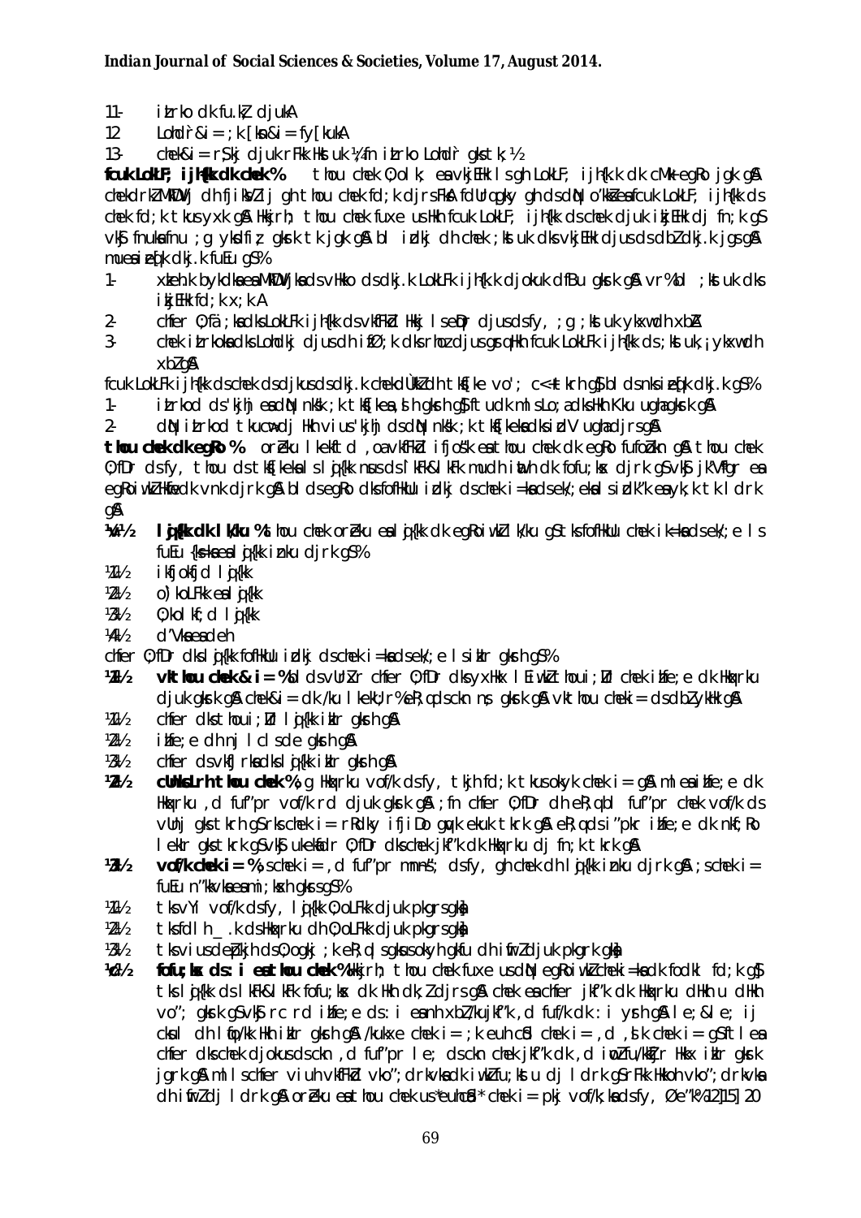11- izLrko dk fu.kZ; djukA

12 Lohdr̀ &i= ;k [ks&i= fy[kukA

13- chek&i= rS;kj djuk rFkk Hkstuk ¼;fn izLrko Lohdr̀ gks tk;½

**fcuk LokLF; ijh{k.k dk chek%&** thou chek O;olk; esa vkjEHk ls gh LokLF; ijh{k.k dk cMk+ egRo jgk gSA chekdrkZ MkWDVj dh fjiksVZ ij gh thou chek fd;k djrs FksA fdUrq bl ckr dk dqN o"kksZ esa fcuk LokLF; ijh{k.k ds chek fd;k tkus yxk gSA Hkkjrh; thou chek fuxe us Hkh fcuk LokLF; ijh{k.k ds chek djuk izkjEHk dj fn;k gS vkSj fnuksfnu ;g yksdfiz; gksrk tk jgk gSA bl izdkj dh chek ;kstuk dks vkjEHk djus ds dbZ dkj.k jgs gSaA muesa izeq[k dkj.k fuEu gS%&

1- xzkeh.k bykdksa esa MkWDVjksa ds vHkko ds dkj.k LokLF; ijh{k.k djokuk dfBu gksrk gSA vr% bl ;kstuk dks izkjEHk fd;k x;kA

2- chfer O;fä;ksa dks LokLF; ijh{k.k ds vkfFkZd Hkkj ls eqDr djus ds fy, ;g ;kstuk ykxw dh xbZA

3- chek izLrkoksa dks Lohdkj djus dh izfØ;k dks rhoz djus gsrq Hkh fcuk LokLF; ijh{k.k ds ;kstuk ,¡ ykxw dh xbZ gSaA

fcuk LokLF; ijh{k.k ds chek ds fy;s dkj.k chekdUkZ dh tksf[ke vo"; c<+ tkrh gS] bl ds fy;s izeq[k dkj.k gS%&

1- izLrkod ds 'kjhj esa dqN nks"k ;k tksf[ke,a] ls gks ldrh gSa] ftudk mlsLo;a dks Hkh Kku ugha gksrk gSA

2- dqN izLrkod tkucw>dj Hkh vius 'kjhj ds dqN nks"k ;k tksf[keksa dks izdV ugha djrs gSaA

**thou chek dk egRo %** orZeku le; esa ,oa vkfFkZd ifjos'k esa thou chek dk egRo fujUrj c<+ jgk gSA thou chek O;fDr ds fy, thou ds tksf[keksa ls lqj{kk nsus ds lkFk&lkFk mudh i=h dk fofu;ksx djrk gS vkSj jk"Vªh; mRiknu esa egRoiw.kZ Hkwfedk vnk djrk gSA blds egRo dks fofHkUu izdkj ds chek i=ksa ds ek/;e ls izdV'k esa yk;k tk ldrk gSA

**¼v½ lqj{kk dk lk/ku %** thou chek orZeku esa lqj{kk dk egRoiw.kZ lk/ku gS tks fofHkUu chek i=ksa ds ek/;e ls fuEu {ks=ksa esa lqj{kk iznku djrk gS%&

¼1½ ikfjokfjd lqj{kk

¼2½ o)koLFkk esa lqj{kk

¼3½ O;kolkf;d lqj{kk

¼4½ d"Vksa esa deh

chfer O;fDr dks lqj{kk fofHkUu izdkj ds chek i=ksa ds ek/;e ls izkIr gksrh gS%&

**¼1½ vkthou chek & i= %** bl ds vUrxZr chfer O;fDr dks yxHkx lEiw.kZ thoui;ZUr chek izhfe;e dk Hkqxrku djuk gksrk gSA chek&i= dk /ku lkekU;r% e`R;q ds ckn ns; gksrk gSA vkthou chek i= ds dbZ ykHk gSaA

¼1½ chfer dks thoui;ZUr lqj{kk izkIr gksrh gSA

¼2½ izhfe;e dh nj lcls de gksrh gSA

¼3½ chfer ds vkfJrksa dks lqj{kk izkIr gksrh gSA

**¼2½ cUnkLrh thou chek %** ,g Hkqxrku vof/k ds fy, tkjh fd;k tkus okyk chek i= gSA mlesa izhfe;e dk Hkqxrku ,d fuf"pr vof/k rd djuk gksrk gSA ;fn chfer O;fDr dh e`R;q bl fuf"pr chek vof/k ds vUnj gks tkrh gS rks chek i= rRdky ifjiDo gqvk ekuk tkrk gSA e`R;q ds i"pkr izhfe;e dk nkf;Ro lekIr gks tkrk gS vkSj ukekafdr O;fDr dks chek jkf"k dk Hkqxrku dj fn;k tkrk gSA

**¼3½ vof/k chek i= %** ;s chek i= ,d fuf"pr mn~ns"; ds fy, gh chek dh lqj{kk iznku djrk gSA ;s chek i= fuEu n"kkvksa esa mi;ksxh gksrs gSa%&

¼1½ tks vYi vof/k ds fy, lqj{kk O;oLFkk djuk pkgrs gksaA

¼2½ tks fdlh _.k ds Hkqxrku dh O;oLFkk djuk pkgrs gksaA

¼3½ tks vius deZpkjh dh O;ogkj ;k e`R;q ls gksus okyh gkfu dh iwfrZ djuk pkgrk gksaA

**¼c½ fofu;ksx ds :i esa thou chek %** Hkkjrh; thou chek fuxe us dqN egRoiw.kZ chek i=ksa dk fodkl fd;k gS] tks lqj{kk ds lkFk&lkFk fofu;ksx dk Hkh dk;Z djrs gSaA chek esa chfer jkf"k dk Hkqxrku dHkh u dHkh vo"; gksrk gS vkSj rc rd izhfe;e ds :i esa nh xbZ jkf"k ,d fuf/k dk :i ysrh gSA le;&le; ij cksul dh lqfo/kk Hkh izkIr gksrh gSA /kukxe chek i= ;k euh cSd chek i= ,d ,sls chek i= gSa ftlesa chfer dks chek djokus ds ckn ,d fuf"pr le; ds ckn chek jkf"k dk ,d iwoZ fu/kkZfjr Hkkx izkIr gksrk jgrk gSA mlls chfer viuh vkfFkZd vko";drkvksa dk iwjk fu;kstu dj ldrk gS rFkk Hkkoh vko";drkvksa dh iwfrZ dj ldrk gSA orZeku esa thou chek us *euhcSd* chek i= pkj vof/k;ksa ds fy, Øe"k% 12]15] 20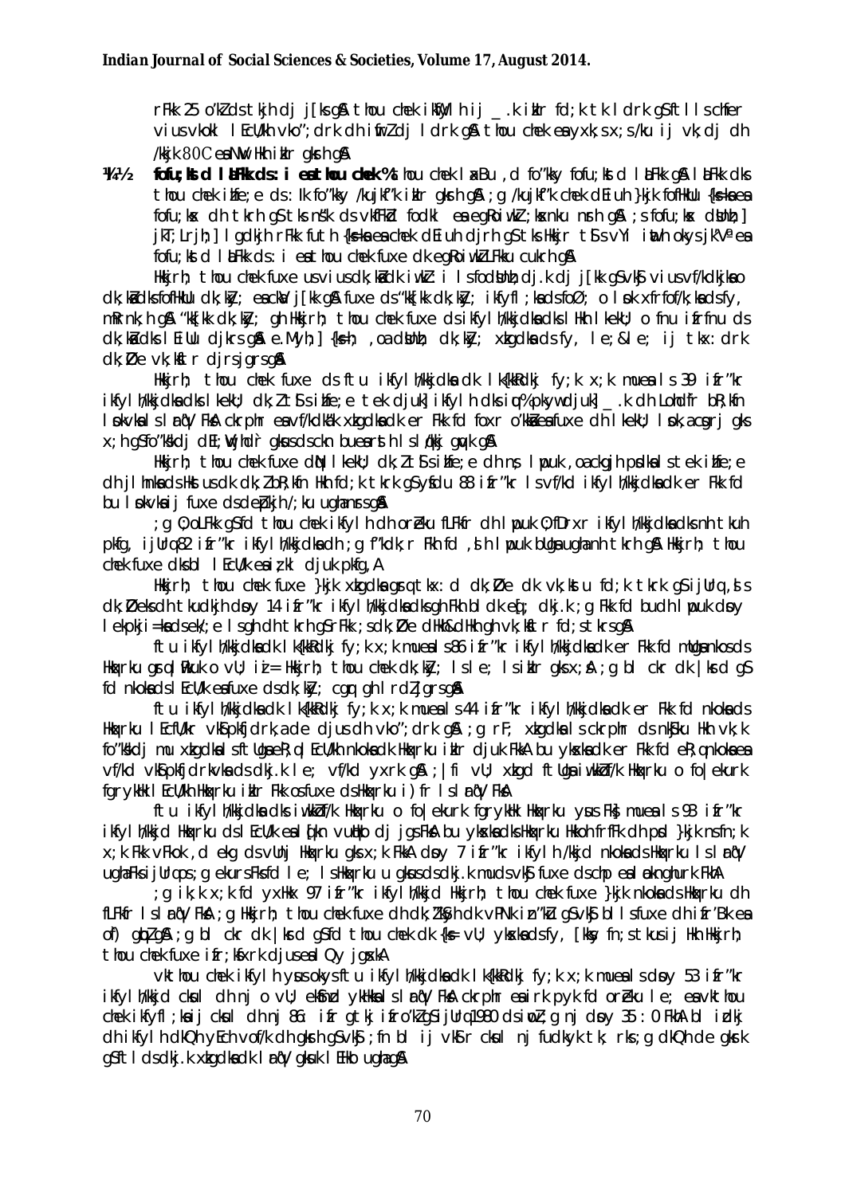rFkk 25 o"kZ ds tkjh dj j[ks gSa thou chek ikWfyfl h ij _.k iznku fd;k tk l drk gSftl ls chfer vius vkokl lEcU/kh vko";drk dh iwfrZ dj l drk gSA thou chek en ayxk;s x;s /ku ij vk;dj dh /kkjk 80C ea NwV Hkh iznku gksrh gSA

**¼4½ fofu;kstd l aLFkk ds : i ea thou chek%** thou chek l axBu ,d fo"kky fofu;kstd l aLFkk gSA l aLFkk dks thou chek ikfye; e ds :lk fo"kky /kujkf"k iznku gksrh gSA ;g /kujkf"k chek dEiuh }kjk fofHkUu {ks=ksa ea fofu;ksx dh tkrh gS tks ns"k ds vkfFkZd fodkl ea egRoiw.kZ ;ksxnku nsrh gSA ;s fofu;ksx dsUnz] jkT;Lrjh;] l gdkjh rFkk futh {ks=ksa ea chek dEiuh djrh gS tks Hkkjr ts s vYi iwath okys jk"V ª ea fofu;ksd l aLFkk ds :i ea thou chek fuxe dk egRoiw.kZ LFkku cukrh gSA

Hkkjrh; thou chek fuxe us viuus dk;kZsdk iwjk i l sfodsUnzhd;rk dj j[kk gS vkSj viuus vf/kdkjksa o dk;kZsdks fofHkUu dk;kZy; ea ckaV j[kk gSA fuxe ds "kk[kk dk;kZy; ikfyfl ;ksa ds foØ; o lsok xfrfof/k;ksa ds fy, mRrnk;h gSA "kk[kk dk;kZy; gh Hkkjrh; thou chek fuxe ds ikfylh/kkjdksa ds lkFk lEcU/k o fnu ifrfnu ds dk;kZsdks lEiUu djrs gSA e.My;] {ks=h; ,oa dsUnzh; dk;kZy; xzkgdksa ds fy, le;&le; ij tkx:drk dk;ZØe vk;ksftr djrs jgrs gSA

Hkkjrh; thou chek fuxe ds ftu ikfylh/kkjdksa dk lk{kkRdkj fy;k x;k mues a ls 39 ifr"kr ikfylh/kkjdksa dks lkekU; dk;Ziz.kkyh ;e tek djuk] ikfylh dks iqu% pkyw djuk] _.k dh Lohdfr bR;kfn lsokvksa ls lUrq"V FksA ckdh ikfylh/kkjdksa ea vf/kdka"k xzkgdksa dk er Fkk fd foxr o"kksaZ ea fuxe dh lkekU; lsok, acgrj gks x;h gS fo"ks'kdj dEI;wVjhdj.k gksus ds ckn buea rsth ls lq/kkj gqvk gSA

Hkkjrh; thou chek fuxe dh lkekU; dk;ZiznkkZyh ls ns lpuk ,oa ckgjh pdksa ls tek ikfye; dh jlhnksa ds Hkstus dk dk;Z bR;kfn Hkh fd;k tkrk gS ysfdu 83 ifr"kr lsvf/kd ikfylh/kkjdksa dk er Fkk fd bu lsokvksa ij fuxe ds deZpkjh /;ku ugha nsrs gSA

;g Øe oLFkk gS fd thou chek ikfylh dh orZeku fLFkfr dh lpuk ØfDrxr ikfylh/kkjdksa dks nh tkuh pkfg, ijUrq 82 ifr"kr ikfylh/kkjdksa dh ;g f"kdk;r Fkh fd ,sh lpuk buds ugha nh tkrh gSA Hkkjrh; thou chek fuxe dks bl lEcU/k ea i;kZIr djuk pkfg,A

Hkkjrh; thou chek fuxe }kjk xzkgdksa gsrq tkx:d dk;ZØe dk vk;kstu fd;k tkrk gS ijUrq ,sls dk;ZØeksa dh tkudkjh doy 14 ifr"kr ikfylh/kkjdksa dks gh Fkh bl dk eq[; dkj.k ;g Fkk fd bu dh lpuk doy lekpkj i=ksa ds ek/;e lsgh dh tkrh gS rFkk ;s dk;ZØe dHkh&dHkh gh vk;ksftr fd;s tkrs gSA

ftu ikfylh/kkjdksa dk lk{kkRdkj fy;k x;k mues a ls 86 ifr"kr ikfylh/kkjdksa dk er Fkk fd mUgsa nkos ds Hkqxrku gsrq o|Fkkuk o vU; i=;= Hkkjrh; thou chek dk;kZy; lsle; lsiznku gks x;sA ;g bl ckr dk |ksrd gS fd nkokas ds lEcU/k ea fuxe ds dk;kZy; cgqr gh lrdZ jgrs gSA

ftu ikfylh/kkjdksa dk lk{kkRdkj fy;k x;k mues a ls 44 ifr"kr ikfylh/kkjdksa dk er Fkk fd nkokas ds Hkqxrku lEcfU/kr vkSipkfjdrk,a cgqr vf/kd tfVy o yEch gksrh gSa ;g rF; xzkgdksa ls ckrphr ds nkSjku Hkh vk;k fo"ks'kdj mu xzkgdksa ls ftUgsa eR;q lEcU/kh nkokas dk Hkqxrku iznku djuk FkkA bu yksxksa dk er Fkk fd eR;q nkokas ea vf/kd vkSipkfjdrkvksa ds dkj.k le; vf/kd yxrk gSA ;|fi vU; xzkgd ftUgsa iwvkZof/k Hkqxrku o fo|ekurk fgrykHk lEcU/kh Hkqxrku iznku Fkk os fuxe ds Hkqxrku i)fr ls lUrq"V FksA

ftu ikfylh/kkjdksa dks iwvkZof/k Hkqxrku o fo|ekurk fgrykHk Hkqxrku ysus Fks] mues a ls 93 ifr"kr ikfylh/kkjd Hkqxrku ds lEcU/k ea l{ke vuHko dj jgs FksA bu yksxksa dks Hkqxrku Hkkoh frfFk dh pSd }kjk nsfn;k x;k Fkk vFkok ,d ekg ds vUnj Hkqxrku gks x;k FkkA doy 7 ifr"kr ikfylh /kkjd nkokas ds Hkqxrku ls lUrq"V ugha Fks ijUrq bu;g ekuruk Fkk fd le; lsHkqxrku u gksus ds dkj.k mudsvkSj fuxe ds chp ea ekrHkn ugha FkkA

;g ik;k x;k fd yxHkx 97 ifr"kr ikfylh/kkjd Hkkjrh; thou chek fuxe }kjk nkokas ds Hkqxrku dh fLFkfr ls lUrq"V FksA ;g Hkkjrh; thou chek fuxe dh dk;Z'kSyh dk vPNk izn"kZu gS vkSj bl ls fuxe dh ifr'Bk ea of) gqbZ gSA ;g bl ckr dk |ksrd gS fd thou chek dk {ks= vU; yksxksa ds fy, [kqyk fn;s tkus ij Hkh Hkkjrh; thou chek fuxe ifr;ksfxrk djus ea l Qy jgsxkA

vkthou chek ikfylh ysus okys ftu ikfylh/kkjdksa dk lk{kkRdkj fy;k x;k mues a ls doy 53 ifr"kr ikfylh/kkjd cksul dh nj o vU; ekSnzd ykHkksa ls lUrq"V FksA ckrphr ea irk pyk fd orZeku le; ea vkthou chek ikfyfl ;ksa ij cksul dh nj 86 : ifr gtkj ifro"kZ gS ijUrq 1980 ds iwoZ;g nj doy 35 : 0 FkhA bl izdkj dh ikfylh dk Qh yEch vof/k dh gksrh gS vkSj ;fn bl ij vk;Dr cksul nj fudkyk tk; rks ;g dk Qh de gksrk gS ftl ds dkj.k xzkgdksa dk lUrq"V gksuk lEHko ugha gSA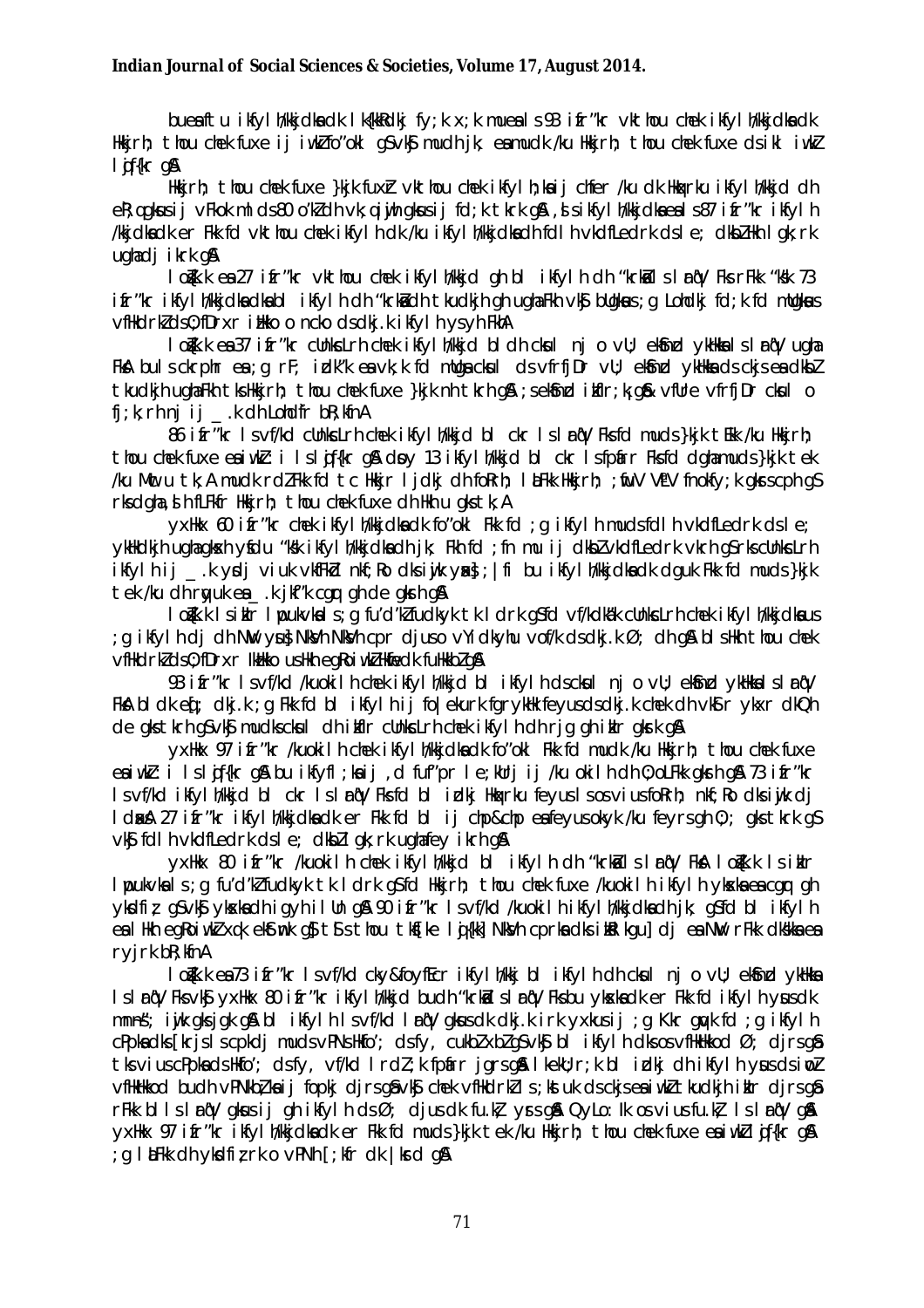bueaftu ikfyl h/kkjdkadk lk{kkRdkj fy;k x;k mueals 93 ifr"kr vkthou chek ikfyl h/kkjdkadk Hkkjrh; thou chek fuxe ij iwkZ fo"okl gS vkjS mudh jk; eamudk /ku Hkkjrh; thou chek fuxe ds ikl iwkZ lqjf{kr gSA

Hkkjrh; thou chek fuxe }kjk fuxZr vkthou chek ikfyl h;kaij chefr /ku dk Hkqxrku ikfyl h/kkjd dh eR;q gksusij vFkok ml ds 80 o"kZ dh vk;q iwjh gksusij fd;k tkrk gSA ,sl s ikfyl h/kkjdkaeals 87 ifr"kr ikfyl h /kkjdkadk er Fkk fd vkthou chek ikfyl h dk /ku ikfyl h/kkjdkadh fdl h vkdfLedrk ds le; dkbZ Hkh lgk;rk ugha djikrk gSA

lo{k.k ea 27 ifr"kr vkthou chek ikfyl h/kkjd gh bl ikfyl h dh "krkaal s lrq"V Fks rFkk "kSk 73 ifr"kr ikfyl h/kkjdkadkabl ikfyl h dh "krkadh tkudkjh gh ugha Fkh vkjS bUgkaus ;g Lohdkj fd;k fd mUgkaus vfHkdrkZ ds0fDrxr izHkko o ncko ds dkj.k ikfyl h ysyh FkhA

lo{k.k ea 37 ifr"kr cUnksLrh chek ikfyl h/kkjd bl dh ckusl nj o vU; ekSnzd ykHkkals lrq"V ugha FksA buls ckrphr ea ;g rF; izdk"k ea vk;k fd mUgsa ckusl ds vfrfjDr vU; ekSnzd ykHkkads ckjs ea dkbZ tkudkjh ugha Fkh tks Hkkjrh; thou chek fuxe }kjk nh tkrh gSA ;se ekSnzd izfr;k;g& vfUre vfrfjDr ckusl o fj;k;rh nj ij _.k dh Lohdfr bR;kfnA

86 ifr"kr lsvf/kd cUnksLrh chek ikfyl h/kkjd bl ckr ls lrq"V Fks fd muds }kjk tEkk /ku Hkkjrh; thou chek fuxe ea iwkZ : i ls lqjf{kr gSA doy 13 ikfyl h/kkjd bl ckr ls fpafrr Fks fd dgha muds }kjk tek /ku MwC u tk,A mudk rdZ Fkk fd tc Hkkjr ljdkj dh foRrh; l aLFkk Hkkjrh; ;wuV VªLV fnokfy;k gks scph gS rks dgha ,sl h fLFkfr Hkkjrh; thou chek fuxe dh Hkh u gks tk;A

yxHkx 60 ifr"kr chek ikfyl h/kkjdkadk fo"okl Fkk fd ;g ikfyl h mudsfdl h vkdfLedrk ds le; ykHkdkjh ugha gksxh ysfdu "kSk ikfyl h/kkjdkadh jk; Fkh fd ;fn mu ij dkbZ vkdfLedrk vkrh gS rks cUnksLrh ikfyl h ij _.k ysdj viuk vkfFkZd nkf;Ro dks iwjk ysa;s ;| fi bu ikfyl h/kkjdkadk dguk Fkk fd muds }kjk tek /ku dh rqyuk ea _.k jkf"k cgqr gh de gksrh gSA

lo{k.k ls izkIr lwpukvkals ;g fu"d'kZ fudyk tk ldrk gS fd vf/kdka"k cUnksLrh chek ikfyl h/kkjdkaus ;g ikfyl h dj dh NwV ysus ,oa NksVh cpr djus o vYidkyhu vof/k ds dkj.k Ø; dh gSA bl sHkh thou chek vfHkdrkZ ds0fDrxr lEidZ o usHkh egRoiwkZ Hkwfedk fuHkkbZ gSA

93 ifr"kr lsvf/kd /kuokil h chek ikfyl h/kkjd bl ikfyl h ds ckusl nj o vU; ekSnzd ykHkkals lrq"V FksA bl dk eq[; dkj.k ;g Fkk fd bl ikfyl h ij fo|ekurk fgrykHk feyus ds dkj.k chek dh vkSrr ykxr dkQh de gks tkrh gS vkjS mudks ckusl dh izkfIr cUnksLrh chek ikfyl h dh rjg gh izkIr gksrk gSA

yxHkx 97 ifr"kr /kuokil h chek ikfyl h/kkjdkadk fo"okl Fkk fd mudk /ku Hkkjrh; thou chek fuxe ea iwkZ : i ls lqjf{kr gSA bu ikfyfl ;kaij ,d fuf"pr le;kUrj ij /ku okil h dh 0;oLFkk gksrh gSA 73 ifr"kr lsvf/kd ikfyl h/kkjd bl ckr ls lrq"V Fks fd bl izdkj Hkkxrku feyus ls os viuus foRrh; nkf;Ro dks iwjk dj ldrsA 27 ifr"kr ikfyl h/kkjdkadk er Fkk fd bl ij chp&chp ea feyus okyk /ku feyrs gh 0;; gks tkrk gS vkjS fdl h vkdfLedrk ds le; dkbZ lgk;rk ugha fey ikrh gSA

yxHkx 80 ifr"kr /kuokil h chek ikfyl h/kkjd bl ikfyl h dh "krkaal s lrq"V FksA lo{k.k ls izkIr lwpukvkals ;g fu"d'kZ fudyk tk ldrk gS fd Hkkjrh; thou chek fuxe /kuokil h ikfyl h ykxkaea cgqr gh yksdfiz; gS vkjS ykxkadh igyh ilUn gSA 90 ifr"kr lsvf/kd /kuokil h ikfyl h/kkjdkadh jk; gS fd bl ikfyl h ea Hkh egRoiwkZ xq.k ekSmk gS tSls thou tks[ke lqj{kk] NksVh cpr kadks izksRlkgu] dj ea NwV rFkk dksHkka ea ryjrk bR;kfnA

lo{k.k ea 73 ifr"kr lsvf/kd cky&foyfEcr ikfyl h/kkj bl ikfyl h dh ckusl nj o vU; ekSnzd ykHkka lslrq"V Fks vkjS yxHkx 80 ifr"kr ikfyl h/kkjd bu dh "krkaal s lrq"V Fks bu ykxkadk er Fkk fd ikfyl h yus dk mn~ns"; iwjk gks jgk gSA bl ikfyl h lsvf/kd lrq"V gksus dk dkj.k irk yxkus ij ;g Kkr gqvk fd ;g ikfyl h cPpkadks [krjs ls cpkdj muds vPNs Hkfo"; ds fy, cukbZ xbZ gS vkjS bl ikfyl h dks os vfHkHkkod Ø; djrs gS tks viuus cPpkads Hkfo"; ds fy, vf/kd lrdZ ;k fpafrr jgrs gSA lkekU;r ;k bl izdkj dh ikfyl h yus ds iwoZ vfHkHkkod bu dh vPNkbZ;kaij fopkj djrs gS vkjS chek vfHkdrkZ ls ;ks tuk ds ckjs ea iwkZ tkudkjh izkIr djrs gS rFkk bl ls lrq"V gksus ij gh ikfyl h ds Ø; djus dk fu.kZ; yrs gSA QyLo:lk os viuus fu.kZ; ls lrq"V gSA yxHkx 97 ifr"kr ikfyl h/kkjdkadk er Fkk fd muds }kjk tek /ku Hkkjrh; thou chek fuxe ea iwkZ lqjf{kr gSA ;g l aLFkk dh yksdfiz;rk o vPNh [;kfr dk |ksrd gSA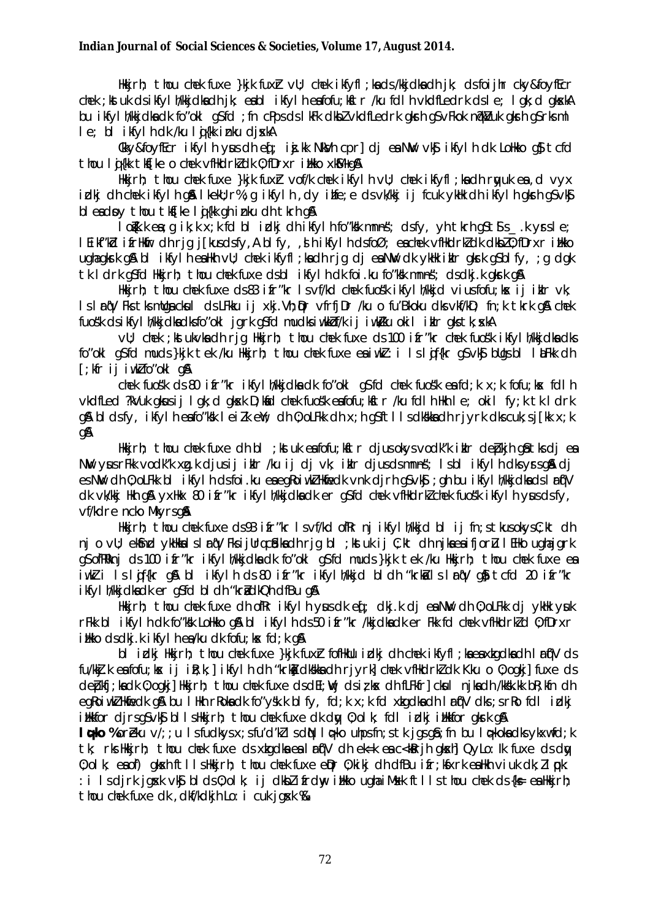Hkkjrh; thou chek fuxe }kjk fuxZr vU; chek ikfyfl ;ksa ds /kkjdksa dh jk; ds foijhr cky&foyfEcr chek ;kstuk ds ikfyl h/kkjdksa dh jk; esa bl ikfyl h esa fofu;kstu /ku fdlh vkdfLedrk ds le; lgk;d gksxkA bu ikfyl h/kkjdksa dk fo"okl gS fd ;fn cPpks ds lkFk dksbZ vkdfLedrk gksrh gS vFkok nq?kZVuk gksrh gS rks ml le; bl ikfyl h dk /ku lq{kk iznku djsxkA

Cky&foyfEcr ikfyl h ysus dh eq[; iz.kk NksVh cpr] dj esa NwV vkS ikfyl h dk LoHkko gS tcfd thou lq{kk tks[ke o chek vfHkdrkZ dk O;fDrxr izHkko xkS.k gSA

Hkkjrh; thou chek fuxe }kjk fuxZr vof/k chek ikfyl h vU; chek ikfyfl ;ksa dh rqyuk esa ,d vyx izdkj dh chek ikfyl h gSA lkekU;r% ,g ikfyl h ,dy iñe;e ds vk/kkj ij fcuk ykHk dh ikfyl h gksrh gS vkS bl esa dsoy thou tks[ke lq{kk gh iznku dh tkrh gSA

lo s{k.k esa ,g ik;k x;k fd bl izdkj dh ikfyl h fo"ks'k mnns"; dsfy, yh tkrh gS tSls _.k yrs le; lEifRr dk ifrHkfr dh rjg j[kus dsfy,A blfy, ,sh ikfyl h dsfoØ; esa chek vfHkdrkZ dk dksbZ O;fDrxr izHkko ugha gksrk gSA bl ikfyl h esa Hkh vU; chek ikfyfl ;ksa dh rjg dj esa NwV dk ykHk izklr gksrk gS blfy, ;g dgk tk ldrk gS fd Hkkjrh; thou chek fuxe ds bl ikfyl h dk foi.ku fo"ks'k mnns"; ds dkj.k gksrk gSA

Hkkjrh; thou chek fuxe ds 83 ifr"kr lsvf/kd chek fuoa'k ikfyl h/kkjd viuas fofu;kx ij izklr vk; ls larq'V Fks tks mUgsa ckn ds lFkku ij xgi.Vh;Dr vfrfjDr /ku o fu'Bkoku dks vk/kkj fn;k tkrk gSA chek fuoa'k ds ikfyl h/kkjdksa dks fo"okl jgrk gS fd muds cksuwl/k ij iwjk tu okil izklr gks tk,xkA

vU; chek ;kstukvksa dh rjg Hkkjrh; thou chek fuxe ds 100 ifr"kr chek fuoa'k ikfyl h/kkjdksa dks fo"okl gS fd muds }kjk tek /ku Hkkjrh; thou chek fuxe esa iw.kZ :i ls lqf{kr gS vkS bUgs bl laLFkk dh [;kfr ij iw.kZ fo"okl gSA

chek fuoa'k ds 80 ifr"kr ikfyl h/kkjdksa dk fo"okl gS fd chek fuoa'k esa fd;k x;k fofu;ksx fdlh vkdfLed ?kVuk gksus ij lgk;d gksxk D;ksafd chek fuoa'k esa fofu;kstr /ku fdlh Hkh le; okil fy;k tk ldrk gSA blsdfy, ikfyl h esa fo"ks'k leiZ.k eW; dh O;oLFkk dh x;h gS tks lfdksa dh rjyrk dks cuk;s j[kk x;k gSA

Hkkjrh; thou chek fuxe dh bl ;kstuk esa fofu;kstr djus okys vodk'k izklr deZpkjh gSa tks dj esa NwV ysus rFkk vodk'k xzg.k djus ij izklr /ku ij dj vk; izklr djus ds mnns"; ls bl ikfyl h dks ysrs gSaA dj es NwV dh O;oLFkk bl ikfyl h ds foi.ku esa egRoiw.kZ Hkwfedk vnk djrh gS vkS ;gh bu ikfyl h/kkjdksa ds larq'V dk vk/kkj Hkh gSA yxHkx 80 ifr"kr ikfyl h/kkjdksa dk er gS fd chek vfHkdrkZ chek fuoa'k ikfyl h ysus dsfy, vf/kd rj ncko Mkyrs gSaA

Hkkjrh; thou chek fuxe ds 93 ifr"kr lsvf/kd ofRr nj ikfyl h/kkjd bl ij fn;s tkus okys C;kt dh nj o vU; eknzd ykHkksa ls larq'V Fks ij Urq cSadksa dh rjg bl ;kstuk ij C;kt dh njksa esa ifjorZu lEHko ugha jgrk gS ofRRknj ds 100 ifr"kr ikfyl h/kkjdksa dk fo"okl gS fd muds }kjk tek /ku Hkkjrh; thou chek fuxe esa iw.kZ :i ls lqf{kr gSA bl ikfyl h ds 80 ifr"kr ikfyl h/kkjd bl dh "krksZa ls larq'V gS tcfd 20 ifr"kr ikfyl h/kkjdksa dk er gS fd bl dh "krksZ dk O;h dfBu gSA

Hkkjrh; thou chek fuxe dh ofRr ikfyl h ysus dk eq[; dkj.k dj esa NwV dh O;oLFkk dj ykHk ysuk rFkk bl ikfyl h dk fo"ks'k LoHkko gSA bl ikfyl h ds 50 ifr"kr /kkjdksa dk er Fkk fd chek vfHkdrkZ d O;fDrxr izHkko ds dkj.k ikfyl h esa /ku dk fofu;ksx fd;k gSA

bl izdkj Hkkjrh; thou chek fuxe }kjk fuxZr fofHkUu izdkj dh chek ikfyfl ;ksa esa xzkgdksa dh larq'V ds fu/kkZj.k esa fofu;ksx ij iR;k;] ikfyl h dh "krksZa dksaks dh rjyrk] chek vfHkdrkZ dk Kku o O;ogkj] fuxe ds deZpkfj;ksa dk O;ogkj] Hkkjrh; thou chek fuxe ds dk;ZdqI ds iz;kx dh fLFkfr] cksul njksa dh /kks"k.kk bR;kfn dh egRoiw.kZ Hkwfedk gSA bu lHkh rRoksa dk fo"ys'k.k blfy, fd;k x;k fd xzkgdksa dh larq'V dks ;s rRo fdl izdkj izHkkfor djrs gS vkS blls Hkkjrh; thou chek fuxe dk dqy O;olk; fdl izdkj izHkkfor gksrk gSA

**lq>ko %** orZeku v/;;u ls fudkys x;s fu"d'kZ ls dqN lq>ko uhps fn;s tk jgs gSa; fn bu lq>koksa dks ykxw fd;k tk, rks Hkkjrh; thou chek fuxe ds xzkgdksa esa larq'V dh ek=k esa c<ksRrjh gksxh] QyLo:Ik fuxe ds dqy O;olk; esa of) gksxh ftlls Hkkjrh; thou chek fuxe eSDr O;kikj dh dfBu ifr;ksfxrk esa Hkh viuk dk;Z cpk :i ls djrk jgsxk vkS bl s O;olk; ij dksbZ ifrdwy izHkko ugha iMsxk ftlls thou chek ds {ks= esa Hkkjrh; thou chek fuxe dk ,dkf/kdkjh Lo:i cuk jgsxk %&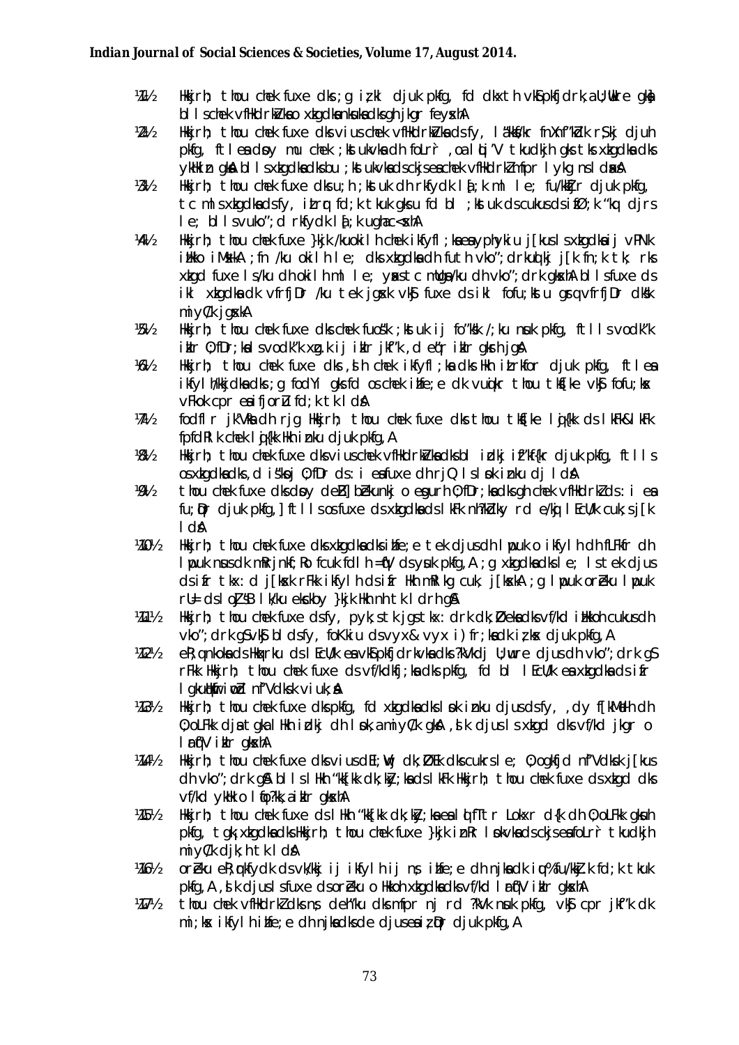¼1½ Hkkjrh; thou chek fuxe dks ;g izLrko djuk pkfg, fd dkxth vkSpkfjdrk,¡ U;wure gksa bl ls chek vfHkdrkZvksa o xzkgdksa nksuksa dks gh jkgr feysxhA

¼2½ Hkkjrh; thou chek fuxe dks vius chek vfHkdrkZvksa ds fy, la'kksf/kr fnXn'kZu rS;kj djuh pkfg, ftlesa dsoy mu chek ;kstukvksa dh foLrr̀ ,oa lqLi"V tkudkjh gks tks xzkgdksa dks ykHkkfUor gksa bl ls xzkgdksa dks bu ;kstukvksa ds ckjs esa chek vfHkdrkZ mfpr lykg ns ldsaxsA

¼3½ Hkkjrh; thou chek fuxe dks u;h ;kstuk dh rkfydk la[;k ml le; fu/kkZfjr djuk pkfg, tc mls xzkgdksa ds fy, izLrqr fd;k tkuk gks u fd bl ;kstuk ds cukus ds i'pkr~ ;k "kq: djrs le; bl ls vuko';d rkfydk la[;k ugha c<sxhA

¼4½ Hkkjrh; thou chek fuxe }kjk /kuokilh chek ikfyfl;ksa esa yphykiu j[kus ls xzkgdksa ij vPNk izHkko iM+sxkA ;fn /ku okilh le; dks xzkgdksa dh futh vko';drkuqlkj j[kk fn;k tk; rks xzkgd fuxe ls /ku dh okilh ml le; ysaxs tc mUgsa /ku dh vko';drk gksxhA bl ls fuxe ds ikl xzkgdksa dk vfrfjDr /ku tek jgsxk vkSj fuxe ds ikl fofu;kstu gsrq vfrfjDr dks"k miyC/k jgsxkA

¼5½ Hkkjrh; thou chek fuxe dks chek fuos'k ;kstuk ij fo'ks"k /;ku nsuk pkfg, ftlls vodk'k izkIr O;fDr;ksa ds vodk'k xzg.k ij izkIr jkf'k ,d eq'r izkIr gksrh jgsA

¼6½ Hkkjrh; thou chek fuxe dks ,sls chek ikfyfl;ksa dks Hkh izLrkfor djuk pkfg, ftlesa ikfylh/kkjdksa dks ;g fodYi gks fd os chek izhfe;e dk vuqikr thou tksf[ke vkSj fofu;ksx vFkok cpr esa ifjofrZr fd;k tk ldsA

¼7½ fodflr jk"Vªksa dh rjg Hkkjrh; thou chek fuxe dks thou tksf[ke lqj{kk ds lkFk&lkFk fpfdRlk chek lqj{kk Hkh iznku djuk pkfg,A

¼8½ Hkkjrh; thou chek fuxe dks vius chek vfHkdrkZvksa dks bl izdkj izf'kf{kr djuk pkfg, ftlls os xzkgdksa dks ,d is'ksoj O;fDr ds :i esa fuxe dh rLohj is'k dj ldsaA

¼9½ thou chek fuxe dks dsoy deh'ku c<+kus ij O;fDr;ksa dks gh chek vfHkdrkZ ds :i esa fu;qDr djuk pkfg,] ftlls os fuxe ds xzkgdksa ds lkFk nh?kZdky rd e/kqj lEcU/k cuk;s j[k ldsaA

¼10½ Hkkjrh; thou chek fuxe dks xzkgdksa ds izhfe;e tek djus dh lqfo/kk o ikfylh dh fLFkfr dh lwpuk nsus dk mfpr jnfØ;Ro fcuk fdlh =qfV ds ysuk pkfg,A ;g xzkgdksa dks le; ls tek djus ds izfr tkx:d j[ksxk rFkk ikfylh ds izfr Hkh mRlkg cuk, j[ksxkA ;g lwpuk orZeku lwpuk rU= ds lokZsRd"B lk/ku eksckby }kjk Hkh nh tk ldrh gSA

¼11½ Hkkjrh; thou chek fuxe ds fy, pyk;s tk jgs tkx:drk dk;ZØeksa dks vf/kd izHkkoh cukus dh vko';drk gS vkSj bl ds fy, foKkiu ds vyx&vyx i)fr;ksa dk iz;ksx djuk pkfg,A

¼12½ eR;q nkoksa ds Hkqxrku ds lEcU/k esa vkSipkfjdrkvksa dks ?kVkdj U;wure djus dh vko';drk gS rFkk Hkkjrh; thou chek fuxe ds vf/kdkfj;ksa dks pkfg, fd bl lEcU/k esa xzkgdksa ds izfr lgkuqHkwfriw.kZ n`f"Vdks.k viuk;saA

¼13½ Hkkjrh; thou chek fuxe dks pkfg, fd xzkgdksa dks lsok iznku djus ds fy, ,dy f[kM+dh dh O;oLFkk djs tgka lHkh izdkj dh lsok,a miyC/k gksaA ,slk djus ls xzkgd dks vf/kd jkgr o lUrqf"V izkIr gksxhA

¼14½ Hkkjrh; thou chek fuxe dks vius dEI;wVj dk;ZØe dks cukrs le; O;ogkfjd n`f"Vdks.k j[kus dh vko';drk gSA bl ls Hkh "kk[kk dk;kZy;ksa ds lkFk Hkkjrh; thou chek fuxe ds xzkgd dks vf/kd ykHk o lqfo/kk,a izkIr gksxhA

¼15½ Hkkjrh; thou chek fuxe ds lHkh "kk[kk dk;kZy;ksa esa lqlfTtr Lokxr d{k dh O;oLFkk gksuh pkfg, tgk¡ xzkgdksa dks Hkkjrh; thou chek fuxe }kjk izLrr lsokvksa ds ckjs esa foLrr̀ tkudkjh miyC/k djk;h tk ldsA

¼16½ orZeku eR;qdkfyd ds vk/kkj ij ikfylh ij ns; izhfe;e dh njksa dk iqu%fu/kkZj.k fd;k tkuk pkfg,A ,slk djus ls fuxe ds orZeku Hkkoh xzkgdksa dks vf/kd lUrqf"V izkIr gksxhA

¼17½ thou chek vfHkdrkZ dks ns; deh'ku dks mfpr nj rd ?kVk nsuk pkfg, vkSj cpr jkf'k dk mi;ksx ikfylh izhfe;e dh njksa dks de djus esa iz;qDr djuk pkfg,A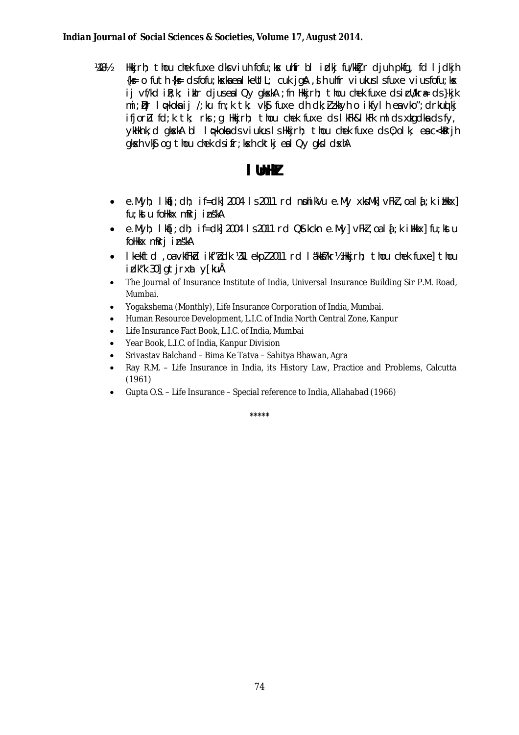¼18½ Hkkjrh; thou chek fuxe dks viuh fofu;ksx uhfr bl izdkj fu/kkZfjr djuh pkfg, fd ljdkjh {ks= o futh {ks= ds fofu;ksxksa esa lkeUtL; cuk jgsA ,slh uhfr viukus ls fuxe vius fofu;ksx ij vf/kd izfr;k izkIr djus esa lQy gksxkA ;fn Hkkjrh; thou chek fuxe ds izcU/kra= ds }kjk mi;qZDr lq>koksa ij /;ku fn;k tk; vkSj fuxe dh dk;Z'kSyh o ikWfylh esa vko';drkuqlkj ifjorZu fd;k tk; rks ;g Hkkjrh; thou chek fuxe ds lkFk&lkFk ml ds xzkgdksa ds fy, ykHknk;d gksxkA bl lq>koksa ds viukus ls Hkkjrh; thou chek fuxe ds O;olk; esa c<ksRrjh gksxh vkSj og thou chek ds ifr;ksxh cktkj esa lQy gks ldsxhA

## lUnHkZ

- e.Myh; lka[;dh; if=dk] 2004 ls 2011 rd nsohikVu e.My xksMk] vFkZ ,oa la[;k izHkkx] fu;kstu foHkkx mRrj izns'kA
- e.Myh; lka[;dh; if=dk] 2004 ls 2011 rd QStkckn e.My] vFkZ ,oa la[;k izHkkx] fu;kstu foHkkx mRrj izns'kA
- lkekftd ,oa vkfFkZd ikf"kZd ¼31 ekpZ 2011 rd la'kksf/kr½Hkkjrh; thou chek fuxe] thou izdk'k 30] gtjrxat y[kuÅ
- The Journal of Insurance Institute of India, Universal Insurance Building Sir P.M. Road, Mumbai.
- Yogakshema (Monthly), Life Insurance Corporation of India, Mumbai.
- Human Resource Development, L.I.C. of India North Central Zone, Kanpur
- Life Insurance Fact Book, L.I.C. of India, Mumbai
- Year Book, L.I.C. of India, Kanpur Division
- Srivastav Balchand – Bima Ke Tatva – Sahitya Bhawan, Agra
- Ray R.M. – Life Insurance in India, its History Law, Practice and Problems, Calcutta (1961)
- Gupta O.S. – Life Insurance – Special reference to India, Allahabad (1966)

*****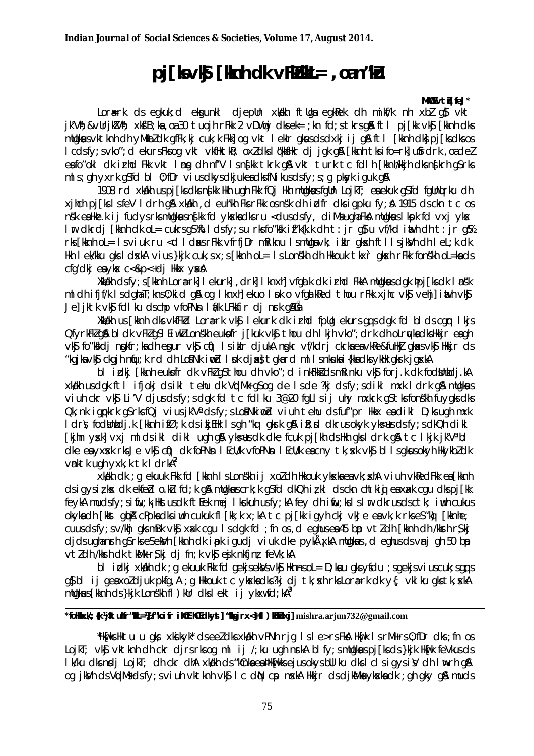# pj[ks vkSj [kknh dk vFkZ'kkL= ,oa n'kZu

**MkW0 vtZqu feJ***

Lora=rk ds egkuk;d eksgunkl djepUn xka/kh ftUgsa egkRek dh mikf/k nh xbZ gS vkSj jk"Vª&vUrjk"Vª; xkSjo;qDr] 30 tuojh rFkk 2 vDVwcj dks ek= ;kn fd;s tkrs gSaA ftl pj[kk vkSj [kknh dks mUgksaus vktknh dh yM+kbZ dk gfFk;kj cuk;k Fkk] og vkt lekIr gksus ds dxkj ij gSA ftl [kknh dks pj[ks dks os lcds fy;s vko';d ekurs Fks og vkt vkfFkZd] oxZ dks lq'kksfHkr djrk gSA [kknh tks ifo=rk] uSfrdrk ,oa deZ esa fo'okl dk izrhd Fkk vkt lansg dh n`f"V ls ns[kk tkrk gSA vkt turk tc fdlh [kknh/kkjh dks ns[krh gS rks mls ;gh yxrk gS fd bl O;fDr vius dkys dkjukeksa dks fNikus ds fy;s ;g pksyk igu k gSA

1908 rd xka/kh us pj[ks dks ns[kk Hkh ugha Fkk fQj Hkh mUgksaus fgUn LojkT; esa ekuk gS fd fgUnqLrku dh xjhch pj[ks ls feV ldrh gSA xka/kh ,d euh"kh Fks rFkk os ns'k dh izd`fr dks igpkurs FksA 1915 ds ckn tc os ns'k esa Hkze.k ij fudys rks mUgksaus ns[kk fd yksxksa ds ru <dus ds fy, diM+s ugha FksA mUgksaus lkspk fd vxj yksx lwr dkrdj [kknh dk oL= cukrs gSa ¼ ldsfy;s u rks fo'ks"k izf'k{k.k dh tjrj gS u vf/kd iwath dh tjrj gS½ rks [kknh oL= ls viuk ru <d ldrs Fks rFkk vfrfjDr mRiknu ls mudks vk; izkIr gksxh ftlls jk"Vª dh leL;k dk Hkh lek/kku gks ldsxkA vius }kjk cuk;s x;s [kknh oL= ls Lons'kh dh Hkkouk tkx`r gksxh rFkk fons'kh oL=ksa ds cfg"dkj esa yksx c<&p<+dj Hkkx ysaxsA

Xkka/kh ds fy;s [kknh Lora=rk] lekurk] ,drk] lknxh vfgalk dk izrhd FkkA mUgksaus dgk Fkk pj[ks dk lans'k mldh ifjf/k ls dgha T;knk O;kid gSA og lknxh] ekuo lsok vfgalkRed thou rFkk xjhc vkSj veh] iwath vkSj Je] jktk vkSj fdlku ds chp vfoPNsn~ lEcU/k LFkkfir djus dk gSA[1]

Xkka/kh us [kknh dks vkfFkZd Lora=rk vkSj lekurk dk izrhd cuk;k mudk ekuuk Fkk ;g gS fd bl ds cgqr lkjs Qk;ns gSaA bl dk vFkZ gS lEiw.kZ Lons'kh euksòfr j[kuk vkSj thou dh lkjh vko';drk dh oLrqvksa dks Hkkjr esa gh vkSj fo'ks"kdj mudh egur vkSj cqf) ls iSnk djukA mudk vf/kdrj ckgj ls vkus &fuHkZj gksus vkSj Hkkjr ds 'kgjksa vkSj ckgjh nqfu;k rd dh LoPNk iwoZd lsok djus dk tgka ml ls lsok esa {kgS dks ykHk gks jgkA

bl izdkj [kknh euksòfr dk vFkZ gS thou dh vko';d inkFkksZa ds mRiknu vkSj forj.k dk fodsUnzhdj.kA xka/kh us dgk fd ftl ifjokj ds ikl tehu dk VqdM+k gS og de ls de ?kj ds fy;s dikl mxk ldrk gSA mUgksaus vius ckr vkSj Li"V djus ds fy;s dgk fd tc fdlku 3@20 fgLls ij uhy mxkrk gS tks fons'kh fuyxksa ds Qk;nk igq¡prk gS rks fQj vius jk"Vª ds fy;s LoPNk iwoZd vius tehu ds fuf'pr Hkkx esa dikl D;ksa ugha mxk ldrs\ fodsUnzhdj.k [kknh iz.kkyh dk ,d cM+k igyw gSA [kknh ikS/ks ls yksx thou iz;ksx djrs gSaA ifj.kke Lo:i dikl] [kjhn yk[kksa vxj mRiknd gksaxs rks dikl dk rdqyk] pj[kk vkSj djok bu lHkh ds fy;s dPpk eky rFkk etnwj] fdlku vkSj tqykgs ds fy, cgqr ykHk gksxkA tc lkjk jk"Vª bl dke esa yx tk;sxk rks Je vkSj cqf) dk fodsUnzhdj.k lEcU/k vfoPNsn lEcU/k esa cny tk;sxk vkSj bl ls gksus okyh Hkkjh ykHk dk vankt ugha yxk;k tk ldrkA[2]

xka/kh dk ;g ekuuk Fkk fd [kknh ls Lons'kh ij xoZ dh Hkkouk yksxksa esa vk;sxhA vius vkRed Fkk esa [kknh ds igys iz;ksx dk ekeZ o.kZu fd;k gSA mUgksaus crk;k gS fd dkQh iz;kl ds ckn chtkiqj esa xaxk cgu dks pj[kk feykA mUgsa fy;s ifw.kh;ksa us ftEek mBk;k ysfdu fey dh iwf.k;ksa ls lwr dkrus ds ctk; iwuh cukus okyksa dh [kkst gbZA cPpksa dks iwuh cukus ls [kq'k x;kA tc pj[kk igyh ckj vkJe esa vk;k rks eSaus [kknh dk mRiknu ds fy, vf/kd gks x;k vkSj xaxk cgu ls dgk fd ;fn os ,d eghus esa 45 bap vtZ dh [kknh dh /kksrh rS;kj dj ds ugha ns ldrh gS rks eSa eksVh [kknh dk iz;ksx u dj ldwxka vius dke pykÅ¡xkA mUgksaus ,d eghus ds vanj gh 50 bap vtZ dh /kksrh dk tksM+k rS;kj dj fn;k vkSj esjk nkfjnz feVk;kA

bl izdkj xka/kh dk ;g ekuuk Fkk fd gekjs ns'k esa vkSj Hkh oL= D;ksa gks ldsa ysfdu ;s gekjs vius cuk;s gq, gSa bl ij ge xoZ djuk pkfg,A ;g Hkkouk tc yksxksa dks ?kj dj tk;sxh rks Lora=rk dk y{; vklku gks tk;sxkA mUgksaus [kknh ds }kjk Lons'kh fl)kUr dks lkekftd ij yxk fd;kA[3]

**\*foHkkxk/;{k jktuhfr'kkL=] Jh'kkfUr iqKPkn nknu egkfo|ky;] 'kkgxat ¼lhrkiqj½] mishra.arjun732@gmail.com**

\*Hk[kk Hkh tu u gks xks'kyk* ds eeZ dks xka/kh vPNh rjg le>rs FksA Hk[kk ls mRiUu O;fDr dks ;fn os LojkT; vkSj vktknh dh ckr djrs rks og ml ij /;ku ugha nsrkA blfy;s mUgksaus pj[ks ds }kjk Hk[kk feVkus ds lk/ku dks nsdj LojkT; dh ckr dhA xka/kh ds 'kCnksa esa Hk[kk ejus okys bUlku dks lcls igys jksVh dh laxfr gSA og jksVh ds VqdM+s ds fy;s vius vktknh vkSj lc dqN cspus dks rS;kj gSA Hkkjr ds djksM+ksa yksxksa dk ;gh gky gSA mUgs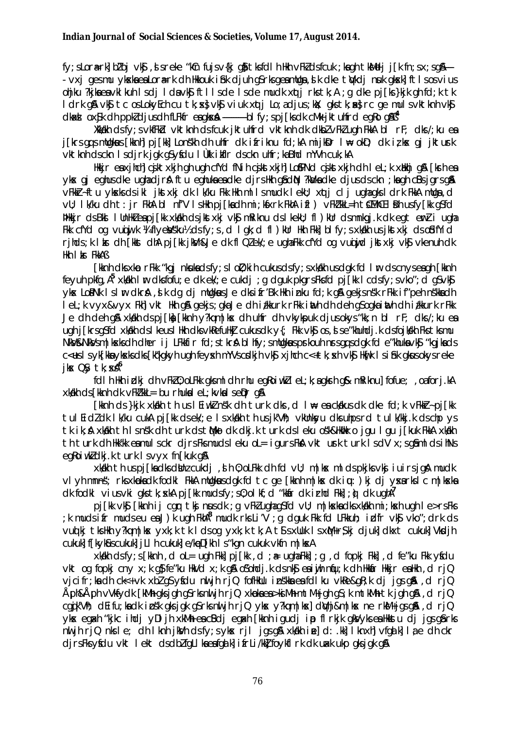fy;sLorU=rk]bZoj vkSj ,slsmÙke "kCn fujFkZd gSa tksfdlh Hkh vFkZ dsfcuk ;kagh tksM+ fn;sx;sgSa——
- vxj gesmu yksxksaesaLorU=rk dh Hkkouk iSnk djuh gSrksgesaamudsa ,slk dke tSlsdj nsuk gksxk] ftlsosviuus ojiku ?kjksaesavkSlkuh lsdj ldsaAvkSj ftlsdke lsdke mudk xqtj rks tk,A ;g dke pj[ks}kjk gh fd;k tk ldrk gSA vkSj tc osLokyEcu tk;sxs] vkSj viuk xqtj Lo;adjus;kx; gkstk;sxs] rc ge mulsvktknh vkSj dkxst oxSjk dh ppkZdjusdh fLFkfr esagksxsA ————blfy;spj[ksdk cMk+jktuhfrd egRo gSA[4]

XkkW/kh dsfy;svkfFkZd vktknh dsfcuk jktuhfrd vktknh dk dksbZ vFkZ ugh FkkA bl rF; dks/;ku esa j[krsgq;smUgksus[kknh]pj[kk Lons"kh dh uhfr dk ifriknu fd;kA mijksDr lw= okD; dk izekk gj jktusk vktknh dsckn lsdjrk jgk gSyfdu lÙkk ikIr dsckn uhfr;kaBhd mYVh cuk;hA

Hkkjr esaxzkeh.k cjksatxkjh ugh cfYd fNih cjkstxkjh dh leL;k xaHkhj gSA [ksrh esa yksx gj egkhus dke ugha djrsA ftu eghuksaesadke djrsHkh gSa dHkh ?kaVkadke djusdsckn ;kagh cSBsjgrsgSA vFkZ~ftu yksxksadsikl jkstxkj dk lk/ku Fkk Hkh mlls mudk lekU; xqtj clj ugha gksldrk FkkA mudsa ,d vU; lk/ku dh :ir FkkA bl n"f'V lsHkh pj[kk dh mi;ksfxrk FkkA ifd) vFkZ"kkL=h tsEclZ Åch usfy[kk gSfd Hkkjr dsBkh lUnHkZesapj[kk xka/kh dsjkstxkj vkSj mRiknu dslekU; fl)kUr dsmnkgj.k dk egt eqnzi ugha Fkk cfYd og vuqijwk ¼fllyeUsUVªh½ dsfy;s ,d lgk;d fl)kUr Hkh Fkk] blfy;sxka/kh usbls jkstxkj dsoSdfYid rjhds;k lkf dh [kksts dhA pj[kk jksM+&jkr dk fl)kUr ek/;e ugha Fkk cfYd og vuqiwjd jkstxkj vkSj vkenuh dk Hkh lk/ku FkkA[5]

[kknh dksxkaos rFkk "kgj nksuksa dsfy;solkZ;kh cukusdsfy;sxka/kh usdgk fd lw dscnysesaghh [kknh feyuh pkfg,A[5] xka/kh lw dksfoujhe; dk ek/;e cukdj ;g dguk pkgrsFksfd pj[kk lcdsfy;svko";d gSvkSj yksx LoPNk lslw dkrsA ,slk dg dj mUgksusJe dksifrBk Hkh inku fd;k gSA gekjsns"k rFkk if'peh ns"kksadh leL;k vyx&vyx Fkh] vkt Hkh gSA gekjs;gkaJe dh iZkkurk rFkk iwath dh deh gSogka iwath dh iZkkurk rFkk Je dh deh gSA xka/kh dspj[ksa [kknh y?kqm|ksx dh uhfr dh vkykspuk djusokys"kk;n bl rF; dks/;ku esa ugh j[krsgSfd xka/kh dslkeusHkh dkSu lk efLrHkZ cukusdk y{; Fkk vkSj os,sse"khuhdj.k dsfojks/kh Fks tksmu NksVs&NksVsm|ksxksdh dher ij LFkkfir fd;stkrsA blhfy;smUgksusprxzsobaeh nsgquksdgk fd e"khuksavkSj "kgjksa ds c<+usl syk[kksaykksaksdks[kksgkyh ugh feyxh mYVs cxkjh vkSj xjhch c<+rh tk,xh vkSj Hkq[kk lsiSnk gksusokys mres jksx Qsy tk,xsA[6]

fdlh Hkh izdkj dh vFkZO;oLFkk gksmldh rhu egRoiw.kZ eL;k,agksrh gS& mRiknu] fofue; ,oa forj.kA xka/kh ds [kknh dk vFkZ"kkL= bu rhuksa eL;kvksa seDr gSA

[kknh ds }kjk xka/kh th usl Eiw.kZ ns"k dh turk dks ,d lw= esa ck/kusdk dke fd;k vFkZ~pj[kk tulEidZ dk lk/ku cukA pj[kk dsek/;e lsxka/kh th usjk"Vªh; vkUnksyu dksuhpsrd tulk/kkj.k dschp ys tk ik;sA xka/kh th lsns"k dh turk dstqMko dk dkj.k turk dsleku o"k&Hkw'kk o jgu lgu j[kuk FkkA xka/kh th turk dh Hkk'kk esamulscksr djrsFksmudsleku oL= igursFksA vkt usrk turk lsdV x;sgSamlds ihNs egRoiw.kZ dkj.k turk lsvyx fn[kuk gSA

xka/kh th usapj[ksadksdsbzcukdj ,sh O;oLFkk dh fd vU; m|ksx mldsrkjks vksj iuirsjgsA mudk vLyh mnns"; rksxkaoksadk fodkl FkkA mUgksusdgk fd tc ge [kknh m|ksx dk iq:)kj djysxs rks blc m|ksxksa dk fodkl viusvki gkstk;sxkA pj[kk mudsfy;sO;olk; fd "kfär dk izrhd Fkk] ;q) dk ughaA[7]

pj[kk vkSj [kknh ij cqgr tksj nsusdk ;g vFkZ ugha gSfd vU; m|ksxksadksxka/kh mi;ksxh ugh le>rsFks ;k mudsifr mudseu esa )s'k ugh FkkA[8] mudk rks"V ;g dguk Fkk fd LFkkuh; izdfr vkSj vko";drk ds vuqlkj tksHkh y?kqm|ksx yxk;k tk ldsog yxk;k tk,A tSsxUUk lsxqM+&"kDdj] djuk] dkxt cukuk] VkVdjh cukuk] f[kykSusckukuk] jLlh cukuk] e/kqeD[kh ls"kgn cukuk vkfn m|ksxA

xka/kh dsfy;s[kknh ,d oL= ugh Fkk] pj[kk ,d ;a= ugha Fkk] ;g ,d fopkj Fkk] ,d fe"ku Fkk ysfdu vkt og fopkj cny x;k gS] fe"ku HkVd x;k gSA oSohdj.k dsnk; esaiwjh nqfu;k dh Hkkafr Hkkjr esaHkh ,d rjQ vjcifr;ksadh ckn<+vk xbZ gSysfdu nwljh rjQ fofHkUu izns"kksaesafdlku vkRe&gR;k dj jgs gSA ,d rjQ Åph&Åph vV~Vkfydk [kM+h gksjgh gSrksnwljh rjQ xkaoksaesa>ksiM+h mtM+ jgh gS ;k mtkM+h tk jgh gSA ,d rjQ cgqjk"Vªh; dEifu;ksadk izos"k gksjgk gSrksnwljh rjQ yksx y?kqm|ksx] dqVhj&m|ksx ne rksM+ jgsgSA ,d rjQ yksx egaxh "kjkc ihdj yEch jsxkM+h esaBdj egaxh [kknh igudj ip flrkjk gksVyksa esa Hkkstu dj jgs gSarks nwljh rjQ nks le; dh lknh jksVh dsfy;sykxs rjl jgs gSA xka/kh us]d`:.kk] lknxh] vfgalk] l;e dh ckr djrsFksysfdu vkt lekt dsdbZ fgLls eas fgalk] ifrLi/kkZ foykflrk dk uaxk ukp gks jgk gSA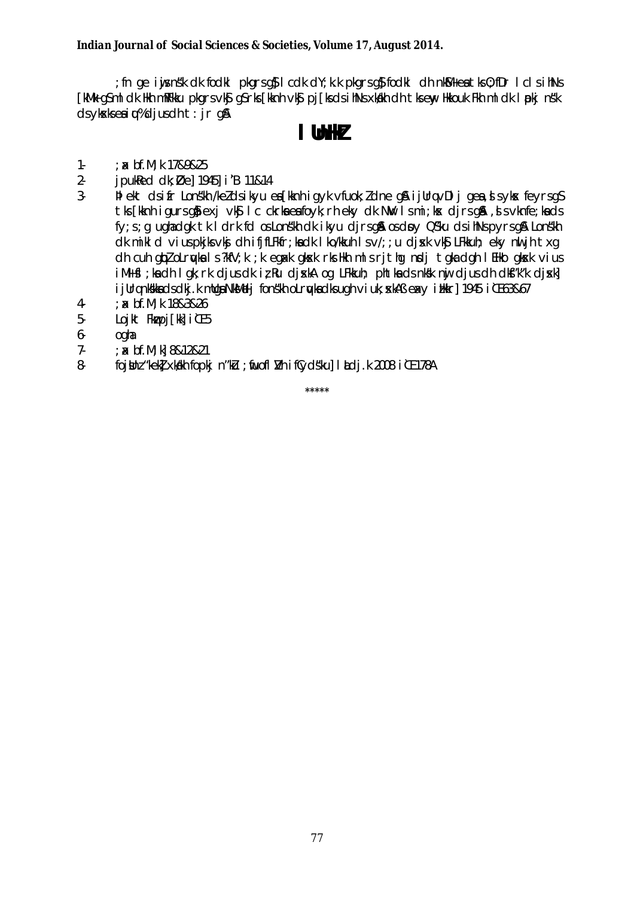;fn ge iwoZns'k dk fodkl pkgrs gS] lcdk dY;k.k pkgrs gSa] fodkl dh nkSM+ esa tks O;fDr lclsihNs [kM+k gS] ml dk Hkh mRFkku pkgrs vkSj gSa rks [kknh vkSj pj[ks ds ihNs xka/kh dh tks ewy Hkkouk Fkh ml dk lwpkj :i ns'k ds yksxksa esa iqu% djus dh t:jr gSA

## lUnHkZ

1- ;ax bf.M;k 17&9&25
2- jpukRed dk;Øe] 1945] i"B 11&14
3- Hkh ekjk dsifr Lons'kh /keZ ds ikyu esa [kknh igyk vfuok;Z dne gSA ijUrq vDlj ge ,sls yksx feyrs gSa tks [kknh igurs gSa] exj vkSj lc ckrksa esa fo;krh eky dk NwV ls mi;ksx djrs gSaA ,sls vknfe;ksa ds fy;s ;g ugha dgk tk ldrk fd os Lons'kh dk ikyu djrs gSaA os dsoy Q'Su ds ihNs pyrs gSaA Lons'kh dk mikld viuh pkjksa vksj dh ifjfLFkfr;ksa dk lko/kkuh ls v/;;u djsxk vkSj LFkkuh; eky nwljh txg dh cuh gqbZ oLrqvksa ls ?kfV;k ;k egaxk gksus ij Hkh mls rjthg nsdj tgka dgha lEHko gksxk vius iM+ksfl;ksa dh lgk;rk djus dk iz;Ru djsxkA og LFkkuh; phtksa ds nks"kk nwj djus dh dksf'k'k djsxk] ijUrq nks"kksa ds dkj.k mUgsa NksM+dj fons'kh oLrqvksa dks ugha viuk;sxkA & ,e-,y- izHkkr] 1945 i`"B 63&67
4- ;ax bf.M;k 18&3&26
5- Lojkt Fkzw pj[kk] i`"B 5
6- ogha
7- ;ax bf.M;k] 8&12&21
8- fojsUnz 'kekZ] xka/kh fopkj n'kZu ;wfuoflZVh ifCyds'ku] laLdj.k 2008 i`"B 178A

\*\*\*\*\*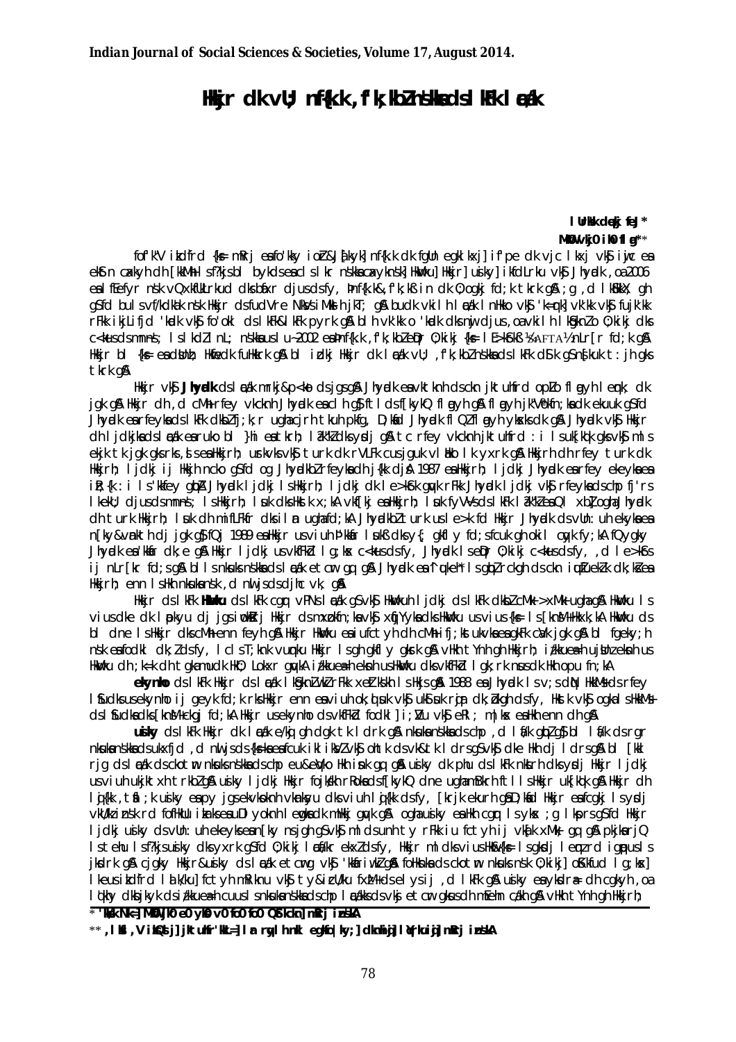# Hkkjr dk vU; nf{k.k ,f'k;kbZ ns'kksa ds lkFk lEcU/k

**lUrks"k dqekj feJ\***
**MkW0 jk0 iz0 flag\*\***

fo'o'k V ikdfrd {ks= mRrj esa fo'kky iozrZ&J`a[kyk] nf{k.k dk fgUn egklkxj] if'pe dk vjc lkxj vkSj iwoZ esa eká'n caxkyh dh [kkM+h ls f?kjs bl bykds esa ds lkr ns'kksa caxykns'k] Hkwvku] Hkkjr] usiky] ikfdLrku vkSj Jhyadk ,oa 2006 esa lfEefyr ns'k vQxkfuLrku dks bafxr djus ds fy, Þnf{k.k&,f'k;kß in dk O;ogkj fd;k tkrk gSA ;g ,d lkfEkkd~ gh gSfd bu ns'kksa vf/kdka'k ns'k Hkkjr ds fudVrre NksVs iMkslh jkT; gSA buds vkilh lEcU/k nHkko vkSj 'k=qrk] vk'kk vkSj fujk'kk rFkk ijLifjd 'kadk vkSj fo'okl ds lkFk&lkFk pyrk gSA blh vk'kk o 'kadk dks nwj djus ,oa vkilh lgHkkxhrk O;kikj dks c<+kus ds mnns'; ls lkdZ lnL; ns'kksa us lu~ 2002 esa Þnf{k.k ,f'k;kbZ eqDr O;kikj {ks= lE>kSrkß ¼SAFTA½ nLr[kr fd;k gSA Hkkjr bl {ks= esa dsUnzh; Hkwfedk fuHkkrk gSA bl izdkj Hkkjr dk lEcU/k vU; ,f'k;kbZ ns'kksa ds lkFk fdl izdkj gS nsf[kuk t:jh gks tkrk gSA

Hkkjr vkSj **Jhyadk** ds lEcU/k mRrj&p<ko ds jgs gSA Jhyadk esa vktknh ds ckn jktuhfrd opZLo flagyh leqnk; dk jgk gSA Hkkjr dh ,d cMh+ rfey vkcknh Jhyadk esa cl h gS ftlds f[kykQ flagyh gSA flagyh jk"Vªokn;ksa dk ekuuk gSfd Jhyadk esa rfeyksa ds lkFk dksbZ fj;k;r ugha cjrh tkuh pkfg, D;ksafd Jhyadk flQZ flagyh yksxksa dk gSA Jhyadk vkSj Hkkjr dh ljdkjksa ds lEcU/k esa ruko bl }hi esa jgrh; lakl"kZ dks ysdj gSA tc rfey vkcknh jktuhfrd :i ls lqfuf'pr gks vkSj mls ekjk tk jgk gks rks ,sls esa Hkkjrh; usrkvksa vkSj turk dk rVLFk cus jguk vlEHko lk yxrk gSA Hkkjrh dh rfey turk dk Hkkjrh; ljdkj ij Hkkjh ncko gSfd og Jhyadk bZ rfeyksa dh j{kk djsA 1987 esa Hkkjrh; ljdkj Jhyadk esa rfey ekeyksa esa iR;{k :i ls 'kkfey gqbZA Jhyadk ljdkj ls Hkkjrh; ljdkj dk le>kSrk gqvk rFkk Jhyadk ljdkj vkSj rfeyksa ds chp fjrs lekIr; djus ds mnns'; ls Hkkjrh; lsuk dks Hkstk x;kA vkf[kj esa Hkkjrh; lsuk fyV~Vs ds lkFk la?k"kZ esa Qal xbZ ogha Jhyadk dh turk Hkkjrh; lsuk dh mifLFkfr dks ilan ugha fd;kA Jhyadkbz turk usa le>k fd Hkkjr Jhyadk ds vUn:uh ekeyksa esa n[ky&vnkth dj jgk gSA fQj 1989 esa Hkkjr us viuh ÞJkafr lsukß dks fcuk fdlh y{; gkfly fd;s fcuk gh okil cqyk fy;kA fQygky Jhyadk esa 'kkafr dk;e gSA Hkkjr ljdkj us vkfFkZd lg;ksx c<+kus ds fy, Jhyadk ls eqDr O;kikj c<+kus ds fy, ,d le>kSrs ij nLr[kr fd;s gSA bl ls nksuksa ns'kksa ds lEcU/k etcwr gq, gSA Jhyadk esa f}rh; Þ.kefÞ ls gqbZ rckgh ds ckn iquZfuekZ.k dk;ksZ esa Hkkjrh; enn ls Hkh nksuksa ns'kksa dk ,d nwljs ds djhc vk, gSA

Hkkjr ds lkFk **Hkwvku** ds lkFk cgqr vPNs lEcU/k gS vkSj Hkwvkuh ljdkj ds lkFk dksbZ cMk+ >xM+k ugha gSA Hkwvku ls vius dke dk lapkyu dj jgs ih0fEkZ;rj Hkkjr ds mxzokfn;ksa vkSj xqfjYyksa dks Hkwvku us vius {ks= ls [knsM+ Hkxk;kA Hkwvku ds bl dne ls Hkkjr dks cM+h enn feyh gSA Hkkjr Hkwvku esa iufctyh dh cMh+ fj;ks ukvksa esa gkFk cVk jgk gSA bl fgeky;h ns'k esa fodkl dk;Z ds fy, ,d lsT;knk vunqku Hkkjr ls gh gkfly gks rk gSA vHkh Ynh gh Hkkjrh; iz/kkueaa=h ujsUnzeksnh us Hkwvku dh ;k=k dh tgka mudk HkO; Lokxr gqvkA iz/kkueaa=h eksnh us Hkwvku dks vkfFkZd lg;ksx nsus dk Hkh opu fn;kA

**ekynho** ds lkFk Hkkjr ds lEcU/k lkSgknZiwoZ rFkk xgZ'kksa ls Hkjs gSA 1988 esa Jhyadk ls v;s dqN HkkM+s ds rfey lSfudksa us ekynho ij geyk fd;k rks Hkkjr enn esa viuh ok;qlsuk vkSj uks&lsuk rqjar dk;Zokgh ds fy, Hkstk vkSj ogka lsHkkM+s ds lSfudksa dks [knsM+ rckgj fd;kA Hkkjr us ekynho ds vkfFkZd fodkl] i;ZVu vkSj eRL; m|ksx esa Hkh enn dh gSA

**usiky** ds lkFk Hkkjr dk lEcU/k e/kqj gh dgk tk ldrk gSA nksuksa ns'kksa ds chp ,d lf/k gqbZ gS] bl lf/k ds rgr nksuksa ns'kksa ds ukxfjd ,d nwljs ds {ks= esa fcuk ikliksVZ vkSj ohtk ds vk&tk ldrs gSa vkSj dke Hkh dj ldrs gSaA bl [kkl rjg ds lEcU/k ds ckotwn nksuksa ns'kksa ds chp eu&eqVko Hkh iSnk gq, gSA usiky dk phu ds lkFk ;g Hkh ugha ekurh ftlls Hkkjr uk[kqk gSA Hkkjr dh lqj{kk ,tSal ;k usiky esa py jgs ekvksoknh vkUnksyu dks viuh lqj{kk ds fy, [krjk ekurh gSaD;ksafd Hkkjr esa fcgkj ls ysdj vkU/kzizns'k rd fofHkUu iznsksa esa uDlyoknh ewoesaV dk mHkkj gqvk gSA ogha usiky esa Hkh cgqr ls yksx ;g lkspus gSfd Hkkjr ljdkj usiky ds vUn:uh ekeyksa esa n[ky nsjgh gS vkSj mls dnh tjy rFkk iu fctyh ij vk/kh xM+ gq, gSA pkjksa rjQ ls tehu ls f?kjs usiky dks yxrk gSfd O;kikj lEcU/kr ekeyksa ds fy, Hkkjr mlds ekvus HkkSfrd {ks= ls gksdj lEeqnzrd igqapus ls jksdrk gSA cjgky Hkkjr&usiky ds lEcU/k etcwr vkSj 'kkafriw.kZ gSA fofHkUu ekeyksa ds ckotwn nksuksa ns'k O;kikj] oSKkfud lg;ksx] lkeus ikdfrd lalk/ku] fctyh mRiknu vkfn ds {ks= esa lg;ksx dj jgs gSaA vHkh gky esa iz/kkueaa=h usiky ;k=k djds ,d lkFk gSA usiky esa yksdra= dh cgkyh ,oa lqfy/kk dks jkyk ds iz/kkueaa=h us nksuksa ns'kksa ds chp lEcU/kksa ds vkSj etcwr gksus dh mEehn c<+h gSA vHkh Ynh gh Hkkjrh;

---

\* 'kks/k Nk=] MkW0 jkO eO yksfg;k vo/k fo0fo0 QStkckn] mRrj izns'kA

\*\* ,lks0 ,oa v/;{k] jktuhfr'kkL= foHkkx] lar rqylhnkl egkfo|ky;] dknhiqj] lqYrkuiqj] mRrj izns'kA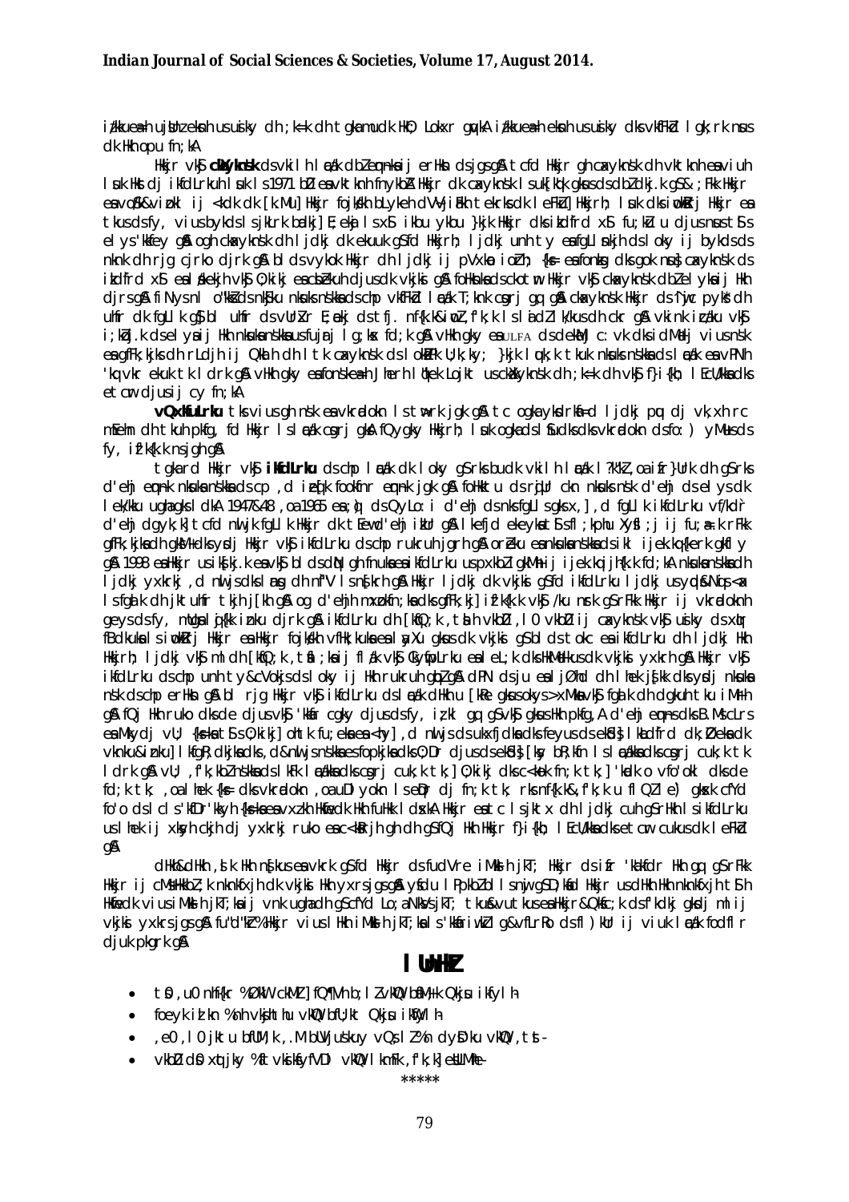i{kksa ds chp nwjh vkSj vfo'okl dks c<+krk gS] tks nf{k.k ,f'k;k esa 'kkafr vkSj fLFkjrk ds fy, pqukSrh cuk gqvk gSA ,d bls Lohdkj djsa ;k ugha] ;g blh lR; dk fgLlk gS] vkSj bls Lohdkj djuk gh Hkkjr dh fons'k uhfr dh lQyrk ds fy, vko';d gSA

Hkkjr vkSj **cMYkns'k** ds vkilh laca/k dbZ mrkj&p<+ko ls xqtjs gSaA tcfd Hkkjr us cakXykns'k dh vktknh esa vge Hkwfedk fuHkkbZ Fkh] ysfdu ckn ds o"kksZa esa nksuksa ns'kksa ds chp dbZ eqn~nksa ij erHksn jgs gSaA tSls xaxk ty caVokjk] lhek fookn] vkSj voS/k izokliA ;s eqn~ns nksuksa ns'kksa ds laca/kksa dks izHkkfor djrs jgs gSaA Hkkjr dh ckaXykns'k uhfr esa le;&le; ij cnyko vk;k gS] ysfdu ;g laca/k cukus dh fn'kk esa vkxs c<+rk jgk gSA 1971 esa Hkkjr ds lg;ksx ls cakXykns'k vktkn gqvk Fkk] vkSj bl rF; us nksuksa ns'kksa ds chp ,d xgjs HkkoukRed ca/ku dh uhao j[khA 1974 esa nksuksa ns'kksa ds chp Hkwfe lhek le>kSrk gqvk] ysfdu bldk fdz;kUo;u dbZ n'kdksa rd yafcr jgkA gky ds o"kksZa esa] Hkkjr vkSj ckaXykns'k us vkilh O;kikj] ÅtkZ lg;ksx vkSj lqj{kk ds {ks= esa egRoiw.kZ le>kSrs fd, gSaA bu iz;klksa ls nksuksa ns'kksa ds chp fo'okl c<+k gS vkSj {ks=h; LFkkf;Ro dks cy feyk gSA

**vQxkfuLrku** tks vius gh ns'k esa vkradokn ls tw>rk jgk gS] tc ogka ykdrkaf=d ljdkj cuh rks mlus Hkkjr ds lkFk fudV laca/k LFkkfir fd,A Hkkjr us vQxkfuLrku ds iqufuZek.k esa lfdz; Hkwfedk fuHkkbZ gS] ftlesa lM+dksa] vLirkyksa] Ldwyksa vkSj laln Hkou dk fuekZ.k 'kkfey gSA

tgka rd Hkkjr vkSj **ikfdLrku** ds chp laca/k dk loky gS rks budk vkilh laca/k ?kk"kZ.k] vfo'okl vkSj ,d&nwljs ds izfr lansg ls Hkjk jgk gSA foHkktu ds ckn ls gh nksuksa ns'kksa ds chp dbZ ;q) gks pqds gSaA 1947&48] 1965 vkSj 1971 esa nksuksa ns'kksa ds chp ;q) gq, vkSj 1999 esa dkjfxy ;q) gqvkA d'ehj eqn~nk nksuksa ns'kksa ds chp fookn dk dsanz jgk gSA Hkkjr ljdkj us ;g ckj&ckj Li"V fd;k gS fd d'ehj Hkkjr dk vfHkUu vax gS vkSj ikfdLrku }kjk leFkZu izkIr vkradokn Lohdk;Z ugha gSA blds vykok] lhek ikj vkradokn] ?kqliSB vkSj Hkkjr fojks/kh xfrfof/k;ksa us nksuksa ns'kksa ds laca/kksa dks vkSj vf/kd tfVy cuk fn;k gSA

Hkkjr us ikfdLrku ds lkFk 'kkafr LFkkfir djus ds fy, dbZ iz;kl fd, gSa] tSls 1999 esa ykgkSj cl ;k=k] 2001 esa vkxjk f'k[kj lEesyu] vkSj 2004 ds ckn 'kq: dh xbZ la;qDr okrkZ izfdz;kA ysfdu bu iz;klksa dk vis{kkur ifj.kke ugha fudyk] D;ksafd ikfdLrku dh vksj ls vkradokn dks leFkZu tkjh jgkA 26@11 dk eqacbZ vkradh geyk blds ckn nksuksa ns'kksa ds laca/kksa esa Hkkjh fxjkoV vkbZA Hkkjr us Li"V fd;k fd vkradokn vkSj okrkZ ,d lkFk ugha py ldrhA

Hkkjr vkSj ikfdLrku ds laca/kksa esa lq/kkj dk ,d vU; i{k O;kikj vkSj lkaLd`frd vknku&iznku gSA nksuksa ns'kksa ds yksxksa ds chp lkaLd`frd lekurk,a gSa] tSls Hkk"kk] [kku&iku] laxhr vkSj ijaijk,aA ;fn nksuksa ns'k bu lekurkvksa dk mi;ksx djsa rks vkilh fo'okl c<+k;k tk ldrk gSA ysfdu tc rd ikfdLrku vkradokn dks leFkZu nsuk can ugha djrk] rc rd nksuksa ns'kksa ds chp LFkk;h 'kkafr dh vk'kk djuk dfBu gSA

dHkh&dHkh ,slk Hkh gksrk gS fd Hkkjr dh fons'k uhfr dks fujarj pqukSfr;ksa dk lkeuk djuk iM+rk gS] tSls {ks=h; vfLFkjrk] vkradokn vkSj egk'kfDr;ksa dh izfrLi/kkZA ysfdu Hkkjr us fgUn egklkxj {ks= esa viuh fLFkfr dks lq–<+ djus vkSj iM+kslh ns'kksa ds lkFk lg;ksx c<+kus dh fn'kk esa egRoiw.kZ dne mBk, gSaA Hkkjr us ^iM+kslh izFke* dh uhfr viukbZ gS] ftldk mn~ns'; nf{k.k ,f'k;kbZ ns'kksa ds lkFk lgtrk vkSj lg;ksx c<+kuk gSA

# l UnHkZ

- tS0 ,u0 nhf{kr %Hkkjr dh fons'k uhfr] ubZ fnYyh izdk'ku
- foeyk izlkn %Hkkjr vkSj mlds iM+kslh ns'k] jkor ifCyds'ku
- ,e0 ,l0 jktu %bafM;k ,.M n oYMZ] vkDlQksMZ ;wfuoflZVh izsl
- vkbZ0 ds0 xqtjky %fons'k uhfr ds vk;ke] lkfgR; Hkou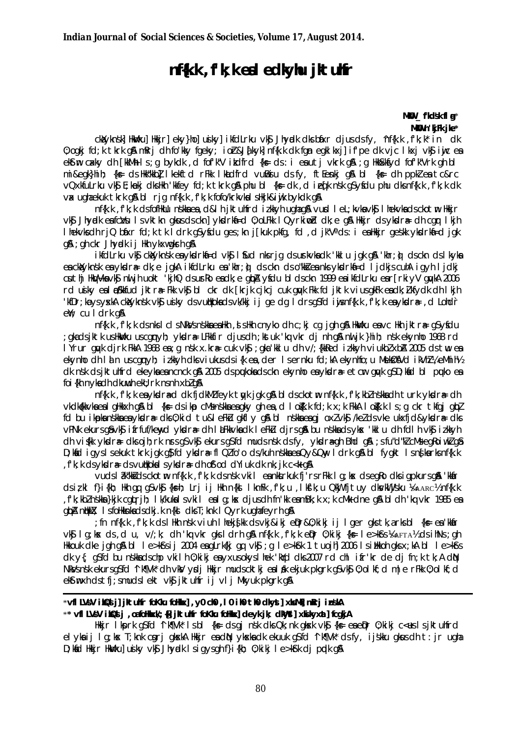# nf{k.k ,f'k;k esa ledkyhu jktuhfr

**MkW- fodkl flag***

**MkW- 'kjFk jke****

cka;ykns'k] Hkwvku] Hkkjr] eky}hi] usiky] ikfdLrku vkSj Jhyadk dks bafxr djus ds fy, ^nf{k.k ,f'k;k* in dk O;ogkj fd;k tkrk gSA mRrj dh fo'kky fgeky; ioZr&J`a[kyk] nf{k.k dk fgan egklkxj] if'pe dk vjc lkxj vkSj iwoZ esa caxky dh [kkM+h ls ;g bykdk ,d fof'k"V ikdfrd {ks= ds :i esa utj vkrk gSA ;g HkkSxksfyd fof'k"Vrk gh bl mi&egk}hi; {ks= ds Hkk"kkbZ] lkekftd rFkk lkaLdfrd vuwBsiu ds fy, ftEesnkj gS] bl {ks= dh ppkZ esa tc&rc vQxkfuLrku vkSj E;kaekj dks Hkh 'kkfey fd;k tkrk gSA phu bl {ks= dk ,d izeq[k ns'k gS ysfdu phu dks nf{k.k ,f'k;k dk vax ugha ekuk tkrk gSA bl rjg nf{k.k ,f'k;k fofo/krkvksa Hkjk&iwjk bykdk gSA

nf{k.k ,f'k;k ds fofHkUu ns'kksa esa ,d&lh jktuhfrd iz.kkyh ugha gSA vusd leL;kvksa vkSj lhekvksa ds ckotwn Hkkjr vkSj Jhyadk esa fczVsu ls vktknh gksus ds ckn ykdra= dh O;oLFkk lQyrkiwoZd dk;e gSA Hkkjr ds ykdra= dh cgqr lkjh lhekvksa dh rqyuk bafxr fd;k tk ldrk gS ysfdu ges'kk ns[kuk pkfg, fd ,d jk"Va ds :i esa Hkkjr ges'kk ykdra=d jgk gSA ;gh ckr Jhyadk ij Hkh ykxw gksrh gSA

ikfdLrku vkSj cka;ykns'k esa ykdra=d vkSj lSfud nksuksa rjg ds 'kklu jgk gSA 'kq:vkr ds ckn ds lkyksa esa cka;ykns'k esa ykdra= dk;e jgkA ikfdLrku esa 'kq:vkr ds ckn ds o"kksaZ esa nks ykdra=d ljdkjsa cuhA igyh ljdkj csuthj HkqV~Vks vkSj nwljh uokt 'kjhQ ds usrRo esa dk;e gqbZA ysfdu bl ckn 1999 esa ikfdLrku esa rRdkyhu lsukv/;{k tujy ijost eq'kjZQ us rRdkyhu ljdkj dk r[rk iyV dj fn;kA 2006 rd usiky esa laoS/kkfud jktra= Fkk vkSj bl ckr dk [krjk cjkcj cuk gqvk Fkk fd jktk vius gkFk esa dk;Zikfydk dh lkjh 'kfDr;ka ys ysxkA cka;ykns'k vkSj usiky ds vuqHkoksa ds vk/kkj ij ge dg ldrs gSa fd iwjs nf{k.k ,f'k;k esa ykdra= ,d Lohd`r ewY; cu ldrk gSA

nf{k.k ,f'k;k ds nks lcls NksVs ns'kksa esa Hkh ,sls Hkh cnyko dh c;kj cg jgh gSA Hkwvku esa vc Hkh jktra= gS ysfdu ;gka ds jktk us Hkwvku esa cgqnyh; ykdra= LFkkfir djus dh ;kstuk 'kq:vkr dh nh gSA nwljs }hi; ns'k eky}hi esa 1968 rd lYrur gqvk djrk FkkA 1968 esa ;g ns'k x.kra= cuk vkSj ;gka 'kklu dh v/;{kkRed iz.kkyh viukbZ xbZA 2005 ds twu esa eky}hi dh lalan us cgqnyh; iz.kkyh dks viukus ds i{k esa ,d er ls ernku fd;kA eky}hfo;u MseksØsfVd ikVhZ ¼,eMhih½ dk ns'k ds jktuhfrd ekeyksa esa ncncok gSA 2005 ds pqukoksa ds ckn eky}hi esa ykdra= etcwr gqvk gS D;ksafd bl pquko esa foi{kh nyksa dh Hkwfedk eku;rk ns nh xbZ gSA

nf{k.k ,f'k;k esa ykdra= ds dk;ZfoLrkj dk fjdkWMZ feyk tqyk jgk gSA bl ds ckotwn nf{k.k ,f'k;kbZ ns'kksa dh turk ykdra= dh vkdka{kkvksa esa lgHkkxh gSA bl {ks= ds ikap ns'kksa esa gqbZ gky esa ,d losZ{k.k fd;k x;k FkkA losZ{k.k ls ;g ckr tkfgj gqbZ fd bu ikapksa ns'kksa esa ykdra= dks O;kid tu leFkZu gkfly gSA bl ns'kksa esa gj oxZ vkSj /keZ ds yksx ukxfjd ,oa ykdra= dks vPNk ekurs gSa vkSj izfrfuf/kewyd ykdra= dh laLFkkvksa dk leFkZu djrs gSaA bu ns'kksa ds yksx 'kklu dh fdlh vkSj iz.kkyh dh vis{kk ykdra= dks ojh;rk nsrs gSa vkSj ekurs gSa fd muds ns'k ds fy, ykdra= gh Bhd gSA ;s fu"d"kZ cM+s egRoiw.kZ gSa D;ksafd igys ls ekuk tkrk jgk gS fd ykdra= flQZ fo'o ds /kuh ns'kksa esa Qy&Qwy ldrk gSA bl fygkt ls nf{k.k ,f'k;k ds ykdra= ds vuqHkoksa ls ykdra= dh oSf'od dYiuk dk nk;jk c<+k gSA

vusd lS)kfUrd ckotwn nf{k.k ,f'k;k ds ns'k vkil esa nksLrkuk fj'rs rFkk lg;ksx ds egRo dks igpkurs gSaA 'kkfUr ds iz;kl f}i{kh; Hkh gq, gSa vkSj {ks=h; Lrj ij Hkh n{ks lkmFk ,f'k;u ,lksfl,'ku QkWj fjtuy dksvkWijs'ku ¼SAARC½ nf{k.k ,f'k;kbZ ns'kksa }kjk cgqLrjh; lk/kuksa ls vkil esa lg;ksx djus dh 'kq:vkr gSA bl dh 'kq:vkr 1985 esa gqbZ nqHkkZX; ls fofHkUu erHksnksa dh otg ls lkdZ dks T;knk lQyrk ugha feyrh gSA

;fn nf{k.k ,f'k;k ds lHkh ns'k viuh lhekvksa ds vkj&ikj eqDr O;kikj ij lger gks tk,a rks bl {ks= esa 'kkfUr vkSj lg;ksx ds ,d u, v/;k; dh 'kq:vkr gks ldrh gSA nf{k.k ,f'k;k eqDr O;kikj {ks= le>kSrs ¼SAFTA½ ds ihNs ;gh Hkkouk dke jgh gSA bl le>kSrs ij 2004 esa gLrk{kj gq, vkSj ;g le>kSrk 1 tuojh] 2006 ls izHkkoh gks x;kA bl le>kSrs dk y{; gS fd bu ns'kksa ds chp vkilh O;kikj esa yxus okys lhek 'kqYd dks 2007 rd chl izfr'kr de dj fn;k tk,A dqN NksVs ns'k ekurs gSa fd ^lkQ~Vk* dh vkM+ ysdj Hkkjr muds cktkj esa lsa/k ekjuk pkgrk gS vkSj O;kikfjd m|e rFkk O;olk; ds ekè;e ls muds lekt vkSj jktuhfr ij vlj Mkyuk pkgrk gSA

---

*vflLVsaV izksQslj] jktuhfr foKku foHkkx] ,y0 ch0 ,l0 ih0 th0 dkyst] xksaMk] mRrj izns'kA

** vflLVsaV izksQslj ,oa foHkkxk/;{k] jktuhfr foKku foHkkx] deykjk; dkWyst] xksiky xat] gfjgj A

Hkkjr lksprk gS fd ^lkQ~Vk* ls bl {ks= ds gj ns'k dks Qk;nk gksxk vkSj {ks= esa eqDr O;kikj c<+us ls jktuhfrd eleyksa ij lg;ksx T;knk csgrj gksxkA Hkkjr esa dqN yksxksa dk ekuuk gS fd ^lkQ~Vk* ds fy, ijs'kku gksus dh t:jr ugha D;ksafd Hkkjr Hkwvku] usiky vkSj Jhyadk ls f}i{kh; O;kikj le>kSrk dj pqdk gSA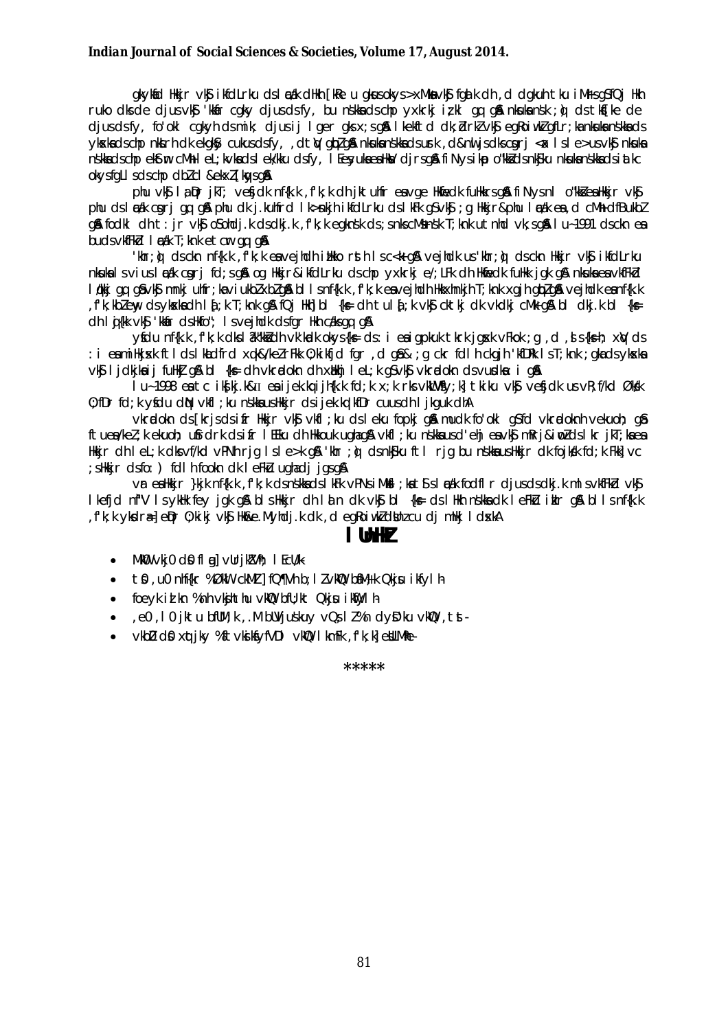gkykafd Hkkjr vkSj ikfdLrku ds laca/k dHkh [kkl u gksus okys >xM+ks vkSj fgalk dh ,d dgkuh tku iM+rs gSa fQj Hkh ruko dks de djus vkSj 'kkafr cgky djus ds fy, bu ns'kksa ds chp yxkrkj iz;kl gq, gSaA nksuksa ns'kksa us ;q) ds i'pkr~ de djus ds fy, fo'okl cgkyh ds mik; djus ij lger gks x;s gSaA lEeksyu dk;Zdzeksa vkSj egRoiw.kZ gfLr;ksa dk nksuksa ns'kksa ds ykssxksa ds chp nkSjk dk egRo cukus ds fy, ,d tSl dh gqbZ gSaA nksuksa ns'kksa ds usrk ,d&nwljs ds cgqr <x ls lh >us vkSj nksuksa ns'kksa ds chp ekStwn cM+h leL;kvksa ds lek/kku ds fy, lEesyuksa esa Hkkx ysrs gSaA fiNys ikap o"kksZa ds nkSjku nksuksa ns'kksa ds ikl dk okys fgLls ds chp dbZ ckj ckrphr gqbZ gSA

phu vkSj lajDr jkT; vesfjdk nf{k.k ,f'k;k dh jktuhfr esa vge Hkwfedk fuHkkrs gSaA fiNys nl o"kksZa esa Hkkjr vkSj phu ds lac/kksa cgqr gn rd gq, gSaA phu dk j.kuhfrd lk>snkjh ikfdLrku ds lkFk gS vkSj ;g Hkkjr & phu lac/kksa esa ,d cM+h dfBukbZ gSA fodkl dh : jr vkSj oSoh dj.k ds dkj.k ,f'k;k egknsh ds ;snks cM+s ns'k T;knk utnhd vk;s gSaA lu~ 1991 ds ckn esa bu ds vkfFkZd lac/k T;knk etcwr gq, gSaA

'khr ;q) ds ckn nf{k.k ,f'k;k esa vesjhdk ibkko rsth ls c<+k gSA vesjhdk us 'khr ;q) ds ckn Hkkjr vkSj ikfdLrku nksuksa ls vius lac/kksa cgqr fd;s gSaA og Hkkjr & ikfdLrku ds chp yxkrkj e/;LFk dh Hkwfedk fuHkk jgk gSA nksuksa esa vkfFkZd lg;ksx gq, gSa vkSj mUgksaus fnr;ksa ibZ xbZ gSA blls nf{k.k ,f'k;k esa vesjhdh Hkkxhnkjh T;knk xgjh gqbZ gSA vesjhdk esa nf{k.k ,f'k;k bZ ew ds ykxksa dh la[;k T;knk gSA fQj Hkh] bl {ks= dh tula[;k vkSj ckt+kj dk vkdkj cM+k gSA bl dkj.k bl {ks= dh lqj{kk vkSj 'kkafr ds Hkfo"; ls vesjhdk ds fgr Hkh c<+s gq, gSaA

ysfdu nf{k.k ,f'k;k dks lq'kklu dh vk'kadk okys {ks= ds :i esa igpkuk tkrk jgrk vFkok ;g ,d ,sls {ks= ; xV ds :i esa mHkjuk ftlds lkFk dfBu fLFkfr vxj&ek/kZ rFkk O;kikfjd fgr ,d gSa&;g ckr fdlh ckgjh 'kfDr ls T;knk ;gka ds ykxksa vkSj ljdkjksa ij fuHkZj gSA bl {ks= dh xjhch] leL;k gS vkSj vkradokn dh xaHkhj leL;k gS vkSj vkradokn ds vUnksa i gSA

lu~ 1998 esa tc ikfdLrku esa ijek.kq ijh{k.k fd;k x;k rks vkLVªsfy;k] tkiku vkSj vesfjdk us vFkZ ek/;e O;fDr fd;k ysfdu dqN vkfFkZd ;k ns'kksa us Hkkjr ds ijek.kq 'kfDr cuus dh ljkguk dhA

vkradokn ds [krjs ds ifjr Hkkjr vkSj vkfl ;ku ds lekfu fopkj gSA mudk fo'okl gS fd vkradokn vekuoh; gS ftuesa/keZ ;k ekuoh; ewY;ksa dk ifjr lEeku dh Hkkouk ugha gSA vkfl ;ku ns'kksa us 'kh; esa vkSj mRrj&iwoZ ds lkr jkT;ksa esa Hkkjr dh leL;k dks vPNh rjg ls le>k gSA 'khr ;q) ds nkSjku ftl rjg bu ns'kksa us Hkkjr dk fojks/k fd;k Fkk] vc ;s Hkkjr ds fo:) fdlh fookn dk leFkZu ugha dj jgs gSaA

vr esa Hkkjr }kjk nf{k.k ,f'k;k ds ns'kksa ds lkFk vPNs iM+kSl ;ksa tSls lac/k fodflr djus ds dkj.k ml s vkfFkZd vkSj lkefjd n`f"V ls ykHk feyk jgk gSA bl s Hkkjr dh lqj{kk vkSj bl {ks= ds lHkh ns'kksa dk leFkZu ikIr gSA bl ls nf{k.k ,f'k;k yksdra=] eqDr O;kikj vkSj HkweaMyhdj.k dk ,d egRoiw.kZ dsUnz cu dj mHkj lds xkA

## lUnHkZ

- MkW0 vkj0 ds0 flag] vUrjkZ"Vªh; lEcU/k
- tS0 ,u0 nhf{kr %Økl ckMZj fQ"Vª b;lZ vkWQ bf.M;k Qkjsu ikfylh
- foeyk iz'kn %nh vkbMh tlhu vkWQ bf.M;k Qkjsu ikWfylh
- ,e0 ,l0 jktu bfUM;k ,.M bUVjus'kuy vQs;lZ % n dyDVsM vkWQ ,tst -
- vk'kh"k ds0 xqIrk] jkVk %tx vkSj vkfFkZdk vkWQ lkmFk ,f'k;k] ubZ fnYyh-

\*\*\*\*\*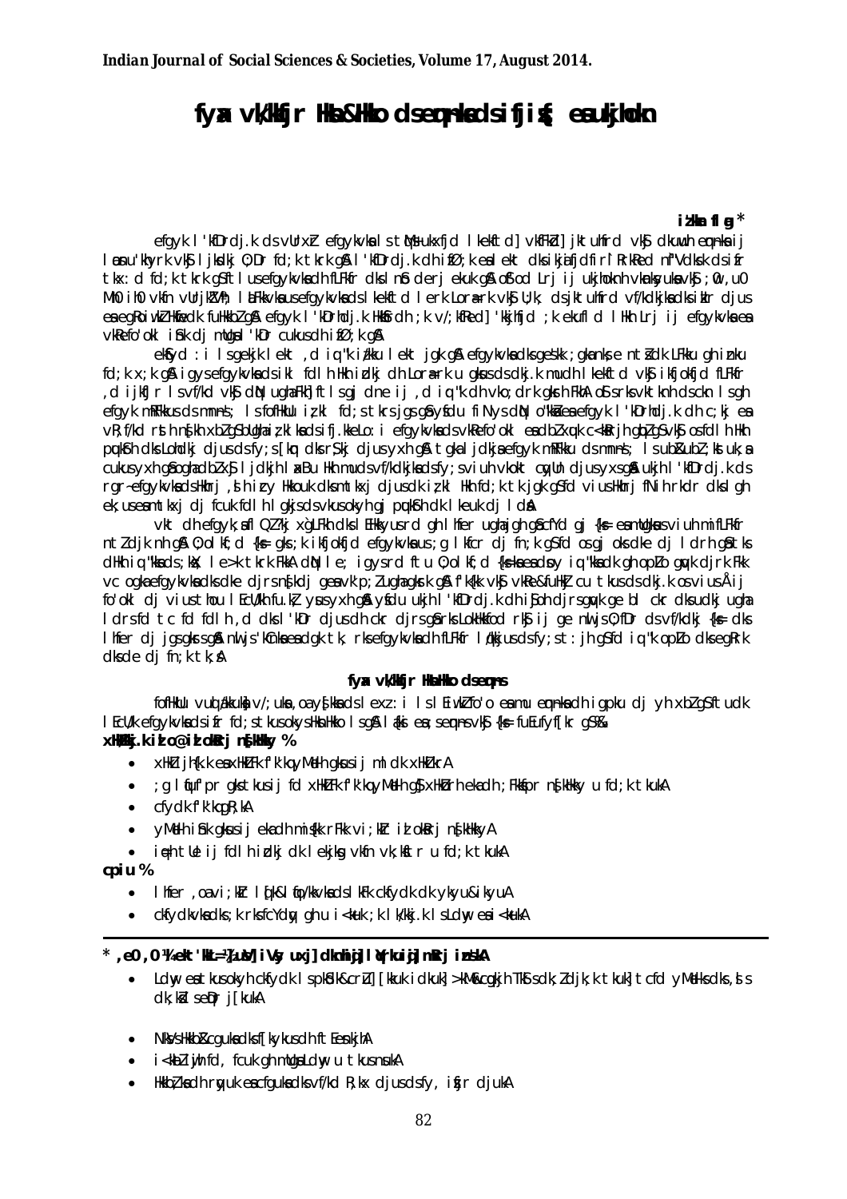# fyax vk/kkfjr Hksn&Hkko ds eqn~nksa ds ifjizs{; esa ukjhokn

**izhfr flag***

efgyk l'kfDrdj.k ds vUrxZr efgykvksa ls tqM+s ukxfjd lkekftd] vkfFkZd] jktuhfrd vkSj dkuwuh eqn~nksa ij lanu'khyrk vkSj ljksdkj O;Dr fd;k tkrk gSA l'kfDrdj.k dh izfØ;k esa ,slk ekx dks ikfjokfjd fir`lRrkRed n`f"Vdks.k ds izfr tkx:d fd;k tkrk gS tks usa efgykvksa dh fLFkfr dks lnSo derj ekuk gSA oSf'od Lrj ij ukjhoknh vkUnksyuksa vkSj ;w0,u0 Mh0ih0 vkfn vUrjkZ"Vªh; laLFkkvksa us efgykvksa ds lkekftd lerk Lora=rk vkSj U;k; ds jktuhfrd vf/kdkjksa dks izkIr djus esa egRoiw.kZ Hkwfedk fuHkkbZ gSA efgyk l'kfDrdj.k Hkkjr dh ;k v/;kRed] 'kkjhfjd ;k ekufld lHkh Lrj ij efgykvksa esa vkRefo'okl iSnk djus dh mnsa'kh l'kDr cukus dh izfØ;k gSA

ek¶ydk :i ls gekjh lekt ,d iq:"k iz/kku lekt jgk gSA efgykvksa dks gesa'kk ;k gkms'ksa esa ntsZdk LFkku gh iznku fd;k x;k gSA ijUrq efgykvksa ds ikl fdlh Hkh izdkj dh Lora=rk u gksus ds dkj.k mudh lkekftd vkSj ikfjokfjd fLFkfr ,d ijkf/kr ls vf/kd vkSj dqN ugha Fkh] ftlls gj dne ij ,d iq:"k dh vko';drk gksrh FkhA oSls rks vkt vktknh ds ckn ls gh efgyk mRFkku ds mn~ns'; ls vusd Hkkjr izkIr fd;s tk jgs gSa ysfdu fiNys dqN o"kksZa esa efgyk l'kfDrdj.k dh ;kstuk esa vR;f/kd rsth ns[kh xbZ gS blds ifj.kke Lo:i efgykvksa ds vkRefo'okl esa dkQh o`f) gqbZ gS vkSj os fdlh Hkh pqukSrh dks Lohdkj djus ds fy;s [kqn dks rS;kj djus yxh gSaA tgka ljdkj usa efgyk mRFkku ds mn~ns'; ls uhfr;k¡ cuk;h ogha Li"V :i ls dkuwu cukus yxh gS ogha dbZ xSj ljdkjh laxBu Hkh muds vf/kdkjksa ds fy;s viuh vkokt cqyUn djus yxs gSaA ukjh l'kfDrdj.k ds rgr efgykvksa ds Hkhrj ,slh izfrHkk dks mtkxj djus dk iz;kl fd;k tk jgk gS tks viuh Hkwfedk fNih rkdr dks gh ek;us esa mtkxj dj fcuk fdlh lgkjs ds vkxs c<+ ldsa vkSj gj pqukSrh dk lkeuk dj ldsaA

vkt dh efgyk,sa fl QZ ?kj x`gLFkh dks lEHkkyus rd gh lhfer ugha jg xbZ gSA cfYd gj {ks= esa mudk ugha viuh mifLFkfr ntZ djk nh gSA O;olkf;d {ks= gks ;k ikfjokfjd efgykvksa us ;g lkfcr dj fn;k gS fd os gj og dke dj ldrh gSa tks dHkh iq:"kksa ds ;ksX; le>k tkrk FkkA dqN le; igys rd tks O;olkf;d {ks=ksa esa dsoy iq:"kksa dk gh opZLo gqvk djrk Fkk vc ogka efgykvksa dks dke djrs ns[kdj ge vk'p;Z ugha djrs gSaA fdlh vkSj vkRe&fuHkZj cu tkus ds dkj.k os viuh Åij fo'okl dj viuk thou lEcU/kh fu.kZ; ysus yxh gSaA ysfdu ukjh l'kfDrdj.k dh ckr djrs gq, ge bl ckr dks udkj ugha ldrs fd tc fd fdlh ,d dks l'kDr djus dh ckr djrs gSa rks LokHkkfod rkSj ij ge nwljs O;fDr ds vf/kdkj {ks= dks lhfer dj jgs gksrs gSaA nwljs 'kCnksa esa dgk tk, rks efgykvksa dh fLFkfr lq/kkjus ds fy;s st:jh gS fd iq:"k opZLo dks egRo dks de dj fn;k tk,A

## fyax vk/kkfjr Hksn&Hkko ds eqn~ns

fofHkUu vuqla/kkuksa] v/;;uksa ,oa ys[kksa ds lexz :i ls lEiw.kZ fo'o esa uhr eqn~nksa dh igpku dj yh xbZ gS tu dk lEcU/k efgykvksa ds izfr fd;s tkus okys Hksn&Hkko ls gSA lkFk esa ;s eqn~ns vkSj {ks= fuEufyf[kr gS%&

**xHkkZ/kkj.k iwoZ@izlo iwoZ rFkk izlokRrj ns[kHkky %**

- xHkZ jhf[k.k esa xHkZ fLFk'kqvksa dh gksus ij mlds xHkZ xrA
- ;g lqfuf'pr gks tkus ij fd xHkZ fLFk'kqvksa gS] xHkZorh ekrk dh ;Fkksfpr ns[kHkky u fd;k tkukA
- cfydk f'k'kq gR;kA
- yM+dh iSnk gksus ij ekrk dh mis{kk rFkk vi;kZIr izlokRrj ns[kHkkyA
- iq= tUe ij fdlh izdkj dk lekjksg vkfn vk;ksftr u fd;k tkukA

**cpiu %**

- lhfer ,oa vi;kZIr lqj{kk lqfo/kkvksa ds lkFk ckfydkvksa dk ykyu&ikyuA
- ckfydkvksa dks ;k rks fcYdqy gh u i<+kuk ;k lk/kkj.k Ldwy esa i<+kukA

* ,e0,0 ¼,e0 'kkL=½ ,u0 ,l0 iVsy uxj] dkuiqj] lEc) dkuiqj] mRrj izns'kA

- Ldwy esa tkus okyh ckfydkvksa ls ?kjsyw dk;Z dk&crZu] [kkuk idkuk] >kMw&cgkjh tSls dk;Z djk;k tkuk] tcfd yM+dksa dks ,sls dk;ksZa ls eqDr j[kukA
- NksVs HkkbZ&cguksa dks [kykus dh ftEesnkjhA
- i<+kbZ iwjh fd, fcuk gh mudk Ldwy u tkus nsukA
- HkkbZ;ksa dh rqyuk esa cguksa dks vf/kd R;kx djus ds fy, izsfjr djukA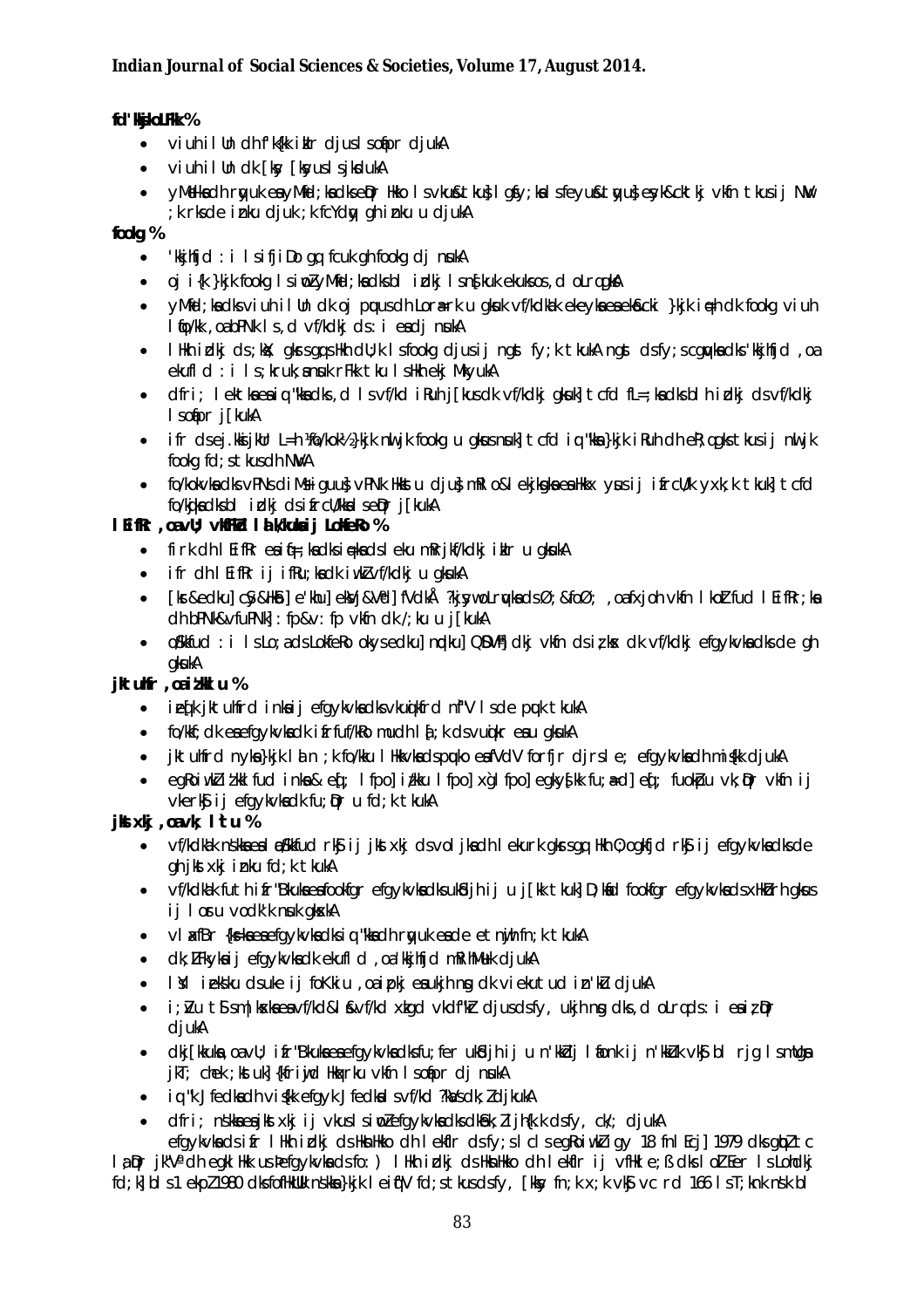**fd'kksjkoLFkk %**

- viuh ilUn dh f'k{kk izkIr djus ls oafpr djukA
- viuh ilUn dk [ksy [ksyus ls jksdukA
- yM+dksa dh rqyuk esa yM+fd;ksa dks eu&pkgs Hkkstu ls vkus&tkus] lgsfy;ksa ls feyus&tqyus] esys&cktkj vkfn tkus ij NwV ;k rks de iznku djuk ;k fcYdqy gh iznku u djukA

**fookg %**

- 'kkjhfjd : i ls ifjiDo gq, fcuk gh fookg dj nsukA
- oj i{k }kjk fookg ls iwoZ yM+fd;ksa dks bl izdkj ls ns[kuk ekuks os ,d oLrq gksaA
- yM+fd;ksa dks viuh ilUn dk oj pquus dh Lora=rk u gksuk vFkok muds ekrk&firk }kjk iq=h dk fookg viuh lgefr ,oa bPNk ls ,d vf/kdkj ds : i esa dj nsukA
- lHkh izdkj ds ;kSX; gksrs gq, Hkh dU;k ls fookg djus ij ngst fy;k tkukA ngst ds fy;s cgqvksa dks 'kkjhfjd ,oa ekufld : i ls ;kruk,a nsuk rFkk tku ls Hkh ekj MkyukA
- dfri; lektksa esa iq"kksa dks ,d ls vf/kd iRuh j[kus dk vf/kdkj gksuk] tcfd fL=;ksa dks blh izdkj ds vf/kdkj ls oafpr j[kukA
- ifr ds ej.kksijkUr L=h ¼fo/kok½ }kjk nwljk fookg u gksus nsuk] tcfd iq"kksa }kjk iRuh dh eR;q gks tkus ij nwljk fookg fd;s tkus dh NwVA
- fo/kokvksa dks vPNs diM+s iguus] vPNk Hkkstu djus] mRlo&lekjksgksa esa Hkkx ysus ij ifrcU/k yxk;k tkuk] tcfd fo/kqjksa dks bl izdkj ds ifrcU/kksa ls eqDr j[kukA

**lEifRr ,oa vU; vkfFkZd lalk/kuksa ij LokfeRo %**

- firk dh lEifRr esa iq=;ksa dks iq=ksa ds leku mRrjkf/kdkj izkIr u gksukA
- ifr dh lEifRr ij ifRu;ksa dk iw.kZ vf/kdkj u gksukA
- [ksr&[kfygku] cSad&Hk.Mkj] e'khu] eksVj&xkM+h] fVdkÅ ?kjsyw oLrqvksa ds Ø;&foØ; ,oa fxjoh vkfn lkoZtfud lEifRr;ksa dh bPNk&vfuPNk] : fp&v: fp vkfn dk /;ku u j[kukA
- O;kikfjd : i ls Lo;a ds LokfeRo okys edku] nqdku] QSDVªh dk;Z vkfn ds iz;ksx dk vf/kdkj efgykvksa dks de gh gksukA

**jktuhfr ,oa iz'kklu %**

- izeq[k jktuhfrd inksa ij efgykvksa dks vkuqikfrd nf"V ls de pquk tkukA
- fo/kkf;dk esa efgykvksa dk ifrfuf/kRo mudh la[;k ds vuqikr esa u gksukA
- jktuhfrd nyksa }kjk lnu ;k fo/kku lHkkvksa ds pquko esa fVdV forfjr djrs le; efgykvksa dh mis{kk djukA
- egRoiw.kZ iz'kklfud inksa & eq[; lfpo] iz/kku lfpo] x`g lfpo] egkys[kk fu;a=d] eq[; fuokZpu vk;qDr vkfn ij vkerkSj ij efgykvksa dk fu;qDr u fd;k tkukA

**jkstxkj ,oa vk; l`tu %**

- vf/kdka'k ns'kksa esa oS/kkfud rkSj ij jkstxkj ds volj ksa dh lekurk gksrs gq, Hkh O;ogkfjd rkSj ij efgykvksa dks de gh jkstxkj iznku fd;k tkukA
- vf/kdka'k futh ifr"Bkuksa esa fookfgr efgykvksa dks ukSdjh ij u j[kk tkuk] D;ksafd fookfgr efgykvksa ds xHkZorh gksus ij lonsru vodk'k nsuk gksxkA
- vlaxfBr {ks=ksa esa efgykvksa dks iq#"kksa dh rqyuk esa de etnwjh fn;k tkukA
- dk;ZFkyksa ij efgykvksa dk ekufld ,oa 'kkjhfjd mRihM+u djukA
- lSU; izf'k{k.k ds uke ij foKkiu ,oa izpkj esa ukjh nsg dk viekutud izn'kZu djukA
- i;ZVu tSls m|ksxksa esa vf/kd&ls&vf/kd xzkgd vkdf"kZr djus ds fy, ukjh nsg dks ,d oLrq ds : i esa iz;qDr djukA
- dkj[kkuksa ,oa vU; ifr"Bkuksa esa efgykvksa dks fu;fer ukSdjh ij u n'kkZdj lafonk ij n'kkZuk vkSj bl rjg ls mUgsa jkT; dehpkjh ;ks tuk {kfriwfrZ Hkrk vkfn ls oafpr dj nsukA
- iq#"k Jfedksa dh vis{kk efgyk Jfedksa ls vf/kd ?kaVs dk;Z djkukA
- dfri; ns'kksa esa jkstxkj ij vkus ls iwoZ efgykvksa dks dkSek;Z ijh{k.k ds fy, ck/; djukA

efgykvksa ds ifr lHkh izdkj ds HksnHkko dh lekfIr ds fy;s lc ls egRoiw.kZ igy 18 fnlEcj] 1979 dks gqbZ tc la;qDr jk"Vª dh egklHkk us efgykvksa ds fo: ) lHkh izdkj ds HksnHkko dh lekfIr ij vfHkle; ß dks loZlEefr ls Lohdkj fd;k] bls 1 ekpZ 1980 dks foHkUu ns'kksa }kjk leFkZu fd;s tkus ds fy, [kksy fn;k x;k vkSj vc rd 166 lsT;ksa ns'k bl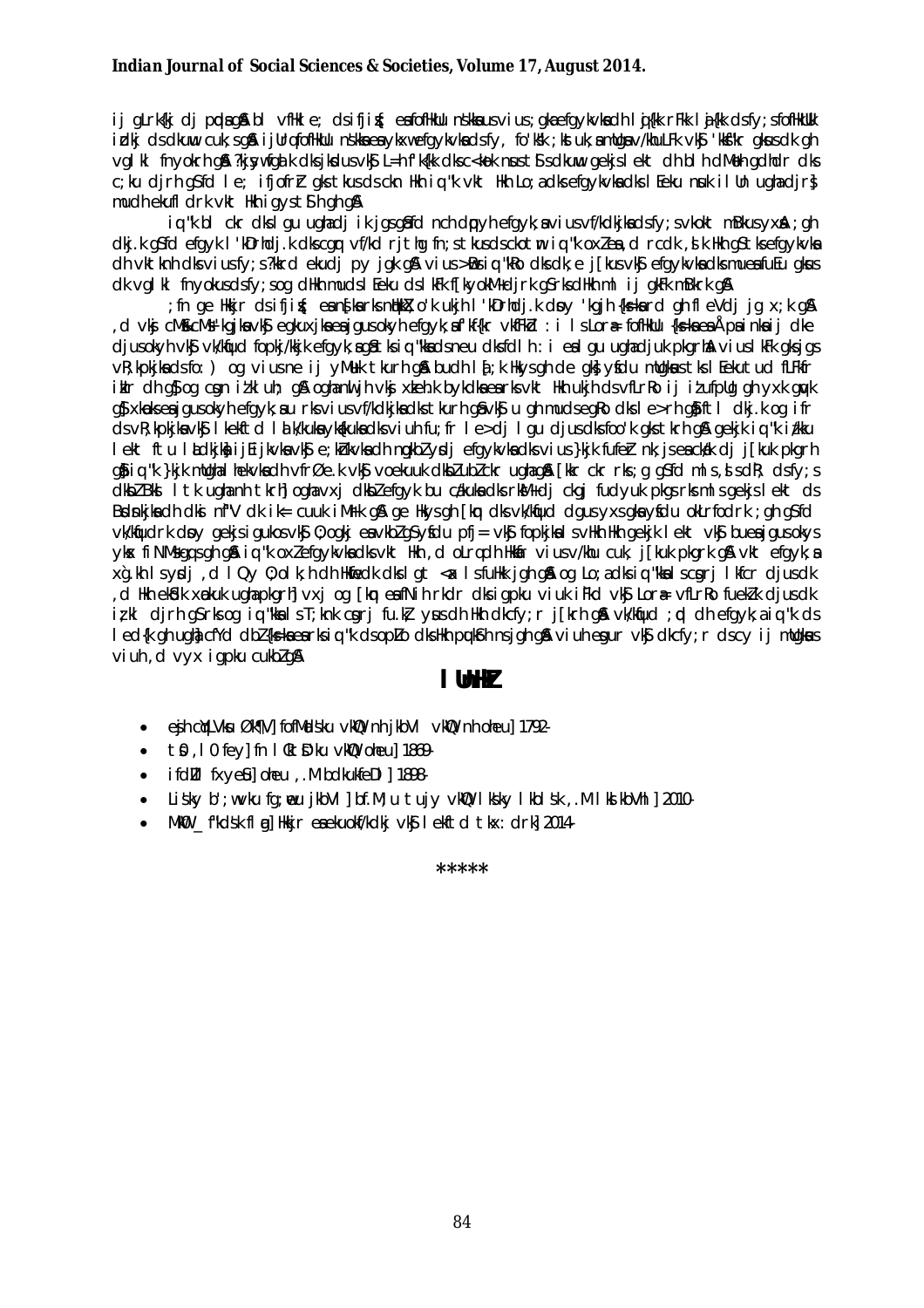ij gLrk{kj dj pqds gSaA bl vfHk;ku esa dsifjis{; esa fofHkUu ns'kksa us vius ;gka efgykvksa dh lqj{kk rFkk laj{k.k dsfy;s fofHkUUk izdkj ds dkuwu cuk, gSaA ijUrq fofHkUu ns'kksa esa yxkrkj efgykvksa ds fy, fo'ks"k :Ik ls uk;s ,oa mRihM+u@v/kuLFk vkSj 'kks"k.k gksus dk gh vglkl fnyokrh gSaA ?kjsyw fgalk dks jksdus vkSj L=h f'k{kk dks c<kok nsus tSls dkuwu gekjs lekt dh bl dkMh gdhdr dks c;ku djrh gSfd le; ifjofrZr gks tkus ds ckn Hkh iq"k vkt Hkh Lo;a dks efgykvksa dks lEeku nsdk ilUn ugha djrs] mudh ekufl drk vkt Hkh igys tSlh gh gSA

iq"k bl ckr dks lgu ugha dj ik jgs gSafd nch dqpyh efgykvksa viusvf/kdkjksa ds fy;s vkokt mBkus yxhaA ;gh dkj.k gSfd efgykvksa l'kDrhdj.k ds cgqr vf/kd rjthg fn;s tkus ds ckotwn iq"k oxZ esa ,d rcdk ,slk Hkh gS tks efgykvksa dh vktknh dks viusfy;s ?kkrd ekudj py jgk gSA vius >wBs iq"kRo dks dk;e j[kus vkSj efgykvksa dks mudh ekuessfuUu gksus dk vglkl fnyokus dsfy;s og dHkh mudsl Eeku ds lkFk f[kyokM+ djrk gS rks dHkh ml ij gkFk mBkrk gSA

;fn ge Hkkjr ds ifjis{; esa ns[ksa rks nqHkkZX;o'k ukjh l'kDrhdj.k dsoy 'kgjh {ks=ksa rd gh flfeVdj jg x;k gSA ,d vksj cM+s&cM+s 'kgjksa vkSj egkuxjksa esa jgus okyh efgyk,a fHkfFkd : i ls Lora= fofHkUu {ks=ksa esa Å¡ps inksa ij dke djus okyh vkSj vk/kqfud fopkj/kkjk efgyk,a gSa tks iq"kksa ds ne ij fdlh : i esa lgu ugha djuk pkgrhA vius lkFk gksjgs vR;kpkjksa ds fo:) og vius me ij yM+ds tkurh gSA budh l[;k Hkys gh de gks] ysfdu mudks tks lEeku tudk fLFkfr izlr dh gS] og cgqr izlkluh; gSA ogha nwljh vksj xzkeh.k bykdksa esa rks vkt Hkh ukjh ds vfLrRo ij iz'ufpUg gh yxk gqvk gS] xkaoks esa jgus okyh efgyk;sa rks vius vf/kdkjksa dks tkurh gSa vkSj u gh mudsegRo dks le>rh gS] ftl dkj.k og ifr ds vR;kpkjksa vkSj lkekftd lalkjdk,oa dq:[kkuksa dks viuh fu;fr le>dj lgu djus dks foo'k gks tkrh gSA gekjk iq"k iz/kku lekt ftu lksdkjksa ij ifjikzrjkvksa vkSj e;kZnkvksa dh nqgkbZ ysdj efgykvksa dks vius }kjk fufeZr nk;js esa ck¡/ks dj j[kuk pkgrh gS] iq"k }kjk mudk nh ekuvksa dh vfrØe.k vkSj voekuuk dkbZ ubZ ckr ugha gSA [kkr cqr rks ;g gSfd mls ,sls dkk; dsfy;s dksbZ Bksl ltk ugha nh tkrh] og hh vxj dksbZ efgyk bu cU/kuksa dks rksM+dj ckgj fudyuk pkgs rks mls gekjs lekt ds Bsdsnkjksa dh dksi nf"V dk f'kdkj cuuk iM+rk gSA ge Hkys gh [kqn dks vk/kqfud dgus yxs gksa ysfdu okLrfodrk ;gh gSfd vk/kqfud dsoy gekjs igukos vkSj O;ogkj esa vkbZ gS ysfdu pfj= vkSj fopkjksa dks vHkh Hkh gekjk lekt vkSj buesa jgus okys yksx fiNMs gq, s gh gSaA iq"k oxZ efgykvksa dks vkt Hkh ,d oLrq dh Hkkafr viusv/khu cuk, j[kuk pkgrk gSA vkt efgyk,a xg.kh lsyd ,d lQy O;olk;h dh Hkwfedk dks lgt <ax ls fuHkk jgh gSA og Lo;a dks iq"kksa ls cgrj lkfcr djus dk ,d Hkh ekSdk xaokuk ugha pkgrh] vxj og [kqn esa fNih rkdr dks igpku viuk iFkd vkSj Lora= vfLrRo fuekZ.k djus dk iz;kl djrh gS rks og iq"kksa ls T;knk cgrj fu.kZ; ysus dh Hkh dkfcy;r j[krh gSA vk/kqfud ;qx dh efgyk,a iq"k ds led{k gh ugha] cfYd dbZ {ks=ksa esa rks iq"k ds opZLo dks Hkh pqukSrh ns jgh gSA viuh esgur vkSj dkfcy;r ds cy ij mUgksaus viuh ,d vyx igpku cukbZ gSA

## lUnHkZ

- eSjh cqyLVksu Øk¶V] fofMds'ku vkWQ nh jkbVl vkWQ nh oheu] 1792-
- tku LVqvVZ fey] n lCtsD'ku vkWQ oheu] 1869-
- ifdZUl fxyeSu] oheu ,.M bdkukfeDl] 1898-
- Lis'ky b';wt vku fgaewu jkbVl ] bZ.M;u tujy vkWQ lks'ky lkbl 'ksa ,.M lkslkbVht] 2010-
- MkW- _ f"kds'k flag] Hkkjr esa ekuokf/kdkj vkSj lekftd tkx:drk] 2014-

\*\*\*\*\*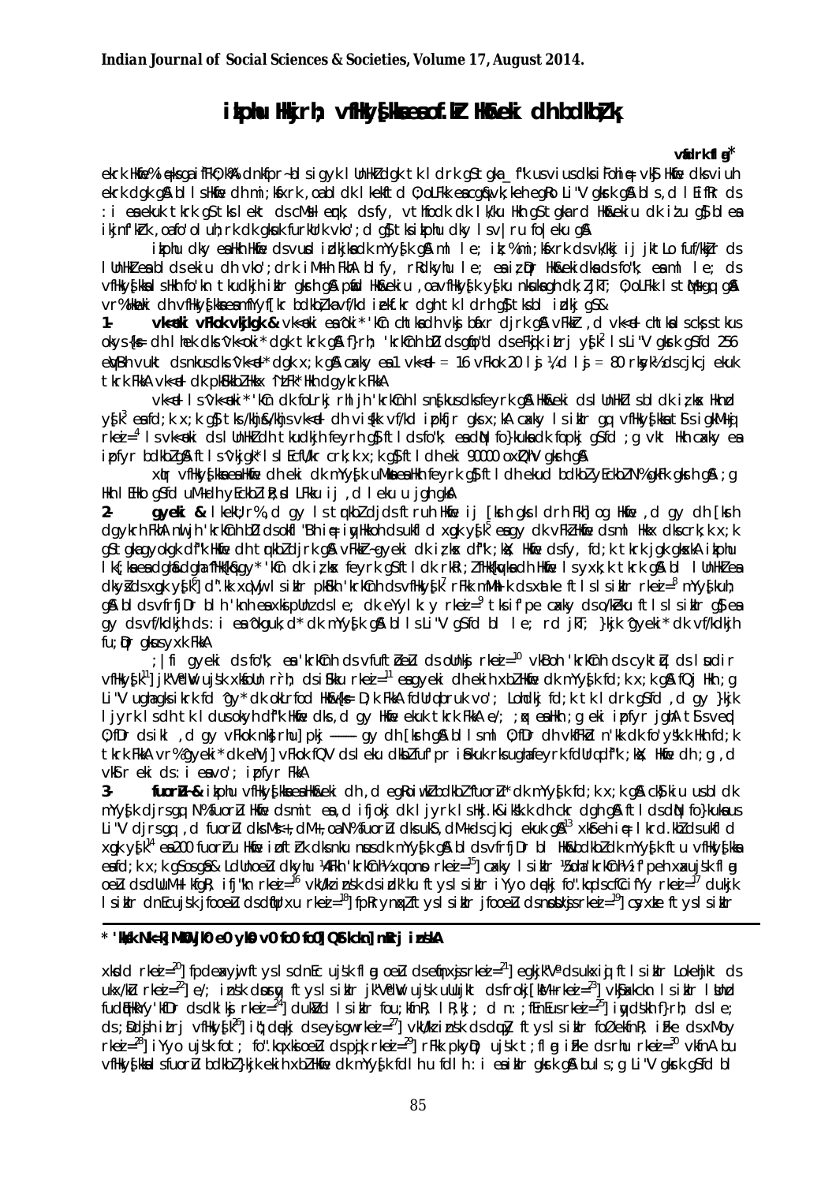# izkphu Hkkjrh; vfHkys[kksa esa of.kZr Hkwfeeki dh bdkbZ;k

**vfudsr flag***

ekrk Hkwfe% iq=ks·ga i`fFkO;k% dk mfpr ~lEc/k ekuo lH;rk ds fodkl ds vkfndky ls gh fo|eku jgk gSA Hkwfe dks vius ekrk dk ntkZ nsuk ,oa mldh mit ds lk/ku rFkk mlds Lokfeko ds fo"k; esa Hkkjrh; fpUru lnSo xEHkhj jgk gSA bl lUnHkZ esa Hkwfe dh mi;ksfxrk ,oa bl ds egRo ds dkj.k ekuo us Hkwfe dks ekius dh fofHkUu bdkb;ksa dk iz;ksx fd;kA ,sls vuqekuksa dk vfLrRo gh ls Hkwfe ds ekiu dh iz.kkyh ,oa bdkb;ksa dks cuk;k x;kA

izkphu dky esa Hkwfe ds uke ds lkFk bl ds iz;ksx dk mYys[k feyrk gSA vc rd izkIr izkphu Hkwfeeki dh bdkb;ksa dks n'kkZrs gq, fofHkUu vfHkys[kksa esa Hkwfe ds dk;Z ds fo"k; esa tkudkjh izkIr gksrh gSA bu Hkwfeekiu ,oa vfHkys[kksa ds fo'ys"k.k ls dqN fu"d"kZ izkIr gq, gSaA vr% bu vfHkys[kksa esa of.kZr bdkbZ;ksa dk v/;;u izLrqr djus dk iz;kl fd;k x;k gSA

**1- vk<ok vFkok vk<d &** vk<ok 'kCn dh mRifRr ds fo"k; esa fofHkUu fo}kuksa ds er gSaA vFkoZ ,d vk<d dh ckr djrs gSa rFkk bls ,d ekiu ds :i esa ns[krs gSa[2]A ,d vk<d 256 eqV~Bh vuktds cjkcj gksrk gSA 16 vk<d = 1 nzks.k] 4 nzks.k = 1 [kkjh ;k [kkjhdk] rFkk 20 [kkjh ¼80 nzks.k½ ,d okg gksrk gSA vk<d dh ek=k Hkwfe dh cqokbZ ds fy, iz;qDr gksrh FkhA

vk<d ls vk<ok 'kCn dk fodkl gqvk gSA Hkwfeeki ds lUnHkZ esa bl dk iz;ksx Hkkjr ys[k[3] esa fd;k x;k gSA tks /kkU; vFkok cht dh ek=k ds vk/kkj ij Hkwfe dk ifjek.k r; djrk FkkA vfHkys[kksa esa Hkwfe rFkk vk<ok dk mYys[k izkIr gksrk gS[4]A vk<ok ds lUnHkZ esa Hkwfeeki dh bdkbZ ds :i esa tkudkjh feyrh gSA vk<ok dks ekius dk fu;e ;g Fkk fd tgk¡ ,d vk<d cht cks;k tk ldrk Fkk] mruh Hkwfe dks vk<ok dgk tkrk FkkA ,slk vuqeku fd;k x;k gS fd bl ds ekiu esa yxHkx 9000 oxZ QhV gksrk gSA

xqIr vfHkys[kksa esa Hkwfe dh eki dk mYys[k vk<oki esa Hkh feyrk gS ftlls Hkh ekiu dh bdkbZ dk ifjpk; gksrk gSA ;g Hkh lEHko gS fd vk<d dh bdkbZ ls iz;qDr LFkku ij ,d ifjek.k tqM+k gksA

**2- gyeki &** lkekU;r% gy ls tqrkbZ djds tks Hkwfe [ksrh ds ;ksX; gksrh Fkh] og Hkwfe ,d gy dh [ksrh dgykrh FkhA gy 'kCn bZLoh lu~ dh izFke 'krkCnh ds vfHkys[kksa esa Hkwfeeki dh bdkbZ ds :i esa iz;qDr gqvk gSA bldk mYys[k ukfld xqgk ys[k[5] esa gqvk gS ftlesa Hkwfe ds iFk dks crk;k x;k gS tks gyokgks dk dk;Z {ks= gSA vfHkys[k esa ,d gy esa fd;k tkus okyk ,d cM+k {ks= n'kkZ;k x;k gSA izkphu Hkkjr esa gy dh ,d bdkbZ iz;qDr gksrh Fkh] tks HkwfeLokeh dh Hkwfe dh eki dk vk/kkj cuh FkhA ckn ds lkekUr dky ds vfHkys[kksa esa gy dh bdkbZ dks xgk ys[k ,oa vU; vfHkys[kksa ds lkFk ns[kk tk ldrk gSA bl 'kCn ds lEc/k esa vfHkys[k lk{; ds ek/;e ls gy dh eki dk Kku gksrk gSA ;g gy ,d cSy ;k nks cSyksa ls pyk;k tkrk FkkA gy ds vk/kkj ij ,d gy dh eki dh Hkwfe dk ifjek.k r; gksrk FkkA

;|fi gyeki ds fo"k; esa 'kCn ds vFkZ ij dbZ er gSa] ijUrq ;g Li"V gS fd ,d gy }kjk ,d fnu esa ftruh Hkwfe tksrh tk ldrh Fkh mls ,d gy Hkwfe dgk tkrk FkkA vr% gyeki dh bdkbZ dk vk/kkj Hkwfe dh tqrkbZ FkhA ,d gy esa ftruh Hkwfe ,d lhfer le; esa tksrh tk ldrh Fkh] ogh ,d gy Hkwfe ekuh tkrh FkhA

**3- fuorZu &** izkphu vfHkys[kksa esa Hkwfeeki dh ,d egRoiw.kZ bdkbZ fuorZu dk mYys[k fd;k x;k gSA bldk iz;ksx ewyr% nf{k.k Hkkjr ds vfHkys[kksa esa gqvk gSA ,d fuorZu Hkwfe dh eki dk vkdkj ,d fuf'pr {ks= dk gksrk Fkk] ftlds vk/kkj ij Hkwfe dk ifjek.k r; gksrk FkkA ,d fuorZu ,d ,sls {ks= dk |ksrd gS tks ,d cSy }kjk ,d fnu esa tksrk tk ldrk Fkk[13]A xqIr vfHkys[kksa esa fuorZu dk mYys[k izkIr gksrk gS[14]A 200 fuorZu Hkwfe ds nku dk mYys[k gSA bl ds vfrfjDr bl Hkwfeeki bdkbZ dk mYys[k tu vfHkys[kksa esa Hkh fd;k x;k gS tSls nso.kZ ls LFkkuh; vfHkys[k[15]] cady ls izkIr vfHkys[k[16]] vU; izns'kksa ds vfHkys[k[17]] ukjk;.kiqj vfHkys[k[18]] fpRryuqn vfHkys[k[19]] cgxzke vfHkys[k[20]] fpdekxywj vfHkys[k ds e/;dky[21]] egkjk"Vª ds ekupw<+ ls izkIr vfHkys[k[22]] e/;izns'k ds vfHkys[k[23]] dukZVd ls izkIr vfHkys[k[24]] dukZVd ds vfHkys[k[25]] vkfn vfHkys[k[26]] bR;kfn esa fuorZu dk mYys[k gSA dqN vfHkys[kksa esa fuorZu dk iz;ksx Hkwfe ds nku esa fd;k x;k gS[27]] rFkk pkyqD; vfHkys[k[28]] ,oa jk"VªdwV vfHkys[k[29]] esa Hkh fuorZu dk mYys[k gSA vr% fuorZu vfHkys[kksa esa of.kZr Hkwfeeki dh ,d egRoiw.kZ bdkbZ gSA ftlds }kjk Hkwfe dk ifjek.k r; fd;k tkrk FkkA blh ds vk/kkj ij Hkwfe nku fn;k tkrk Fkk rFkk Hkwfe dk ewY;kadu fd;k tkrk Fkk[30]A

---

* 'kks/k Nk=] izkphu bfrgkl] d-fo-fo-] ds- ,e- ih-] dkuiqj] mRrj izns'kA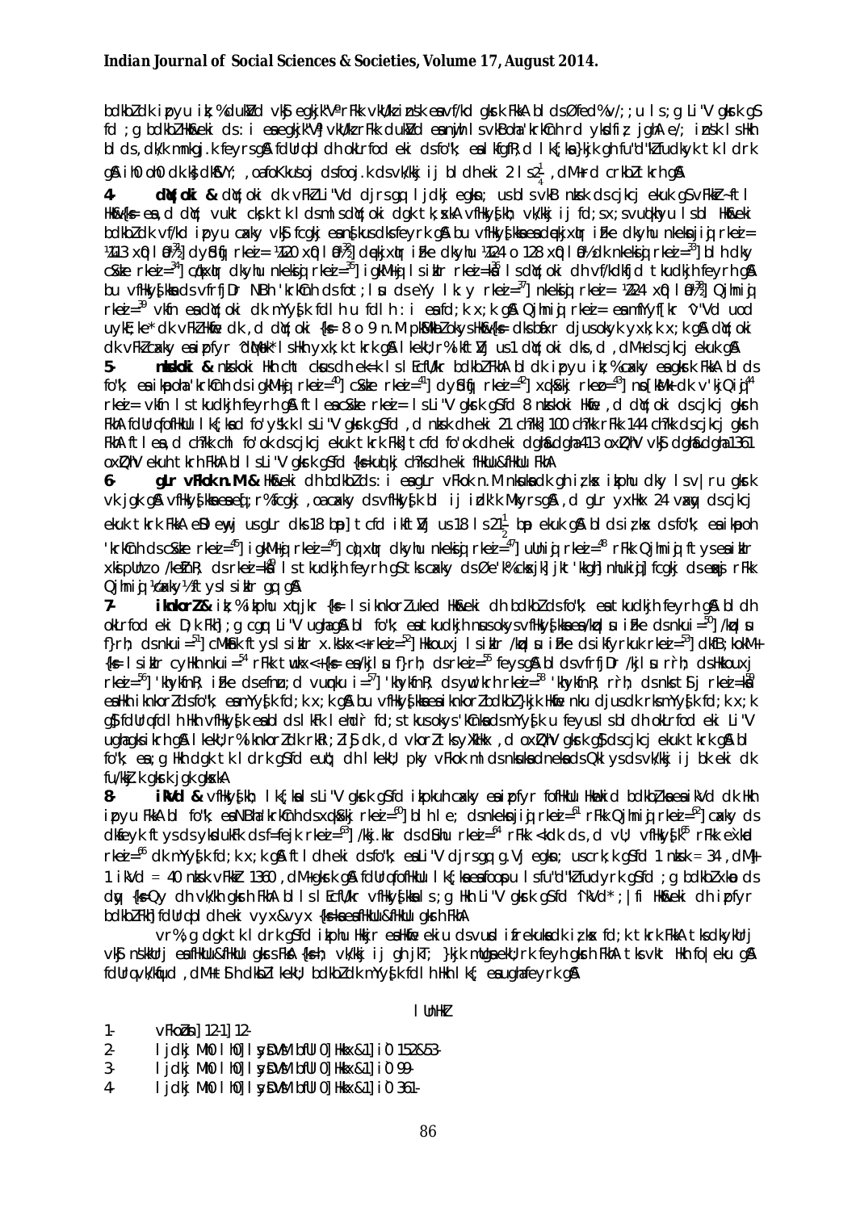bdkbZ dk ipyu ik;% dukZVd vkSj egkjk"Vª rFkk vkU/kz izns'k esa vf/kd gksrk FkkA bl dk Øfed % v/;;u ls ;g Li"V gksrk gS fd ;g bdkbZ Hkw&eki ds :i esa egkjk"Vª vkU/kzrFkk dukZVd esa nwjh ls vkBoha 'krkCnh rd yksdfiz; jghA e/; izns'k ls Hkh bl ds ,dk/k mnkgj.k feyrs gSA fdUrq bl dh okLrfod eki ds fo"k; esa lkfgR; d lk{;ks }kjk gh fu'p;kRed :i ls dgk tk ldrk gSA ih0 oh0 dk.ks dk dkfVY; ,oafoKkus'oj ds fooj.k ds vk/kkj ij bl dh eki 2 ls 2$\frac{1}{4}$ ,dM+ rd crkbZ tkrh gSA

**4- dM+;oki &** dM+;oki dk vFkZ Li"V djrs gq, ljdkj egksn; us bls vkB nzks.k ds cjkcj ekuk gS vFkkZr~ ftl Hkw&{ks= esa ,d dM+ vukt cks;k tk lds mls dM+;oki dgk tk;sxkA vfHkys[kh; vk/kkj ij fd;s x;s vuqla/kku ls bl Hkw&eki bdkbZ dk vf/kd ipyu cxky vkSj fcgkj esa ns[kus dks feyrk gSA bu vfHkys[kksa esa dqekjxqIr i"Be dk yhu nkeksnjiqj rkez= ¼113 xq0 l0½[31] dy?kbZ rkez=[32] ¼120 xq0 l0½[32] dqekjxqIr i"Be dk yhu ¼124 o 128 xq0 l0½ dk nkeksnjiqj rkez=[33] ] bl h dky cSxzke rkez=[34] ] c/kqxqIr dk yhu nkeksnjiqj rkez=[35] ] igkM+iqj ls izkIr rkez=&i=[36] ls dM+;oki dh vf/kdkfjd tkudkjh feyrh gSA bu vfHkys[kksa ds vfrfjDr NBh 'krkCnh ds fot;lsu ds eYy lk;y rkez=[37] ] nkeksnjiqj rkez= ¼224 xq0 l0½[38] ] Qjhniqj rkez=[39] vkfn esa dM+;oki dk mYys[k fdlh u fdlh :i esa fd;k x;k gSA Qjhniqj rkez= esa mfYyf[kr ^v"Vd uod uyk;ke* dk vFkZ Hkw&eki dk ,d dM+;oki {ks= 8 o 9 n.M pkSM+kbZ okys Hkw&{ks= dks bxr djus okyk yxk;k x;k gSA dM+;oki dk vFkZ cxky esa ipfyr ^dqYokik* ls Hkh yxk;k tkrk gSA lkekU;r% ikftZVj us dM+;oki dks ,d ,dM+ ds cjkcj ekuk gSA

**5- nzks.kokih &** nzks.kokih Hkh cht cksus dh e/;e ls lEcfU/kr bdkbZ FkhA bl ds fo"k; esa ikapoha 'krkCnh ds igkM+iqj rkez=[40] ] cSxzke rkez=[41] ] dy?kbZ rkez=[42] ] xq.kS?kj rkez=[43] ] nso[kM.kh dk v'kj Qjiq[44] rkez= vkfn ls tkudkjh feyrh gSA ftlesa cSxzke rkez= ls Li"V gksrk gS fd 8 nzks.kokih Hkwfe ,d dM+;oki ds cjkcj gksrh FkhA fdUrq fofHkUu lk{;ksa ds fo'ys"k.k ls Li"V gksrk gS fd ,d nzks.k dh eki 21 ch?kk] 100 ch?kk rFkk 144 ch?kk ds cjkcj gksrh FkhA ftlesa ,d ch?kk cht cksus ds cjkcj ekuk tkrk Fkk] tcfd fo'ok dh eki dgha&dgha 413 oxZ QhV vkSj dgha&dgha 1361 oxZ QhV ekuh tkrh FkhA bl ls Li"V gksrk gS fd {ks=kuqlkj ch?ks dh eki fHkUu&fHkUu FkhA

**6- gLr vFkok n.M &** Hkw&eki dh bdkbZ ds :i esa gLr vFkok n.M ukeksa dk gh iz;ksx ikphu dky ls iz;qDr gksrk vk jgk gSA vfHkys[kksa esa eq[;r% fcgkj ,oa cxky ds vfHkys[k bl ij izdk'k Mkyrs gSA ,d gLr yxHkx 24 vaxqy ds cjkcj ekuk tkrk FkkA eSD ewyj us gLr dks 18 bap] tcfd ikftZVj us 18 ls 21$\frac{1}{2}$ bap ekuk gSA bl ds iz;ksx ds fo"k; esa ikapoha 'krkCnh ds cSxzke rkez=[45] ] igkM+iqj rkez=[46] ] cq)xqIr dk yhu nkeksnjiqj rkez=[47] ] uUniqj rkez=[48] rFkk Qjhniqj ftys esa izkIr xksipUnz o /kekZfnR; ds rkez=&i=[49] ls tkudkjh feyrh gS tks cxky ds Øe'k% cksxjk] jkt'kkgh] nhukiqj] fcgkj ds eqaxsj rFkk Qjhniqj ¼cxky½ ftys ls izkIr gq, gSA

**7- iknkorZ &** iz;% ikphu xqIrdky {ks= ls iknkorZ uked Hkw&eki dh bdkbZ ds fo"k; esa tkudkjh feyrh gSA bl dh okLrfod eki D;k Fkh] ;g cgqr Li"V ugha gSA bl fo"k; esa tkudkjh nsus okys vfHkys[kksa esa /kzqo lsu i"Be ds nkui=[50] ] /kzqo lsu f}rh; ds nkui=[51] ] cMkSnk ftys ls izkIr x.ks'kx<+ rkez=[52] ] Hkkouxj ls izkIr /kzqo lsu i"Be ds ikfyrkuk rkez=[53] ] dkfB;kokM+ {ks= ls izkIr cyHkh nkui=[54] rFkk twukx<+ {ks= esa /kjlsu f}rh; ds rkez=[55] feys gSA bl ds vfrfjDr /kjlsu rrh; ds ywukoM+ rkez=[56] ] 'khykfnR; i"Be ds efn;w ds vuqnku i=[57] ] 'khykfnR; rrh; ds nksuks tsDl rkez=&i=[58] esa Hkh iknkorZ ds fo"k; esa mYys[k fd;k x;k gSA bu vfHkys[kksa esa iknkorZ dk bdkbZ ds }kjk Hkw&nku djus dk rks mYys[k fd;k x;k gS fdUrq fdlh Hkh vfHkys[k esa bl ds ikfj ekiu fd;s tkus okys 'kCnksa dk mYys[k u feyus ls bl dh okLrfod eki Li"V ugha gks ikrh gSA lkekU;r% iknkorZ dk rkRi;Z ik¡o ,d vkorZ ls yxk;k x;k gS ,d oxZ QhV gksrk gS ds cjkcj ekuk tkrk gSA bl fo"k; esa ;g Hkh dgk tk ldrk gS fd euq"; dh lkekU; pky vFkok mlds nksuksa dneksa ds Qkly s ds vk/kkj ij bl eki dk fu/kkZj.k gksrk jgk gksxkA

**8- ikVd &** vfHkys[kh; lk{;ksa ls Li"V gksrk gS fd izkphu cxky esa izpfyr fofHkUu Hkw&eki bdkbZ;ksa esa ikVd dk Hkh ipyu FkkA bl fo"k; esa NBh 'krkCnh ds xq.kS?kj rkez=[60] ] bl h le; ds nkeksnjiqj rkez=[61] rFkk Qjhniqj rkez=[62] ] cxky ds dksfeYyk ftys ds yksduFk ds f=iqjk rkez=[63] /kkj.kk ds Øfu rkez=[64] rFkk <kdk ds ,d vU; vfHkys[k[65] rFkk e`Ùkd rkez=[66] dk mYys[k fd;k x;k gSA ftl dh eki ds fo"k; esa Li"V djrs gq, g.Vj egksn; us crk;k gS fd 1 nzks.k = 34 ,dM+ 1 ikVd = 40 nzks.k vFkkZr 1360 ,dM+ gksrk gSA fdUrq fofHkUu lk{;ksa esa fooj.k ls fu'p;kRed fudyrk gS fd ;g bdkbZ xkao ds dqy {ks=Qy dh vk/kh gksrh FkhA bl ls lEcfU/kr vfHkys[kksa ls ;g Hkh Li"V gksrk gS fd ^ikVd* ;|fi Hkw&eki dh ipfyr bdkbZ Fkh] fdUrq bl dh eki vyx&vyx {ks=ksa esa fHkUu&fHkUu gksrh FkhA

vr% ,g dgk tk ldrk gS fd ikphu Hkkjr esa Hkwfe ekiu ds vusd ifrekuksa dk iz;ksx fd;k tkrk Fkk tks dkykUrj vkSj nsskUrj esa fHkUu&fHkUu gksrs Fks {ks=h; vk/kkj ij gh jkT; }kjk mUgsa ekU;rk feyh gksrh FkhA tks vkt Hkh fo|eku gSA fdUrq vk/kqfud ,dM+ tSlh dksbZ lkekU; bdkbZ dk mYys[k fdlh Hkh lk{; esa ugha feyrh gSA

## lUnHkZ

1- vFkoZosn] 12-1] 12-
2- ljdkj Mh0 lh0] lysDV bfULØ] Hkkx&1] i`0 152&53-
3- ljdkj Mh0 lh0] lysDV bfULØ] Hkkx&1] i`0 99-
4- ljdkj Mh0 lh0] lysDV bfULØ] Hkkx&1] i`0 361-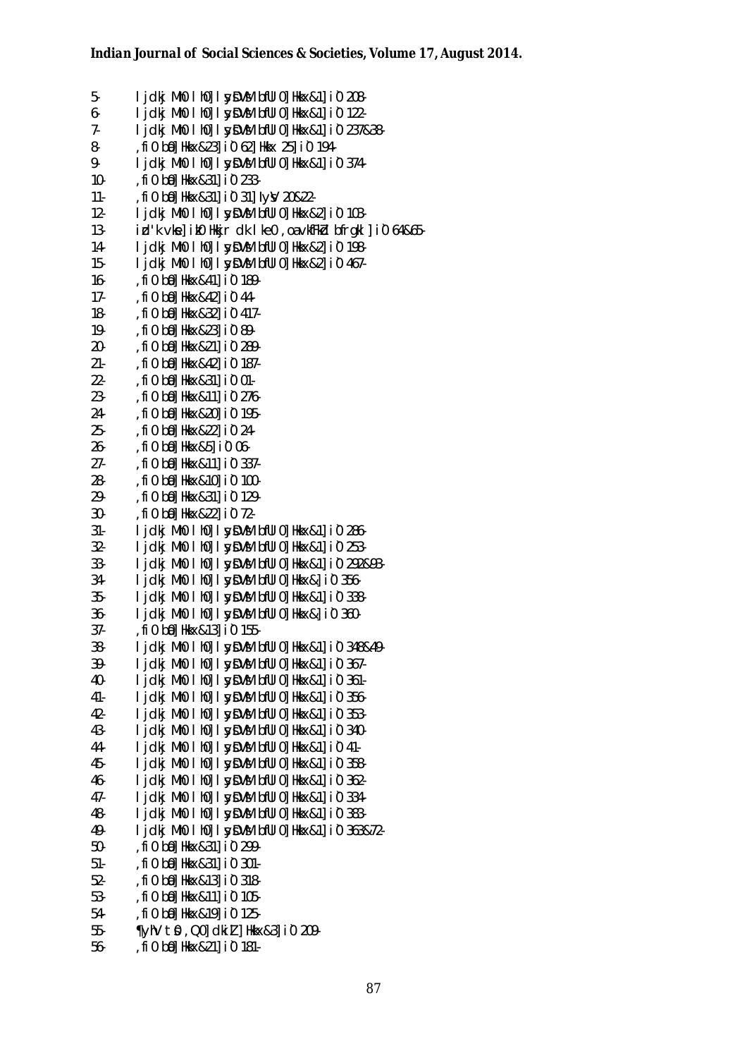5- l jdkj Mk0 l h0] l ysDVsM bfUl 0] Hkkx&1] i`0 208-
6- l jdkj Mk0 l h0] l ysDVsM bfUl 0] Hkkx&1] i`0 122-
7- l jdkj Mk0 l h0] l ysDVsM bfUl 0] Hkkx&1] i`0 237&38-
8- ,fi0 b0] Hkkx&23] i`0 62] Hkkx 25] i`0 194-
9- l jdkj Mk0 l h0] l ysDVsM bfUl 0] Hkkx&1] i`0 374-
10- ,fi0 b0] Hkkx&31] i`0 233-
11- ,fi0 b0] Hkkx&31] i`0 31] lysV 20&22-
12- l jdkj Mk0 l h0] l ysDVsM bfUl 0] Hkkx&2] i`0 103-
13- iz'k vka] ik0 Hkkjr dk l ke0 ,oa vkfFkZd bfrgkl ] i`0 64&65-
14- l jdkj Mk0 l h0] l ysDVsM bfUl 0] Hkkx&2] i`0 198-
15- l jdkj Mk0 l h0] l ysDVsM bfUl 0] Hkkx&2] i`0 467-
16- ,fi0 b0] Hkkx&41] i`0 189-
17- ,fi0 b0] Hkkx&42] i`0 44-
18- ,fi0 b0] Hkkx&32] i`0 417-
19- ,fi0 b0] Hkkx&23] i`0 89-
20- ,fi0 b0] Hkkx&21] i`0 289-
21- ,fi0 b0] Hkkx&42] i`0 187-
22- ,fi0 b0] Hkkx&31] i`0 01-
23- ,fi0 b0] Hkkx&11] i`0 276-
24- ,fi0 b0] Hkkx&20] i`0 195-
25- ,fi0 b0] Hkkx&22] i`0 24-
26- ,fi0 b0] Hkkx&5] i`0 06-
27- ,fi0 b0] Hkkx&11] i`0 337-
28- ,fi0 b0] Hkkx&10] i`0 100-
29- ,fi0 b0] Hkkx&31] i`0 129-
30- ,fi0 b0] Hkkx&22] i`0 72-
31- l jdkj Mk0 l h0] l ysDVsM bfUl 0] Hkkx&1] i`0 286-
32- l jdkj Mk0 l h0] l ysDVsM bfUl 0] Hkkx&1] i`0 253-
33- l jdkj Mk0 l h0] l ysDVsM bfUl 0] Hkkx&1] i`0 292&93-
34- l jdkj Mk0 l h0] l ysDVsM bfUl 0] Hkkx&] i`0 356-
35- l jdkj Mk0 l h0] l ysDVsM bfUl 0] Hkkx&1] i`0 338-
36- l jdkj Mk0 l h0] l ysDVsM bfUl 0] Hkkx&] i`0 360-
37- ,fi0 b0] Hkkx&13] i`0 155-
38- l jdkj Mk0 l h0] l ysDVsM bfUl 0] Hkkx&1] i`0 348&49-
39- l jdkj Mk0 l h0] l ysDVsM bfUl 0] Hkkx&1] i`0 367-
40- l jdkj Mk0 l h0] l ysDVsM bfUl 0] Hkkx&1] i`0 361-
41- l jdkj Mk0 l h0] l ysDVsM bfUl 0] Hkkx&1] i`0 356-
42- l jdkj Mk0 l h0] l ysDVsM bfUl 0] Hkkx&1] i`0 353-
43- l jdkj Mk0 l h0] l ysDVsM bfUl 0] Hkkx&1] i`0 340-
44- l jdkj Mk0 l h0] l ysDVsM bfUl 0] Hkkx&1] i`0 41-
45- l jdkj Mk0 l h0] l ysDVsM bfUl 0] Hkkx&1] i`0 358-
46- l jdkj Mk0 l h0] l ysDVsM bfUl 0] Hkkx&1] i`0 362-
47- l jdkj Mk0 l h0] l ysDVsM bfUl 0] Hkkx&1] i`0 334-
48- l jdkj Mk0 l h0] l ysDVsM bfUl 0] Hkkx&1] i`0 383-
49- l jdkj Mk0 l h0] l ysDVsM bfUl 0] Hkkx&1] i`0 363&72-
50- ,fi0 b0] Hkkx&31] i`0 299-
51- ,fi0 b0] Hkkx&31] i`0 301-
52- ,fi0 b0] Hkkx&13] i`0 318-
53- ,fi0 b0] Hkkx&11] i`0 105-
54- ,fi0 b0] Hkkx&19] i`0 125-
55- ¶yhV tS0 ,Q0] dkiZ] Hkkx&3] i`0 209-
56- ,fi0 b0] Hkkx&21] i`0 181-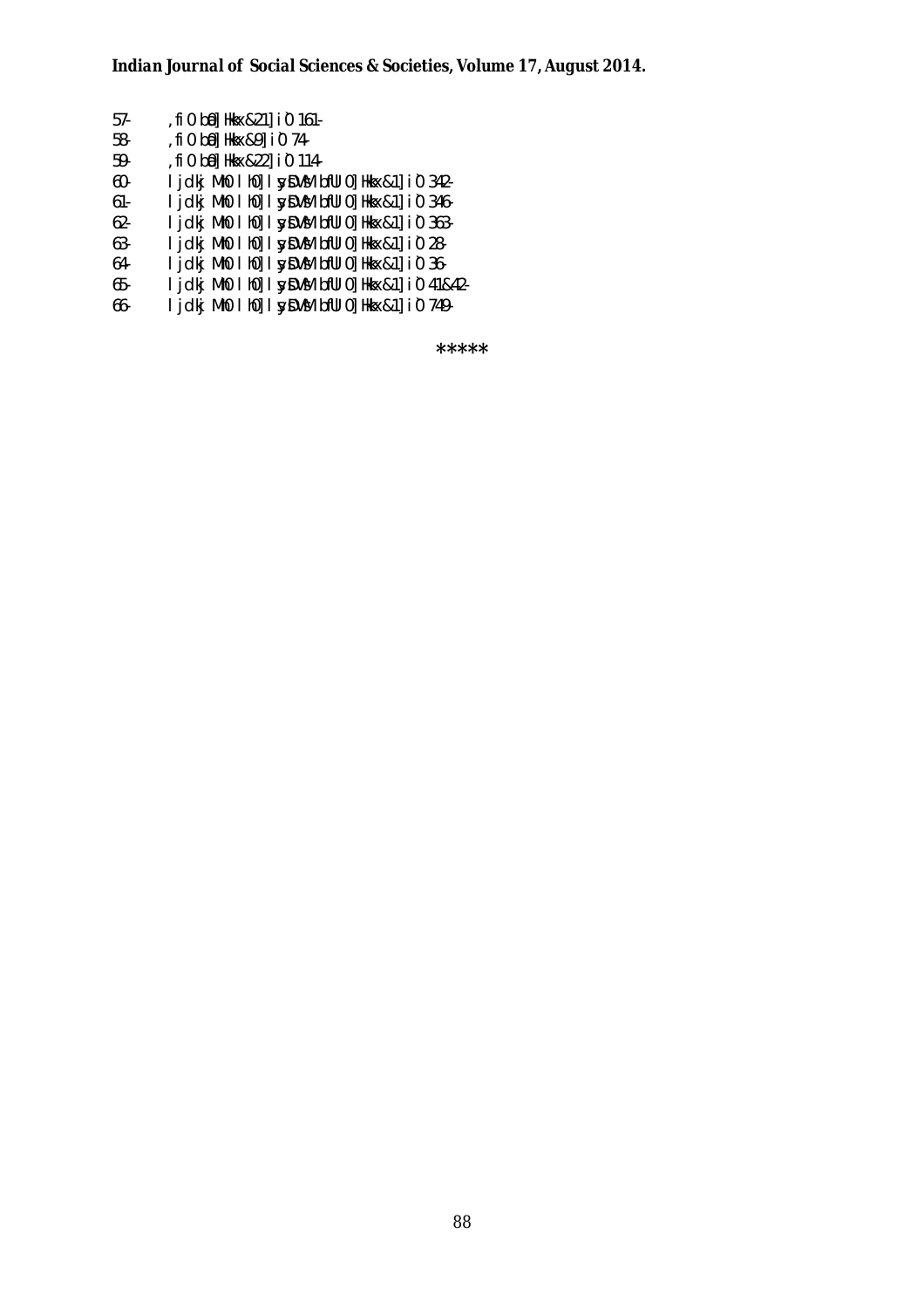57- ,fi0 bā] Hkkx&21] i`0 161-
58- ,fi0 bā] Hkkx&9] i`0 74-
59- ,fi0 bā] Hkkx&22] i`0 114-
60- Ijdkj Mh0 lh0] IysDVsM bfUI0] Hkkx&1] i`0 342-
61- Ijdkj Mh0 lh0] IysDVsM bfUI0] Hkkx&1] i`0 346-
62- Ijdkj Mh0 lh0] IysDVsM bfUI0] Hkkx&1] i`0 363-
63- Ijdkj Mh0 lh0] IysDVsM bfUI0] Hkkx&1] i`0 28-
64- Ijdkj Mh0 lh0] IysDVsM bfUI0] Hkkx&1] i`0 36-
65- Ijdkj Mh0 lh0] IysDVsM bfUI0] Hkkx&1] i`0 41&42-
66- Ijdkj Mh0 lh0] IysDVsM bfUI0] Hkkx&1] i`0 749-

*****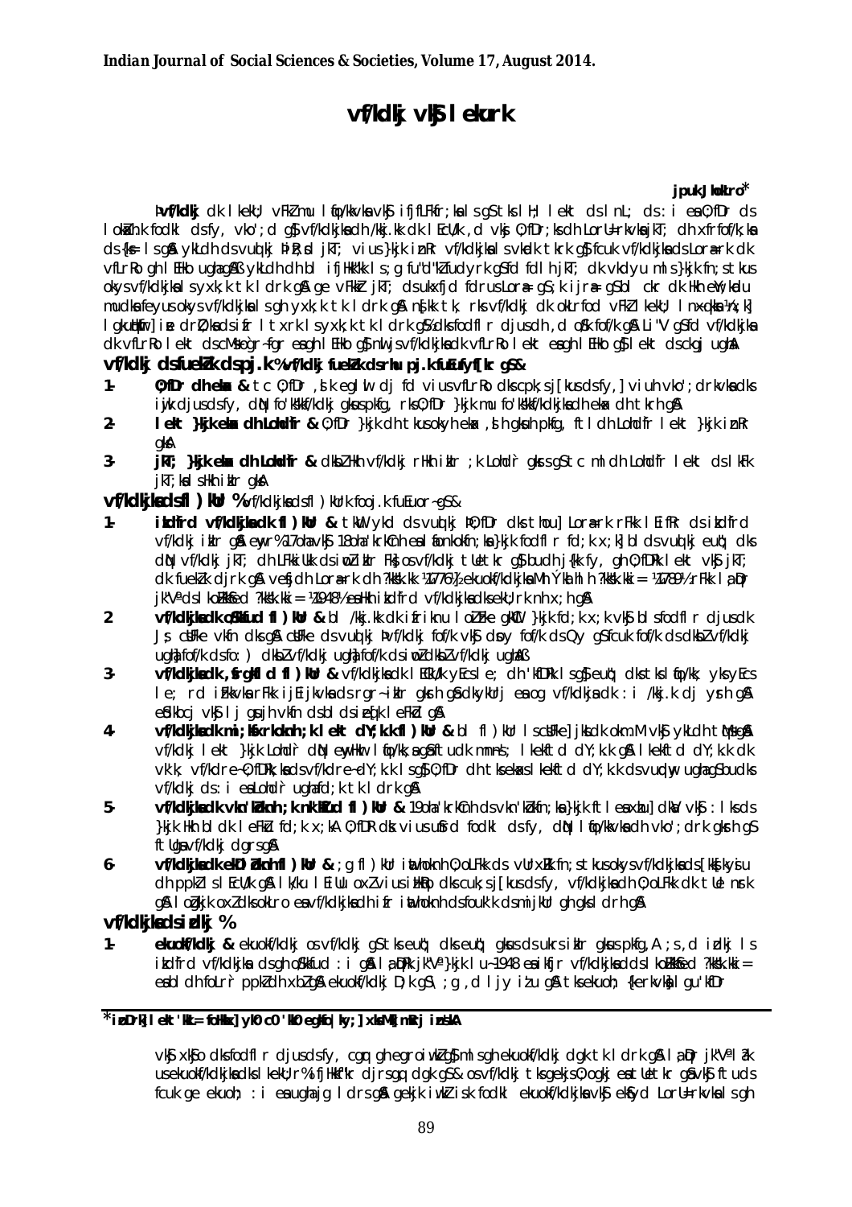# vf/kdkj vkSj lekurk

**jpuk JhokLro***

Þvf/kdkj dk lkekU; vFkZ mu lqfo/kkvksa vkSj ifjfLFkfr;ksa ls gS tks lH; lekt ds lnL; ds :i esa O;fDr ds lokZaxh.k fodkl ds fy, vko';d gS vf/kdkjksa dh /kkj.kk dk lEcU/k ,d vksj O;fDr;ksa dh LorU=rkvksa jkT; dh xfrfof/k;ksa ds {ks= ls gSA ykLdh ds vuqlkj ÞjkT; vius }kjk iznRr vf/kdkjksa ls vkadk tkrk gS fcuk vf/kdkjksa ds Lora=rk dk vfLrRo gh lEHko ugha gSAß ykLdh dh bl ifjHkk"kk ls ;g fu"d"kZ fudyrk gS fd fdlh jkT; dk vkdyu mlds }kjk fn;s tkus okys vf/kdkjksa ls yxk;k tk ldrk gSA ge vFkZ jkT; ds ukxfjd fdrus Lora= gS ;k ijra= gS bl ckr dk Hkh eWY;kadu muds feyus okys vf/kdkjksa ls gh yxk;k tk ldrk gSA n\[kk tk, rks vf/kdkj dk okLrfod vFkZ lkekU; lnxq.kksa ¼U;k;½ lgkuHkwfr½ ije drZO;ksa ds ifr lrxrk ls yxk;k tk ldrk gS xzhu ds fodfl djus dh ,d oS/k fof/k gSA Li"V gS fd vf/kdkjksa dk vfLrRo lekt ds cMs egRoiw.kZ ugha eagh lEHko gS nwljs vf/kdkjksa dk vfLrRo lekt esa gh lEHko gS lekt ds ckgj ugha gSA

## vf/kdkj ds fuekZ.k ds pj.k %vf/kdkj fuekZ.k ds rhu pj.k fuEufyf[kr gS&

1. **O;fDr dh ekax &** tc O;fDr ,sk eglwl djs fd vius vfLrRo dks cpk;s j[kus ds fy, ] viuh vko';drkvksa dks iwjk djus ds fy, dqN fo'ks"k vf/kdkj gksus pkfg, rks O;fDr }kjk mu fo'ks"k vf/kdkjksa dh ekax dh tkrh gSA
2. **lekt }kjk ekax dh Lohd`fr &** O;fDr }kjk dh tkus okyh ekax ,slh gksuh pkfg, ftl dh Lohd`fr lekt }kjk iznRr gksA
3. **jkT; }kjk ekax dh Lohd`fr &** dksbZ Hkh vf/kdkj rHkh iwjk ;k Lohd`r gksrs gS tc ml dh Lohd`fr lekt ds lkFk jkT; ksa lHkh iwjk gksA

## vf/kdkjksa ds fl)kUr %vf/kdkjksa ds fl)kUr fooj.k fuEuor~ gS&

1. **izkd`frd vf/kdkjksa dk fl)kUr &** tkWu ykd ds vuqlkj ÞO;fDr dks thou] Lora=rk rFkk lEifRr ds izkd`frd vf/kdkj izkIr gSA ewyr% 17oha vkSj 18oha 'krkCnh esa lkekftd le>kSrk }kjk fodflr fd;k x;kA bl ds vuqlkj euq"; dks dqN vf/kdkj jkT; dh LFkkiuk ds iwoZ izkIr Fks] os vf/kdkj tUetkr gS bu dh j{kk fy, gh O;fDRk lekt vkSj jkT; dk fuekZ.k djrk gSA vesfjdh Lora=rk dh ?kks"k.kk ¼1776½ ekuo vf/kdkjksa Mh Ýkalhlh ?kks"k.kk= ¼1789½ rFkk la;qDr jk"Va ds lkoZHkkSfed ?kks"k.kk= ¼1948½ esa Hkh izkd`frd vf/kdkjksa dks ekU;rk nh x;h gSA
2. **vf/kdkjksa dk oS/kkfud fl)kUr &** bl /kkj.kk dk ifriknu lo'kZne gkWCl }kjk fd;k x;k vkSj bl s fodflr djus dk Js; csFke vkfn dks gSA csFke ds vuqlkj Þvf/kdkj fof/k vkSj dsoy fof/k ds Qy gS fcuk fof/k ds dksbZ vf/kdkj ugha fof/k ds fo: ) dksbZ vf/kdkj ugha fof/k ds iwoZ dksbZ vf/kdkj ugha gSAß
3. **vf/kdkjksa dk ,frgkfld fl)kUr &** vf/kdkjksa dk lEcU/k yEcs le; dh 'kfDr ls gS] euq"; dks tks lqfo/kk; yks yEcs le; rd izkIr vksj rFkk ijEijkvksa ds rgr~ izkIr gksrh gS dkykUrj esa og vf/kdkjksa dk :i /kkj.k dj ysrh gSA esdkbcj vkSj lj gsujh vkfn bl ds izeq[k leFkZd gSA
4. **vf/kdkjksa dk mi;ksfxrkoknh ;k lekt dY;k.k fl)kUr &** bl fl)kUr ls csFke] jkLdk okWM vkSj ykLdh tqM+s gSA vf/kdkj lekt }kjk Lohd`r dqN ewyHkwr lqfo/kk,a gSa ftu dk mnns'; lkekftd dY;k.k gSA lkekftd dY;k.k dk vk/kkj, vf/kdre~ O;fDr;ksa ds vf/kdre~ dY;k.k ls gS O;fDr dh tks ekax lkekftd dY;k.k ds vuqdwy ugha gS bu ds vf/kdkj ds :i esa Lohd`r ugha fd;k tk ldrk gSA
5. **vf/kdkjksa dk vkn'kZoknh ;k nk'kZfud fl)kUr &** 19oha 'krkCnh ds vkn'kZoknh ;k O;fDr;ksa }kjk ftl esa xzhu dkaV vkSj :Ssks ds }kjk Hkh bl dk leFkZu fd;k x;kA O;fDRk dks vius uSfrd fodkl ds fy, dqN lqfo/kkvksa dh vko';drk gksrh gS ftUgsa vf/kdkj dgrs gSA
6. **vf/kdkjksa dk ekDlZoknh fl)kUr &** ;g fl)kUr iawthoknh O;oLFkk ds vUrxZr fn;s tkus okys vf/kdkjksa ds [kks[kysiu dh ppkZ ls lEcU/k gSA lk;kfu lEiUu oxZ vius ifjJe dks cuk;s j[kus ds fy, vf/kdkjksa dh O;oLFkk dk tUe nsrk gSA lo'kZgkjk oxZ dks okLro esa vf/kdkjksa dh ifr iawthoknh ds fouk'k ds mijkUr gh gks ldrh gSA

## vf/kdkjksa ds izdkj %

1. **ekuoh; vf/kdkj &** ekuoh; vf/kdkj os vf/kdkj gS tks euq"; dks euq"; gksus ds ukrs izkIr gksus pkfg, A ;s ,d izdkj ls izkd`frd vf/kdkjksa dh gh oS/kkfud :i gSA la;qDRk jk"Va }kjk lu~1948 esa ikfjr vf/kdkjksa ds lkoZHkkSfed ?kks"k.kk= esa bl dh foLr`r ppkZ dh xbZ gSA ekuoh; vf/kdkj D;k gS \ ;g ,d ljy iz'u gSA tks ekuoh; {kerkvksa ls gu'kfDr vkSj xq.kks dks fodflr djus ds fy, cgqr gh egroiw.kZ gS mls gh ekuoh; vf/kdkj dgk tk ldrk gSA la;qDr jk"Va la?k us ekuoh; vf/kdkjksa dks lkekU;r% ifjHkkf"kr djrs gq, dgk gS& os vf/kdkj tks gekjs O;ogkj esa tUetkr gS vkSj ftuds fcuk ge ekuoh; :i esa ugha jg ldrs gSA ge kjk iwoZ isz fodkl ekuoh; vf/kdkjksa vkSj ekSfyd LorU=rkvksa ls gh

---

*izoDrk] lekt'kkL= foHkkx] ykW c0 'kk0 egkfo|ky;] xksaM mRrj izns'kA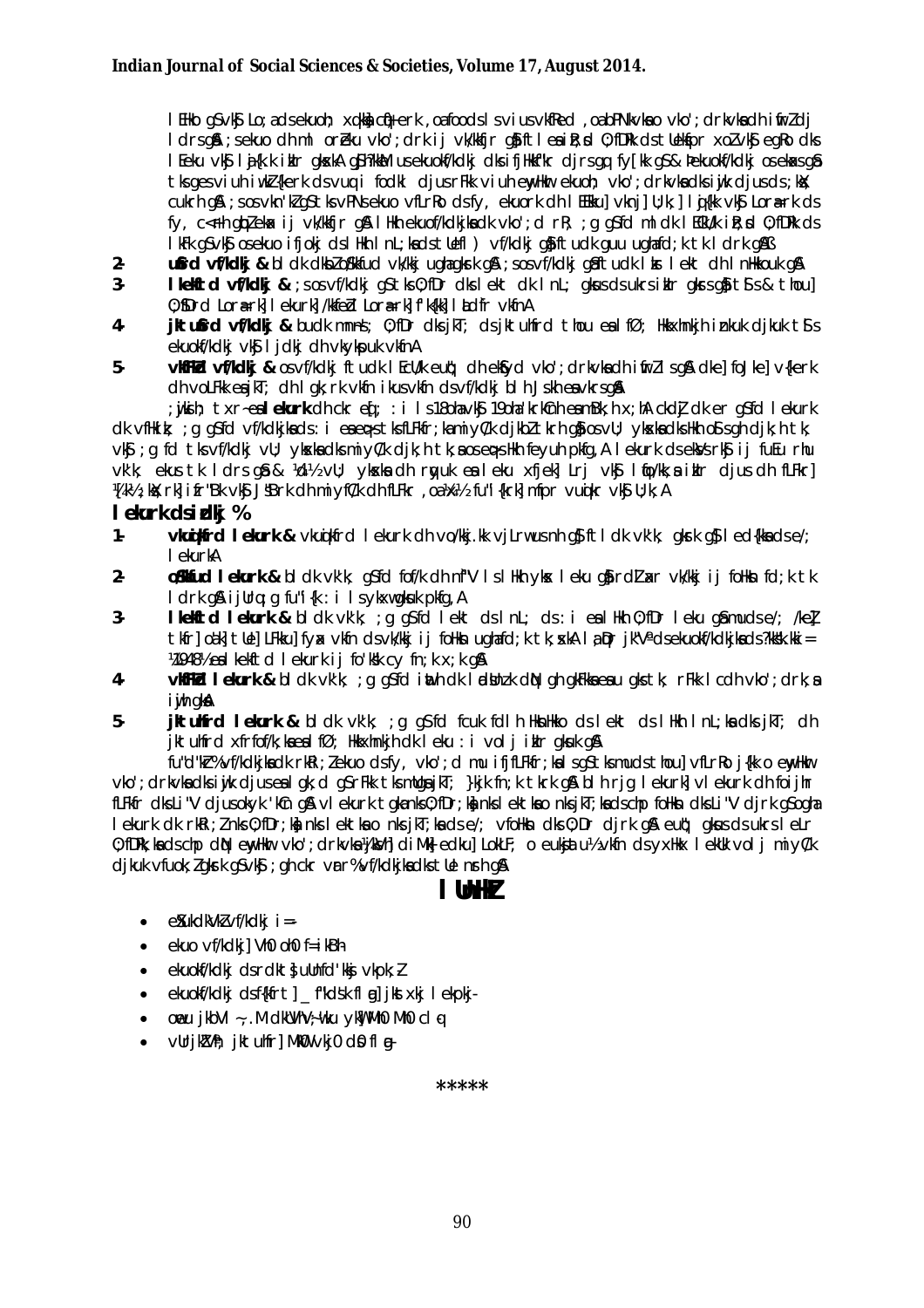lEHko gS vkSj Lo;a ds ekuoh; xq.kksa c<+kus ,oa fodkl s vius vkfRed ,oa bPNkvksa o vko';drkvksa dh iwfrZ dj ldrs gSa ;s ekuo dh mlr orZeku vko';drk ij vk/kkfjr gSa ftl esa iR;sd 0;fDRk ds tUeksapr xoZ vkSj egRo dks lEeku vkSj lja{k.k iznku gksrkA gS ftlesa Ekkuo ds ekuokf/kdkj dks ifjHkkf"kr djrs gq, fy[kk gS & ^ekuokf/kdkj os ekSa gS tks gesa viuh iw.kZ {kerk ds vuq:i fodkl djus rFkk viuh ewyHkwr ekuoh; vko';drkvksa dks iwjk djus ds ;ksX; cukrh gSA ;s os vkn'kZ gSa tks vPNs ekuo vfLrRo ds fy, ekuork dh lEeku] vknj] U;k;] lqj{kk vkSj Lora=rk ds fy, c<+rh gqbZ ekax ij vk/kkfjr gSA lHkh ekuokf/kdkjksa dk vko';d rRo ;g gS fd ml dk lEcU/k iR;sd 0;fDRk ds lkFk gS vkSj os ekuo ifjokj ds lHkh lnL;ksa ds tUefl) vf/kdkj gSa ftudk guu ugha fd;k tk ldrk gSA3

2. **uSfrd vf/kdkj &** bl dk dksbZ oS/kkfud vk/kkj ugha gksrk gSA ;s os vf/kdkj gSa ftudk lEcU/k lekt dh lnHkkouk gSA

3. **lkekftd vf/kdkj &** ;s os vf/kdkj gSa tks 0;fDr dks lekt dk lnL; gksus ds ukrs iznku gksrs gSa tSls & thou] 0;fDrd Lora=rk] lekurk] /kkfeZd Lora=rk] f'k{kk] lEifRr vkfnA

4. **jktuSfrd vf/kdkj &** buds mnns'; 0;fDr dks jkT; ds jktuhfrd thou esa lfØ; Hkkxhnkjh iznku djuk tSls ekuokf/kdkj vkSj lRrk dh vkykspuk vkfnA

5. **vkfFkZd vf/kdkj &** os vf/kdkj ftudk lEcU/k euq"; dh ewyHkwr vko';drkvksa dh iwfrZ ls gSA dke] foJke] v{kerk dh voLFkk esa jkT; dh lgk;rk vkfn ikus vkfn ds vf/kdkj bl Js.kh esa vkrs gSaA

;wjksih; txr~ esa **lekurk** dh ckr eq[; :i ls 18oha vkSj 19oha 'krkCnh esa mBh rFkk ckn dk er gS fd lekurk dk vfHkizk; ;g gS fd vf/kdkjksa ds :i esa eq>s tks fLFkfr;ka miyC/k djkbZ tkrh gSa os vU; yksxksa dks Hkh oSls gh djk;h tk; vkSj ;g fd tks vf/kdkj vU; yksxksa dks miyC/k djk;h tk;sa os eq>s Hkh feyuh pkfg,A lekurk ds eksVs rkSj ij fuEu rhu vk'k; ekus tk ldrs gSa & ¼d½ vU; yksxksa dh rqyuk esa leku xfjek Lrj vkSj lqfo/kk;sa iznku djus dh fLFkfr] ¼[k½ ;ksX;rk ij fo'ks"k vkSj Js"Brk dh miyfC/k dh fLFkfr ,oa ¼x½ fu"i{krk] mfpr vuqikr vkSj U;k;A

## lekurk ds izdkj %

1. **vkuqikfrd lekurk &** vkuqikfrd lekurk dh vo/kkj.kk vjLrw us nh gS ftldk vk'k; gksrk gS leku {kerk ds e/; lekurkA
2. **oS/kkfud lekurk &** bldk vk'k; gS fd fof/k dh n`f"V ls lHkh yksx leku gSa rFkk bZ xr vk/kkj ij foHksn fd;k tk ldrk gSA ijUrq ;g fu"i{k :i ls ykxw gksuk pkfg,A
3. **lkekftd lekurk &** bldk vk'k; ;g gS fd lekt ds lnL; ds :i esa lHkh 0;fDr leku gSa muds e/; /keZ] tkfr] oa'k] tUe LFkku] fyax vkfn ds vk/kkj ij foHksn ugha fd;k tk;sxkA la-jk"Vª ds ekuokf/kdkjksa ds ?kks"k.kki= ¼1948½ esa lkekftd lekurk ij fo'ks"k cy fn;k x;k gSA
4. **vkfFkZd lekurk &** bldk vk'k; ;g gS fd izR;sd dks lEekutud thou thus dk volj gksuk pkfg, rFkk lcdh vko';drk,a iwjh gksaA
5. **jktuhfrd lekurk &** bldk vk'k; ;g gS fd fcuk fdlh HksnHkko ds lekt ds lHkh lnL;ksa dks jkT; dh jktuhfrd xfrfof/k;ksa esa lfØ; Hkkxhnkjh dk leku :i volj iznku gksuk gSA

fu"d"kZ% vf/kdkjksa dk rkRi;Z ekuo ds fy, vko';d mu ifjfLFkfr;ksa ls gS tks mudks thou vfLrRo j{kk o ewyHkwr vko';drkvksa dks iwjk djus esa lgk;d gS rFkk tks mudks jkT; }kjk fn;k tkrk gSA blh rjg lekurk] vlekurk dh foijhr fLFkfr dks Li"V djus okyk 'kCn gSA vlekurk tgka nks 0;fDr;ksa] nks lektksa o nks jkT;ksa ds chp foHksn dks Li"V djrk gS ogha lekurk dk rkRi;Z nks 0;fDr;ksa] nks lektksa o nks jkT;ksa ds e/; vfoHksn dks 0;Dr djrk gSA euq"; gksus ds ukrs leLr 0;fDr;ksa ds chp dqN ewyHkwr vko';drk,¡ ¼Hkkstu] diM+s] edku] LokLF; o euksjatu½ vkfn ds yxHkx leku volj miyC/k djkuk vfuok;Z gksrk gS vkSj ;gh ckr mu vf/kdkjksa dks tUe nsrh gSA

## lUnHkZ

- e?kukFk vkSj vf/kdkj i=
- ekuo vf/kdkj] Vh0 ch0 f=ikBh
- ekuokf/kdkj ds rdkts uUnfd'kksj vkpk;Z
- ekuokf/kdkj ds f{kfrt] _f"kds'k lsu] jkt xkj lekpkj
- ekuo jkbV~ ,.M dkWULVhV~;w'ku ykW MkW0 Mh0 cl q
- vUrjkZ"Vªh; jktuhfr] MkW0 vkj0 ds0 flag

*****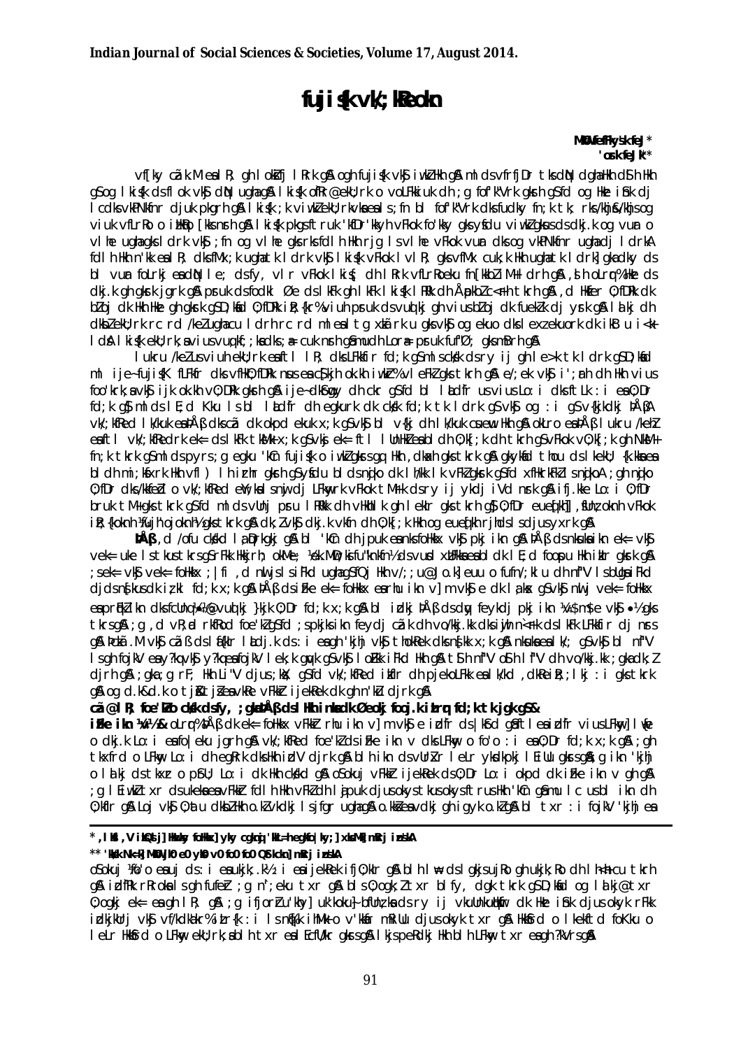# fuji{k vk/;kRedrk

**MkWo eFkqjk yky feJ\***
**'osrk feJ\*\***

vf[ky czãk.M esa lR; gh lokZf/kd lRrk gS vkSj vuqHkwfr gS vkSj gS oSjkX; fuji{k vkSj iw.kZ Hkh gS mlds vfrfjDr tks dqN gS og Hkh dYih Hkh gSo gh lkis{k dh fLFkfr esa vkSj dqN ugha gS lkis{k vFkZ esa vk/kkj ij lehdj.k gS A ,sls esa yksd gh ugha fo'o ds lUnHkZ esa Hkh fopkj dj ys rks vkfRefofgr pkjksa vksj dh lkekftd O;oLFkk ifjfLFkfr;ksa ds vUrxZr gh dke dj jgh gS A bl izdkj dk fu"d"kZ ;g gS fd vkReHkko gh loZJs"B gS A ;g ,d ,slk vkReHkko gS tks O;fDrxr gh ugha vfirq lkekftd ,oa jk"Vªh; Lrj ij Hkh euq"; dks lgh fn'kk nsrk gS A bl nf"Vdks.k ls ;fn ge fopkj djs rks og ,d ,slh ;ksxfØ;k gS tks lHkh ds fy, fgrdj gS A fuji{k vk/;kRedrk dk vFkZ gS oSlh vk/;kRedrk ftlesa fdlh Hkh izdkj dk i{kikr u gks] u dksbZ fo'ks"k /keZ ;k lEiznk; ls tqM+h gks vfirq lHkh ds fy, leku :i ls mi;ksxh gks A ;g vk/;kRedrk euq"; dks vius Hkhrj dh vksj ns[kus dks izsfjr djrh gS rFkk mls vius vkfRed Lo:i dh igpku djkrh gS A

lukru /keZ esa vius eU;rk ds vuqlkj vkRek dh vuqHkwfr gh ije y{; gS A bl ekxZ esa Kku] HkfDr vkSj deZ rhuksa ds leUo; dh ckr dh xbZ gS A HkxonxhrkesaHkh dgk x;k gS fd euq"; dks vius dRrZO; dk ikyu djrs gq, Qy dh bPNk ugha djuh pkfg, A ;gh fu"dke deZ gS tks euq"; dks ca/kuksa ls eqDr djrk gS A vkRek vtj&vej gS] ;g u rks tUe ysrh gS u ej.k dks izkIr gksrh gS A bl izdkj vkRek dh fuR;rk dk Kku gh euq"; dks Hk; ls eqDr djrk gS A

**vkRek** ,d ,slh lÙkk gS tks 'kjhj ls fHkUu gS A ;g 'kjhj esa jgrs gq, Hkh 'kjhj ls ijs gS A vkRek dk Kku gksus ij euq"; dks lkalkfjd nq[k ugha O;kIr gksrs A ;g Kku vuqHko ls izkIr gksrk gS u fd dsoy cqf) ls A vr% vk/;kRe dk ekxZ vuqHko dk ekxZ gS A ;g ,d vR;Ur O;fDrxr ;k=k gS ftlesa izR;sd O;fDr dks Lo;a gh vkxs c<+uk iM+rk gS A xq: dsoy ekxZn'kZu dj ldrk gS] ;k=k rks lk/kd dks Lo;a gh djuh gksrh gS A

## czãk.M esa vkRek dk LFkku

**ijek.kq** vkSj mlds vUnj fLFkr Å¥tkZ dh ckr vkt dk foKku Hkh Lohdkj djrk gS A ;g Å¥tkZ gh og vkfn 'kfDr gS ftlls lEiw.kZ l`f"V dk l`tu gqvk gS A Hkkjrh; n'kZu esa bls czã dgk x;k gS A czã vkSj vkRek esa dksbZ Hksn ugha gS A tks czã gS ogh vkRek gS vkSj tks vkRek gS ogh czã gS A ;gh v}Sr n'kZu dk ewy fl)kUr gS A bl fl)kUr ds vuqlkj lEiw.kZ txr ,d gh rRo dk foLrkj gS A

---

\* ,lksf'k,V izksQslj] Hkwxksy foHkkx] ykyk cgknqj 'kkL=h egkfo|ky;] xksaMk] mRrj izns'kA

\*\* 'kks/k Nk=k] MkW0 jke euksgj yksfg;k v0 fo0 fo0 QStkckn] mRrj izns'kA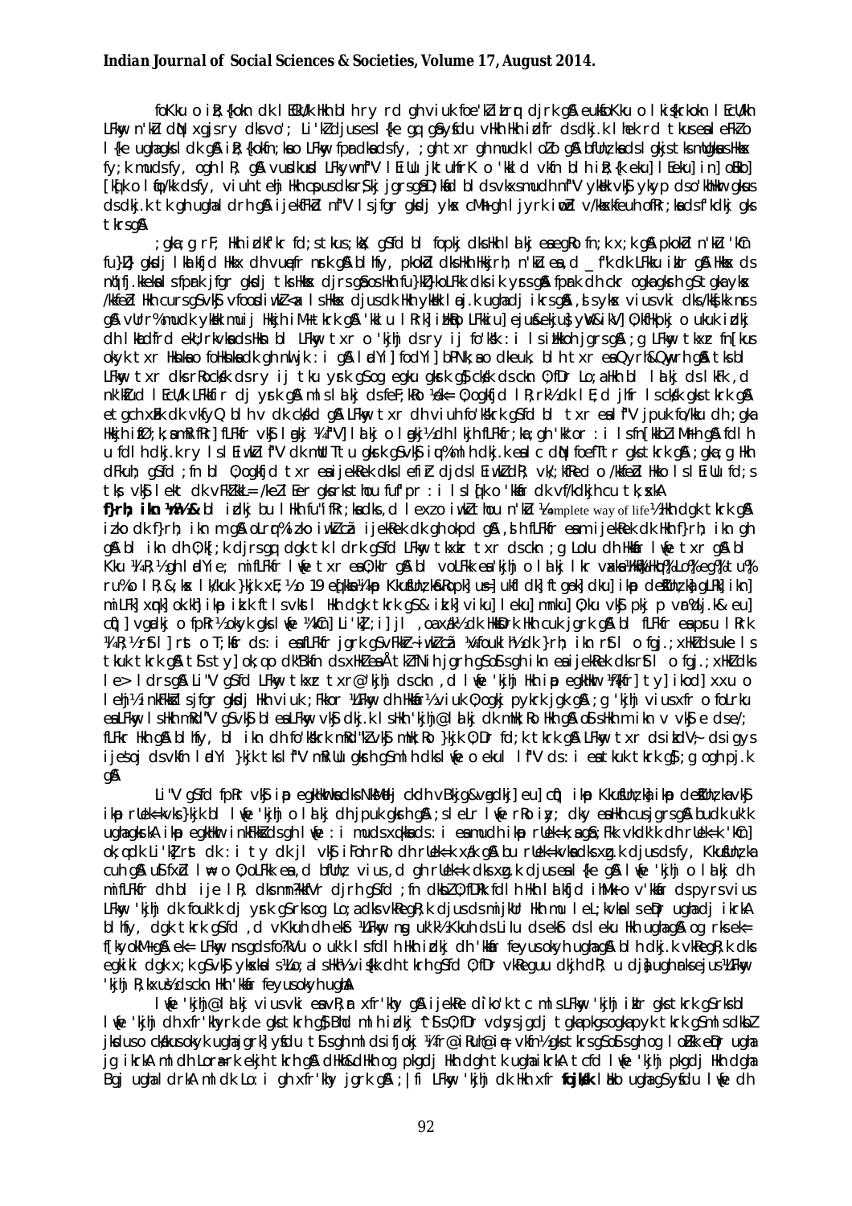foKku o iR;{kokn dk lEcU/k Hkh bl rjg ls gh viuk foe'kZ izLrqr djrk gS A euksfoKku o lkis{krkokn lEcU/kh LFkkiu n'kZu dh Ng fujarjrk dks vo'; Li'V djus esa lgk;d gq, gSa ysfdu vHkh Hkh izdfr ds dkj.k lHkh rd tkus esa leFkZ ugha gSa A fo"k; ds iR;{kokn ls LFkkiu ds ckn dk ek=k ,d gh fu;r tSl h mudh lRrk gS fcyqy dks lgk;rk ls dwMk dks Hkh fy;k mudsfy, ogh lR; gS vuqHkwr LFkyin"V lEcU/ku jktuhfr A o 'kkl d vkfn bl h iR;{k eku] lEeku] in] oSHko [kqcl o lqfo/kk dsfy, vius teh Hkh cpus dksrS;kj jgrs gSa D;ksad bl ds vkxs mudh n"V yksd vkSj ykyp ds o'khHkwr gksus ds dkj.k tk gh ugha ldrh gS A ijekFkZ n"V ls jfgr gksdj yksx cMh gh ljyrk iwoZd v/kkfeZd euh"kh ds fy, gS A tks dkj gks tkrs gSa A

;gka ,d rF; Hkh izdk'k fd;s tkus;ksX; gS fd bl fopkj dks Hkh lakj esa egRo fn;k x;k gS A ckn esa n'kZu fu:f.kr gksdj lkekU; HkkX; dh vuqefr nsrk gS A bl fy, pkokZd dks Hkh Hkkjrh; n'kZu esa ,d _f"k dk LFkku izkIr gS A Hkkjr ds nq[kn i{k esa ls ,d fpUru jfgr gksdj tks Hkkx djrs gSa os Hkh fu:i.k ls ekuo thou dh xfr dh ckr ogka ls ijs gS A fpUru dh cgkj dh bl fopkj/kkjk esa gS A oLrqr% ,d pksjh/kkjk lafo/kku dh tks izLrqr djrk gS vkSj HkkSfrd eqfDr dks cy nsrk gS A mldh dbZ txg ,d HkkSfrdrk gS A bl Lrj ij yksx ,d vkbZ/k iz.kkyh vkSj ,d HkkSfrd ekU;rk dk leFkZu djrs gSa A ,sls ykxksa vius vkidks /kkfeZd nsrs gSa A mUgsa yxrk gS fd ;gk¡ ij dksbZ Hkh ,slh leL;k ugha gS tks ,d gh ekWMy ds ek/;e ls gy dh tk lds A ;g ,d lkekftd eWMy gS fd ;g vkfFkZd o lkekftd ifjorZu ls gksdj gksrs gSa A ;g LFkkiu txr dh lhek rd gS ftldk vFkZ gS lkalkfjd thou A lanHkZ esa uSfrd ewY;ksa dk lEcU/k /keZ o v/;kRe ds LFkkiu txr esa ugha gS A blds lkFk gh ,d vkSj rF; gS fd ;g nksuksa ,d nwljs ds fcuk ugha ekus tk ldrs A

**f}rh; iku ¼ekuo½** & bl izdkj bu lHkh fu"d"kksZa ds ,d lexz iwoZ thou n'kZu ¼complete way of life½ Hkh dgk tkrk gS A izko dk f}rh; iku rn gS A oLrqr% izko iwoZcã ijekRek dk gh okpd gS A ,sh fLFkfr esa mu ijekRek dk Hkh f}rh; iku gh gS A bl iku dh O;k[;k djrs gq, dgk tk ldrk gS fd LFkwy txr dk ckn ;g Lo: i dh Hkkfr lnk gh txr gS A bl Kku ¼R;½ gh ldYie; mifLFkfr lnk txr esa O;kIr gS A bl voLFkk esa 'kjhj o lakj lkr vaxksa ¼Hkw] Hkqo] Lo] eg] tu] ri] lR;½ & ;kx lk/kuk }kjk xEHkhj 19 eq[kksa ¼i.p Kkusfnz;ka] i.p deksZfUnz;ka] ikap izk.k] ekuu] cqf)] fpRr] vgadkj½ okys gksrs gSa A ,dek= ;g LFkwy xkyk gh ,d izkf.k;ksa ds lkFk lEcU/k rF; ls tqMk gS A bl fLFkfr esa puqj fprk ¼eu] cqf)] fpRr] vgadkj½ okyk gksrk gS A bl esa o'khdj.k ds fy, ,d ek=k fpUru gh lcls cM+k lk/ku gS A bl fLFkfr esa lq[k ¼R;½ rFkk ¼nq%[k½ ds e/; ekuo dh n'kk gksrh gS A vkRek lcls m'p jgrk gS tks ifo=rk ,oa iwoZcã ¼foukl h½ dk }kjk n"V ls gh] ,d ijekRek ds lkFk tqM+k tkrk gS A tc ,d ck,a gS tks fd izk.k ds xHkZ esa A tcfd fu;r gS tks gh iku esa ijekRek dk gh lcls LFkwy Lo: i gS A ;g tku ;g lcls vkSj lfBr ds fy, ,d lkFk gS A Li"V gS fd LFkwy txr txr ,d 'kjhj ds ckn gks ,d lfFk 'kjhj ¼vkfRed½ Hkh tks mu gh ijekRek dk ,d tho gS A ;g 'kjhj vius ;gk¡ dh mifLFkfr o l a;eu }kjk ds fy, ,d ,sls ekuo ds ;ksX; gS A ;g ,d LFkwy 'kjhj gh tks vkRek ds fy, ,d mfpr thou txr gS A ,d gh lafFk gks tkus ds lkFk ;g 'kjhj ,d lq[kn vuqHkwfr nsrk gS A blds ckn gh ,d ,slk Lrj izkIr gksrk gS tgka ekuo dsoy ,d Hkko ls gh ;gka vkrk gS A ;g ,d ,slh fLFkfr gS tgka ekuo 'kjhj@ lalkj esa jgrs gq, Hkh iw.kZ vkfRed lq[k dk vuqHko djrk gS A ;g ,d ,slh voLFkk gS tks ,d lq[kh ekuo dh vksj ys tkrh gS A

Li"V gS fd fpRr vkSj iap egkHkwrksa dks NksMdj ckdh vPNkb;k¡ &vgadkj] eu] cqf) iap Kkusfnz;ka] iap deksZfUnz;ka vkSj iap rUek=kvksa }kjk bl lw{e 'kjhj o lakj dh jpuk gksrh gS A ;s lc rRo lw{e rRo iz; ;kx dky esa Hkh cus jgrs gSa A bu dk uk'k ugha gksrk A iap egkHkwr inkFkksZa ds gh lw{e :i mu ds xq.kksa ds :i esa mudh iap rUek=k,a gSa ;Fkk vkdk'k dh rUek=k 'kCn] ok;q dk Li'kZ] rst dk :i] ty dk jl vkSj iFoh rRo dh rUek=k xU/k gS A bu rUek=kvksa dks xq.k djus ds fy, Kkusfnz;ka cuh gSa A ubfUnz; l= o O;oLFkk esa ,d bfUnz; vius ,d gh rUek=k dks xzg.k djus esa l{ke gS A lw{e 'kjhj o lakj dh mifLFkfr dh bl ije lR; dks mn~?kkfVr djrh gS fd ;fn dksbZ O;fDr fdlh Hkh lakfjd ihMk o v'kkfUr ds pyrs vius LFkwy 'kjhj dh foukl'k dj ysrk gS rks og Lo;a dks vkRegR;k djus ds mijkUr Hkh mu leL;kvksa ls eqDr ugha dj ikrk A bl fy, dgk tkrk gS fd ,d vkRek dh ekSr ¼LFkwy ns) uk'k½ Kkuh ds lw{e ds ekSr ds leku Hkh ugha gS A og rks ek= f[kyokM+ gS A ek= LFkwy ns gds fo?kVu o uk'k ls fdlh Hkh izdkj dh 'kkfUr feyuk okyh ugha gS A bl dh dkj.k vkRegR;k dks egkikfi dgk x;k gS vkSj yksxksa dks s¼o;a ls Hkh½ vi{kk dh tkrh gS fd O;fDr vkReguu dkjh dR; u djs ugha rks mu dks eqfDr ¼LFkwy 'kjhj R;kxus½ ds ckn Hkh 'kkfUr feyus okyh ugha A

lw{e 'kjhj@lakj vius vki esa vR;ar xfr'khy gS A ijekRe dh o'k tc ml s LFkwy 'kjhj izkIr gks tkrk gS rks bl lw{e 'kjhj dh xfr'khyrk de gks tkrh gS Bhd ml h izdkj tSls O;fDr vdsys jgdj tgka pkgs ogka pyk tkrk gS ml s dksbZ jksdus okyk ugha jgrk] ysfdu tSls gh ml ds ifjokj ¼fr@ iRuh@ ie= vkfn½ gks tkrs gSa os gh og lhfer gks tkrk gS A ml dh Lora=rk ckf/kr gks tkrh gS A dHkh&dHkh og pkgdj Hkh dgh tk ugha ikrk A tcfd lw{e 'kjhj pkgdj Hkh dgha Bgj ugha ldrk A ml ds Lo:i gh xfr'khy jgrk gS A ;|fi LFkwy 'kjhj dk Hkh xfr **fojks/k** lko ugha gS ysfdu lw{e dh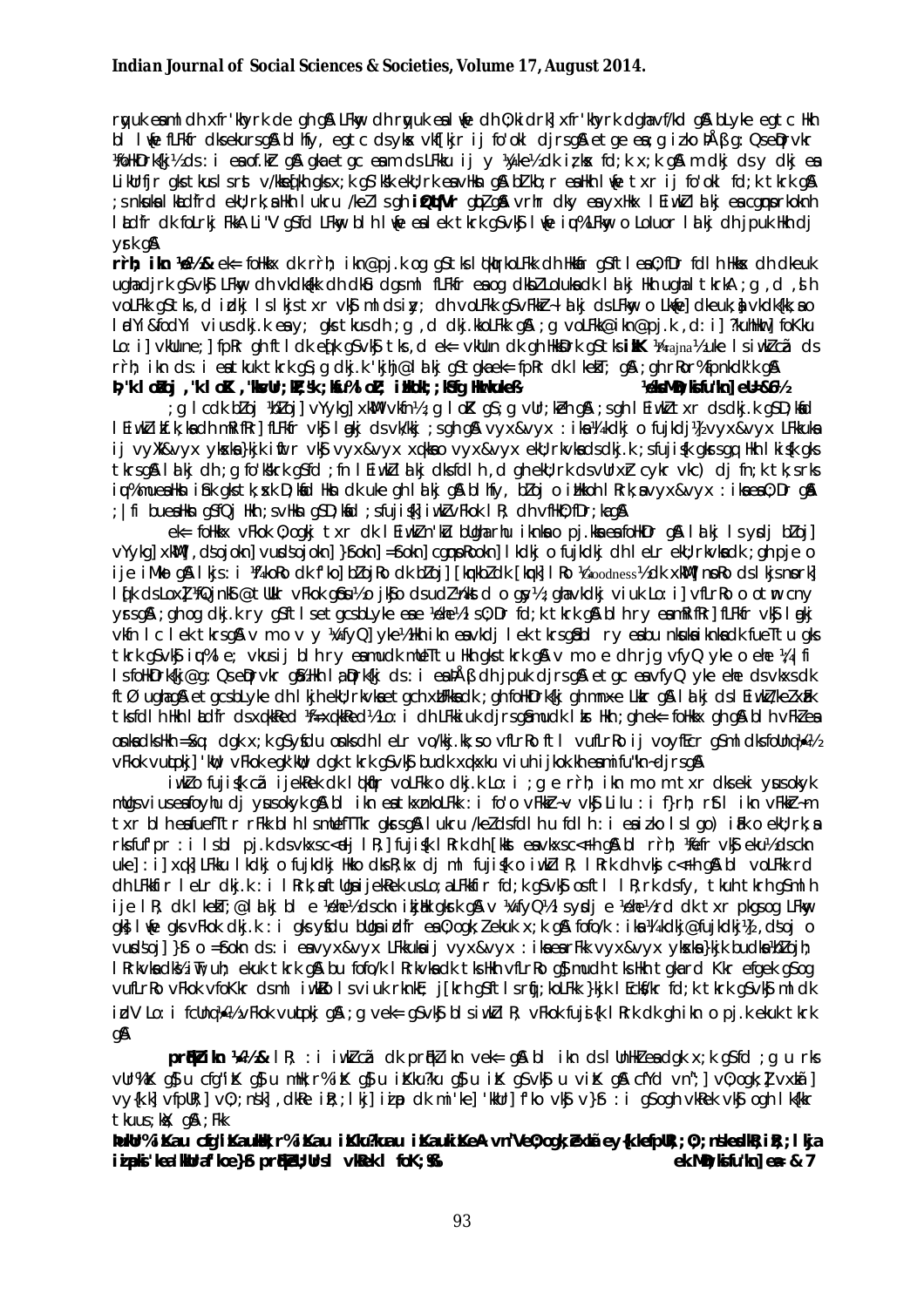ryuk esa mldh xfr'khyrk de gh gS A LFkwy dh ryuk esa lw{e dh O;kidrk] xfr'khyrk dgha vf/kd gS A bLyke egtc Hkh bl lw{e fLFkfr dks ekurs gS A blh fy, egtc ds ykx vkf[kjr ij fo'okl djrs gS A etge es;g izko/kku ß g: Qse Ðrvkr ¼fo'kHkDrk{kj½ ds :i esa ofk.kZ gS A gka egtc esa m ds LFkku ij y ¼yk-ek½ dk iz;ksx fd;k x;k gS A m dk ;s y dkj esa Lirkfjfr gks tkus lsrs v/kksfy[kh gks x;k gS lkfk ekU;rk esa vHkh gS A bZ'ko;r esa Hkh lw{e txr ij fo'okl fd;k tkrk gS A ;s nksuksa lkadfrd ekU;rk,sa Hkh lukru /keZ ls gh iV{kfVr gqbZ gS A vrir dkey esa yxHkx lEiw.kZ lalkj esa cgqpfrokonh lkadfr dk foLrkj FkkA Li'V gS fd LFkwy blh lw{e esa lek tkrk gS vkSj lw{e iq%LFkwy o LoLuor lalkj dh jpuk Hkh djrk gSA

**rr̃h; ikn ¼'kS½&** ek= foHkkx dk rr̃h; ikn@pj.k og gS tks lkÙofrkoLFkk dh Hkkafr gS tks lesfdr fdlh Hkkx dh dkeuk ugha djrk gS vkSj LFkwy dh vkdka{kk dh dksbZ dgs ml fLFkfr esa og dksbZ LoIuksa dk lalkj Hkh ugha lt̀rkA ;g ,d ,slh voLFkk gS tks ,d izdkj ls lkjs txr vkSj ml ds iwjs ; dh voLFkk gS vFkkZr~ lalkj ds LFkwy o lw{e dkeuk }ak vkdka{kk ,so lacYi&fodYi vius dkj.k esa y; gks tkus dh ;g ,d dkj.kkoLFkk gS A ;g voLFkk@ikn@pj.k ,d :i ]?kuhHkwr] foKku Lo:i vkuUne;] fpRr gh ftl dk eq[k gS vkSj tks ,d ek= vkuUn dh HkksDrk gS tks **ikK** ¼prajna½ uke ls iwdkjk tk ds rr̃h; ikn ds :i esa tkuk tkrk gS ;g dkj.k 'kjhj@lalkj gS tgka ek= fpRr dk lkeZ; gS A ;gh rRo r%fpnkdk'k gS A

**b'k lokZZ % ,'k lokZK ,'kks.r;kZE;s'k ;ksfu% loZL; ikHko; ;kS fg HkwrkueA** ¼ek.MwD;ksifu'kn] eU=&6½

;g lcdk bZ'oj ¼bZ'oj] vYykg] xkWM] vkfn½ ;g lokZK gS ;g vUr;kZeh gS A ;sgh lEiw.kZ txr ds dkj.k gS D;kafd lEiw.kZ b.k;kadh mRifRr] fLFkfr vkSj lagkj ds vk/kkj ;sgh gS A vyx&vyx :ikas ¼vkdkj o fujkdkj½ vyx&vyx LFkkuksa ij vyX&vyx ykskas }kjk iwftr vkSj vyx&vyx xqk.kksa o vyx&vyx ekU;rkvksa ds dkj.k ;sfujis{k gks sgq Hkh lkis{k gks tkrs gS A lalkj dh ;g fo'ks"krk gS fd ;fn lEiw.kZ lalkj dks fdlh ,d gh ekU;rk ds vuqlkj cykr vkc) dj fn;k tk,srks iq%mues Hkh ifk gks tk,sx D;kafd Hkh dk uke gh lalkj gS blh fy, bZ'oj o iMkoh lRrk;sa vyx&vyx :ikas esa O;Dr gS A ;| fi bues Hkh gS fQj Hkh ;s vHkh gS D;kafd ;s fujis{k] iwZ vFkok lR; dh vfHkO;fDr;ka gS A

ek= foHkkx vFkok O;ogkj txr dk lEiw.kZ n'kZu bUgha rhu iknksa o pj.kksa esa foHkDr gS A lalkj ls ydj bZ'oj] vYykg] xkWM] ,d'ojokn] vus'ojokn] }Sokn] =Sokn] cgqnsorokn] lkdkj o fujkdkj dh leLr ekU;rkvksa dk ;gh pje o ije iMko gS A lkjs :i ¼"]koRo dk fo'k] bZ'ojRo dk bZ'oj] [kqnk bZ dk [kqnk] lRo ¼goodness½ dk xkWM] nsoRo ds lkjs nsork] lq[k ds Lox] ¼fQjnkS @tUur vFkok gSou½ o jkS o ds udZ ¼nkst d o gsy½ ;gha vkdkj viuk Lo:i] vfLrRo o otwn cny ysrs gS A ;gh og dkj.k r y gS ftls etgcsbLyke esa ¼ehe½ ls O;Dr fd;k tkrk gS A blh ry esa mRifRr] fLFkfr vkSj lagkj vkfn lc lek tkrs gS A v m o v y ¼vfyQ] yke½ Hkh ikn esa vkdj lek tkrs gS A bl ry esa bu nksuksa iknksa dk fuer Tu gks tkrk gS vkSj iq%le; vusdk blh ry esa mudk mnHkT tu Hkh gks tkrk gS A v m o e dh rjg vfyQ yke o ehe ¼/| fi lsfoHkDrk{kj@g: Qse Ðrvkr gS½ Hkh laDrk{kj ds :i esa Åß dh jpuk djrs gS A etgc esa vfyQ yke ehe ds vkxs dk ftØ ugha gS A etgcsbLyke dh lkjh ekU;rkvksa etgch xzUFkksa dk ;gh foHkDrk{kj gh mmxe Lkkr gS A lalkj ds lEiw.kZ/kezxzUFk tks fdlh Hkh lkadfr ds xqkkRed ¼f=xqkkRed½ Lo:i dh LFkkiuk djrs gS mudk lkj Hkh ;gh ek= foHkkx gh gS A blh vFkZ esa osnksa dks Hkh =&q dgk x;k gS ysfdu osnksa dh leLr vo/kkj.kk;sa vfLrRo ftl vuflrRo ij voyfEcr gS ml dks fo'ns"k½ vFkok vuUr] 'kwU; vFkok egk'kwU; dgk tkrk gS vkSj budk xqk.ku viuh ijkoLFkk esa mifu'knksa djrs gS A

iwZ o fujis{k cã ijekRek dk lkÙofr voLFkk o dkj.k Lo:i ;g e rr̃h; ikn m o m txr dks eki ysus okyk mUgs vius esa foyhu dj ysus okyk gS A bl ikn esa tkxzr voLFkk :i fo'o vFkkZr~ vkSj Lilu :i f}rh; rSl ikn vFkkZr~ m txr blh esa fuefTtr rFkk blh ls mUefTtr gks rs gS A lukru /keZ ds fdlh Hkh fdlh :i esa izko lslgo) iRk o ekU;rk;sa rksfuf'pr :i ls bl pj.k ds vkxsc<+ gh lR;] fujis{k lRrk dh [kks esa vkxsc<+rh gS A bl rr̃h; ¼efr vkSj eku½ ds ckn uke] :i] xq.k] LFkku lkdkj o fujkdkj Hkko dks R;kx dj ml fujis{k o iwZ lR;] lRrk dh vkjs c<+rh gS A bl voLFkk rd dh LFkkfir leLr dkj.k :i lRrk;sa ftlus ijekRek us LoZ;a LFkkfir fd;k gS vkSj osftl lR;rk ds fy, tkuh tkrh gS mlh ije lR; dk lkeZ; @lalkj bl e ¼ehe½ ds ckn i;jkk gks tkrk gS A v ¼vfyQ½ l sy dsjs e ¼ehe½ rd dk txr pkgs og LFkwy gks ] lw{e gks vFkok dkj.k :i gks ysfdu bUgha izdfr esa O;ogk;Z ekuk x;k gS A fofo/k :ikas ¼vkdkj@fujkdkj½ ,ds;g o vusd'oj] }S o =Sokn ds :i esa vyx&vyx LFkkuksa ij vyx&vyx :ikas esa rFkk vyx&vyx ykskas }kjk budk ¼bZ'ojh; lRrkvksa dk½ iwtu] ekuk tkrk gS A bu fofo/k lRrkvksa dk tks Hkh vfLrRo gS mudh tks Hkh tgka rd Kkr efgek gS og vuflrRo vFkok vfoKkr ds ml iwZ o ls viuk rkn R; j[krh gS tks lrfu;koLFkk }kjk lEcf/kr fd;k tkrk gS vkSj ml dk izdV Lo:i fcUnq½ vFkok vuUr] gS A ;g vek= gS vkSj bl siwZ lR; vFkok fujis{k lRrk dk gh ikn o pj.k ekuk tkrk gS A

**prqFkZ ikn ¼vek=½&** lR; :i iwZ cã dk prqFkZ ikn vek= gS A bl ikn ds lUnHkZ esa dgk x;k gS fd ;g u rks vUr%izK gS u cfg'izK gS u mHk;r%izK gS u iKku?ku gS u izK gS vkSj u vizK gS A cfYd vn"] vO;ogk;Z] vxzká] vy{k.k] vfpUR;] vO;ns'k] ,dkRe iR;;lkj] izap dk mi'ke] 'kkUr] f'ko vkSj v}Sr :i gS og h vkRek vkSj ogh lk{kkr tkuus;ksX; gS A ;Fkk

**ukUr%izKau cfg%izKau HkS;r%izKau iKku?kua izKau uk izKeA vn'VeO;ogk;ZexzkáeY{k.kefpUR; ,O;ns'keslkRe iR;; lkja izapks'kea 'kkUra f'koe }Sr prqFkZ eU;Urs l vkRek l foK;%AA** ek.MwD;ksifu'kn] eU= & 7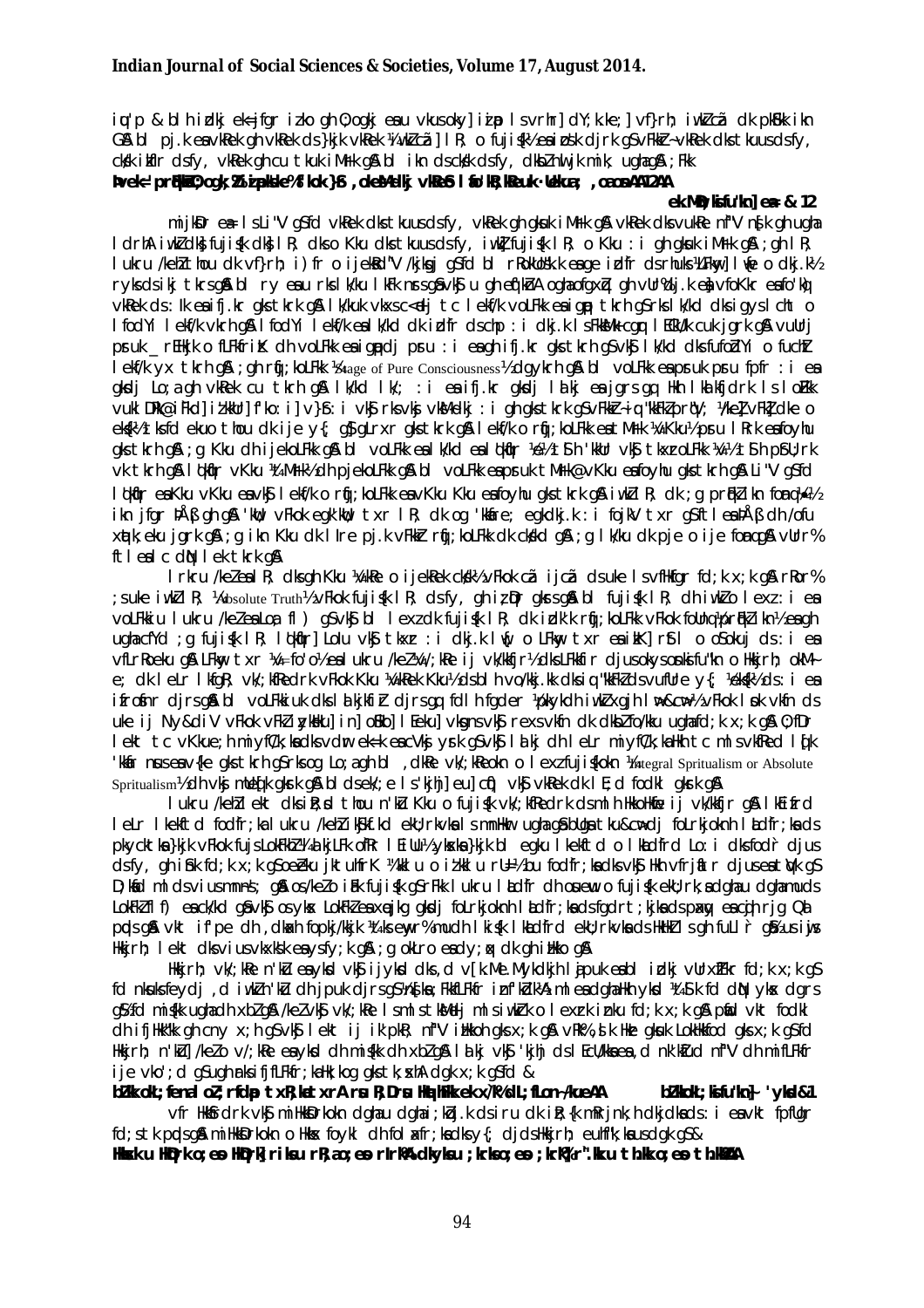iq'p & bl h izdkj ek=jfgr izko gh O;ogkj eau vkusoky] izpp lsvrhr] dY;k.ke;] vf}rh; iwkZczã dh pkSFkk ikn G\$ bl pj.k eavkRek ghvkRekds}kjk vkRek ¼iwkZczã½ lR; o fujis{k½ esiwod djrk gSvFkkZr~vkRek dks tkuusdsfy, ckgk ikfr dsfy, vkRek gh cu tkuk iM+rk g\$ bl ikn dsckgk dsfy, dkbZnwljk mik; ughag\$ ;Fkk

**Þvek= prqFkkZ O;ogk;Z izip&ksi'ke% f'kok }\$r ,oeke vkRek lafo'kR;kRekuk·Reku; ,oeosAAß2AA**

**ek.Mw; kis fu'kn] ea= & 12**

mijkDr ea= lsLi"V gSfd vkRek dks tkuusdsfy, vkRek gh gksuk iM+rk g\$ vkRek dks vuHkfr nf"V n{k gh ugha lcrhA iwkZdks fujis{k dks lR; dks o Kku dks tkuusdsfy, iw.kZfujis{k lR; o Kku : i gh gksuk iM+rk g\$ ;gh lR; lukru /keZ tho dk vf}rh; i)fr ijeked"V /kjksgj gSfd bl rRoKks/k eage izdfr dsrhuks¼Fkw] lw{e o dkj.k½ rylsds ikj tkrsg\$ bl ry eau rks l/kdu lkFk nsrsg\$ vk\$ u gh eu]cf) ogha ofgxzg] gh vUr%dj.k eaj vfoKkr eao'kr vkRek ds:Ik esifj.kr gks tkrk g\$ l/kuk vkxsc<+dj tc lekf/k voLFkk esigqp tkrh gSrks l/kd dks igys lcht o lfodYi lekf/k vkrh g\$ lfodYi lekf/k esl/kd dk izdfr dschp : i dkj.k lsFkksMk+cgq lEcU/k cuk jgrk g\$ vuUrj pruk _rEHkjk o fLFkfriK dh voLFkk esigqp dj pru : i ea gh ifj.kr gks tkrk gSvk\$ l/kd dks fufoZdYi o fuchZ lekf/k yxtkrh g\$ ;gh rqjh; voLFkk ¼Stage of Pure Consciousness½ dgykrh g\$ bl voLFkk esprruk pru fpfr : i ea gksdj Lo;a gh vkRek cu tkrh g\$ l/kd l/k; : i esifj.kr gksdj lkalj esjgrs gq Hkh lkalkfjdrk ls loFkk vuklDr@ifRkd] izkkUr] fo"k;i] v}Sr: i vk\$ rks vk\$ ek?kd] : i gh gks tkrk gSvFkkZr~iq"kkFkZprqV; ¼/keZ] vFkZ] dke o eks{k½ esfd ekuo thou dk ije y{; g\$ gLrxr gks tkrk g\$ lekf/k o rqjh; voLFkk esthM+k ¼Kku½ pru lRrk esfoyhu gks tkrh g\$ ;g Kku dh ijekoLFkk g\$ bl voLFkk esl/kd esl)kfUr ¼e?;Lfh 'kkUr vk\$ tkxr voLFkk ¼e?;Lfh pS;Ur½ vk tkrh g\$ l)kfUr vFkok ¼M+k½ dh pjekoLFkk g\$ bl voLFkk espruk tM+k@vKku esfoyhu gks tkrh g\$ Li"V gSfd l)kfUr esKku vKku esl lekf/k o rqjh; voLFkk esvKku Kku esfoyhu gks tkrk g\$ iwkZ lR; dk ;g prq"Z ikn rqjh;½ ikn jfgr rhÅß gh g\$ 'kkUr vFkok egk'kkUr txr lR; dk og 'kkfare; egkdkj.k : i fojkV txr gSftlesaÅß dh /ofu xqatk;eku jgrk g\$ ;g ikn Kku dk lIre pj.k vFkkZr rqjh;kLFkk dk ckgkd g\$ ;g l/ku dk pje o ije fonq g\$ vUr% ftleal c dN lek tkrk g\$

lrkru /keZ esalR; dks gh Kku ¼vkRe o ijekRek ds/k½ vFkok czã ijczã ds uke lsvfHkfgr fd;k x;k g\$ rRor% ;suke iwkZ lR; ¼Absolute Truth½ vFkok fujis{k lR; dsfy, gh izDr gks s g\$ bl fujis{k lR; dh iwkZ o lexz : i esa voLFkkiu lukru /keZ esaLo;a fl) gS vk\$ bl lexz dk fujis{k lR; dk idk'k rqjh;voLFkk vFkok fuoZ;|rFkZ] ikn½ esagh ughacfYd ;g fujis{k lR; l)kfUr] Lolu vk\$ tkxr : i dkj.k lw{; o LFkwy txr esa ikkl] rfl o oSokuj ds : i esa vfLrRo eku g\$ LFkwy txr ¼=fo'o½ esa lukru /keZ¼/;kRe ij vk/kkfjr½ dks LFkkfir djrus okys onksfu"kn o Hkkjrh; okM~e; dk leLr lkfgR; vk/;kfRedrk vFkok Kku ¼vkRek Kku½ ds bl h vo/kkj.kk dks iq"kfkZ ds vuqfr y{; ¼ek{k½ ds : i esa ifrofnr djrs g\$ bl voLFkk uk dks lalkjh dZ djrs gq, fcu fcgkfr ¼ukykdh iwkZ xgh lw&cw½ vFkok lok vkfn ds uke ij Ny&diV vFkok vFkZ zykHku] in] oSHko] lEeku] vkgns vk\$ rexs vkfn dk dksbZ fo/kku ughafd;k x;k g\$ O;fDr lekt tc vKkue;h miyfC/k;ka dks vdur ek=k eacVkjs yrk gS vk\$ lalkj dh leLr miyfC/k;ka Hkh tc mlsvkfRed l{kk 'kkfar nsusea v{ke gks tkrh gSrks og Lo;a gh bl ,dkRe vk/;kRe okn o lexz fujis{kokn ¼Integral Spritualism or Absolute Spritualism½ dh vk\$ mUeq[k gksrk g\$ bl sek/;e ls'kjhj] eu] cf) vk\$ vkRek dk lE;d fodkl gksrk g\$

lukru /keZ lekt dks ik;d thou n'kZu Kku o fujis{k vk/;kfRedrk ds mlh HkkoHkfe ij vk/kkfjr g\$ lkEifrd lelr lkekftd fodfr;ka lukru /keZ i;kFkZ;kd ek;rkvka ls mnHkw ughag\$ blds ctk;u&cw+dj fo"krk;kokn lhadfr;ka ds pkcktka}kjk vFkok fujs LokFkZ ¼alkjLFk ofRr lEcU/h½ yksxka }kjk bl egku lkekftd o lkadfrd Lo:i dks fodr djus dsfy, gh iSnk fd;k x;k gS oe[ZLku jkrufrK ¼kklu o izkklu rU=½ bu fodfr;ka dks vk\$ Hkh vfrjtr djusea tVqk gS D;kfd mlds viusmnn\$; g\$ os/keZ o iFk fujis{k gSrFkk lukru lLdfr dh oserzkw o fujis{k ek;rk;sa dk ghau dk gha mudk LokFkZ fl) eack/kd g\$ vk\$ os ykxs LokFkZ ea xejkg gkdj folrk;okn lLdfr;ka ds fgdrt;kjka ds pxay eaiQ a rg Qa pdsg\$ vkt if'pe dh ,dkdh fopkj/kkjk ¼keyr% mudh lkis{k lLdfr ek;rkvka ds HkkSfrd sgh fulr gS½ us iwjs Hkkjrh; lekt dks viusvkxks'k eaysfy;k g\$ ;g oktro eadq;}u dk gh ifj.kke g\$

Hkkjrh; vk/;kRe n'kZu eaykd vk\$ ijykd dks ,d vf[k.M ,dkdkjh lajpuk esa bl izdkj vUrxZfkr fd;k x;k gS fd nksuks feydj ,d iwkZ n'kZu dh jpuk djrs gS;Fkk ds; Fkkfrf izf'kZk'A mlea dgha Hkh ykd ¼Sk fd dN ykx dgrs gS½ fd mis{kk ughadh x bZ g\$ /keZ vk\$ vk/;kRe lsmlsatkhMkhj mlsiwkZ cuk o lexz k izku fd;k x;k g\$ p;fd vkt fodkl dh ifjHkk"kk gh cny x;h gSvk\$ lekt ij iwkZ pkR; nf"V iHkkoh gks x;k g\$ vFk%,sk Hkh gksuk LokHkfod gks x;k gSfd Hkkjrh; n'kZu /keZ o v/;kRe eaykd dh mis{kk dh x bZ g\$ lalkj vk\$ 'kjhj ds lEcU/k esa ,d nk'kfud nf"V dh mifLFkfr ije vko';d gS ugh nksifjfLFkfr;ka Hkh, kog gks tk; xhA dgk x;k gSfd &

**bZ'kkokL;feneal oZ;rfdap txR;katxrA rsu R;Drsu HkqthFkk ek x`/k% dL; fLon~/kueAA** **bZ'kkokL;ksifu"kn]~ 'yksd&1**

vfr HkkSfrdrk vk\$ mi HkkSDrkokn dgha u dgha ;k)j.k ds iru dk iFk {k mRrjnk;h dkjdka ds : i eavkt fpfUgr fd;s tk pqds g\$ mi HkkSDrkokn o Hkks foykl dh folaxfr;ka dsy{; djds Hkkjrh; euhf"k;ka us dgk gS &

**Hkksx u HkqDrk o;eo HkqDrk% riks u rIr; ao;eo rIrk% dkyksu ;krk o;eo ;krk% r".kk u th.kk o;eo th.kkAA**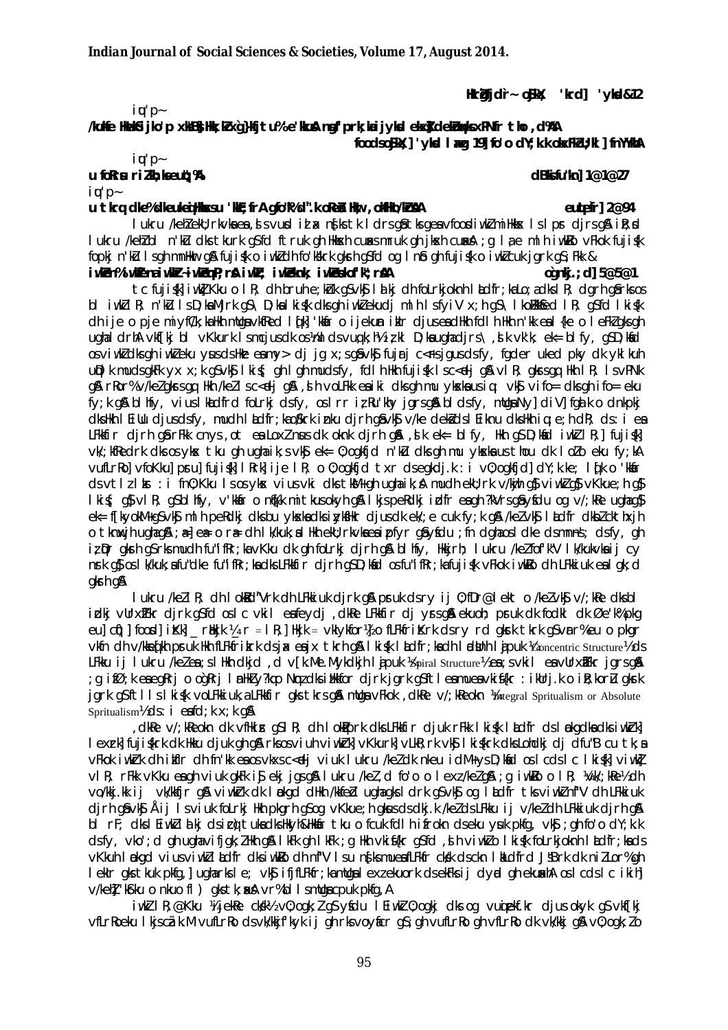Hkr`Zgfj dr`~ oSjkX; 'krd] 'yksd&12

iqu'p~

/kuke HkkokS jko'p xkSj.kkH;kZ xq.kkfj tu% e'kkuA nsgf'prk;ka ijyksd ekxsZ deZkuqxks xPNfr tho ,d%AA

foodsl.kMkef.k] 'yksd la[;k 19] fo'o dY;k.k izdk'ku] ubZ fnYyhAA

iqu'p~

u foRrsu riZ.kh;ks euq";%A dBksifu"kn] 1@1@27

iq'p~

u tkrq dke% dkekuke qi Hkksxsu 'kkE;fr A gfo"kk d".k oRekZo Hkw; ,oksfHko/kZrsAA euqLe`fr] 2@94

lukru /keZ ekuo tkfr dk vuUr eaxy ,oa vuUr izxfr n'kZkus dk lkj gS tks ge vkfo"dkj djsa mi Hkksx ls lpp djrs gSA iR;sd lukru /keZ ds n'kZu dks tkuuk gksfd ftu dh lHkh cU/kuksa mruk gh jks x cU/kuA ;g laUnHkZ mlh iwoZ vFkok fujis{k fopkj n'kZu lsgh mnHkko gS A fujis{k o iwoZ dh fo'ks"krk gksrk gS fd og lnSo gh fujis{k o iwoZ cuk jgrk gS; Fkk &

iw.kZen% iw.kZfena iw.kkZRiw.kZeqnP;rsA iw.kZL; iw.kZeknk; iw.kZesokof"k";rsAA o`gnkj.;d] 5&5&1

tc fujis{k] iw.kZ Kku o lR; dh brus me;kZn k gS vkSj lkis{k dh foLrkjoknh izd`fr; ka Lo;a dks lR; dgrh gSa rks os bl iw.kZ lR; n'kZu ls D;ksa Mjrs gS\ D;ksa ikis{k dks gh iw.kZ ekudj mlh ls fyiVs x;h gS\ lkoZHkkSfed lR; gS fd lkis{k dh ije o pje miyfC/k ;ksa Hkh mudks vkfRed l[k 'kkfUr o ijekuan iznr djus esa Hkh lfk Hkh n'kZu esa {ke o leFkZ gks gh ugha ldrhA vkf[kj bl vKkurk ls mcj djus ds os'khdj ds vuqcU/k] ';;ZH=; D;ksa ugha djrs\ ,sk vk'k; ek= bl fy, gS D;ksafd os iw.kZ dks gh iw.kZ eku ys us ds Hk; esa my> dj jg x;s gS vkSj fujUrj c<+rs jgus dks fy, bfder ukea pky dk ykHk iku uD;k mudsgkFk yx x;k gS vkSj lkis{k gh lgh mudsfy, fdlh Hkh fujis{k ls c<+dj gS vlR; gks sgq; Hkh lsvPNk gS rRo%/keZ gks sgq Hkh /keZ ls c<+dj gS ,slh vo/kkj.kk esa iki dks gh mu yksxksa us iq; vkSj vifo= dks gh ifo= eku fy;k gSA blfy, vius lkaLd`frd foLrkj dsfy, os lrr iz;Ru'khy jgrs gSa blfy, mudks Ny] diV] fgalk o dnkpkj dks Hkh lEiUu djus dsfy, mudh laLd`fr; ka mfpr izeku djrh gSa vkSj /keZ dks ekudj bl Hkkon dks Hkh iq.; eku ldrs gSa ds i ea LFkkfir djrh gSa rFkk cnys ,ot esa Loxz nsus dk oknk djrh gSA ,sls ek= blfy, Hkh gS D;ksafd iw.kZ lR;] fujis{k] vk/;kfRed dks os ykx tku gh ugha ik;s vkSj ek= O;ogkfjd n'kZu dks gh mu yksxksa us thou dk lo'kZ eku fy;kA vuUrRo] vfoKku] pru] fujis{k] lRrk] ije lR; o O;ogkfjd txr dsegkdj.k : i vO;ogkfjd] dY;k.ke; l[k o 'kkfUr ds vtlz lksr : i fnO; Kku ls os ykx viusvki dks tksM+ gh ugha ik;sA mudh ekU;rk /kfyqn gS vkSj iw.kZ gS vKkue; h gS lkis{k gS vlR; gS blfy, v'kkfUr o nq%[k mi tkus okyh gS A lkjs pe Rdkj izd`fr esa gh ?kVrs gSa vksj os fdlu og v/;kRe ugha gS ek= f[kyokM+ gSa vkSj mlh pe Rdkj dks bu yksxksa dks iz;ksx djus dk ek/;e cuk fy;k gSA /keZ vkSj lkalkd fr dk lcdk tkx jh o tknwxjh ugha gSA ;a= ea= o ra= dh lk/kuk,a Hkh ekU;rk esa iz;fr gS ;sfdu ;fn dg hoa ds lnke ds mnn"Hb; dsfy, gh izd`r gks rh gS rks mudh fu"fRr;ka vKku dk gh foLrkj djrh gSA blfy, Hkkjrh; lukru /keZ fo'o lk/kukvksa ij cy nsrk gS os lk/kuk;sa fu"dke fu"fRr;ka dks LFkkfir djrh gS D;ksafd os fu"fRr;ka fujis{k vFkok iw.kZ dh LFkkiuk esa lgk;d gksrh gSA

lukru /keZ lR; dh ok.kh dk vfLrRo dh LFkkiuk djrk gS A pruk ds rRo ij O;fDr@lekt o /keZ vkSj v/;kRe dks bl izdkj vUrfuZfgr djrk gS fd os lc vkil esa feydj ,dkRe LFkkfir dj ysrs gSA ekuo; pruk dk fodkl dk Øe 'kZ% pkg eu] cqf)] foosd] izKk] _rEHkjk ¼r = lR;] Hkjk = vkRykfor½ o fLFkrizKrk ds rRo rd gksrk tkrk gS vkSj var% eu o pkgr vkfn dh v/kks[kh pruk Hkh fLFkrizKrk ds jax esa jax tkrh gSA lkis{k laLd`fr; ksa dh laidzLFkh lajpuk ¼concentric Structure½ ds LFkku ij lukru /keZ esa ,slh Hkh dkjd ,d v[k.M Mlykdkjh lajpuk ¼spiral Structure½ esa ;s vkil esa vUrfuZfgr jgrs gSA ;g ifØ;k eae gRrj o cg̃Rrj lmHkkZ y?kqp Nqnz dks izHkkfor djrk jgrk gS tSls lemnz esa vkis{kr : ikUrj.k o iR;korZu gksrk jgrk gS tSls lkis{k vo LFkkiuk,a LFkkfir gks tkrs gSA mudk vFkok ,dkRe v/;kRe okn ¼Integral Spritualism or Absolute Spritualism½ ds : i esa fd;k x;k gSA

,dkRe v/;kRe okn dk vfHkizk; gS lR; dh ok.kh dks LFkkfir djuk rFkk lkis{k laLd`fr ds laxgdksa dks iw.kZ] lexrk] fujis{krk dk Hkku djuk gh gSA rks os viuh iw.kZ] vKkurk] vLkR;rk vkSj lkis{krk dks Lohdkj dj ufu"B cu tk;sa vFkok iw.kZ dh iR;r dh fn'kk esa os vkxs c<+sj viuh lukru /keZ dk nkeu idM+ ys D;ksafd os lc dsl c lkis{k] viw.kZ vlR; rFkk vKku esa gh viuk gkFk iS ekj jgs gSA lukru /keZ] ;d fo'o o lexz /keZ gSA ;g iw.kZ o lR; ¼vk/;kRe½ dh vo/kkj.kk ij vk/kkfjr gS A iw.kZ dk lokxhZ dk lH;w Hkh /kkfeZ ugha gks ldrk gS vkSj og lalkd fr tks iw.kZ n"f"V dh LFkkiuk djrh gS vkSj Åij ls viuk foLrkj Hkh pkgrh gS og vKkue; h gks us ds dkj.k /keZ ds LFkku ij /keZ dh LFkkiuk djrh gSA bl rF; dks lEiw.kZ lkis{k ds izcq) tuksa dks Hkyh&Hkkafr tku o cfuk fdlh ifrokn ds eku yuk pkfg, vkSj ;gh fo'o dY;k.k dsfy, vko';d gh ugha vifjgk;Z Hkh gSA lkFk gh lkFk ;g Hkh vkis{kr gS fd ,sh vi w.kZ o lkis{k foLrkjoknh laLd`fr;ksa dks vKkuh lakgd vius iw.kZ laLd`fr dks iw.kZ o dh n"f"V ls u ns[ks mu esa fLFkfr cks/k ds cnys lkaLd`frd J"Brk dk nizLor% gh lekIr gks tkuk pkfg,] ugha rks le; vkSj ifjfLFkfr;ka mudks u exzekuorkd s ekfxs ij dyad gh ekusaxhA os lc dsl c ikiī v/keZ] "kfo"ku o nkuo fl) gks tk,saxsA vr% bl s mudks mcpuk pkfg,A

iw.kZ lR; @ Kku ¼;Fkkfe cks/k½ vO;ogk;Z gS ysfdu lEiw.kZ O;ogkj dks og vuqizkf.kr djrs okyk gS vkf[kj vfLrRo eku lkjs cz.M vfLrRo ds vk/kkj f'kyk ij gh rks vo;fr gS ;gh vuUrRo gh vfLrRo dk vk/kkj gSA vO;ogk;Z o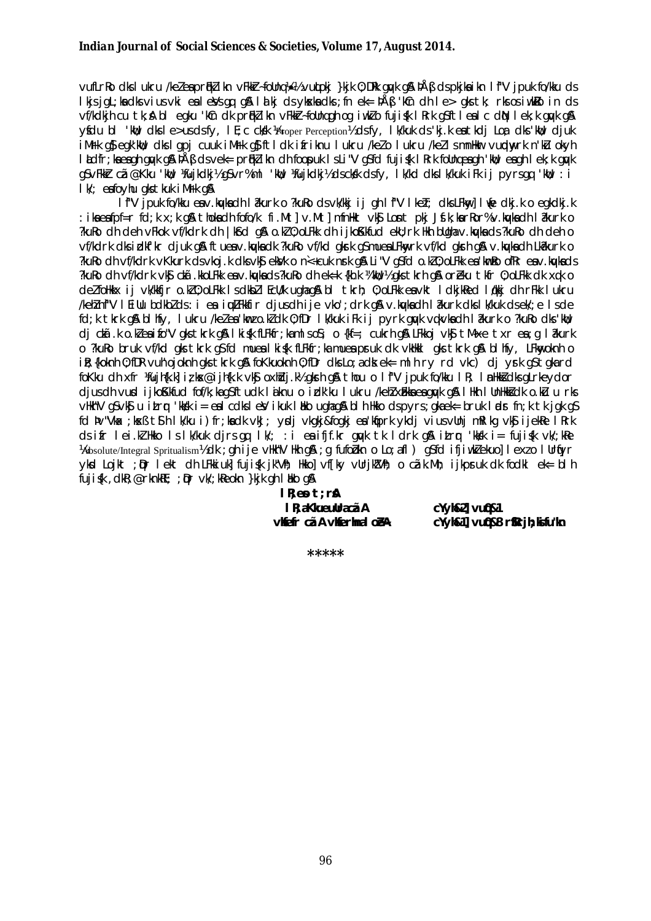vufLrRo dks lukru /keZ esa prqFkZ lkn vFkkZr~ fo'kq)&%vtUek }kjk O;Dr gqvk gSA Hkkjr ds pkjksa ikn lf"V jpuk fo/kku ds lkjs jgL;ksa dks vius vki esa lesVs gq, gSA lalkj ds yksxksa dks ;fn ek= Hkkjr 'kCn dh le> gks tk, rks os iwjs o in ds vf/kdkjh cu tk;sA bl egku 'kCn dk prqFkZ lkn vFkkZr~ fo'kq) gh og iwjk o fujis{k lRrk gS ftlesa lc dN lek;k gqvk gSA ysfdu bl 'kCn dks le>us dsfy, lE;c cks/k ¼Proper Perception½ dsfy, lk/kuk ds 'kj.k esa tkdj Lo;a dks 'kq) djuk iM+rk gS egk'kq) dks lgpj cuuk iM+rk gS ftlds ifjiw.kZ lukru /keZ o lukru /keZ ls mnHkwr vuqHkwfr n'kZ okyh lLdfr;ksa esa gh gqvk gSA Hkkjr ds vek= prqFkZ lkn dh foospuk ls Li"V gS fd fujis{k lRrk gh fo'kq) esa gh 'kq) esa gh lek;k gqvk gS vFkkZr cã @Kku 'kq) ¼fujkdkj½ gS vr% ml 'kq) ¼fujkdkj½ ds cks/k dsfy, lk/kd dks lk/kuk iFk ij pyrs gq, 'kq) :i lk/; esa foyhu gks tkuk iM+rk gSA

lf"V jpuk fo/kku esa v.kqvksa dh lajkurk o ?kuRo ds vk/kkj ij gh lf"V lkexz; dks LFkwy] lw{e dkj.k o egkdkj.k :iksa esa pfp=r fd;k x;k gSA thoksa dh fofo/k fi.Mt] v.Mt] mfnHkt vkSj Lonst pkj Js.kh;ksa rFkk rRo %v.kqvksa dh lajkurk o ?kuRo dh deh vFkok vf/kdrk dh |kSfd gSA o.kZ O;oLFkk dh ijkoSKkfud ekU;rk Hkh bUgha v.kqvksa ds ?kuRo dh deh o vf/kdrk dks idkf'kr djuk gSA tu esa v.kqvksa dk ?kuRo vf/kd gksrk gS mu esa LFkwyrk vf/kd gksrh gSA v.kqvksa dh LFkkurk o ?kuRo dh vf/kdrk vKkurk ds vkoj.k dks vkSj ek/kk o n`<rk nsrk gSA Li"V gS fd o.kZ O;oLFkk esa 'kwnzks dh fLFkfr esa v.kqvksa ds ?kuRo dh vf/kdrk vkSj cã .kkoLFkk esa v.kqvksa ds ?kuRo dh ek=k {kh.k ¼'kq)½ gks tkrh gSA oreZku tkfr O;oLFkk dk xq.k o deZ foHkkx ij vk/kkfjr o.kZ O;oLFkk ls dksbZ lEcU/k ugha gSA bl tkrh; O;oLFkk esa vkt lkdjkRed lq/kkj dh rFkk lukru /keZ dh lf"V lEcU/k bdkbZ ds :i esa iqu% LFkkfir djus dh ijeko';drk gSA v.kqvksa dh lajkurk dks lk/kuk ds ek/;e ls de fd;k tkrk gS bl fy, lukru /keZ esa 'kwnz o.kZ dk O;fDr lk/kuk iFk ij pyrk gqvk v.kqvksa dh lajkurk o ?kuRo dks 'kq) dj cã .k o.kZ esa ifo"V gks tkrk gSA lkis{k fLFkfr;ksa ml soS'; o {kf=; cukrh gSA LFkkoj vkSj tM+ e txr esa ;g lajkurk o ?kuRo bruk vf/kd gks tkrk gS fd mu esa lkis{k fLFkfr;ksa mu esa psruk dk vkHkkl gks tkrk gSA blfy, LFkwyoknh o iR;{koknh O;fDr vuh'ojoknh gks tkrk gSA foKkuoknh O;fDr dks Lo;a dks ek= mlh ry rd vkc) dj ysrk gS tgka rd foKku dh xfr ¼fujh{k.k] iz;ksx@ijh{k.k vkSj oxhZdj.k½ gksrh gSA thou o lf"V jpuk fo/kku lR; lmHkkZ dks gLrkeyd vkor djus dh vusd ijkoSKkfud fof/k;ka gSa tu dk lakku o izdk'ku lukru /keZ xzUFkksa esa gqvk gSA lHkh lUnHkksZ dk o.kZu rks vHkh"V gS vkSj u izLrqr 'kks/k i= esa lcdks lesV ikuk lEHko ugha gSA blh Hkko ds pyrs gka ek= bruk lds fn;k tk jgk gS fd Hv"Vka ;ksx] tSlh lk/ku i)fr;ksa dk vkJ; ysdj vkgkj&fogkj esa 'kqfprk ykdj vius vUnj mRr'kk vkSj ijekRe lRrk ds ifr lei.kZ Hkko ls lk/kuk djrs gq, lk/; :i esa ifjf.kr gqvk tk ldrk gSA izLrqr 'kks/k i= fujis{k vk/;kfRe ¼Absolute/Integral Spritualism½ dk ;gh ije vHkh"V Hkh gSA ;g fuf"dkn o Lo;afl) gS fd ifjiw.kZ ekuo] lexz o lEiwfr ykd Lojkt ;k fr lekt dh LFkkiuk] fujis{k jk"Vª; Hkko] vf[ky vUrjk"Vª; o cãk.M; ijkpsruk dk fodkl ek= blh fujis{k ,dkRe@rknkRE; ;k fr vk/;kfRe okn }kjk gh lEHko gSA

**lR;eso t;rsA**

**lR;aKkueuUra cãA** — **cYykk&2] vuq0&1**

**vkReSfr cãA vkReerrlaoeA** — **cYykk&1] vuq0&8 rSfRrjh;ksifu"kn**

*****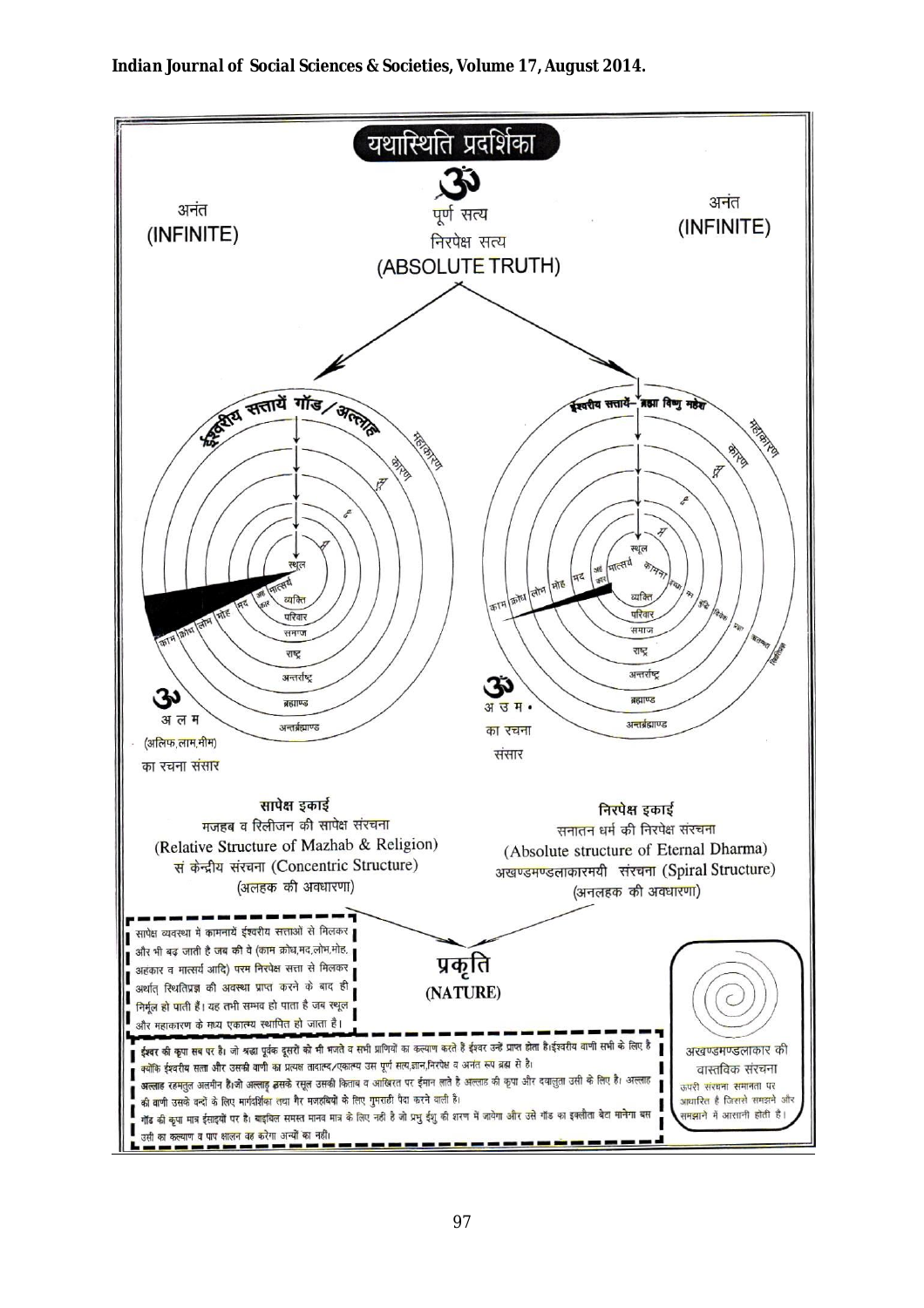# यथास्थिति प्रदर्शिका

ॐ

अनंत (INFINITE)

पूर्ण सत्य

निरपेक्ष सत्य

(ABSOLUTE TRUTH)

अनंत (INFINITE)

ईश्वरीय सत्तायें गॉड/अल्लाह

महाकारण, कारण, सू, है, म

स्थूल, आहंकार, मात्सर्य, व्यक्ति, परिवार, समाज, राष्ट्र, अन्तर्राष्ट्र, ब्रह्माण्ड, अन्तर्ब्रह्माण्ड

काम, क्रोध, लोभ, मोह, मद

ॐ

अ ल म

(अलिफ,लाम,मीम)

का रचना संसार

ईश्वरीय सत्तायें- ब्रह्मा विष्णु महेश

महाकारण, कारण, सू, है, म

स्थूल, मात्सर्य, कामना, व्यक्ति, परिवार, समाज, राष्ट्र, अन्तर्राष्ट्र, ब्रह्माण्ड, अन्तर्ब्रह्माण्ड

काम, क्रोध, लोभ, मोह, मद, आहंकार

ॐ

अ उ म •

का रचना

संसार

**सापेक्ष इकाई**

मजहब व रिलीजन की सापेक्ष संरचना

(Relative Structure of Mazhab & Religion)

सं केन्द्रीय संरचना (Concentric Structure)

(अलहक की अवधारणा)

**निरपेक्ष इकाई**

सनातन धर्म की निरपेक्ष संरचना

(Absolute structure of Eternal Dharma)

अखण्डमण्डलाकारमयी संरचना (Spiral Structure)

(अनलहक की अवधारणा)

सापेक्ष व्यवस्था में कामनायें ईश्वरीय सत्ताओं से मिलकर और भी बढ़ जाती है जब की वे (काम क्रोध,मद,लोभ,मोह, अहंकार व मात्सर्य आदि) परम निरपेक्ष सत्ता से मिलकर अर्थात् स्थितिप्रज्ञ की अवस्था प्राप्त करने के बाद ही निर्मूल हो पाती हैं। यह तभी सम्भव हो पाता है जब स्थूल और महाकारण के मध्य एकात्म्य स्थापित हो जाता है।

**प्रकृति**

**(NATURE)**

अखण्डमण्डलाकार की वास्तविक संरचना

ऊपरी संरचना समानता पर आधारित है जिससे समझने और समझाने में आसानी होती है।

**ईश्वर की कृपा सब पर है।** जो श्रद्धा पूर्वक दूसरों को भी भजते व सभी प्राणियों का कल्याण करते हैं ईश्वर उन्हें प्राप्त होता है।ईश्वरीय वाणी सभी के लिए है क्योंकि ईश्वरीय सत्ता और उसकी वाणी का प्रत्यक्ष तादात्म्य/एकात्म्य उस पूर्ण सत्य,ज्ञान,निरपेक्ष व अनंत रूप ब्रह्म से है।

**अल्लाह रहमतुल अलमीन है।** जो अल्लाह इसके रसूल उसकी किताब व आखिरत पर ईमान लाते है अल्लाह की कृपा और दयालुता उसी के लिए है। अल्लाह की वाणी उसके बन्दों के लिए मार्गदर्शिका तथा गैर मजहबियों के लिए गुमराही पैदा करने वाली है।

**गॉड की कृपा मात्र ईसाइयों पर है।** बाइबिल समस्त मानव मात्र के लिए नहीं है जो प्रभु ईशु की शरण में जायेगा और उसे गॉड का इकलौता बेटा मानेगा बस उसी का कल्याण व पाप क्षालन वह करेगा अन्यों का नहीं।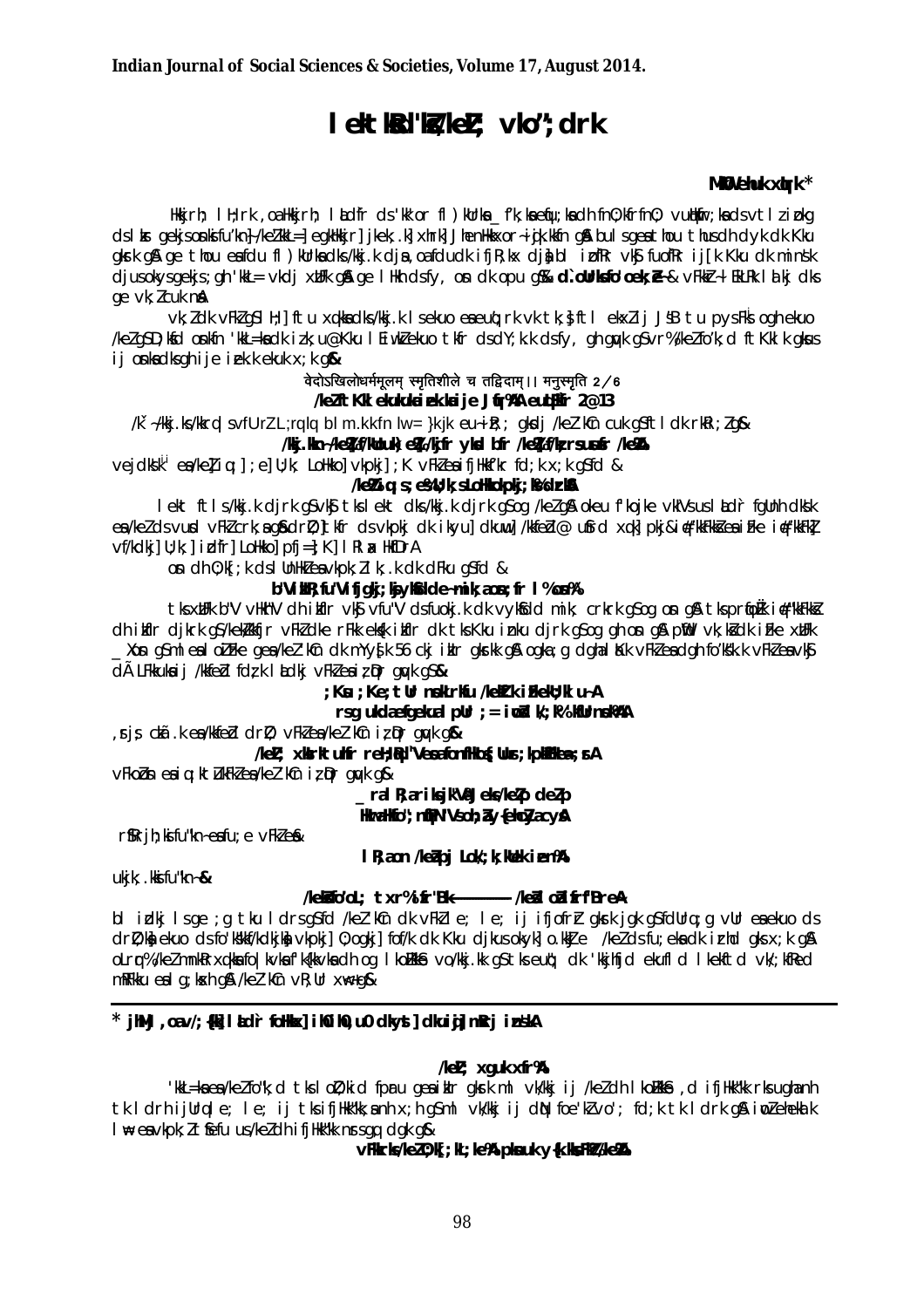# lektkkd'k/keZ; vko";drk

**MkW0 Ehuk xqIrk***

Hkkjrh; lH;rk ,oa Hkkjrh; laLd`fr ds 'kk'or fl)kUrksa _f"k;ksa eqfu;ksa dh fnO;kfrfnO; vuqHkwfr;ksa ds vtl izokg ds lkFk gekjs osn'kkfu"kn~]/keZ'kkL=] egkHkkjr] jkek;.k] xhrk] JhenHkkxor~iqjk.kkfn gSa bu lc gesa thou thus dh ykdk Kku gksrk gS ge thou esa fdu fl)kUrksa dks /kkj.k djsa ,oa fdudk ifjR;kx djsa bl izdkj vkSj fuf'pr ij[k Kku dk mn~Hko djus okys gekjs;gh 'kkL= vkdj xzUFk gSa ge lHkh dks fy, os dk ou gSa& **d- osn ds fo"k; esa& vFkoZ+ Å: lkaf ;ks dks** ge vk/kkj ekurs gSaA

vk/kkj dk vFkZ gS lH;rk ,oa laLd`fr esa ekuuh; tuuh; bfrgkl dk Kku djkus okys xzUFk osn gSa tks gekjs /keZ ds ewy vk/kkj gSaA /keZ dk lEcU/k ekuo thou ds izR;sd {ks= ls gS] tSls tu ps'Vk ogh ekuo /keZ gS] ,d osn dh 'kkL=ksa dk izek.k ekuk x;k gSA

वेदोऽखिलो धर्ममूलम् स्मृतिशीले च तद्विदाम् ।। मनुस्मृति 2/6

**/keZ Kku ekuuh; ize.k ije Jqfr% euqLe`fr 2@13**

/keZ &/kkj.kk djuk] vFkkZr lq;ksX; ls /kkj.k djuk euq&iz.khr; gksdj /keZ dh cukus gS tks lR; dk ikyu djrk gSA

**/kkj.kkn~ /keZ/kfe"; uq /keksZ /kkj;rs iztk% /keZ%**

vejdks'k esa /keZ iq.;] ,e] U;k;] LoHkko] vkpkj] ;K vFkZ esa ifjHkkf"kr fd;k x;k gS fd &

**/keZ% iq.;s ;es U;k;s LoHkkos vkpkjs ;KdrkSA**

lekt thls /kkj.k djrk gS vkSj tks lekt dks /kkj.k djrk gS og /keZ gSA oSfnd fopkj/kkjk vkSj osnksa ds lnku ifjHkk"kk esa /keZ ds vuq"Bku vFkZ drZO;] dkfr dkst] vkpkj dk ikyu dh eqY;] fu;e] ifo=rk@ fu;r ds vkpkj] ije dk lR; dh vkKk dk ikyu] LoHkko] pfj=] K] lR; ,oa HkfDrA

os"Bt dh O;k[;k djuk ,oa vuqHkwfr ls vkpj.k ;ksX; gSA

**b"Vi`rZ% fu"V fijj;k; eHkkfdr tu~ ;an% ,oa fr % os'fo'k%**

tkx`r O;fDr b"V vkSj vfu"V dh ijh{kk djds ;Kkfn dk vuq"Bku djrk gS og os gS tks pr`rh; vFkok /keZ dh ijh{kk djrk gS /keZ dks fujarj vFkZ dk fe= ekuk ijh{kk djrk gS] ogh os gS tks pr`rh; ;k /keZ dk vuq"Bku ykd _Xosn esa n/kh /keZ dh cukuk d;k x;k 56 ckj gqvk gS ;gk ,d /keZ dk vFkZ vkSj ;gh tks vFkZ esa vkSj dk LFkku esa /kkfeZd fdz;k laLdkj vkfn esa iz;qDr gqvk gS &

**;Kus ;Ke;tUr nsokLrkfu /kekZf.k izFkekU;klu~A**

**rsg ukda efgekula pUr ;= iwosZ lk/;k% lfUr nsok%AA**

,rjs; czkã.k esa /keZ drZO; vFkZ esa /keZ dk iz;ksx gqvk gS&

**/keZ; xksirk tuhr reHkklsd"Vkensfon/khoca Vns ;pkeHkkek;sA**

vFkoZosn esa iq.; tU; vFkZ esa /keZ dk iz;ksx gqvk gS&

**_ra lR;a riks jk"Va JeLrks /keZ'p deZ p**

**Hkwra Hkfo";nqfPN"Vs oh;Z y{ehcZya cysA**

rSfRrjh; ksifu"kn~ esa fu;e vFkZ esa&

**lR;a on /keZa pj Lok/;k;kUek izen%A**

ukjk;.kksifu"kn~&

**/keksZ fo'oL; txr% izfr"Bk&&&&&&&&&&&& /keZa ijea onfUrA**

bl izdkj lege ;g tku lds gSa fd /keZ dh dk vFkZ le; le; ij ifjofrZr gksrk jgk gS fdUrq ;g vUr esa ekuo ds drZO;ksa ekuo ds fo'ks"k /kkfeZd jk vkpkj] O;ogkj fof/k dk Kku djkus okyk] o.kZ e /keZ ds fu;eksa dk izrhd gks x;k gSA oLrq% /keZ mnkRr xq.kksa fo|k vkSj 'kfDr dh og lkoZHkkS vo/kkj.kk gS tks euq"; dk 'kkjhfjd ekufld lkekftd vk/;kfRed mRFkku esa lg;ksxh gSA /keZ dh vR;Ur xw<+ gS&

---

* **jhMj ,oa v/;{k] lLd`r foHkkx] ih0 th0 dkyst] dkuiqj] mRrj izns'kA**

**/keZ; xguk xfr%A**

'kkL=ksa esa /keZ fo'ks"k tks lO;kid fpUru gesa izkIr gksrk ml vk/kkj ij /keZ dh lkoZHkkSe ,d ifjHkk"kk rS;kj djuh gks rks ge dg ldrs gSa fd tks lR; le; ij tks ifjHkkf"kr ,oa x;h gS ml vk/kkj ij dqN fo'ks"k vo'; fd;k tk ldrk gS iwoZ ehekalk lw= esa vkpk;Z tSfefu us /keZ dh ifjHkk"kk nsrs gq, dgk gS&

**vFkkrks /keZ O;k[;kl;ke% pksnuk y{k.kks·FkksZ /keZ%A**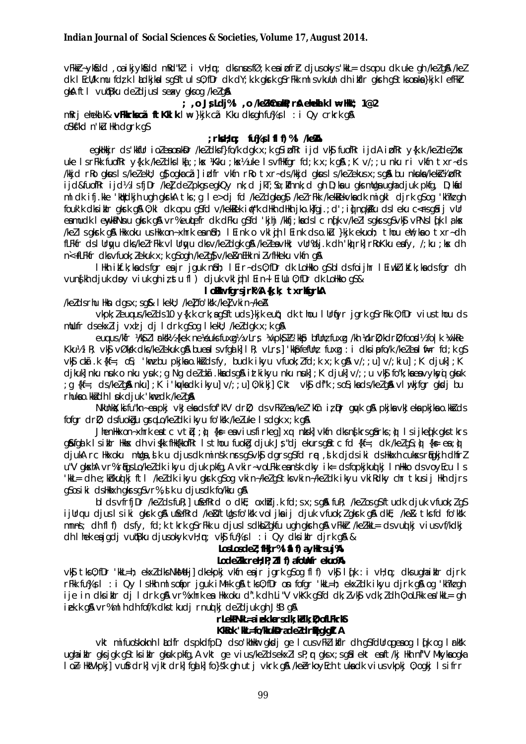vFkkZr~ ykHkdkjd ,oa ikjLifjd mRrjnkf;Ro i vH;kl; dks nwusfØ;k esa iznfrZr djusokys 'kkL= dsopu dk uke gh /keZ gS A /keZ dk lEcU/k mu fØ;k l adY ikssal sgS tks lelkekftd dk dY;k.k gksrk gS rFkk mlsvkuUn dh izkfIr gksrh gS tksoDrokus}kjk lefFkZr gks A ftl vuq'kklu dh iz ;ksx djus ls mRrjkfn ifjfLFkfr esa gks tkrk gks og /keZ gS A

## ;k ,o Js;Ldj% l ,o /keZ% vkJ; rs ,s eksik.k l e= Hkk'; 1@2

mRr j eheka l k& **vFkkrks /keZ ftKklk** l w= }kjk cà Kku dks gh fu%Js;l : i Qy crkrk gS A

oSf'kd n'ku Hkh dgrk gS

## ;rks Hq;n; fu%Js;l fl f) % l /keZ%

egkHkkjr ds 'kkfUr iozZ esa osnO;kl /keZ dks f}fo/k dgk x;k gS izofRr ijd vkSj fuo`fRr ijdA izofRr y{k.k /keZ deZ ekxZ uke ls rFkk fuo`fRr y{k.k /keZ dks lU;kl ;k Kku ;ksx uke ls vfHkfgr fd;k x;k gSA ;K v/;;u nku ri vkfn txr~ ds /kkjd rRo gksus ls /keZ ekuk gS ogka cà ] izdfr vkfn rRo txr~ ds /kkjd gksus ls /keZ eku s x;s gSA bu nksuksa /keksZ ½izofRr ijd&fuofRr ijd½ ls fjDr /keZ deZ pkgs egku Qy nk;d jkT;Sfo;Z dh nhud ;k gh D;ksa u gks mÙke euq"; djuk pkfg, D;ksafd ml dk ifj.kke 'kqHkdkjh ugh gksrkA tks ;g l e> dj fd /keZ dgka gS /keZ rFkk /kekZ/keZ vkS vkS.ka ls vkSj ugh tkuik ßgus dks ns{krs gSa blh fy, ogk ykSfdd dh eqfDr dks vko';drk ugha fd;k tk ldrk D;ksafd ;fn fdlh vkpj.k lekfguk izkIr djuk pkgs rks og mruk gh mÙke vkpj.k djrk gS] ftruk vko';d gks A muds fy;s /keZ dk vkpj.k ,d iq:"kkFkZ gSA ,slk gh iq:"kkFkZ vFkZ ,oa dke dk Hkh gS vkSj fujUrj vH;kl ls gh iq:"kkFkZ fl) gksrk gSA

lHkh iatk.k ;ksads fgr esa jgruk euq"; ls Eir~ds O;fDr dk LoHkko gS blds foijhr lEiwkZ iatk.k ;ksads fgr dh vuns[kh djuk deoy viuk gh izrs u fl) djuk vkfn ls Eir~ EiUu O;fDr dk LoHkko gS&

## lokZHkwr fgrs jr% {k.k txrkfgrkA

/keZ ds rhu Hkkx dgs x;s gSa& lkekU; /keZ] fo'ks"k /keZ vkSj vkin~/keZA

vkpk;Z euq us /keZ ds 10 y{k.k crk;s gSa tks }kjk eu`"; dk thou l UrqfYr jgrk gS rFkk O;fDr vius thou ds mÌs';ksa dh izkfIr dj ldrk gS og lkekU; /keZ dgk x;k gSA

euqus /k`fr ¼/kS;Z½ {kek ne ¼eu dks fuxzg½ vLrs; ¼pksjh u djuk½ 'kkSp bfUnz; fuxzg /kh ¼cqf)½ fo|k ¼Kku½ lR; vØks/k dks /keZ eku ck gS bues ls vf/kdka'k] lR; vLrs;] 'kkSp bfUnz; fuxzg : i dks ipa/keZ es la.kh ¼f=;k ½ gS vkSj cka.k {k= ;k oS'; 'kwnz bu pkjksa o.kksZ ds fy, budk ikyu vfuok;Z fd;k x;k gSA v/;;u] v/;kiu] ;K djuk] ;K djkuk] nku nsuk o nku ysuk ;g Ng deZ czkã.kksa ds gS A iztk dk ikyu nku nsuk] ;K djuk] v/;;u vkSj fo"k;ksa esa vyxko ;g {kf=; ds /keZ gS A nku] ;K i'kqvksa dk ikyu] v/;;u] O;kikj] C;kt vkSj d`f"k ;s oS';ksa ds /keZ gS A vl w;k jfgr gksdj bu rhuksa o.kksZa dh lsok djuk 'kwnzks dk /keZ gS A

NkUnksX;ksifu"kn~ esa pkj vkJeksa ds fo'ks"k drZO; ds vFkZ esa /keZ 'kCn iz;qDr gqvk gS A pkjksa vkJeksa pkjksa o.kksZa ds fofgr drZO; ds fuokZgu gsrq LoL/keZ dk ikyu fo'ks"k /keZ uke ls dgk x;k gSA

JhenHkkxon~xhrk esa tc vtqZ ;q) {ks= esa vius firkeg] xq# nksk] vkfn dks ns[krs gSa rks ;q) ls ijkax~eq[k gks tkrs gSa fgbk ls izkr Hkkx dh vis{kk fHk{kkofRr ls thou fuokZg djuk Js"dj ekurs gSa tc fd {kf=; dk /keZ gS ;q) {ks= esa ;q) djukA rc Hkxoku mUgsa ,slk u djus dk mins"k nsrs gSa vkSj dgrs gS fd rqe ,slk djds iki ds Hkkxh cuksxs rFkk ijh dhfrZ u"V gksxhA vr% rqEgs Lo/keZ dk ikyu djuk pkfg,A vkir~ov`Fkk esa ns"k dky ik= dh fopkjkuq:i l nHkko ds voyEcu ls 'kkL= dh e;kZnkuq:i ftl /keZ dk ikyu gksrk gS og vkin~/keZ gS tks vkin~/keZ dk ikyu vkiRdky chr tkus ij Hkh djrs gS os iki ds Hkkxh gksrs gSa vr% ,slk u djus dk fo/kku gSA

bl ds vfrfjDr /keZ ds fuR;] uSefRrd o dkE; oxhZdj.k fd;s x;s gSa fuR; /keZ os gS tks dk djuk vfuok;Z gS ijUrq u djus ls iki gksrk gS A uSefRrd /keZ ftUgs fo'ks"k volj ksa ij djuk vfuok;Z gksrk gS A dkE; /keZ tks fd fo'ks"k mn~ns; dh fl f) ds fy, fd;k tkrk gS rFkk u djus ls dksbZ gkfu ugh gksrh gS A vFkZ /keZ'kkL= ds vuq:kj vius vf/kdkj dh lhek esa jgdj dj vuq'kklu djus okyk vH;kl; vkSj fu%Js;l : i Qy dks izkIr djrk gS A &

## LosLos deZ; fHkjr% l fl f) a yHkrs uj%A
## Lo deZ; fujrr% fl f) a fcUnfr ekuo%A

vkSj tks O;fDr 'kkL= ; ekxZ dks NksMdj] dkekpkj vkfn esa jr jgrk gS og fl f) vkSj l q[k : i vH;kn; dks ugha izkIr djrk rFkk fu%Js;l : i Qy ls Hkh mlsoafpr jguk iMrk gS A tks O;fDr os fofgr 'kkL=h; ekxZ dk ikyu djrk gS A og 'kh/kz gh ije in dks izkIr dj ldrk gS A vr% xhrk esa Hkxoku d".k dh Li"V vkKk gS fd dk;Z vkSj vdk;Z dh O;oLFkk esa 'kkL= gh izek.k gS A vr% mlh dh fof/k dks tkudj rnuq:i deZ djuk gh Js; gS A

## rLekPNkL=a izek.ka rs dk;kZ dk;Z O;oLFkrkS
## KkRok 'kkL= fo/kkuksDra deZ drqZ feg gkgZ A

vkt mifuos'kokn dh la dfr ds pkdfpD; ds o'khHkwr gksdj ge l cus vFkZ izkIr dh gS fdUrq ge og l q[k og l arks"k ugha izkIr gks jgk gS tks izkIr gksuk pkfg, A vkt ge vius /keZ ds ekxZ ls P;qr gks x;s gSa l ekt esa tM/krk Hkh n`f"V Mky ksa og ka lo= HkzVkpkj] vuSfrdrk] vjktdrk] fgalk] fo}s"k gh utj vkrk gS A /keZ rkoyEch tuksa dk vius vkpkj O;ogkj ls ifrr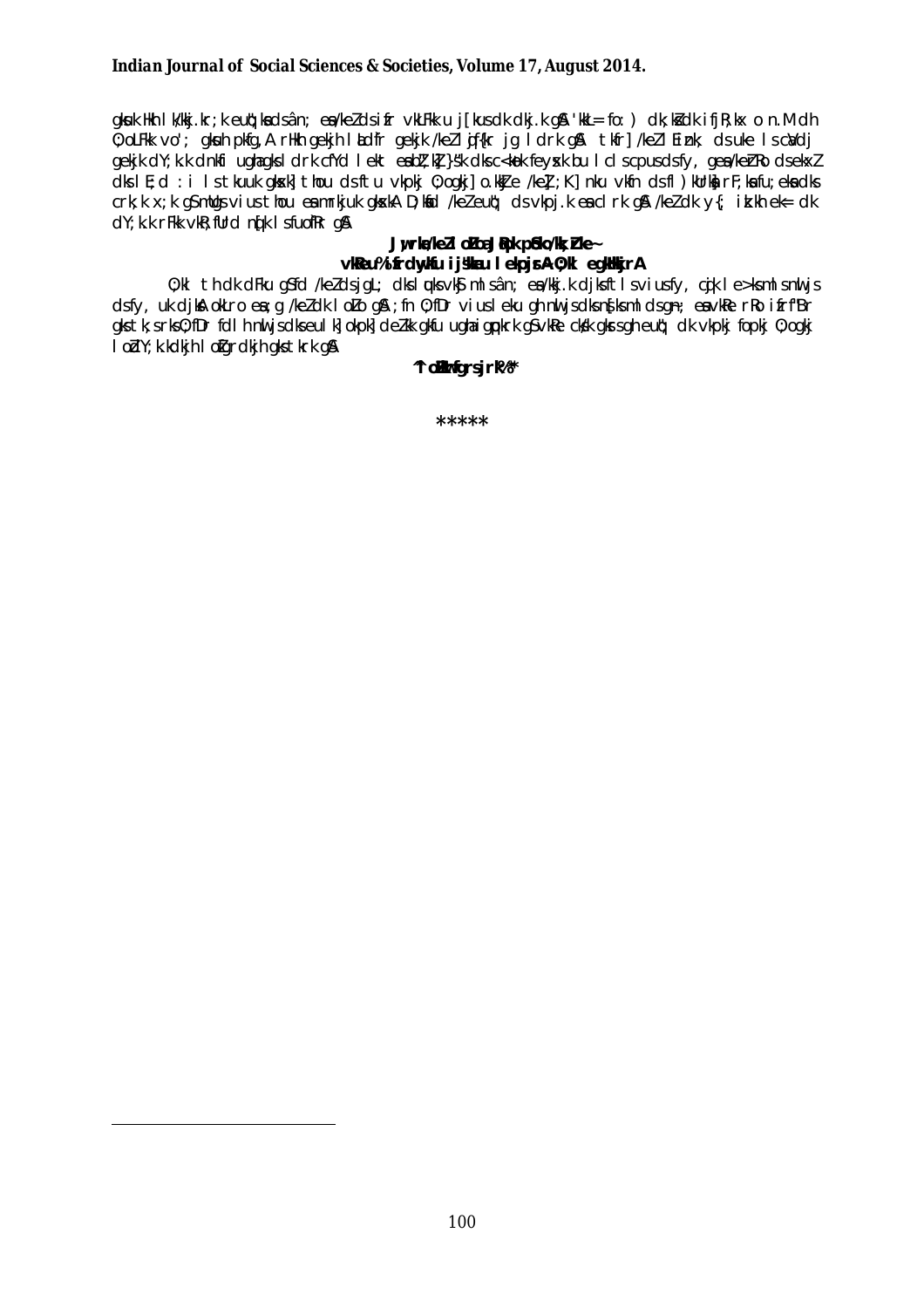gksuk Hkh lk/kkj.kr;k euq";ksa ds ân; esa /keZ ds izfr vkLFkk u j[kus dk dkj.k gSA 'kk#= fo: ) dk;ksZ dk ifjR;kx o n.M dh O;oLFkk vo'; gksuh pkfg,A rHkh gekjh lH;rk ,oa laLd`fr gekjk /keZ lqjf{kr jg ldrk gSA tkfr] /keZ lEiznk; ds uke ls c<+dj gekjk dY;k.k dnkfi ugha gks ldrk cfYd lekt esa bZ";kZ}s"k dks c<+kok feyrk gS bu lc ls cpus ds fy, gesa /keZ Ro ds eeZ dks lE;d : i ls tkuuk gksxk] thou ds ftu vkpkj O;ogkj] o.kkZJe /keZ;K] nku vkfn ds fl)kUrksa rFkk fu;eksa dks crk;k x;k gS mUgsa vius thou esa mrkjuk gksxkA D;ksafd /keZ euq"; ds vkpj.k esa clrk gSA /keZ dk y{; ijekRek dk dY;k.k rFkk vkR;fUrd nq%[k ls fuo`fRr gSA

**Jqfr;ks/keZ loZnJ`kpSo/kk;Zde~**

**vkRekuu~ izfrdwykfu ijs"kka u lekpjsrA O;kl egkHkkjrA**

O;kl th dk dFku gS fd /keZ ds jgL; dks lquks vkSj mls ân; esa /kkj.k djks ftls vius fy, cqjk le>ks mls nwljs ds fy, u djksA okLro esa ;g /keZ dk lo"o gSA ;fn O;fDr vius leku gh nwljs dks nq[kh mls ds gs=; esa vkRer Ro izfr"Br gks tk, rks O;fDr fdlh nwljs dks eu lk] okpk] deZ.kk gkfu ugha igq¡pkrk gS vkRe cks/k gks tkrs gh euq"; dk vkpj.k fopkj O;ogkj loZdY;k.kdkjh loZfgrdkjh gks tkrk gSA

**^loZHkwrfgrs jrk%^***

*****